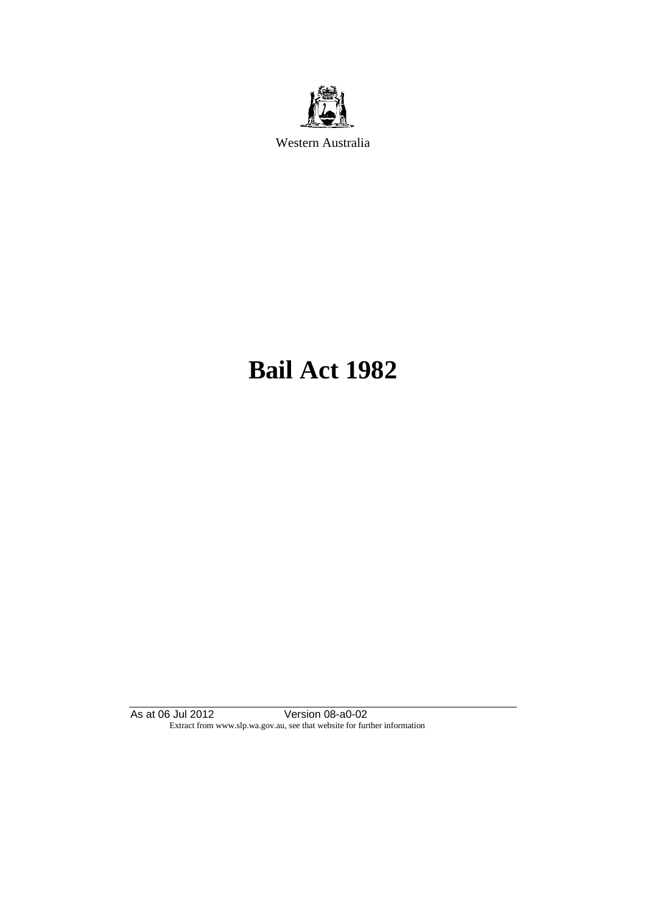Western Australia

# Bail Act 1982

As at 06 Jul 2012 Version 08-a0-02
Extract from www.slp.wa.gov.au, see that website for further information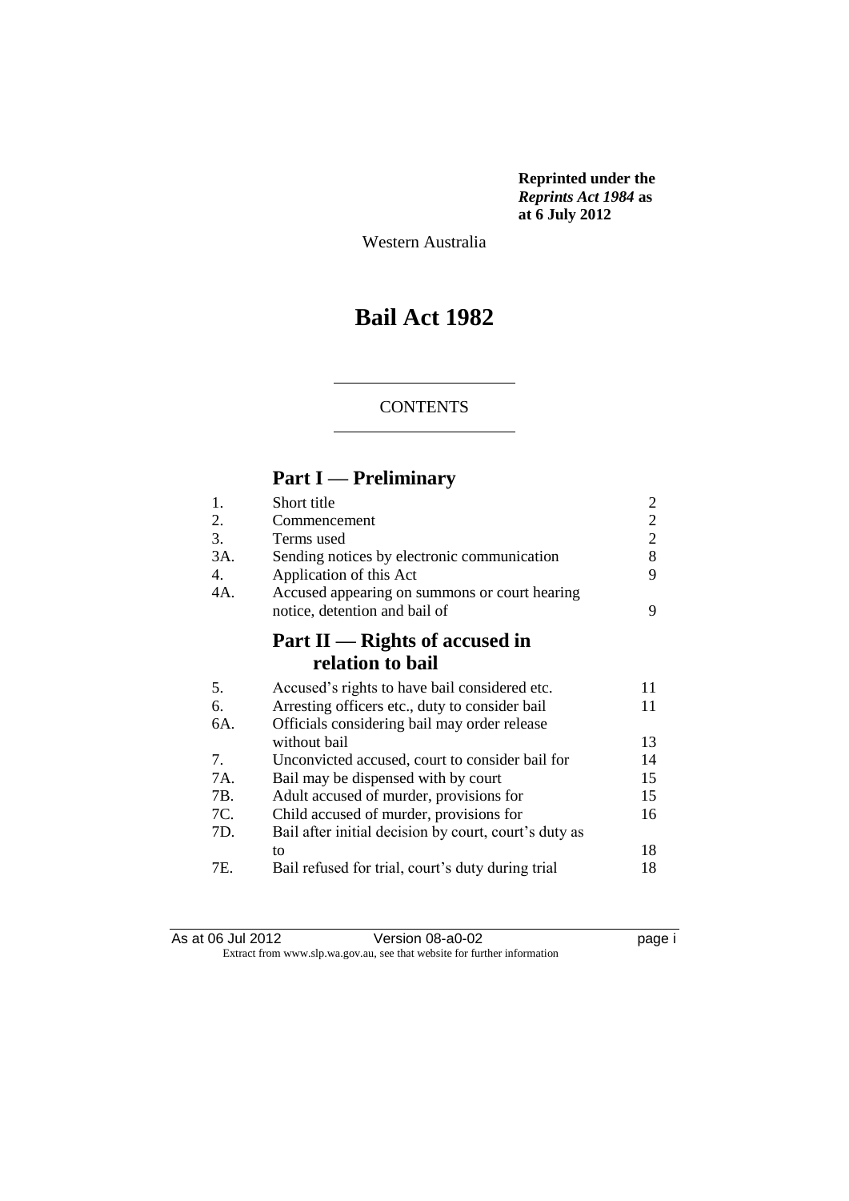**Reprinted under the *Reprints Act 1984* as at 6 July 2012**

Western Australia

# Bail Act 1982

CONTENTS

## Part I — Preliminary

| | | |
|---|---|---|
| 1. | Short title | 2 |
| 2. | Commencement | 2 |
| 3. | Terms used | 2 |
| 3A. | Sending notices by electronic communication | 8 |
| 4. | Application of this Act | 9 |
| 4A. | Accused appearing on summons or court hearing notice, detention and bail of | 9 |

## Part II — Rights of accused in relation to bail

| | | |
|---|---|---|
| 5. | Accused's rights to have bail considered etc. | 11 |
| 6. | Arresting officers etc., duty to consider bail | 11 |
| 6A. | Officials considering bail may order release without bail | 13 |
| 7. | Unconvicted accused, court to consider bail for | 14 |
| 7A. | Bail may be dispensed with by court | 15 |
| 7B. | Adult accused of murder, provisions for | 15 |
| 7C. | Child accused of murder, provisions for | 16 |
| 7D. | Bail after initial decision by court, court's duty as to | 18 |
| 7E. | Bail refused for trial, court's duty during trial | 18 |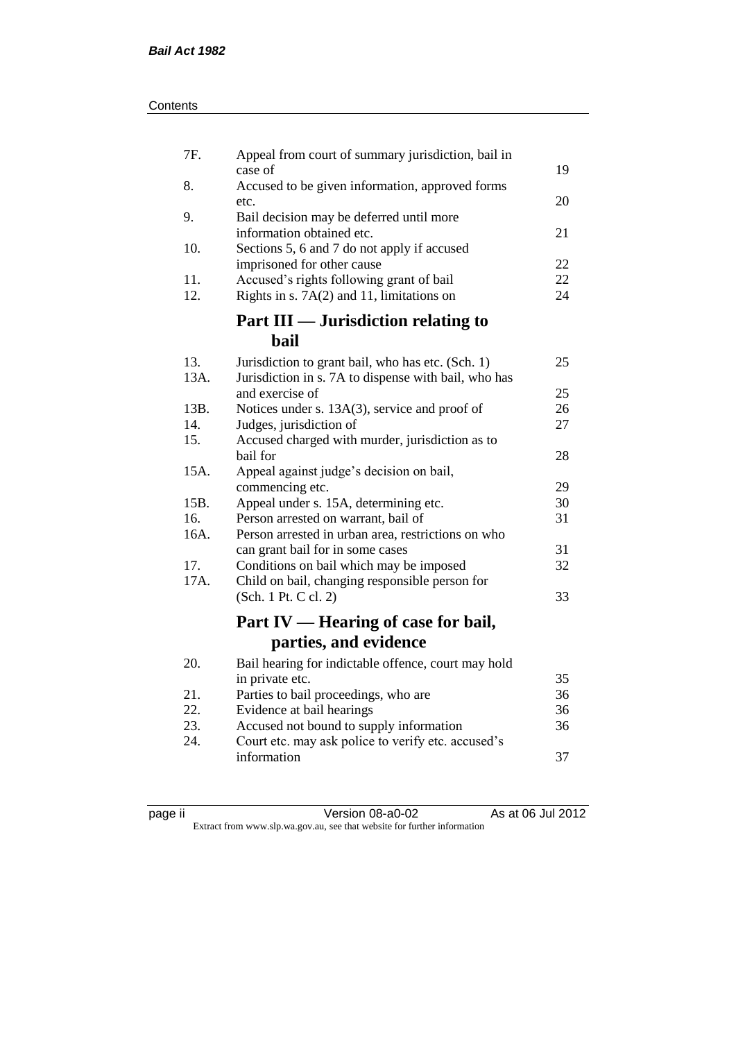| | | |
|---|---|---|
| 7F. | Appeal from court of summary jurisdiction, bail in case of | 19 |
| 8. | Accused to be given information, approved forms etc. | 20 |
| 9. | Bail decision may be deferred until more information obtained etc. | 21 |
| 10. | Sections 5, 6 and 7 do not apply if accused imprisoned for other cause | 22 |
| 11. | Accused's rights following grant of bail | 22 |
| 12. | Rights in s. 7A(2) and 11, limitations on | 24 |

## Part III — Jurisdiction relating to bail

| | | |
|---|---|---|
| 13. | Jurisdiction to grant bail, who has etc. (Sch. 1) | 25 |
| 13A. | Jurisdiction in s. 7A to dispense with bail, who has and exercise of | 25 |
| 13B. | Notices under s. 13A(3), service and proof of | 26 |
| 14. | Judges, jurisdiction of | 27 |
| 15. | Accused charged with murder, jurisdiction as to bail for | 28 |
| 15A. | Appeal against judge's decision on bail, commencing etc. | 29 |
| 15B. | Appeal under s. 15A, determining etc. | 30 |
| 16. | Person arrested on warrant, bail of | 31 |
| 16A. | Person arrested in urban area, restrictions on who can grant bail for in some cases | 31 |
| 17. | Conditions on bail which may be imposed | 32 |
| 17A. | Child on bail, changing responsible person for (Sch. 1 Pt. C cl. 2) | 33 |

## Part IV — Hearing of case for bail, parties, and evidence

| | | |
|---|---|---|
| 20. | Bail hearing for indictable offence, court may hold in private etc. | 35 |
| 21. | Parties to bail proceedings, who are | 36 |
| 22. | Evidence at bail hearings | 36 |
| 23. | Accused not bound to supply information | 36 |
| 24. | Court etc. may ask police to verify etc. accused's information | 37 |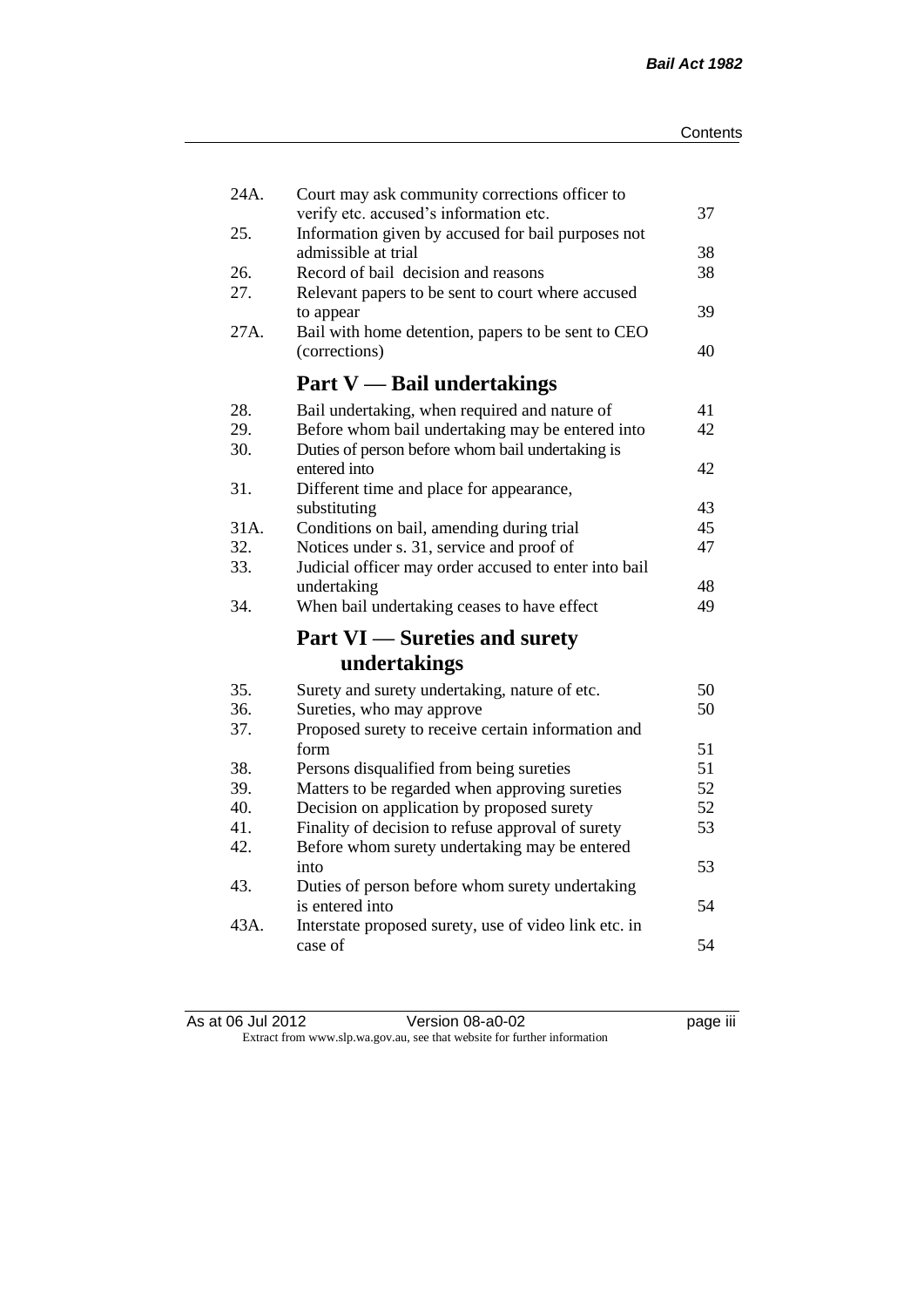| | | |
|---|---|---|
| 24A. | Court may ask community corrections officer to verify etc. accused's information etc. | 37 |
| 25. | Information given by accused for bail purposes not admissible at trial | 38 |
| 26. | Record of bail decision and reasons | 38 |
| 27. | Relevant papers to be sent to court where accused to appear | 39 |
| 27A. | Bail with home detention, papers to be sent to CEO (corrections) | 40 |

## Part V — Bail undertakings

| | | |
|---|---|---|
| 28. | Bail undertaking, when required and nature of | 41 |
| 29. | Before whom bail undertaking may be entered into | 42 |
| 30. | Duties of person before whom bail undertaking is entered into | 42 |
| 31. | Different time and place for appearance, substituting | 43 |
| 31A. | Conditions on bail, amending during trial | 45 |
| 32. | Notices under s. 31, service and proof of | 47 |
| 33. | Judicial officer may order accused to enter into bail undertaking | 48 |
| 34. | When bail undertaking ceases to have effect | 49 |

## Part VI — Sureties and surety undertakings

| | | |
|---|---|---|
| 35. | Surety and surety undertaking, nature of etc. | 50 |
| 36. | Sureties, who may approve | 50 |
| 37. | Proposed surety to receive certain information and form | 51 |
| 38. | Persons disqualified from being sureties | 51 |
| 39. | Matters to be regarded when approving sureties | 52 |
| 40. | Decision on application by proposed surety | 52 |
| 41. | Finality of decision to refuse approval of surety | 53 |
| 42. | Before whom surety undertaking may be entered into | 53 |
| 43. | Duties of person before whom surety undertaking is entered into | 54 |
| 43A. | Interstate proposed surety, use of video link etc. in case of | 54 |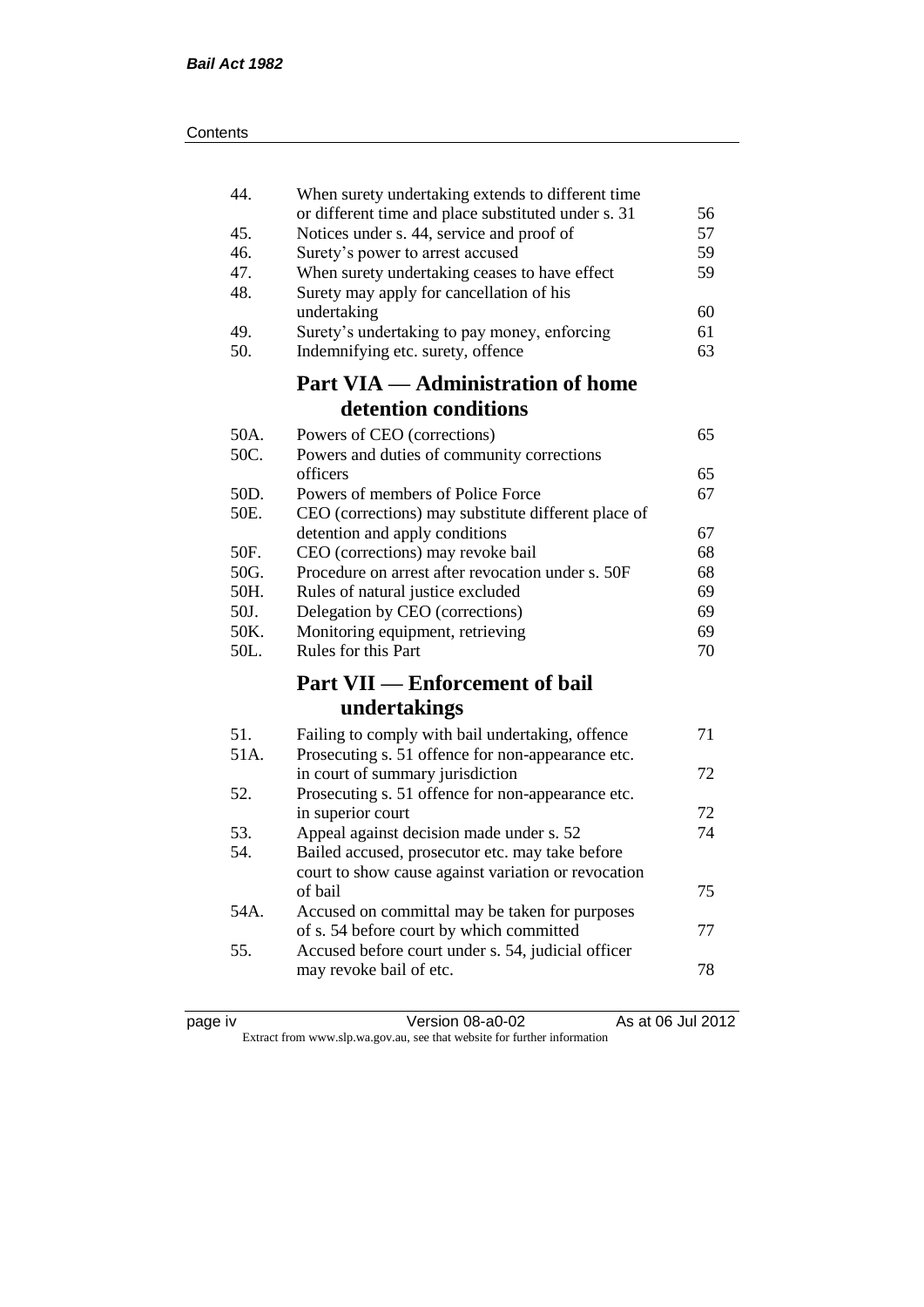| | | |
|---|---|---|
| 44. | When surety undertaking extends to different time or different time and place substituted under s. 31 | 56 |
| 45. | Notices under s. 44, service and proof of | 57 |
| 46. | Surety's power to arrest accused | 59 |
| 47. | When surety undertaking ceases to have effect | 59 |
| 48. | Surety may apply for cancellation of his undertaking | 60 |
| 49. | Surety's undertaking to pay money, enforcing | 61 |
| 50. | Indemnifying etc. surety, offence | 63 |

## Part VIA — Administration of home detention conditions

| | | |
|---|---|---|
| 50A. | Powers of CEO (corrections) | 65 |
| 50C. | Powers and duties of community corrections officers | 65 |
| 50D. | Powers of members of Police Force | 67 |
| 50E. | CEO (corrections) may substitute different place of detention and apply conditions | 67 |
| 50F. | CEO (corrections) may revoke bail | 68 |
| 50G. | Procedure on arrest after revocation under s. 50F | 68 |
| 50H. | Rules of natural justice excluded | 69 |
| 50J. | Delegation by CEO (corrections) | 69 |
| 50K. | Monitoring equipment, retrieving | 69 |
| 50L. | Rules for this Part | 70 |

## Part VII — Enforcement of bail undertakings

| | | |
|---|---|---|
| 51. | Failing to comply with bail undertaking, offence | 71 |
| 51A. | Prosecuting s. 51 offence for non-appearance etc. in court of summary jurisdiction | 72 |
| 52. | Prosecuting s. 51 offence for non-appearance etc. in superior court | 72 |
| 53. | Appeal against decision made under s. 52 | 74 |
| 54. | Bailed accused, prosecutor etc. may take before court to show cause against variation or revocation of bail | 75 |
| 54A. | Accused on committal may be taken for purposes of s. 54 before court by which committed | 77 |
| 55. | Accused before court under s. 54, judicial officer may revoke bail of etc. | 78 |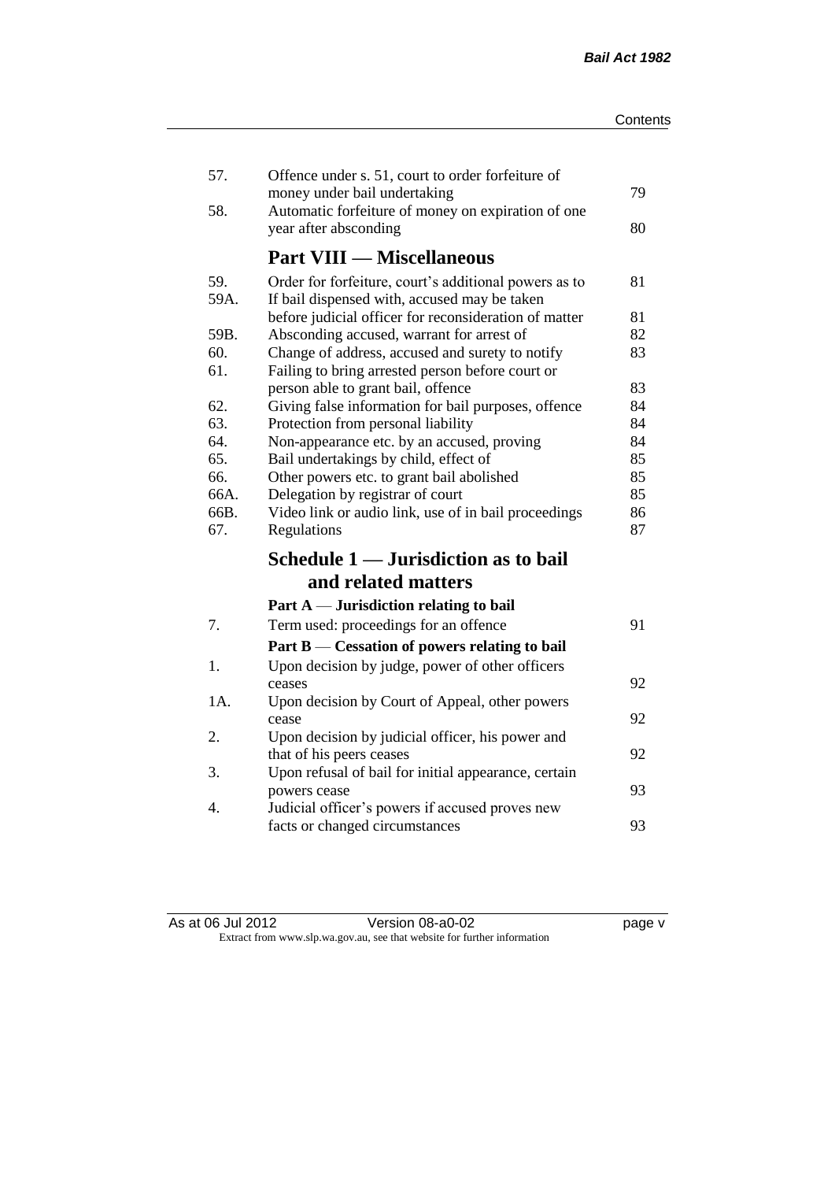| | | |
|---|---|---|
| 57. | Offence under s. 51, court to order forfeiture of money under bail undertaking | 79 |
| 58. | Automatic forfeiture of money on expiration of one year after absconding | 80 |

## Part VIII — Miscellaneous

| | | |
|---|---|---|
| 59. | Order for forfeiture, court's additional powers as to | 81 |
| 59A. | If bail dispensed with, accused may be taken before judicial officer for reconsideration of matter | 81 |
| 59B. | Absconding accused, warrant for arrest of | 82 |
| 60. | Change of address, accused and surety to notify | 83 |
| 61. | Failing to bring arrested person before court or person able to grant bail, offence | 83 |
| 62. | Giving false information for bail purposes, offence | 84 |
| 63. | Protection from personal liability | 84 |
| 64. | Non-appearance etc. by an accused, proving | 84 |
| 65. | Bail undertakings by child, effect of | 85 |
| 66. | Other powers etc. to grant bail abolished | 85 |
| 66A. | Delegation by registrar of court | 85 |
| 66B. | Video link or audio link, use of in bail proceedings | 86 |
| 67. | Regulations | 87 |

## Schedule 1 — Jurisdiction as to bail and related matters

**Part A — Jurisdiction relating to bail**

| | | |
|---|---|---|
| 7. | Term used: proceedings for an offence | 91 |

**Part B — Cessation of powers relating to bail**

| | | |
|---|---|---|
| 1. | Upon decision by judge, power of other officers ceases | 92 |
| 1A. | Upon decision by Court of Appeal, other powers cease | 92 |
| 2. | Upon decision by judicial officer, his power and that of his peers ceases | 92 |
| 3. | Upon refusal of bail for initial appearance, certain powers cease | 93 |
| 4. | Judicial officer's powers if accused proves new facts or changed circumstances | 93 |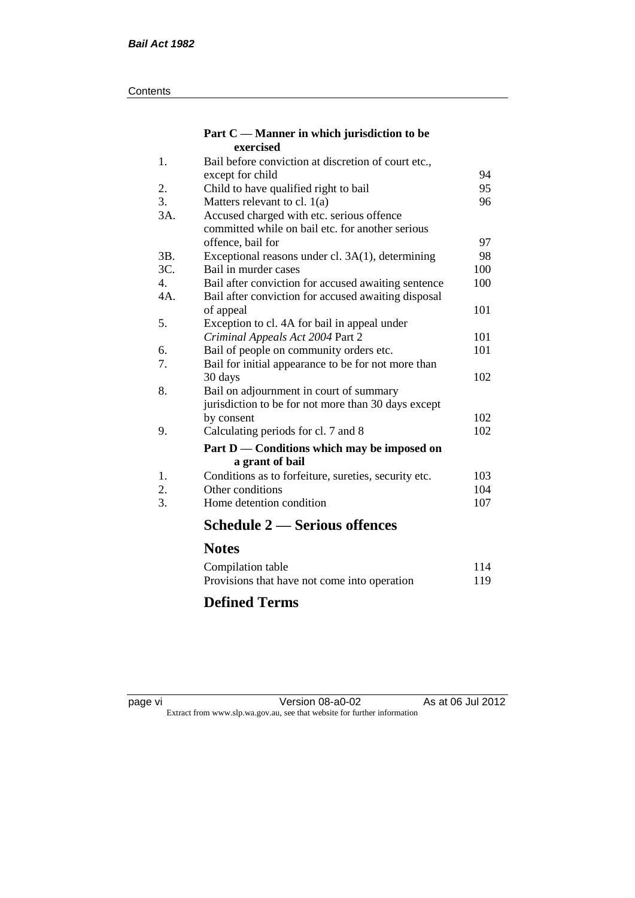| | **Part C — Manner in which jurisdiction to be exercised** | |
|---|---|---|
| 1. | Bail before conviction at discretion of court etc., except for child | 94 |
| 2. | Child to have qualified right to bail | 95 |
| 3. | Matters relevant to cl. 1(a) | 96 |
| 3A. | Accused charged with etc. serious offence committed while on bail etc. for another serious offence, bail for | 97 |
| 3B. | Exceptional reasons under cl. 3A(1), determining | 98 |
| 3C. | Bail in murder cases | 100 |
| 4. | Bail after conviction for accused awaiting sentence | 100 |
| 4A. | Bail after conviction for accused awaiting disposal of appeal | 101 |
| 5. | Exception to cl. 4A for bail in appeal under *Criminal Appeals Act 2004* Part 2 | 101 |
| 6. | Bail of people on community orders etc. | 101 |
| 7. | Bail for initial appearance to be for not more than 30 days | 102 |
| 8. | Bail on adjournment in court of summary jurisdiction to be for not more than 30 days except by consent | 102 |
| 9. | Calculating periods for cl. 7 and 8 | 102 |
| | **Part D — Conditions which may be imposed on a grant of bail** | |
| 1. | Conditions as to forfeiture, sureties, security etc. | 103 |
| 2. | Other conditions | 104 |
| 3. | Home detention condition | 107 |

## Schedule 2 — Serious offences

## Notes

| | |
|---|---|
| Compilation table | 114 |
| Provisions that have not come into operation | 119 |

## Defined Terms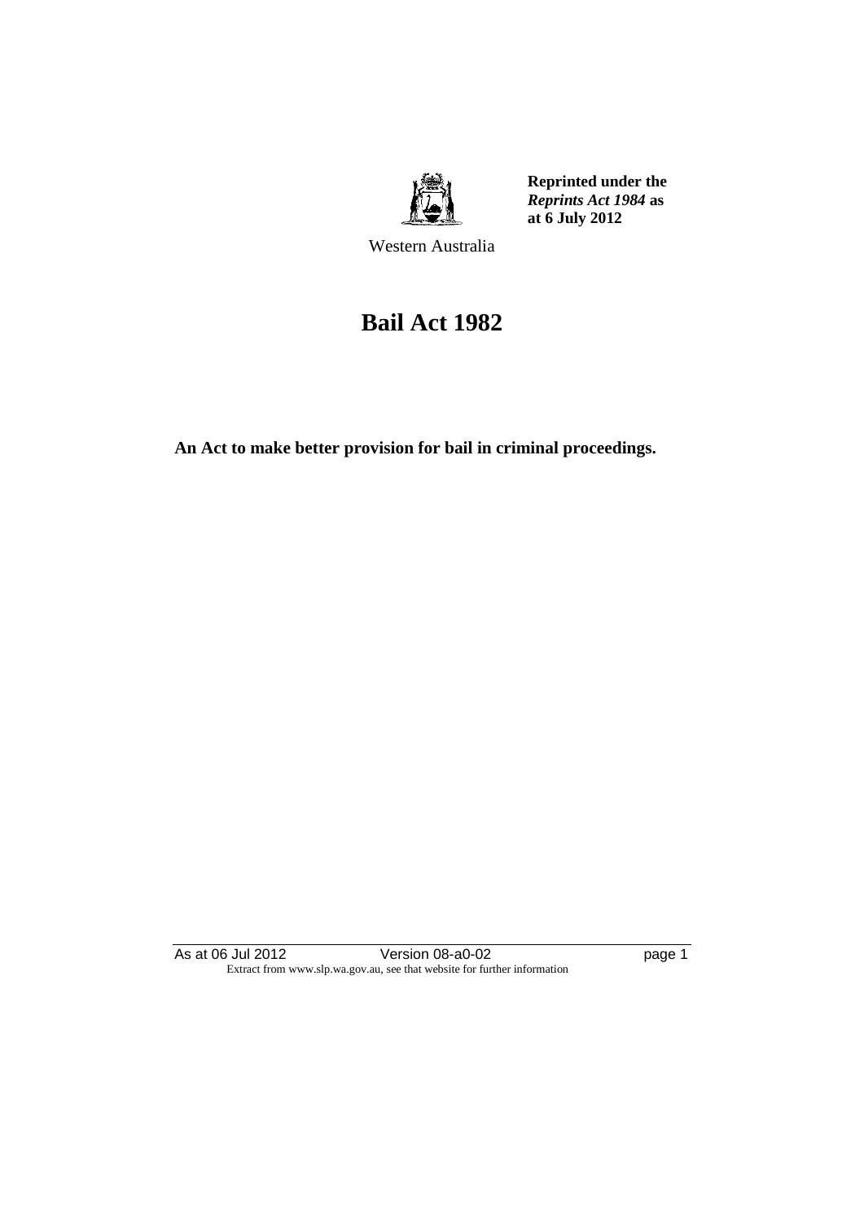Reprinted under the *Reprints Act 1984* as at 6 July 2012

Western Australia

# Bail Act 1982

**An Act to make better provision for bail in criminal proceedings.**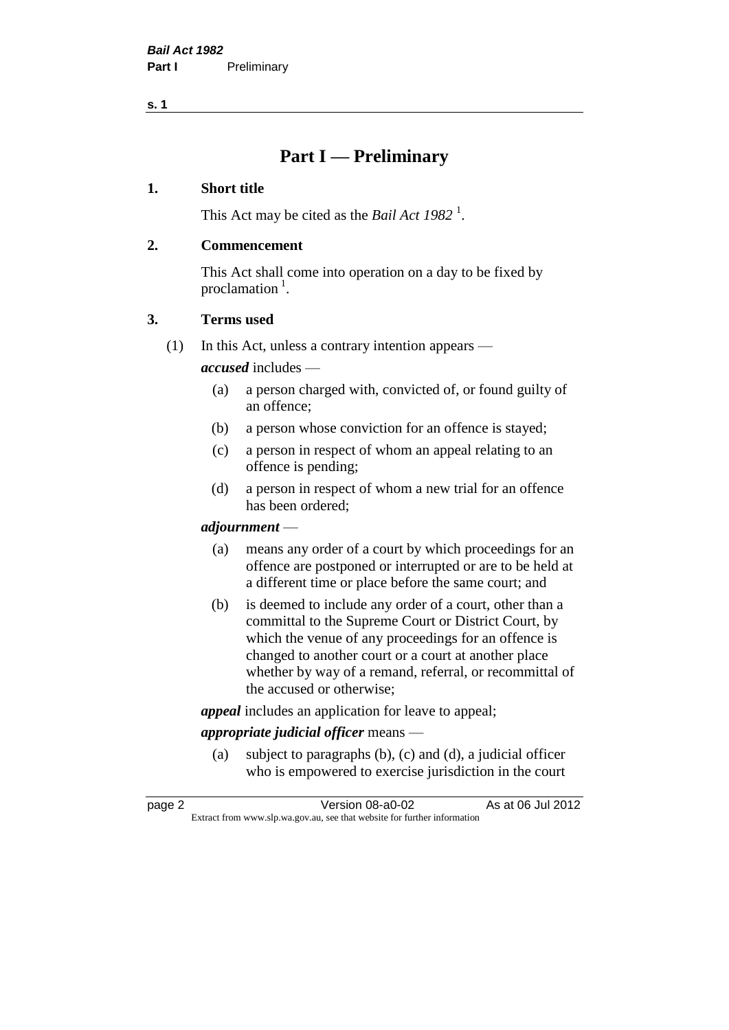# Part I — Preliminary

## 1. Short title

This Act may be cited as the *Bail Act 1982* [1].

## 2. Commencement

This Act shall come into operation on a day to be fixed by proclamation [1].

## 3. Terms used

(1) In this Act, unless a contrary intention appears —

***accused*** includes —

- (a) a person charged with, convicted of, or found guilty of an offence;
- (b) a person whose conviction for an offence is stayed;
- (c) a person in respect of whom an appeal relating to an offence is pending;
- (d) a person in respect of whom a new trial for an offence has been ordered;

***adjournment*** —

- (a) means any order of a court by which proceedings for an offence are postponed or interrupted or are to be held at a different time or place before the same court; and
- (b) is deemed to include any order of a court, other than a committal to the Supreme Court or District Court, by which the venue of any proceedings for an offence is changed to another court or a court at another place whether by way of a remand, referral, or recommittal of the accused or otherwise;

***appeal*** includes an application for leave to appeal;

***appropriate judicial officer*** means —

- (a) subject to paragraphs (b), (c) and (d), a judicial officer who is empowered to exercise jurisdiction in the court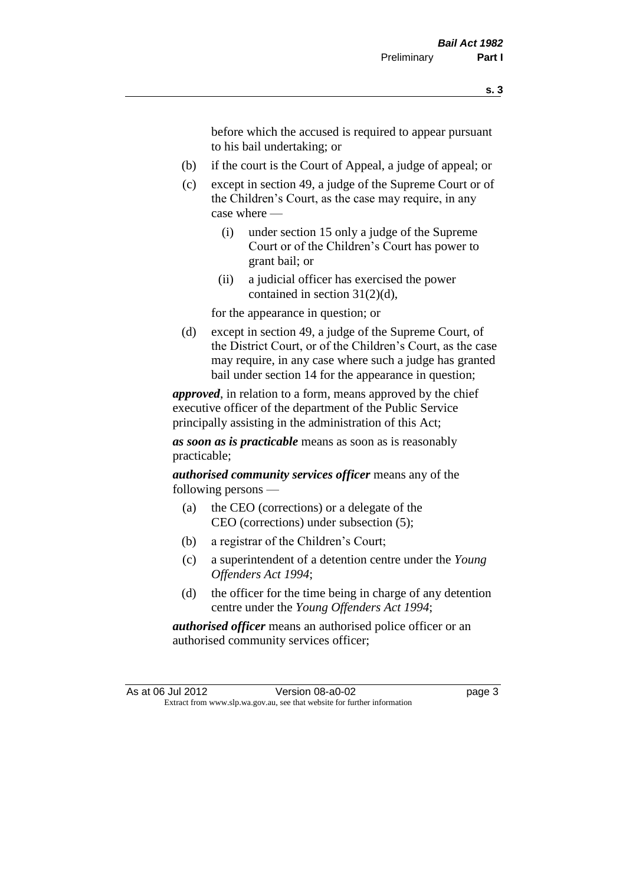before which the accused is required to appear pursuant to his bail undertaking; or

(b) if the court is the Court of Appeal, a judge of appeal; or

(c) except in section 49, a judge of the Supreme Court or of the Children's Court, as the case may require, in any case where —

  (i) under section 15 only a judge of the Supreme Court or of the Children's Court has power to grant bail; or

  (ii) a judicial officer has exercised the power contained in section 31(2)(d),

for the appearance in question; or

(d) except in section 49, a judge of the Supreme Court, of the District Court, or of the Children's Court, as the case may require, in any case where such a judge has granted bail under section 14 for the appearance in question;

***approved***, in relation to a form, means approved by the chief executive officer of the department of the Public Service principally assisting in the administration of this Act;

***as soon as is practicable*** means as soon as is reasonably practicable;

***authorised community services officer*** means any of the following persons —

(a) the CEO (corrections) or a delegate of the CEO (corrections) under subsection (5);

(b) a registrar of the Children's Court;

(c) a superintendent of a detention centre under the *Young Offenders Act 1994*;

(d) the officer for the time being in charge of any detention centre under the *Young Offenders Act 1994*;

***authorised officer*** means an authorised police officer or an authorised community services officer;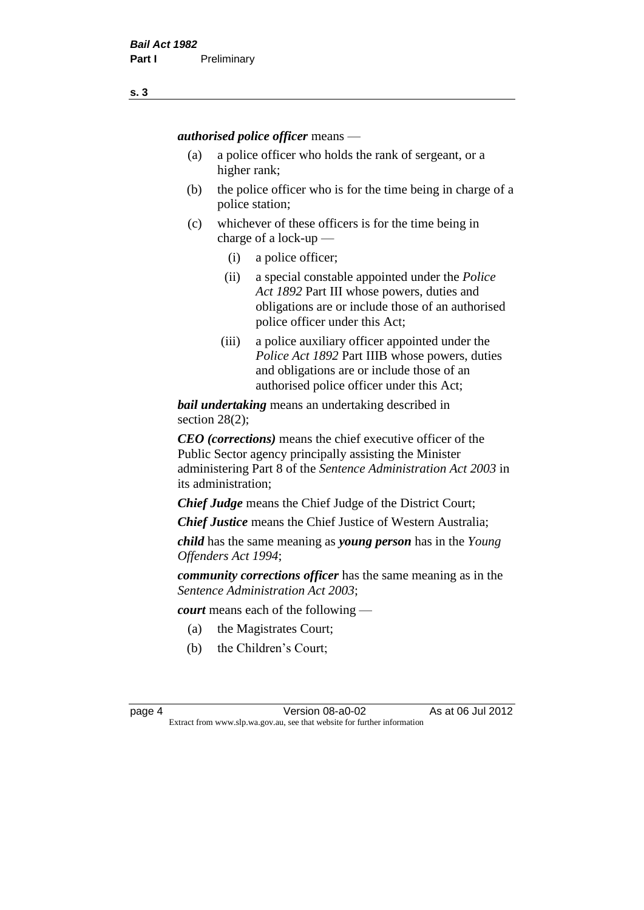***authorised police officer*** means —

- (a) a police officer who holds the rank of sergeant, or a higher rank;
- (b) the police officer who is for the time being in charge of a police station;
- (c) whichever of these officers is for the time being in charge of a lock-up —
  - (i) a police officer;
  - (ii) a special constable appointed under the *Police Act 1892* Part III whose powers, duties and obligations are or include those of an authorised police officer under this Act;
  - (iii) a police auxiliary officer appointed under the *Police Act 1892* Part IIIB whose powers, duties and obligations are or include those of an authorised police officer under this Act;

***bail undertaking*** means an undertaking described in section 28(2);

***CEO (corrections)*** means the chief executive officer of the Public Sector agency principally assisting the Minister administering Part 8 of the *Sentence Administration Act 2003* in its administration;

***Chief Judge*** means the Chief Judge of the District Court;

***Chief Justice*** means the Chief Justice of Western Australia;

***child*** has the same meaning as ***young person*** has in the *Young Offenders Act 1994*;

***community corrections officer*** has the same meaning as in the *Sentence Administration Act 2003*;

***court*** means each of the following —

- (a) the Magistrates Court;
- (b) the Children's Court;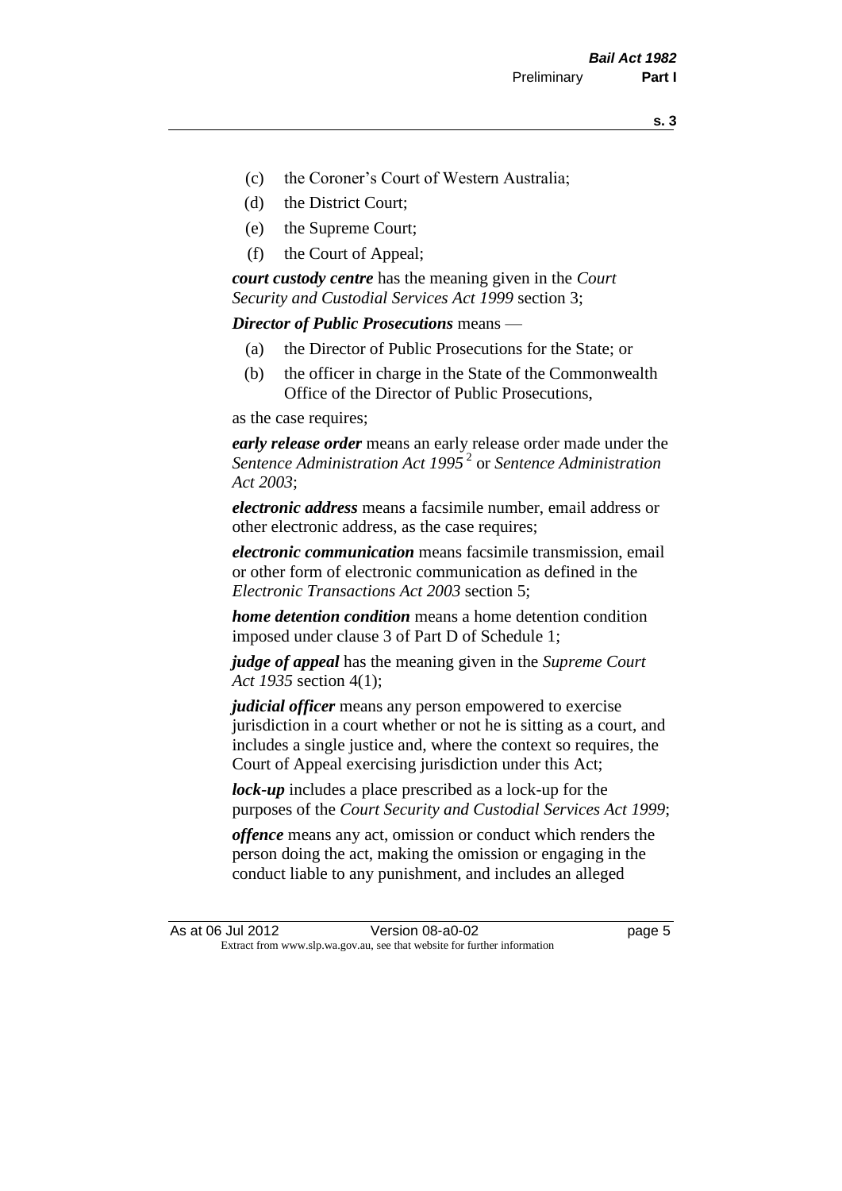- (c) the Coroner's Court of Western Australia;
- (d) the District Court;
- (e) the Supreme Court;
- (f) the Court of Appeal;

***court custody centre*** has the meaning given in the *Court Security and Custodial Services Act 1999* section 3;

***Director of Public Prosecutions*** means —

- (a) the Director of Public Prosecutions for the State; or
- (b) the officer in charge in the State of the Commonwealth Office of the Director of Public Prosecutions,

as the case requires;

***early release order*** means an early release order made under the *Sentence Administration Act 1995* [2] or *Sentence Administration Act 2003*;

***electronic address*** means a facsimile number, email address or other electronic address, as the case requires;

***electronic communication*** means facsimile transmission, email or other form of electronic communication as defined in the *Electronic Transactions Act 2003* section 5;

***home detention condition*** means a home detention condition imposed under clause 3 of Part D of Schedule 1;

***judge of appeal*** has the meaning given in the *Supreme Court Act 1935* section 4(1);

***judicial officer*** means any person empowered to exercise jurisdiction in a court whether or not he is sitting as a court, and includes a single justice and, where the context so requires, the Court of Appeal exercising jurisdiction under this Act;

***lock-up*** includes a place prescribed as a lock-up for the purposes of the *Court Security and Custodial Services Act 1999*;

***offence*** means any act, omission or conduct which renders the person doing the act, making the omission or engaging in the conduct liable to any punishment, and includes an alleged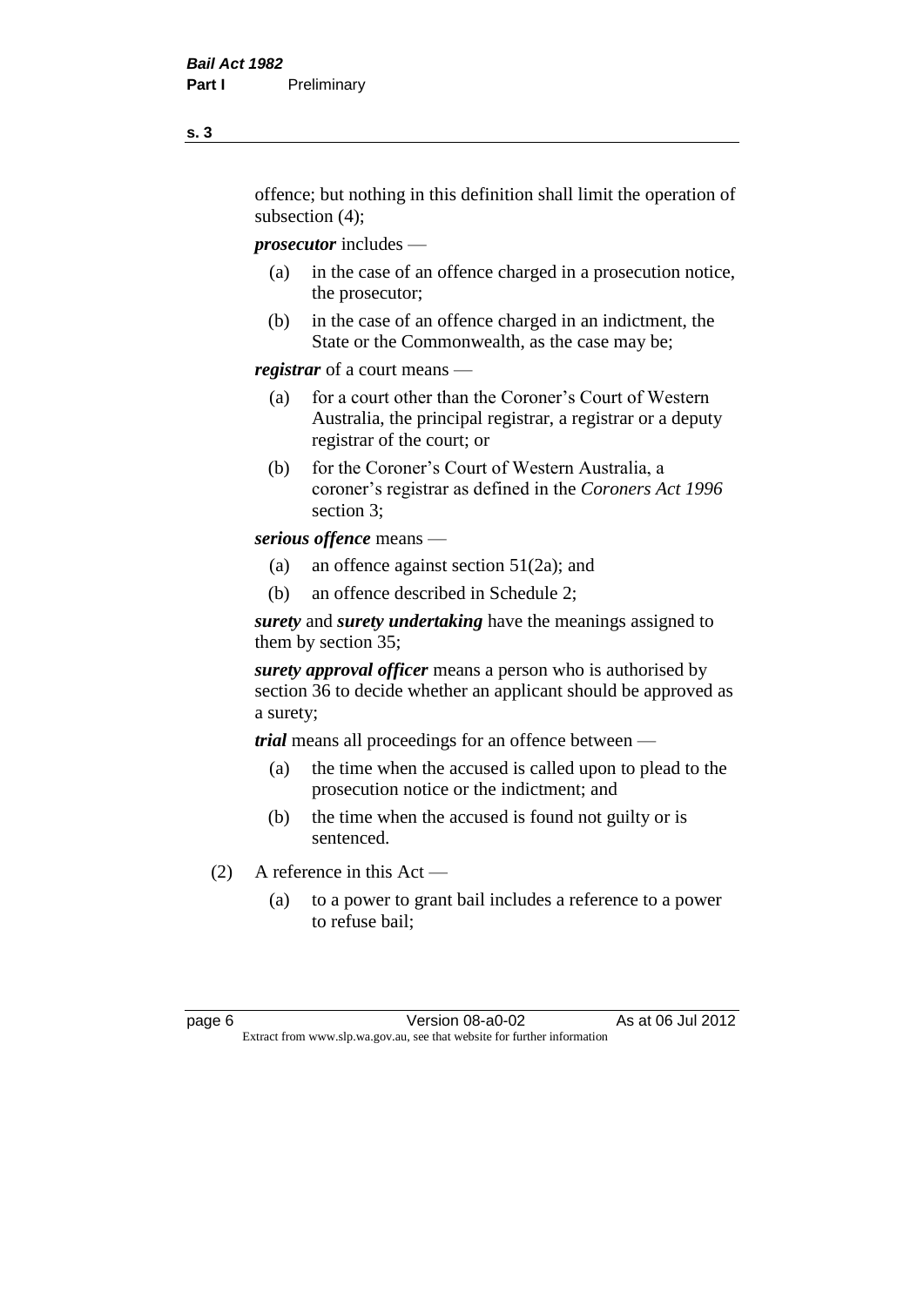offence; but nothing in this definition shall limit the operation of subsection (4);

***prosecutor*** includes —

- (a) in the case of an offence charged in a prosecution notice, the prosecutor;
- (b) in the case of an offence charged in an indictment, the State or the Commonwealth, as the case may be;

***registrar*** of a court means —

- (a) for a court other than the Coroner's Court of Western Australia, the principal registrar, a registrar or a deputy registrar of the court; or
- (b) for the Coroner's Court of Western Australia, a coroner's registrar as defined in the *Coroners Act 1996* section 3;

***serious offence*** means —

- (a) an offence against section 51(2a); and
- (b) an offence described in Schedule 2;

***surety*** and ***surety undertaking*** have the meanings assigned to them by section 35;

***surety approval officer*** means a person who is authorised by section 36 to decide whether an applicant should be approved as a surety;

***trial*** means all proceedings for an offence between —

- (a) the time when the accused is called upon to plead to the prosecution notice or the indictment; and
- (b) the time when the accused is found not guilty or is sentenced.

(2) A reference in this Act —

- (a) to a power to grant bail includes a reference to a power to refuse bail;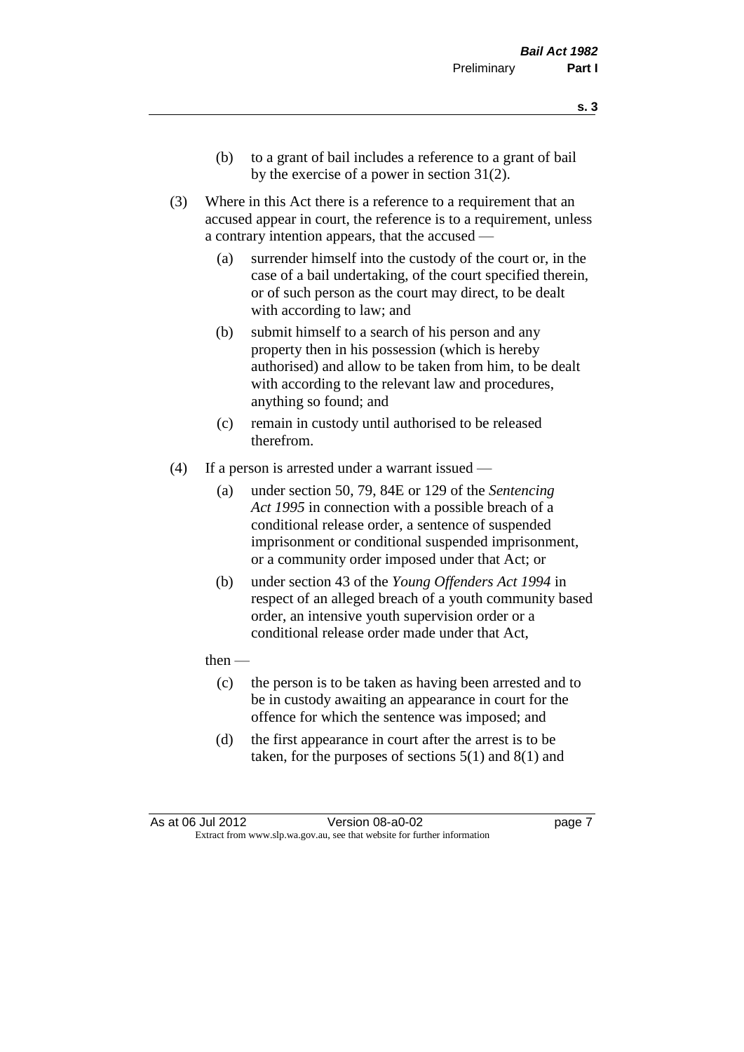(b) to a grant of bail includes a reference to a grant of bail by the exercise of a power in section 31(2).

(3) Where in this Act there is a reference to a requirement that an accused appear in court, the reference is to a requirement, unless a contrary intention appears, that the accused —

  (a) surrender himself into the custody of the court or, in the case of a bail undertaking, of the court specified therein, or of such person as the court may direct, to be dealt with according to law; and

  (b) submit himself to a search of his person and any property then in his possession (which is hereby authorised) and allow to be taken from him, to be dealt with according to the relevant law and procedures, anything so found; and

  (c) remain in custody until authorised to be released therefrom.

(4) If a person is arrested under a warrant issued —

  (a) under section 50, 79, 84E or 129 of the *Sentencing Act 1995* in connection with a possible breach of a conditional release order, a sentence of suspended imprisonment or conditional suspended imprisonment, or a community order imposed under that Act; or

  (b) under section 43 of the *Young Offenders Act 1994* in respect of an alleged breach of a youth community based order, an intensive youth supervision order or a conditional release order made under that Act,

then —

  (c) the person is to be taken as having been arrested and to be in custody awaiting an appearance in court for the offence for which the sentence was imposed; and

  (d) the first appearance in court after the arrest is to be taken, for the purposes of sections 5(1) and 8(1) and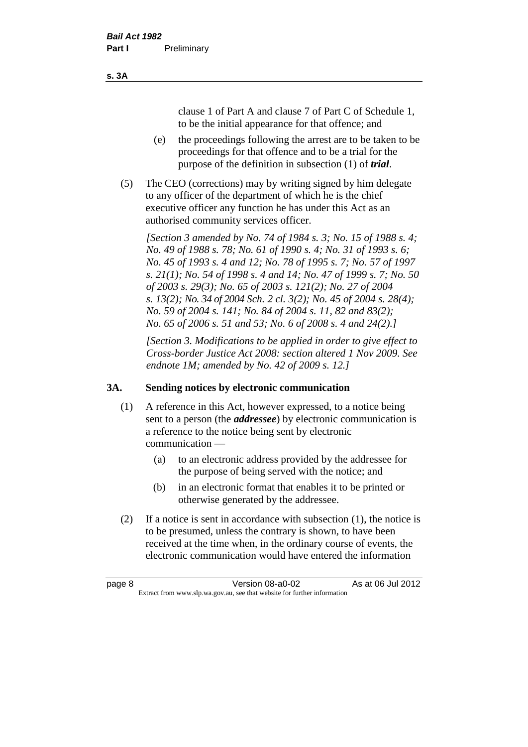clause 1 of Part A and clause 7 of Part C of Schedule 1, to be the initial appearance for that offence; and

(e) the proceedings following the arrest are to be taken to be proceedings for that offence and to be a trial for the purpose of the definition in subsection (1) of ***trial***.

(5) The CEO (corrections) may by writing signed by him delegate to any officer of the department of which he is the chief executive officer any function he has under this Act as an authorised community services officer.

*[Section 3 amended by No. 74 of 1984 s. 3; No. 15 of 1988 s. 4; No. 49 of 1988 s. 78; No. 61 of 1990 s. 4; No. 31 of 1993 s. 6; No. 45 of 1993 s. 4 and 12; No. 78 of 1995 s. 7; No. 57 of 1997 s. 21(1); No. 54 of 1998 s. 4 and 14; No. 47 of 1999 s. 7; No. 50 of 2003 s. 29(3); No. 65 of 2003 s. 121(2); No. 27 of 2004 s. 13(2); No. 34 of 2004 Sch. 2 cl. 3(2); No. 45 of 2004 s. 28(4); No. 59 of 2004 s. 141; No. 84 of 2004 s. 11, 82 and 83(2); No. 65 of 2006 s. 51 and 53; No. 6 of 2008 s. 4 and 24(2).]*

*[Section 3. Modifications to be applied in order to give effect to Cross-border Justice Act 2008: section altered 1 Nov 2009. See endnote 1M; amended by No. 42 of 2009 s. 12.]*

### 3A. Sending notices by electronic communication

(1) A reference in this Act, however expressed, to a notice being sent to a person (the ***addressee***) by electronic communication is a reference to the notice being sent by electronic communication —

(a) to an electronic address provided by the addressee for the purpose of being served with the notice; and

(b) in an electronic format that enables it to be printed or otherwise generated by the addressee.

(2) If a notice is sent in accordance with subsection (1), the notice is to be presumed, unless the contrary is shown, to have been received at the time when, in the ordinary course of events, the electronic communication would have entered the information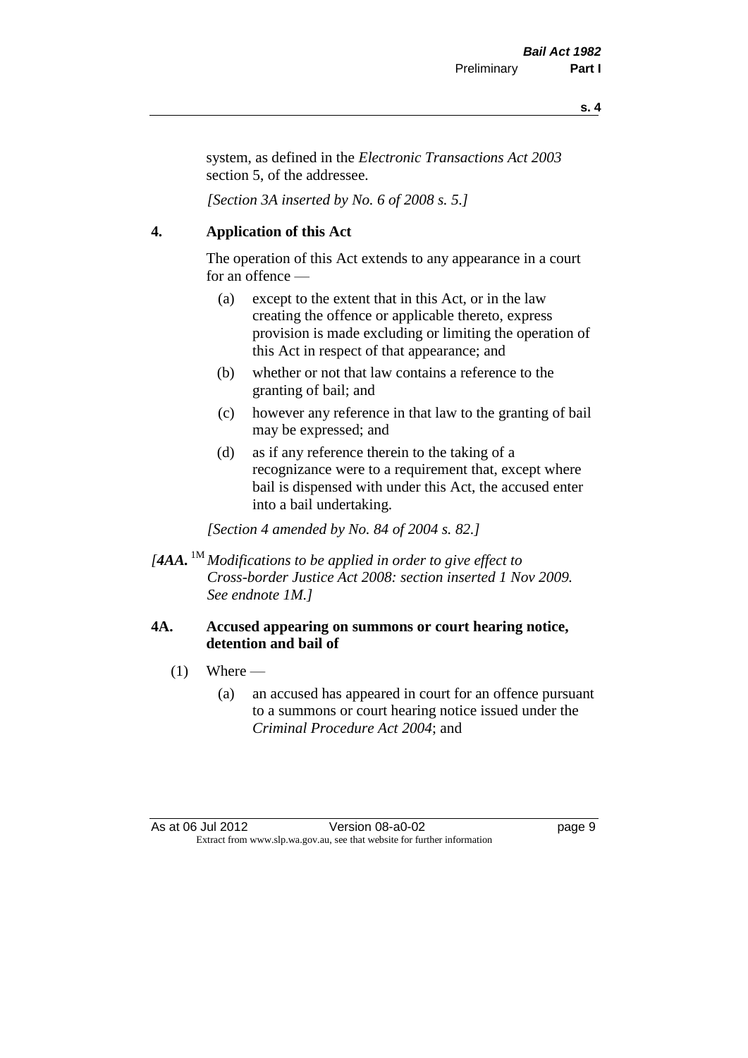system, as defined in the *Electronic Transactions Act 2003* section 5, of the addressee.

*[Section 3A inserted by No. 6 of 2008 s. 5.]*

## 4. Application of this Act

The operation of this Act extends to any appearance in a court for an offence —

- (a) except to the extent that in this Act, or in the law creating the offence or applicable thereto, express provision is made excluding or limiting the operation of this Act in respect of that appearance; and
- (b) whether or not that law contains a reference to the granting of bail; and
- (c) however any reference in that law to the granting of bail may be expressed; and
- (d) as if any reference therein to the taking of a recognizance were to a requirement that, except where bail is dispensed with under this Act, the accused enter into a bail undertaking.

*[Section 4 amended by No. 84 of 2004 s. 82.]*

*[**4AA.** [1M] Modifications to be applied in order to give effect to Cross-border Justice Act 2008: section inserted 1 Nov 2009. See endnote 1M.]*

## 4A. Accused appearing on summons or court hearing notice, detention and bail of

(1) Where —

- (a) an accused has appeared in court for an offence pursuant to a summons or court hearing notice issued under the *Criminal Procedure Act 2004*; and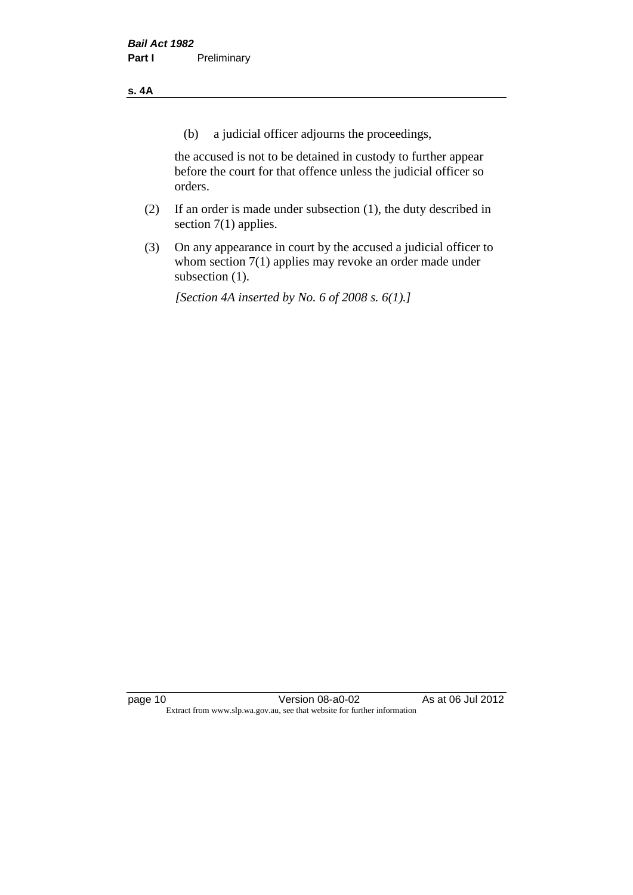(b) a judicial officer adjourns the proceedings,

the accused is not to be detained in custody to further appear before the court for that offence unless the judicial officer so orders.

(2) If an order is made under subsection (1), the duty described in section 7(1) applies.

(3) On any appearance in court by the accused a judicial officer to whom section 7(1) applies may revoke an order made under subsection (1).

*[Section 4A inserted by No. 6 of 2008 s. 6(1).]*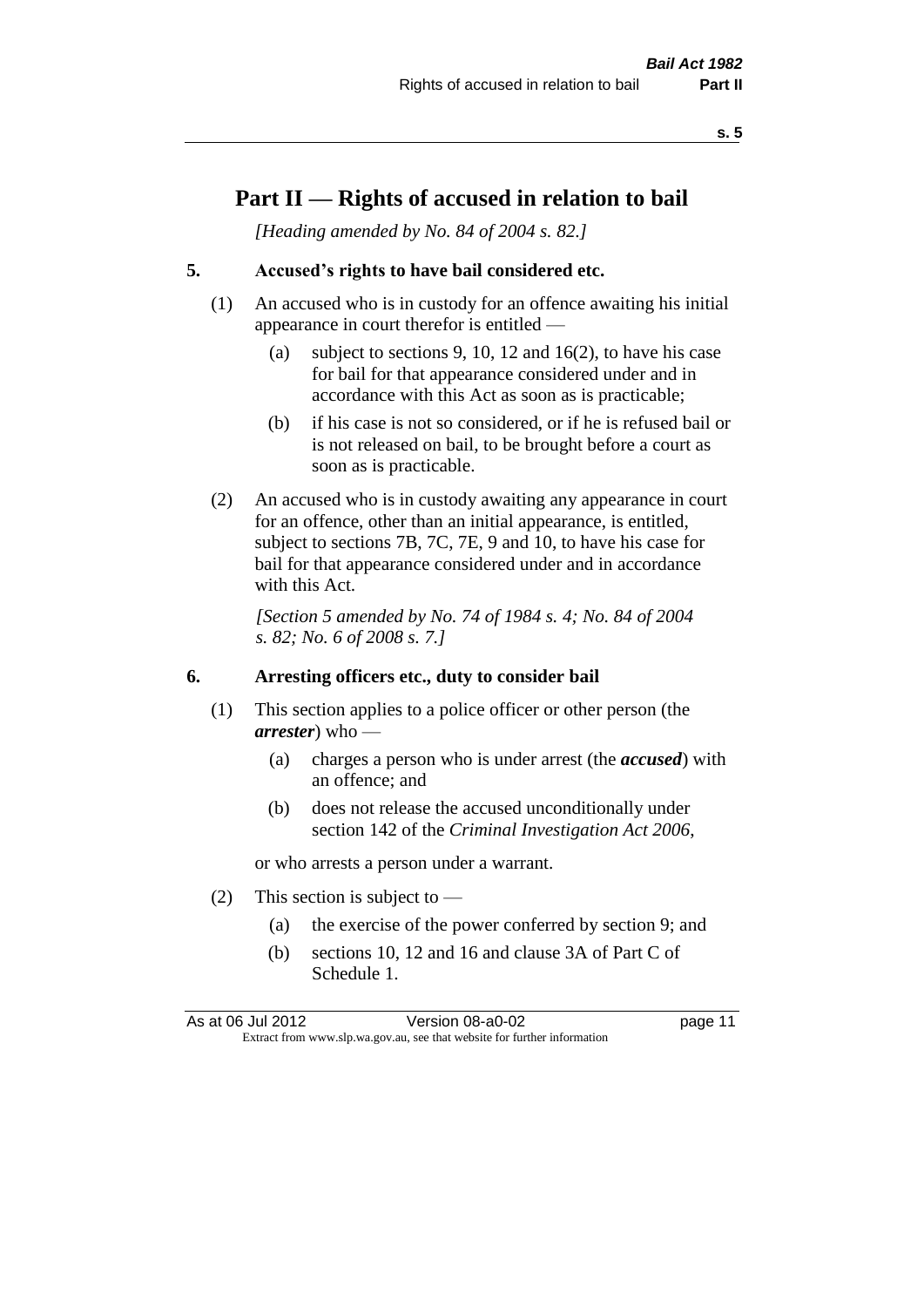# Part II — Rights of accused in relation to bail

*[Heading amended by No. 84 of 2004 s. 82.]*

## 5. Accused's rights to have bail considered etc.

(1) An accused who is in custody for an offence awaiting his initial appearance in court therefor is entitled —

- (a) subject to sections 9, 10, 12 and 16(2), to have his case for bail for that appearance considered under and in accordance with this Act as soon as is practicable;
- (b) if his case is not so considered, or if he is refused bail or is not released on bail, to be brought before a court as soon as is practicable.

(2) An accused who is in custody awaiting any appearance in court for an offence, other than an initial appearance, is entitled, subject to sections 7B, 7C, 7E, 9 and 10, to have his case for bail for that appearance considered under and in accordance with this Act.

*[Section 5 amended by No. 74 of 1984 s. 4; No. 84 of 2004 s. 82; No. 6 of 2008 s. 7.]*

## 6. Arresting officers etc., duty to consider bail

(1) This section applies to a police officer or other person (the ***arrester***) who —

- (a) charges a person who is under arrest (the ***accused***) with an offence; and
- (b) does not release the accused unconditionally under section 142 of the *Criminal Investigation Act 2006*,

or who arrests a person under a warrant.

(2) This section is subject to —

- (a) the exercise of the power conferred by section 9; and
- (b) sections 10, 12 and 16 and clause 3A of Part C of Schedule 1.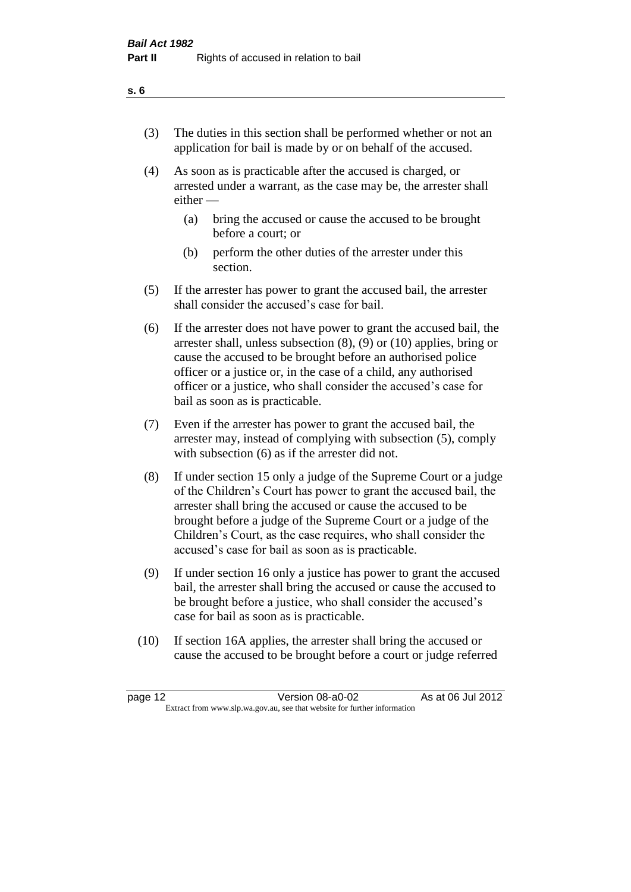(3) The duties in this section shall be performed whether or not an application for bail is made by or on behalf of the accused.

(4) As soon as is practicable after the accused is charged, or arrested under a warrant, as the case may be, the arrester shall either —

  (a) bring the accused or cause the accused to be brought before a court; or

  (b) perform the other duties of the arrester under this section.

(5) If the arrester has power to grant the accused bail, the arrester shall consider the accused's case for bail.

(6) If the arrester does not have power to grant the accused bail, the arrester shall, unless subsection (8), (9) or (10) applies, bring or cause the accused to be brought before an authorised police officer or a justice or, in the case of a child, any authorised officer or a justice, who shall consider the accused's case for bail as soon as is practicable.

(7) Even if the arrester has power to grant the accused bail, the arrester may, instead of complying with subsection (5), comply with subsection (6) as if the arrester did not.

(8) If under section 15 only a judge of the Supreme Court or a judge of the Children's Court has power to grant the accused bail, the arrester shall bring the accused or cause the accused to be brought before a judge of the Supreme Court or a judge of the Children's Court, as the case requires, who shall consider the accused's case for bail as soon as is practicable.

(9) If under section 16 only a justice has power to grant the accused bail, the arrester shall bring the accused or cause the accused to be brought before a justice, who shall consider the accused's case for bail as soon as is practicable.

(10) If section 16A applies, the arrester shall bring the accused or cause the accused to be brought before a court or judge referred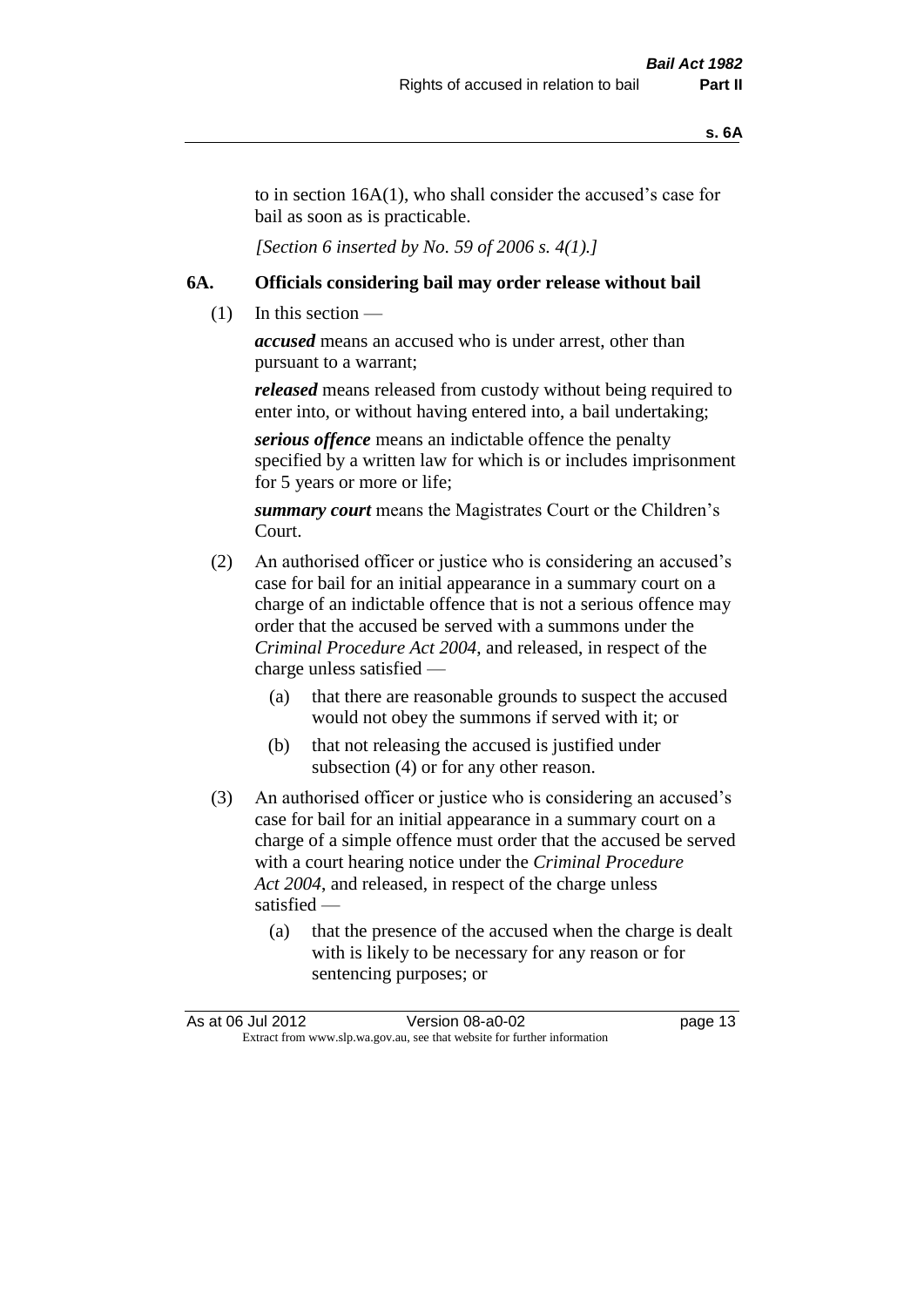to in section 16A(1), who shall consider the accused's case for bail as soon as is practicable.

*[Section 6 inserted by No. 59 of 2006 s. 4(1).]*

## 6A. Officials considering bail may order release without bail

(1) In this section —

***accused*** means an accused who is under arrest, other than pursuant to a warrant;

***released*** means released from custody without being required to enter into, or without having entered into, a bail undertaking;

***serious offence*** means an indictable offence the penalty specified by a written law for which is or includes imprisonment for 5 years or more or life;

***summary court*** means the Magistrates Court or the Children's Court.

(2) An authorised officer or justice who is considering an accused's case for bail for an initial appearance in a summary court on a charge of an indictable offence that is not a serious offence may order that the accused be served with a summons under the *Criminal Procedure Act 2004*, and released, in respect of the charge unless satisfied —

(a) that there are reasonable grounds to suspect the accused would not obey the summons if served with it; or

(b) that not releasing the accused is justified under subsection (4) or for any other reason.

(3) An authorised officer or justice who is considering an accused's case for bail for an initial appearance in a summary court on a charge of a simple offence must order that the accused be served with a court hearing notice under the *Criminal Procedure Act 2004*, and released, in respect of the charge unless satisfied —

(a) that the presence of the accused when the charge is dealt with is likely to be necessary for any reason or for sentencing purposes; or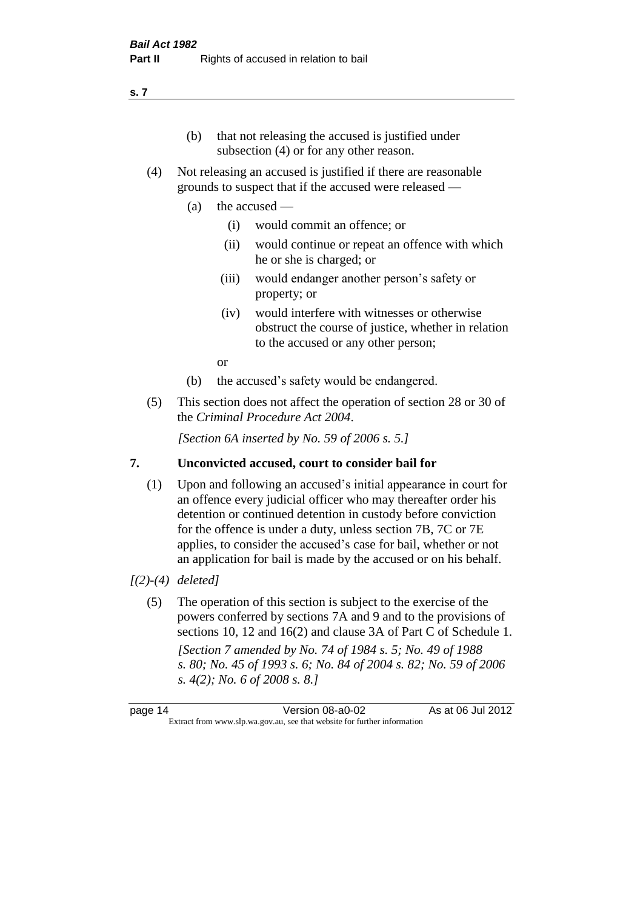(b) that not releasing the accused is justified under subsection (4) or for any other reason.

(4) Not releasing an accused is justified if there are reasonable grounds to suspect that if the accused were released —

(a) the accused —

(i) would commit an offence; or

(ii) would continue or repeat an offence with which he or she is charged; or

(iii) would endanger another person's safety or property; or

(iv) would interfere with witnesses or otherwise obstruct the course of justice, whether in relation to the accused or any other person;

or

(b) the accused's safety would be endangered.

(5) This section does not affect the operation of section 28 or 30 of the *Criminal Procedure Act 2004*.

*[Section 6A inserted by No. 59 of 2006 s. 5.]*

## 7. Unconvicted accused, court to consider bail for

(1) Upon and following an accused's initial appearance in court for an offence every judicial officer who may thereafter order his detention or continued detention in custody before conviction for the offence is under a duty, unless section 7B, 7C or 7E applies, to consider the accused's case for bail, whether or not an application for bail is made by the accused or on his behalf.

*[(2)-(4) deleted]*

(5) The operation of this section is subject to the exercise of the powers conferred by sections 7A and 9 and to the provisions of sections 10, 12 and 16(2) and clause 3A of Part C of Schedule 1.

*[Section 7 amended by No. 74 of 1984 s. 5; No. 49 of 1988 s. 80; No. 45 of 1993 s. 6; No. 84 of 2004 s. 82; No. 59 of 2006 s. 4(2); No. 6 of 2008 s. 8.]*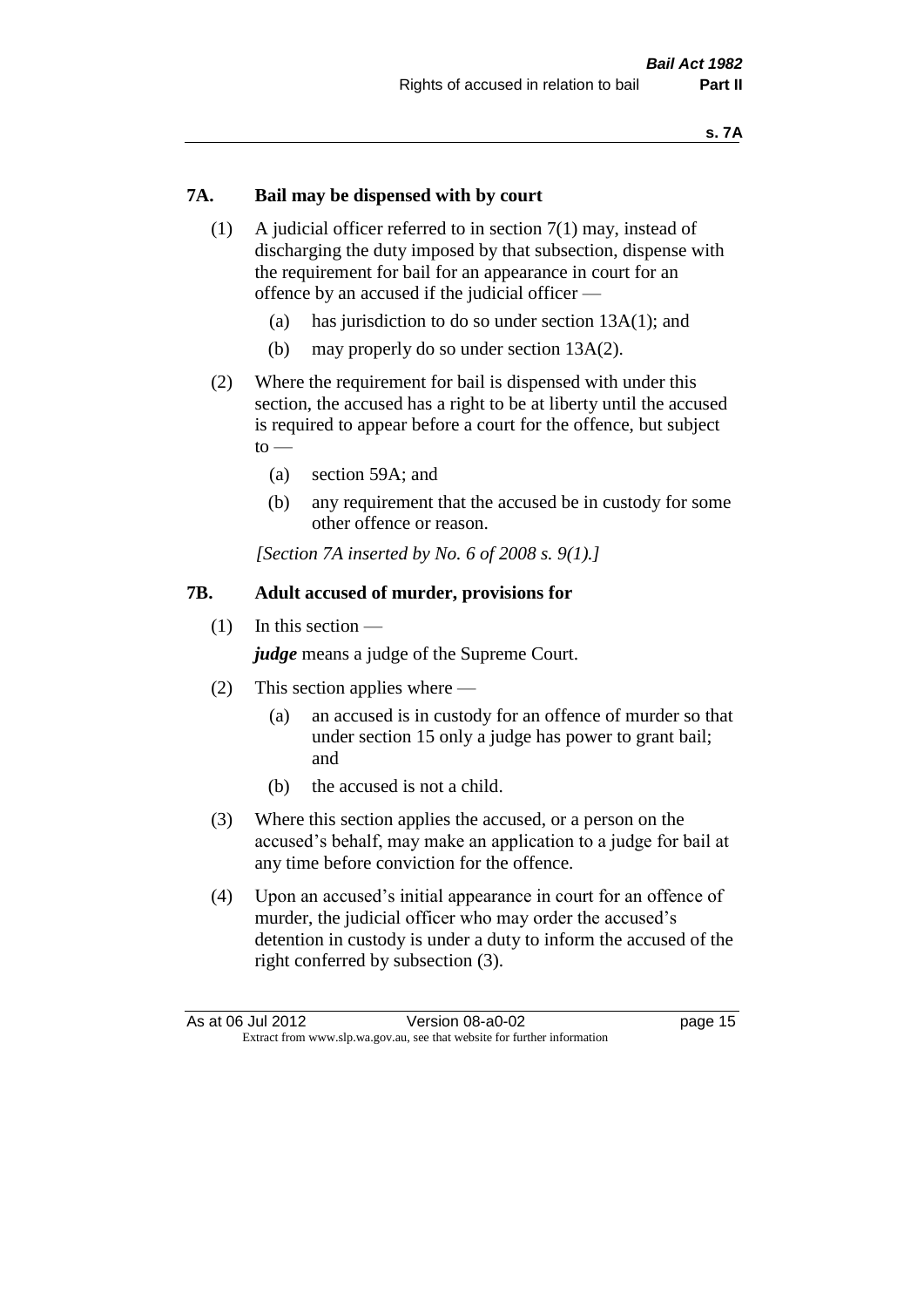### 7A. Bail may be dispensed with by court

(1) A judicial officer referred to in section 7(1) may, instead of discharging the duty imposed by that subsection, dispense with the requirement for bail for an appearance in court for an offence by an accused if the judicial officer —

(a) has jurisdiction to do so under section 13A(1); and

(b) may properly do so under section 13A(2).

(2) Where the requirement for bail is dispensed with under this section, the accused has a right to be at liberty until the accused is required to appear before a court for the offence, but subject to —

(a) section 59A; and

(b) any requirement that the accused be in custody for some other offence or reason.

*[Section 7A inserted by No. 6 of 2008 s. 9(1).]*

### 7B. Adult accused of murder, provisions for

(1) In this section —

***judge*** means a judge of the Supreme Court.

(2) This section applies where —

(a) an accused is in custody for an offence of murder so that under section 15 only a judge has power to grant bail; and

(b) the accused is not a child.

(3) Where this section applies the accused, or a person on the accused's behalf, may make an application to a judge for bail at any time before conviction for the offence.

(4) Upon an accused's initial appearance in court for an offence of murder, the judicial officer who may order the accused's detention in custody is under a duty to inform the accused of the right conferred by subsection (3).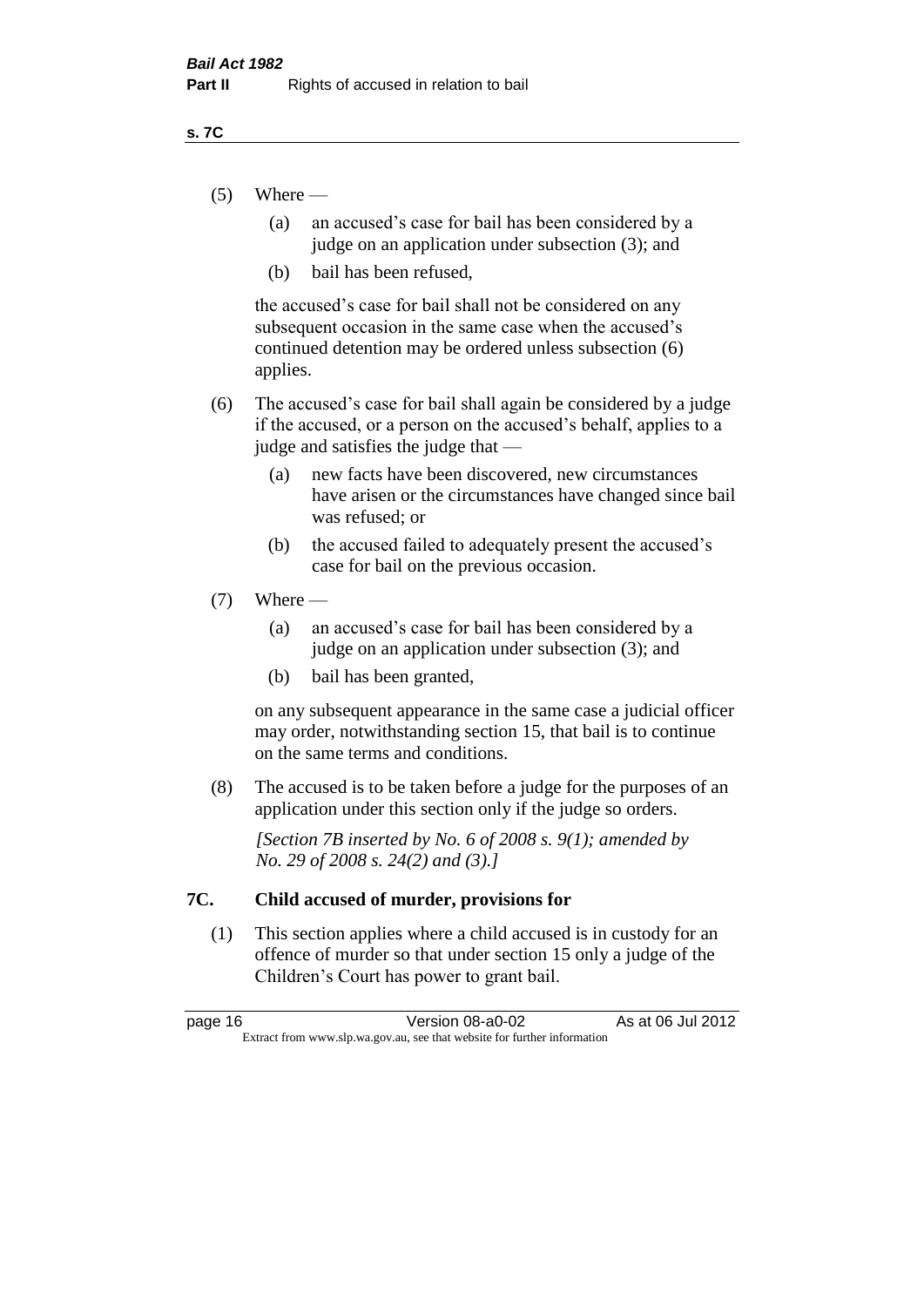(5) Where —

  (a) an accused's case for bail has been considered by a judge on an application under subsection (3); and

  (b) bail has been refused,

  the accused's case for bail shall not be considered on any subsequent occasion in the same case when the accused's continued detention may be ordered unless subsection (6) applies.

(6) The accused's case for bail shall again be considered by a judge if the accused, or a person on the accused's behalf, applies to a judge and satisfies the judge that —

  (a) new facts have been discovered, new circumstances have arisen or the circumstances have changed since bail was refused; or

  (b) the accused failed to adequately present the accused's case for bail on the previous occasion.

(7) Where —

  (a) an accused's case for bail has been considered by a judge on an application under subsection (3); and

  (b) bail has been granted,

  on any subsequent appearance in the same case a judicial officer may order, notwithstanding section 15, that bail is to continue on the same terms and conditions.

(8) The accused is to be taken before a judge for the purposes of an application under this section only if the judge so orders.

*[Section 7B inserted by No. 6 of 2008 s. 9(1); amended by No. 29 of 2008 s. 24(2) and (3).]*

### 7C. Child accused of murder, provisions for

(1) This section applies where a child accused is in custody for an offence of murder so that under section 15 only a judge of the Children's Court has power to grant bail.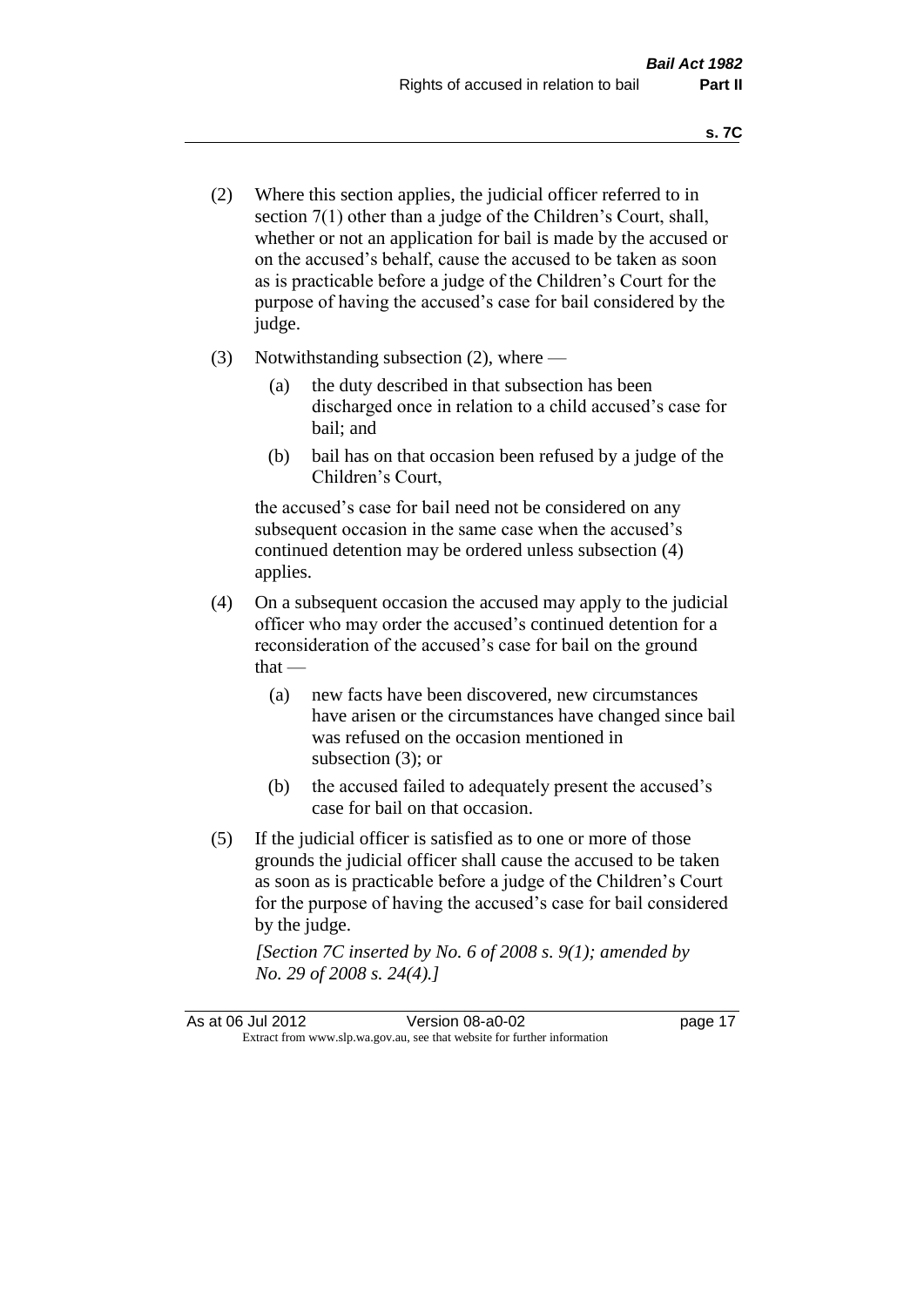(2) Where this section applies, the judicial officer referred to in section 7(1) other than a judge of the Children's Court, shall, whether or not an application for bail is made by the accused or on the accused's behalf, cause the accused to be taken as soon as is practicable before a judge of the Children's Court for the purpose of having the accused's case for bail considered by the judge.

(3) Notwithstanding subsection (2), where —

  (a) the duty described in that subsection has been discharged once in relation to a child accused's case for bail; and

  (b) bail has on that occasion been refused by a judge of the Children's Court,

  the accused's case for bail need not be considered on any subsequent occasion in the same case when the accused's continued detention may be ordered unless subsection (4) applies.

(4) On a subsequent occasion the accused may apply to the judicial officer who may order the accused's continued detention for a reconsideration of the accused's case for bail on the ground that —

  (a) new facts have been discovered, new circumstances have arisen or the circumstances have changed since bail was refused on the occasion mentioned in subsection (3); or

  (b) the accused failed to adequately present the accused's case for bail on that occasion.

(5) If the judicial officer is satisfied as to one or more of those grounds the judicial officer shall cause the accused to be taken as soon as is practicable before a judge of the Children's Court for the purpose of having the accused's case for bail considered by the judge.

  *[Section 7C inserted by No. 6 of 2008 s. 9(1); amended by No. 29 of 2008 s. 24(4).]*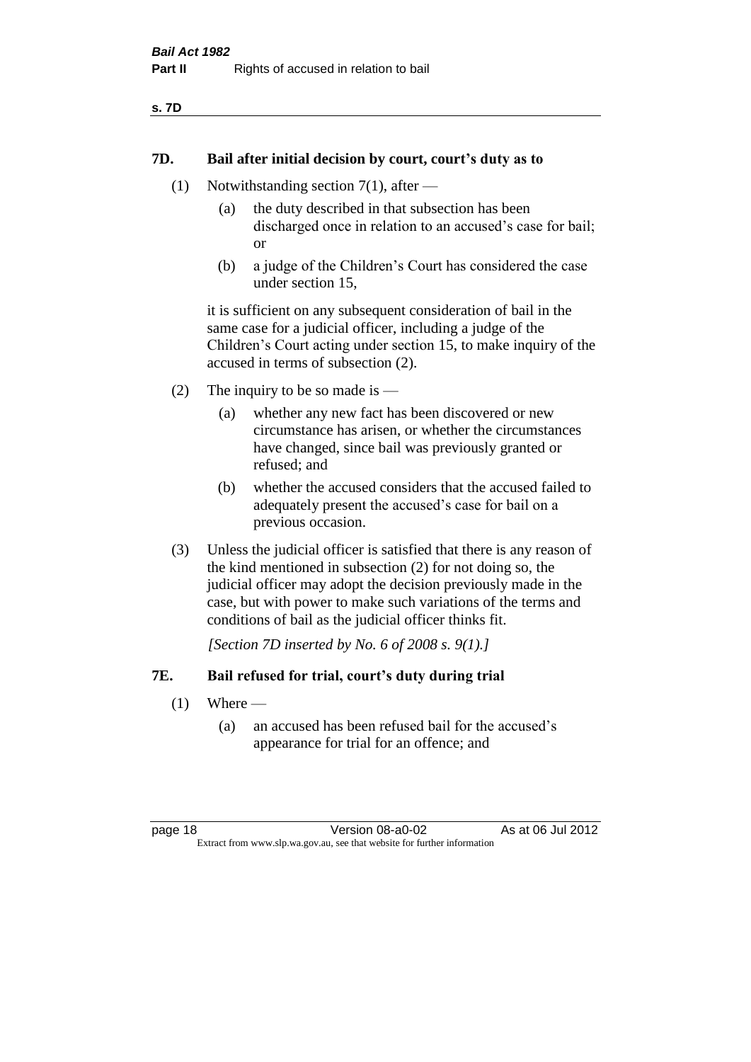## 7D. Bail after initial decision by court, court's duty as to

(1) Notwithstanding section 7(1), after —

  (a) the duty described in that subsection has been discharged once in relation to an accused's case for bail; or

  (b) a judge of the Children's Court has considered the case under section 15,

it is sufficient on any subsequent consideration of bail in the same case for a judicial officer, including a judge of the Children's Court acting under section 15, to make inquiry of the accused in terms of subsection (2).

(2) The inquiry to be so made is —

  (a) whether any new fact has been discovered or new circumstance has arisen, or whether the circumstances have changed, since bail was previously granted or refused; and

  (b) whether the accused considers that the accused failed to adequately present the accused's case for bail on a previous occasion.

(3) Unless the judicial officer is satisfied that there is any reason of the kind mentioned in subsection (2) for not doing so, the judicial officer may adopt the decision previously made in the case, but with power to make such variations of the terms and conditions of bail as the judicial officer thinks fit.

*[Section 7D inserted by No. 6 of 2008 s. 9(1).]*

## 7E. Bail refused for trial, court's duty during trial

(1) Where —

  (a) an accused has been refused bail for the accused's appearance for trial for an offence; and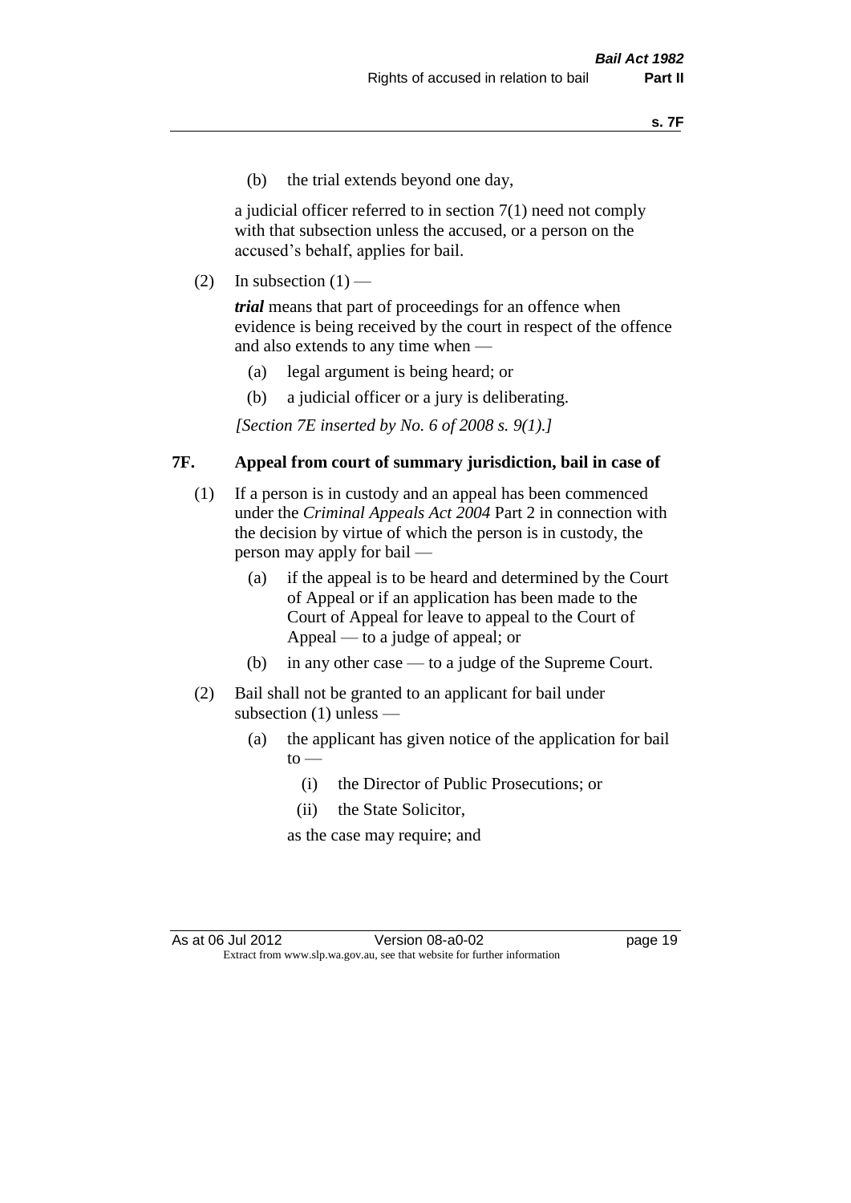(b) the trial extends beyond one day,

a judicial officer referred to in section 7(1) need not comply with that subsection unless the accused, or a person on the accused's behalf, applies for bail.

(2) In subsection (1) —

***trial*** means that part of proceedings for an offence when evidence is being received by the court in respect of the offence and also extends to any time when —

(a) legal argument is being heard; or

(b) a judicial officer or a jury is deliberating.

*[Section 7E inserted by No. 6 of 2008 s. 9(1).]*

### 7F. Appeal from court of summary jurisdiction, bail in case of

(1) If a person is in custody and an appeal has been commenced under the *Criminal Appeals Act 2004* Part 2 in connection with the decision by virtue of which the person is in custody, the person may apply for bail —

(a) if the appeal is to be heard and determined by the Court of Appeal or if an application has been made to the Court of Appeal for leave to appeal to the Court of Appeal — to a judge of appeal; or

(b) in any other case — to a judge of the Supreme Court.

(2) Bail shall not be granted to an applicant for bail under subsection (1) unless —

(a) the applicant has given notice of the application for bail to —

(i) the Director of Public Prosecutions; or

(ii) the State Solicitor,

as the case may require; and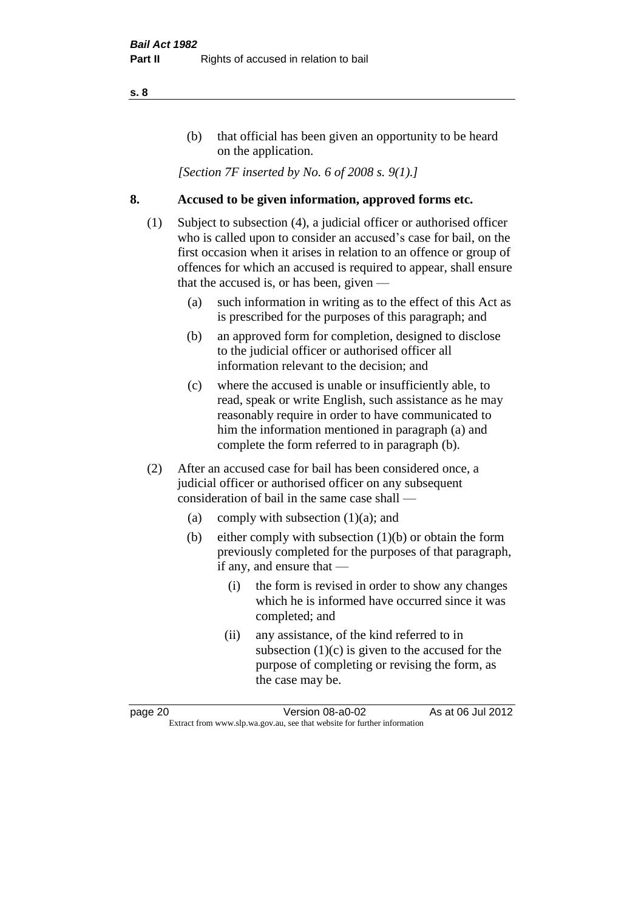(b) that official has been given an opportunity to be heard on the application.

*[Section 7F inserted by No. 6 of 2008 s. 9(1).]*

## 8. Accused to be given information, approved forms etc.

(1) Subject to subsection (4), a judicial officer or authorised officer who is called upon to consider an accused's case for bail, on the first occasion when it arises in relation to an offence or group of offences for which an accused is required to appear, shall ensure that the accused is, or has been, given —

  (a) such information in writing as to the effect of this Act as is prescribed for the purposes of this paragraph; and

  (b) an approved form for completion, designed to disclose to the judicial officer or authorised officer all information relevant to the decision; and

  (c) where the accused is unable or insufficiently able, to read, speak or write English, such assistance as he may reasonably require in order to have communicated to him the information mentioned in paragraph (a) and complete the form referred to in paragraph (b).

(2) After an accused case for bail has been considered once, a judicial officer or authorised officer on any subsequent consideration of bail in the same case shall —

  (a) comply with subsection (1)(a); and

  (b) either comply with subsection (1)(b) or obtain the form previously completed for the purposes of that paragraph, if any, and ensure that —

    (i) the form is revised in order to show any changes which he is informed have occurred since it was completed; and

    (ii) any assistance, of the kind referred to in subsection (1)(c) is given to the accused for the purpose of completing or revising the form, as the case may be.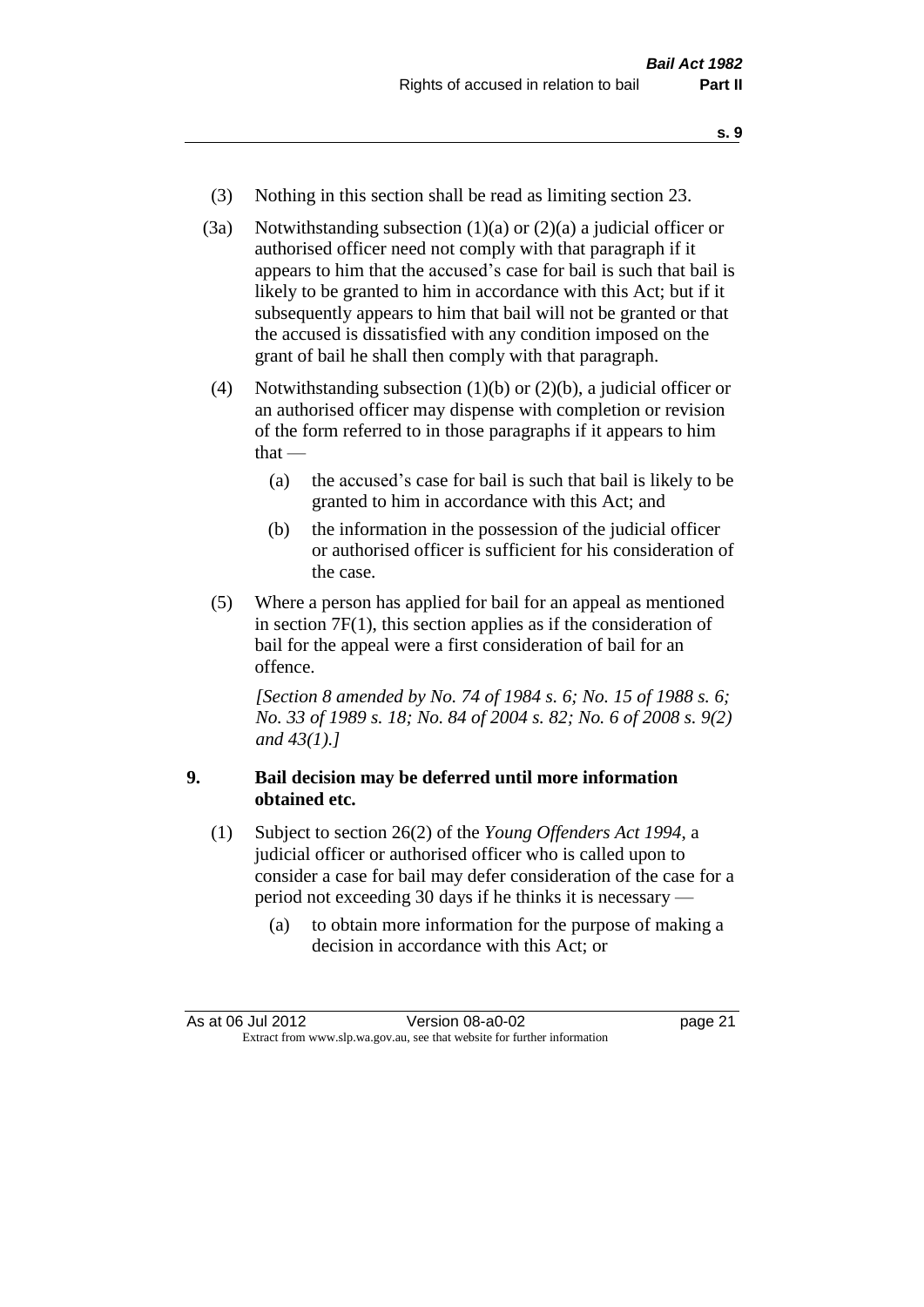(3) Nothing in this section shall be read as limiting section 23.

(3a) Notwithstanding subsection (1)(a) or (2)(a) a judicial officer or authorised officer need not comply with that paragraph if it appears to him that the accused's case for bail is such that bail is likely to be granted to him in accordance with this Act; but if it subsequently appears to him that bail will not be granted or that the accused is dissatisfied with any condition imposed on the grant of bail he shall then comply with that paragraph.

(4) Notwithstanding subsection (1)(b) or (2)(b), a judicial officer or an authorised officer may dispense with completion or revision of the form referred to in those paragraphs if it appears to him that —

- (a) the accused's case for bail is such that bail is likely to be granted to him in accordance with this Act; and
- (b) the information in the possession of the judicial officer or authorised officer is sufficient for his consideration of the case.

(5) Where a person has applied for bail for an appeal as mentioned in section 7F(1), this section applies as if the consideration of bail for the appeal were a first consideration of bail for an offence.

*[Section 8 amended by No. 74 of 1984 s. 6; No. 15 of 1988 s. 6; No. 33 of 1989 s. 18; No. 84 of 2004 s. 82; No. 6 of 2008 s. 9(2) and 43(1).]*

## 9. Bail decision may be deferred until more information obtained etc.

(1) Subject to section 26(2) of the *Young Offenders Act 1994*, a judicial officer or authorised officer who is called upon to consider a case for bail may defer consideration of the case for a period not exceeding 30 days if he thinks it is necessary —

- (a) to obtain more information for the purpose of making a decision in accordance with this Act; or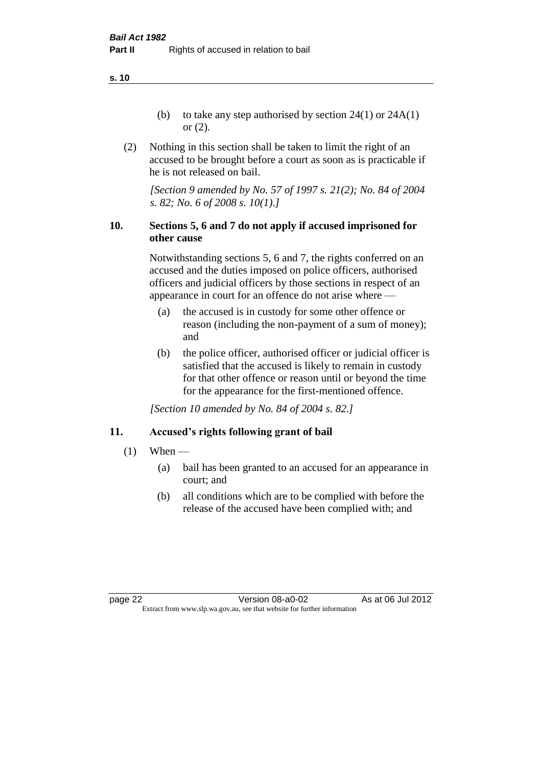(b) to take any step authorised by section 24(1) or 24A(1) or (2).

(2) Nothing in this section shall be taken to limit the right of an accused to be brought before a court as soon as is practicable if he is not released on bail.

*[Section 9 amended by No. 57 of 1997 s. 21(2); No. 84 of 2004 s. 82; No. 6 of 2008 s. 10(1).]*

### 10. Sections 5, 6 and 7 do not apply if accused imprisoned for other cause

Notwithstanding sections 5, 6 and 7, the rights conferred on an accused and the duties imposed on police officers, authorised officers and judicial officers by those sections in respect of an appearance in court for an offence do not arise where —

(a) the accused is in custody for some other offence or reason (including the non-payment of a sum of money); and

(b) the police officer, authorised officer or judicial officer is satisfied that the accused is likely to remain in custody for that other offence or reason until or beyond the time for the appearance for the first-mentioned offence.

*[Section 10 amended by No. 84 of 2004 s. 82.]*

### 11. Accused's rights following grant of bail

(1) When —

(a) bail has been granted to an accused for an appearance in court; and

(b) all conditions which are to be complied with before the release of the accused have been complied with; and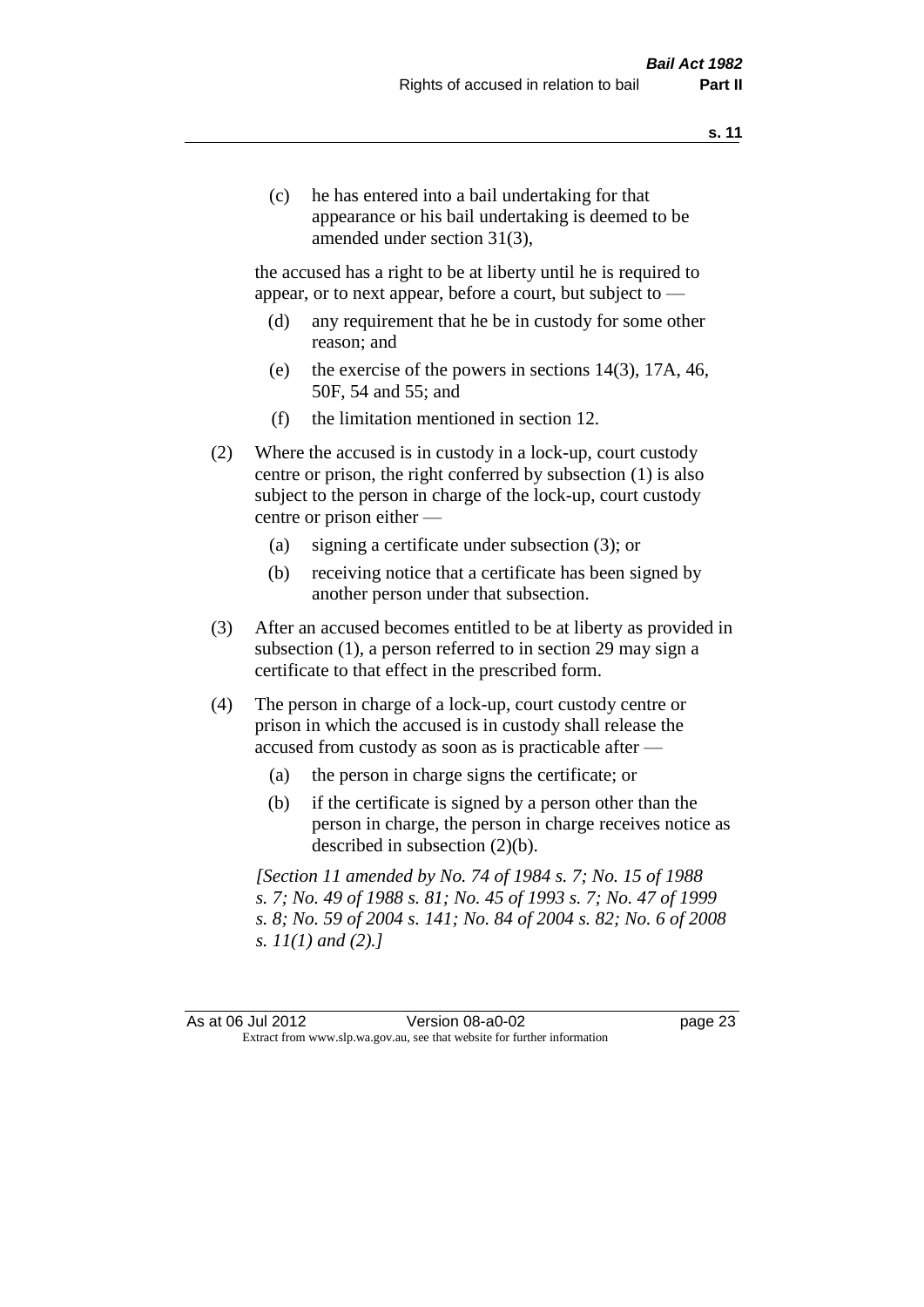(c) he has entered into a bail undertaking for that appearance or his bail undertaking is deemed to be amended under section 31(3),

the accused has a right to be at liberty until he is required to appear, or to next appear, before a court, but subject to —

(d) any requirement that he be in custody for some other reason; and

(e) the exercise of the powers in sections 14(3), 17A, 46, 50F, 54 and 55; and

(f) the limitation mentioned in section 12.

(2) Where the accused is in custody in a lock-up, court custody centre or prison, the right conferred by subsection (1) is also subject to the person in charge of the lock-up, court custody centre or prison either —

(a) signing a certificate under subsection (3); or

(b) receiving notice that a certificate has been signed by another person under that subsection.

(3) After an accused becomes entitled to be at liberty as provided in subsection (1), a person referred to in section 29 may sign a certificate to that effect in the prescribed form.

(4) The person in charge of a lock-up, court custody centre or prison in which the accused is in custody shall release the accused from custody as soon as is practicable after —

(a) the person in charge signs the certificate; or

(b) if the certificate is signed by a person other than the person in charge, the person in charge receives notice as described in subsection (2)(b).

*[Section 11 amended by No. 74 of 1984 s. 7; No. 15 of 1988 s. 7; No. 49 of 1988 s. 81; No. 45 of 1993 s. 7; No. 47 of 1999 s. 8; No. 59 of 2004 s. 141; No. 84 of 2004 s. 82; No. 6 of 2008 s. 11(1) and (2).]*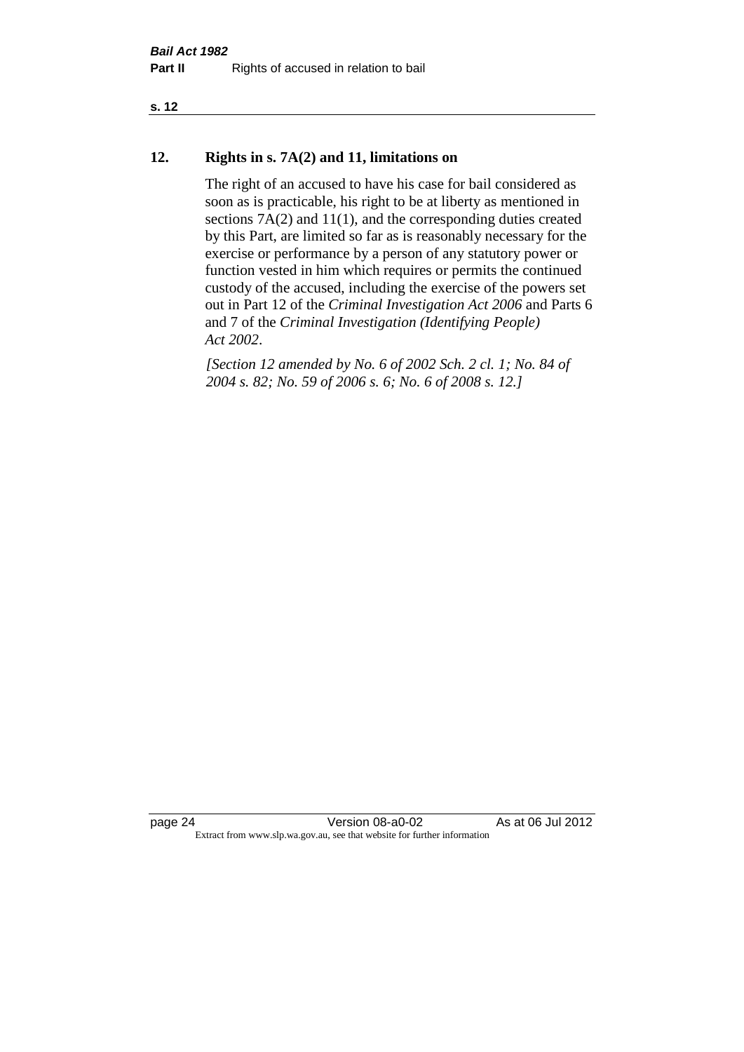## 12. Rights in s. 7A(2) and 11, limitations on

The right of an accused to have his case for bail considered as soon as is practicable, his right to be at liberty as mentioned in sections 7A(2) and 11(1), and the corresponding duties created by this Part, are limited so far as is reasonably necessary for the exercise or performance by a person of any statutory power or function vested in him which requires or permits the continued custody of the accused, including the exercise of the powers set out in Part 12 of the *Criminal Investigation Act 2006* and Parts 6 and 7 of the *Criminal Investigation (Identifying People) Act 2002*.

*[Section 12 amended by No. 6 of 2002 Sch. 2 cl. 1; No. 84 of 2004 s. 82; No. 59 of 2006 s. 6; No. 6 of 2008 s. 12.]*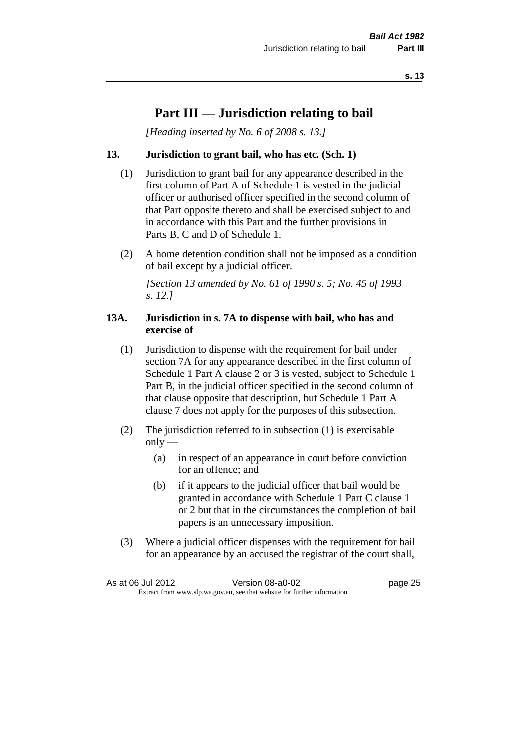# Part III — Jurisdiction relating to bail

*[Heading inserted by No. 6 of 2008 s. 13.]*

### 13. Jurisdiction to grant bail, who has etc. (Sch. 1)

(1) Jurisdiction to grant bail for any appearance described in the first column of Part A of Schedule 1 is vested in the judicial officer or authorised officer specified in the second column of that Part opposite thereto and shall be exercised subject to and in accordance with this Part and the further provisions in Parts B, C and D of Schedule 1.

(2) A home detention condition shall not be imposed as a condition of bail except by a judicial officer.

*[Section 13 amended by No. 61 of 1990 s. 5; No. 45 of 1993 s. 12.]*

### 13A. Jurisdiction in s. 7A to dispense with bail, who has and exercise of

(1) Jurisdiction to dispense with the requirement for bail under section 7A for any appearance described in the first column of Schedule 1 Part A clause 2 or 3 is vested, subject to Schedule 1 Part B, in the judicial officer specified in the second column of that clause opposite that description, but Schedule 1 Part A clause 7 does not apply for the purposes of this subsection.

(2) The jurisdiction referred to in subsection (1) is exercisable only —

- (a) in respect of an appearance in court before conviction for an offence; and
- (b) if it appears to the judicial officer that bail would be granted in accordance with Schedule 1 Part C clause 1 or 2 but that in the circumstances the completion of bail papers is an unnecessary imposition.

(3) Where a judicial officer dispenses with the requirement for bail for an appearance by an accused the registrar of the court shall,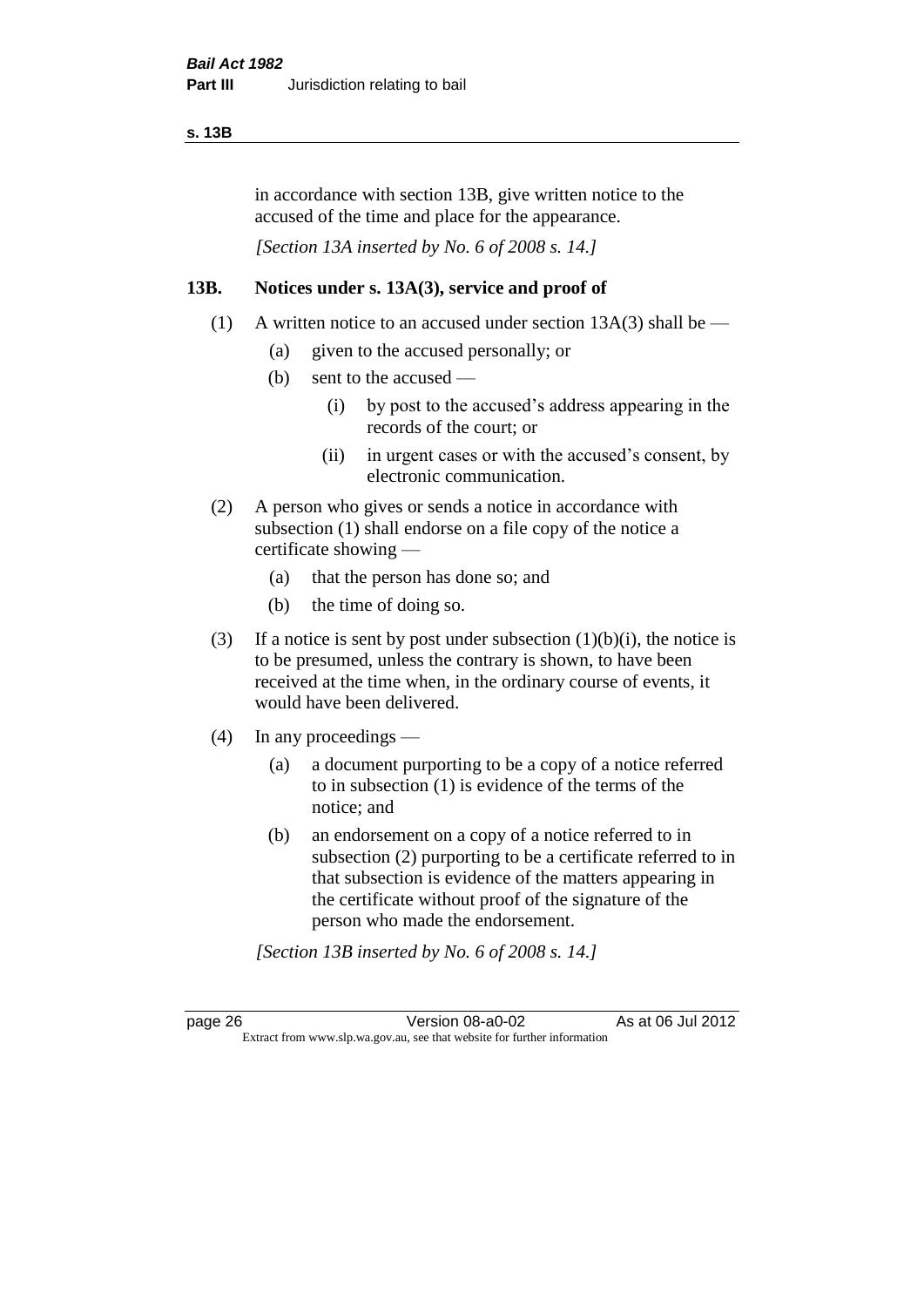in accordance with section 13B, give written notice to the accused of the time and place for the appearance.

*[Section 13A inserted by No. 6 of 2008 s. 14.]*

### 13B. Notices under s. 13A(3), service and proof of

(1) A written notice to an accused under section 13A(3) shall be —

  (a) given to the accused personally; or

  (b) sent to the accused —

    (i) by post to the accused's address appearing in the records of the court; or

    (ii) in urgent cases or with the accused's consent, by electronic communication.

(2) A person who gives or sends a notice in accordance with subsection (1) shall endorse on a file copy of the notice a certificate showing —

  (a) that the person has done so; and

  (b) the time of doing so.

(3) If a notice is sent by post under subsection (1)(b)(i), the notice is to be presumed, unless the contrary is shown, to have been received at the time when, in the ordinary course of events, it would have been delivered.

(4) In any proceedings —

  (a) a document purporting to be a copy of a notice referred to in subsection (1) is evidence of the terms of the notice; and

  (b) an endorsement on a copy of a notice referred to in subsection (2) purporting to be a certificate referred to in that subsection is evidence of the matters appearing in the certificate without proof of the signature of the person who made the endorsement.

*[Section 13B inserted by No. 6 of 2008 s. 14.]*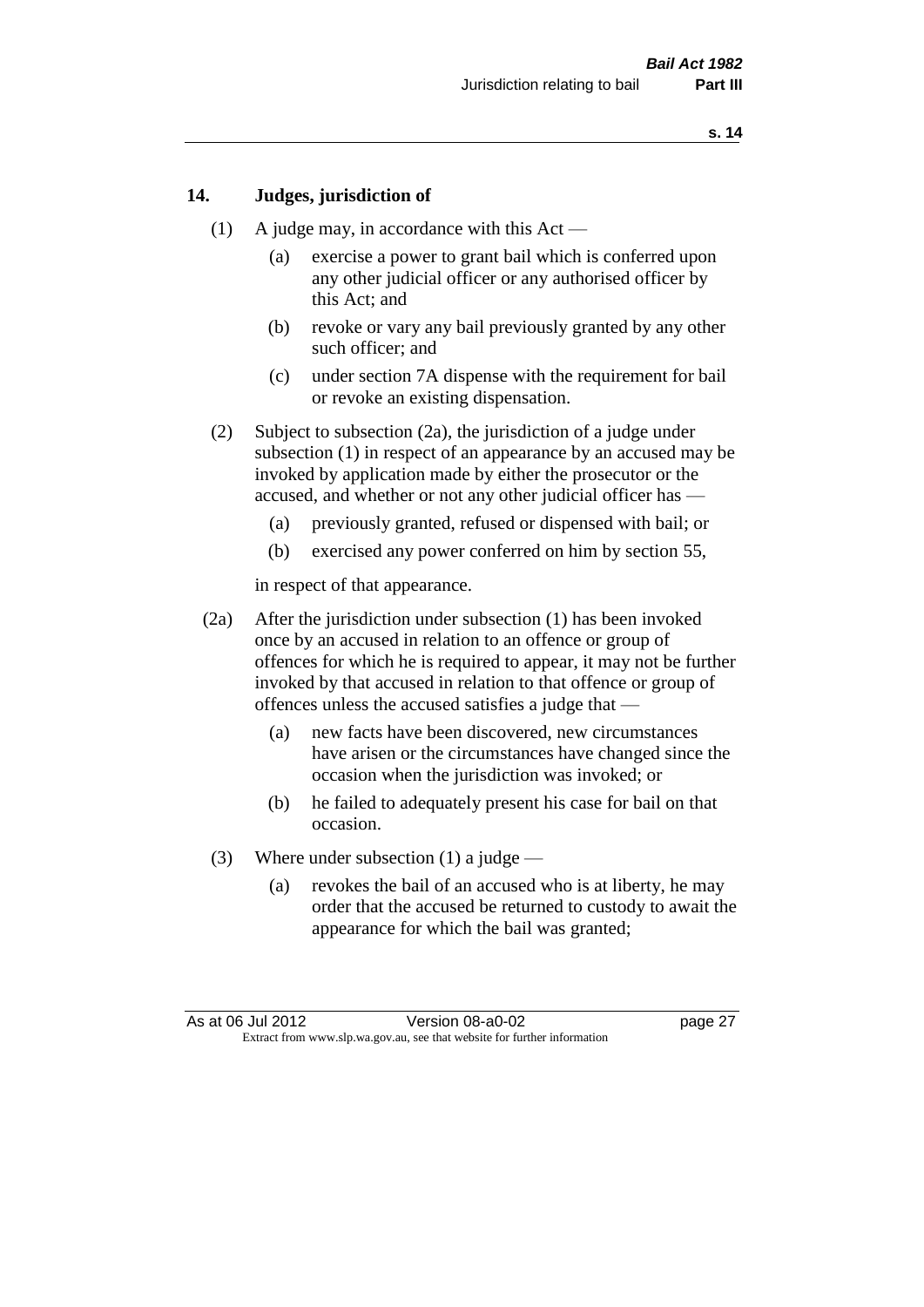## 14. Judges, jurisdiction of

(1) A judge may, in accordance with this Act —

(a) exercise a power to grant bail which is conferred upon any other judicial officer or any authorised officer by this Act; and

(b) revoke or vary any bail previously granted by any other such officer; and

(c) under section 7A dispense with the requirement for bail or revoke an existing dispensation.

(2) Subject to subsection (2a), the jurisdiction of a judge under subsection (1) in respect of an appearance by an accused may be invoked by application made by either the prosecutor or the accused, and whether or not any other judicial officer has —

(a) previously granted, refused or dispensed with bail; or

(b) exercised any power conferred on him by section 55,

in respect of that appearance.

(2a) After the jurisdiction under subsection (1) has been invoked once by an accused in relation to an offence or group of offences for which he is required to appear, it may not be further invoked by that accused in relation to that offence or group of offences unless the accused satisfies a judge that —

(a) new facts have been discovered, new circumstances have arisen or the circumstances have changed since the occasion when the jurisdiction was invoked; or

(b) he failed to adequately present his case for bail on that occasion.

(3) Where under subsection (1) a judge —

(a) revokes the bail of an accused who is at liberty, he may order that the accused be returned to custody to await the appearance for which the bail was granted;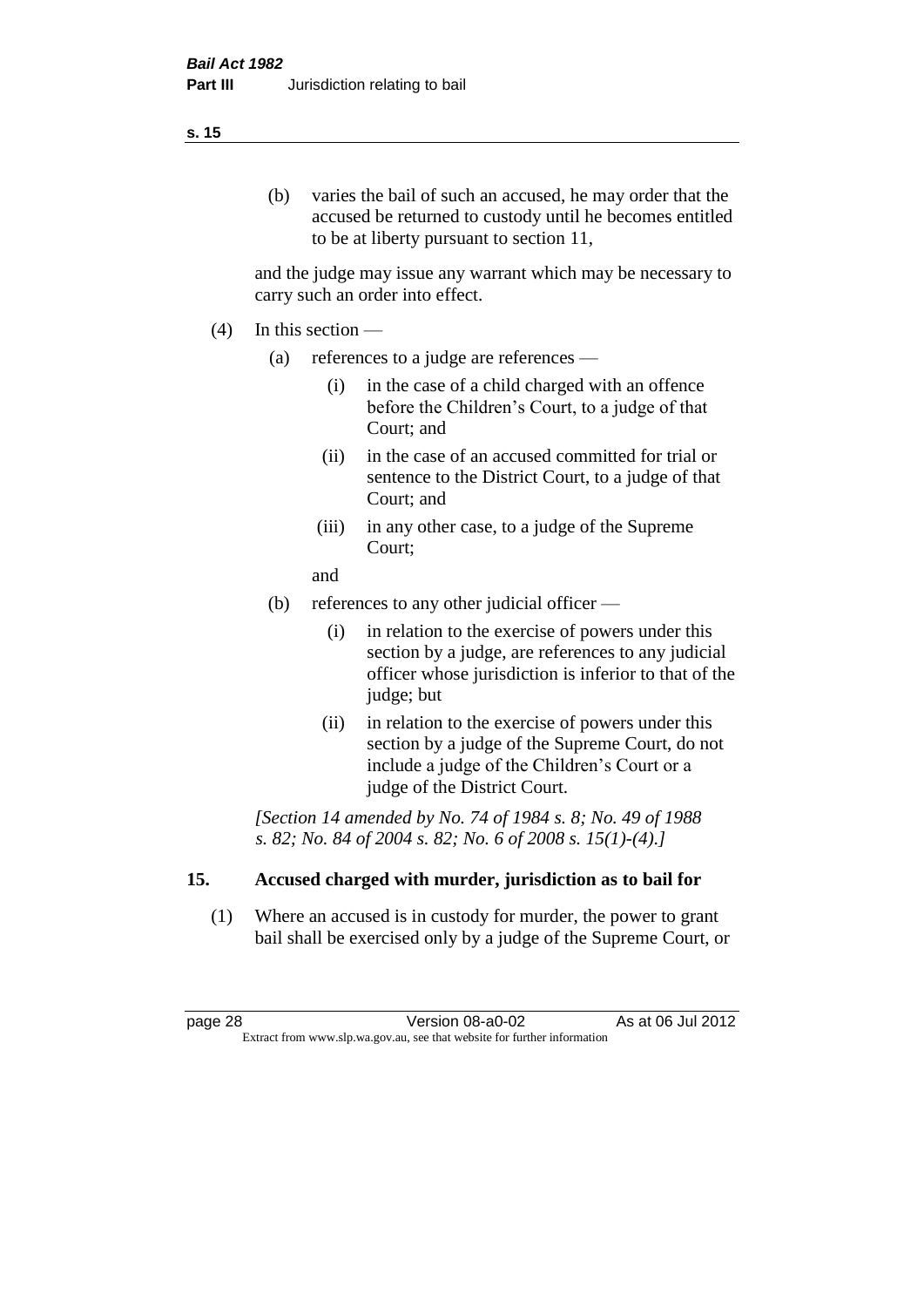(b) varies the bail of such an accused, he may order that the accused be returned to custody until he becomes entitled to be at liberty pursuant to section 11,

and the judge may issue any warrant which may be necessary to carry such an order into effect.

(4) In this section —

(a) references to a judge are references —

(i) in the case of a child charged with an offence before the Children's Court, to a judge of that Court; and

(ii) in the case of an accused committed for trial or sentence to the District Court, to a judge of that Court; and

(iii) in any other case, to a judge of the Supreme Court;

and

(b) references to any other judicial officer —

(i) in relation to the exercise of powers under this section by a judge, are references to any judicial officer whose jurisdiction is inferior to that of the judge; but

(ii) in relation to the exercise of powers under this section by a judge of the Supreme Court, do not include a judge of the Children's Court or a judge of the District Court.

*[Section 14 amended by No. 74 of 1984 s. 8; No. 49 of 1988 s. 82; No. 84 of 2004 s. 82; No. 6 of 2008 s. 15(1)-(4).]*

## 15. Accused charged with murder, jurisdiction as to bail for

(1) Where an accused is in custody for murder, the power to grant bail shall be exercised only by a judge of the Supreme Court, or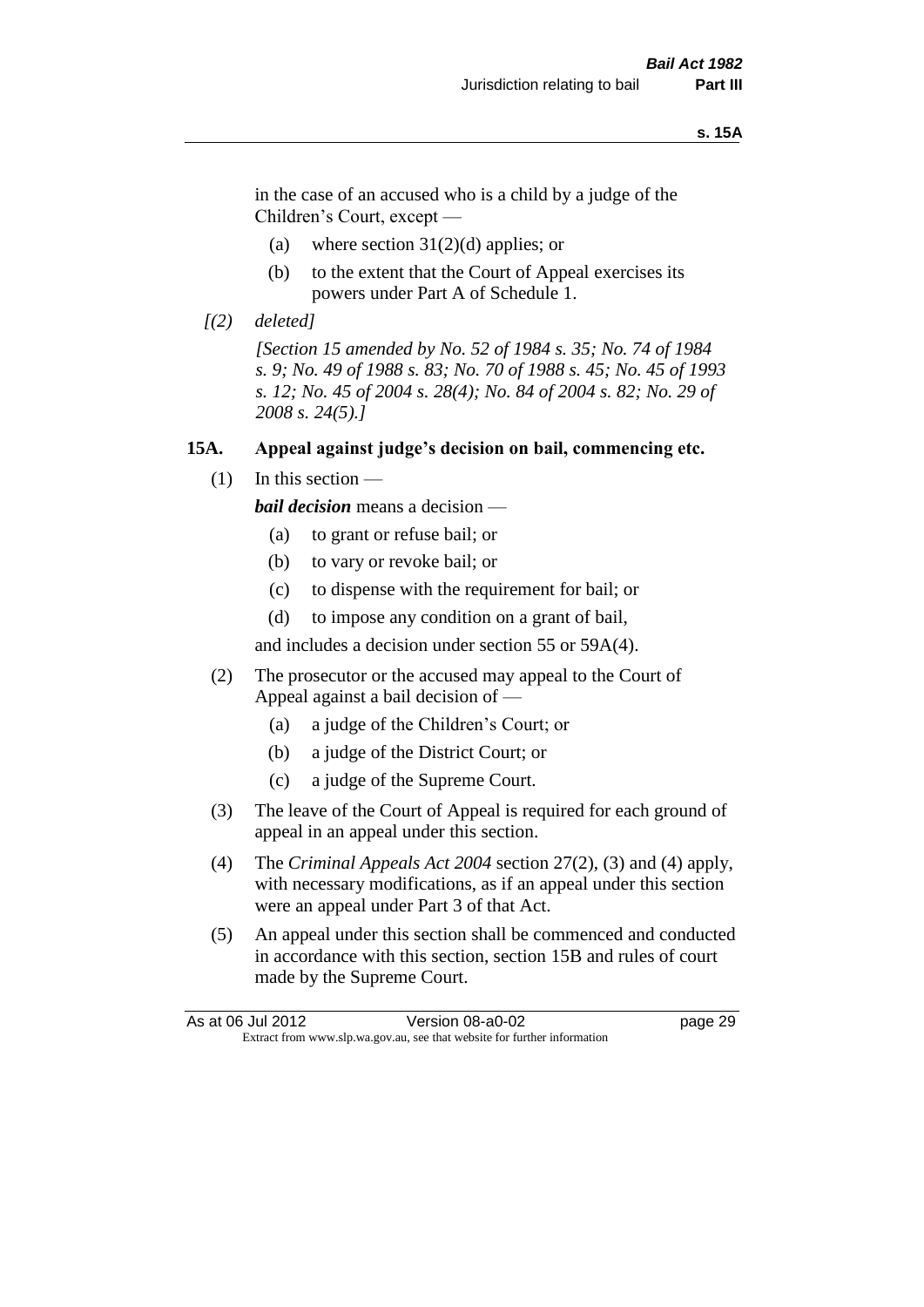in the case of an accused who is a child by a judge of the Children's Court, except —

(a) where section 31(2)(d) applies; or

(b) to the extent that the Court of Appeal exercises its powers under Part A of Schedule 1.

*[(2) deleted]*

*[Section 15 amended by No. 52 of 1984 s. 35; No. 74 of 1984 s. 9; No. 49 of 1988 s. 83; No. 70 of 1988 s. 45; No. 45 of 1993 s. 12; No. 45 of 2004 s. 28(4); No. 84 of 2004 s. 82; No. 29 of 2008 s. 24(5).]*

### 15A. Appeal against judge's decision on bail, commencing etc.

(1) In this section —

***bail decision*** means a decision —

(a) to grant or refuse bail; or

(b) to vary or revoke bail; or

(c) to dispense with the requirement for bail; or

(d) to impose any condition on a grant of bail,

and includes a decision under section 55 or 59A(4).

(2) The prosecutor or the accused may appeal to the Court of Appeal against a bail decision of —

(a) a judge of the Children's Court; or

(b) a judge of the District Court; or

(c) a judge of the Supreme Court.

(3) The leave of the Court of Appeal is required for each ground of appeal in an appeal under this section.

(4) The *Criminal Appeals Act 2004* section 27(2), (3) and (4) apply, with necessary modifications, as if an appeal under this section were an appeal under Part 3 of that Act.

(5) An appeal under this section shall be commenced and conducted in accordance with this section, section 15B and rules of court made by the Supreme Court.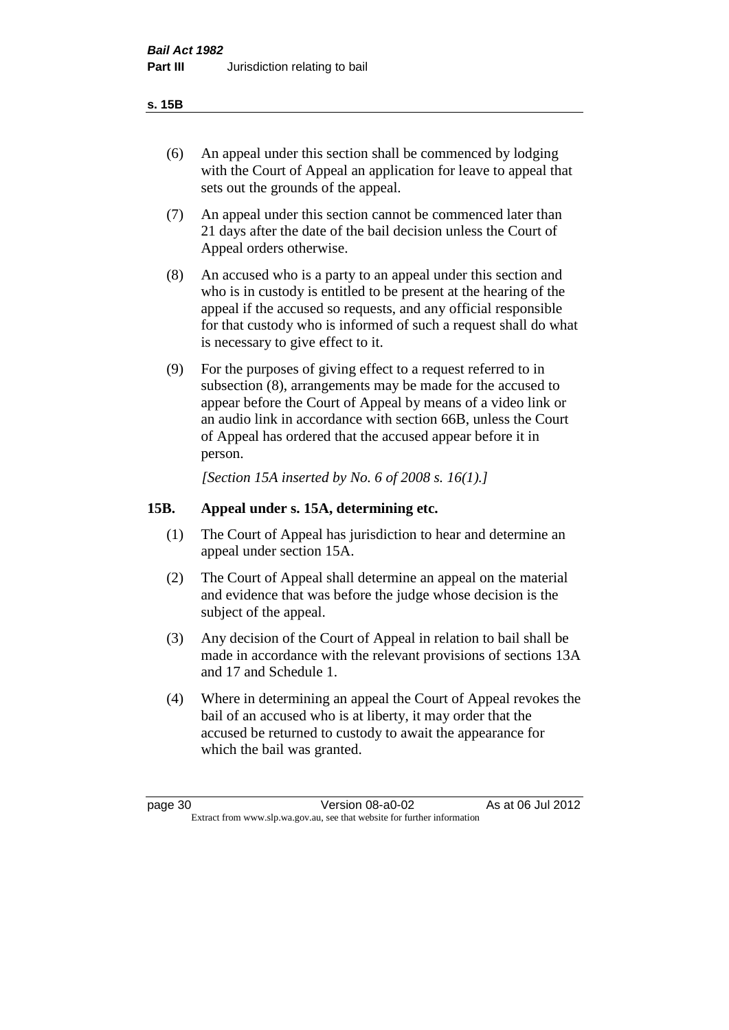(6) An appeal under this section shall be commenced by lodging with the Court of Appeal an application for leave to appeal that sets out the grounds of the appeal.

(7) An appeal under this section cannot be commenced later than 21 days after the date of the bail decision unless the Court of Appeal orders otherwise.

(8) An accused who is a party to an appeal under this section and who is in custody is entitled to be present at the hearing of the appeal if the accused so requests, and any official responsible for that custody who is informed of such a request shall do what is necessary to give effect to it.

(9) For the purposes of giving effect to a request referred to in subsection (8), arrangements may be made for the accused to appear before the Court of Appeal by means of a video link or an audio link in accordance with section 66B, unless the Court of Appeal has ordered that the accused appear before it in person.

*[Section 15A inserted by No. 6 of 2008 s. 16(1).]*

## 15B. Appeal under s. 15A, determining etc.

(1) The Court of Appeal has jurisdiction to hear and determine an appeal under section 15A.

(2) The Court of Appeal shall determine an appeal on the material and evidence that was before the judge whose decision is the subject of the appeal.

(3) Any decision of the Court of Appeal in relation to bail shall be made in accordance with the relevant provisions of sections 13A and 17 and Schedule 1.

(4) Where in determining an appeal the Court of Appeal revokes the bail of an accused who is at liberty, it may order that the accused be returned to custody to await the appearance for which the bail was granted.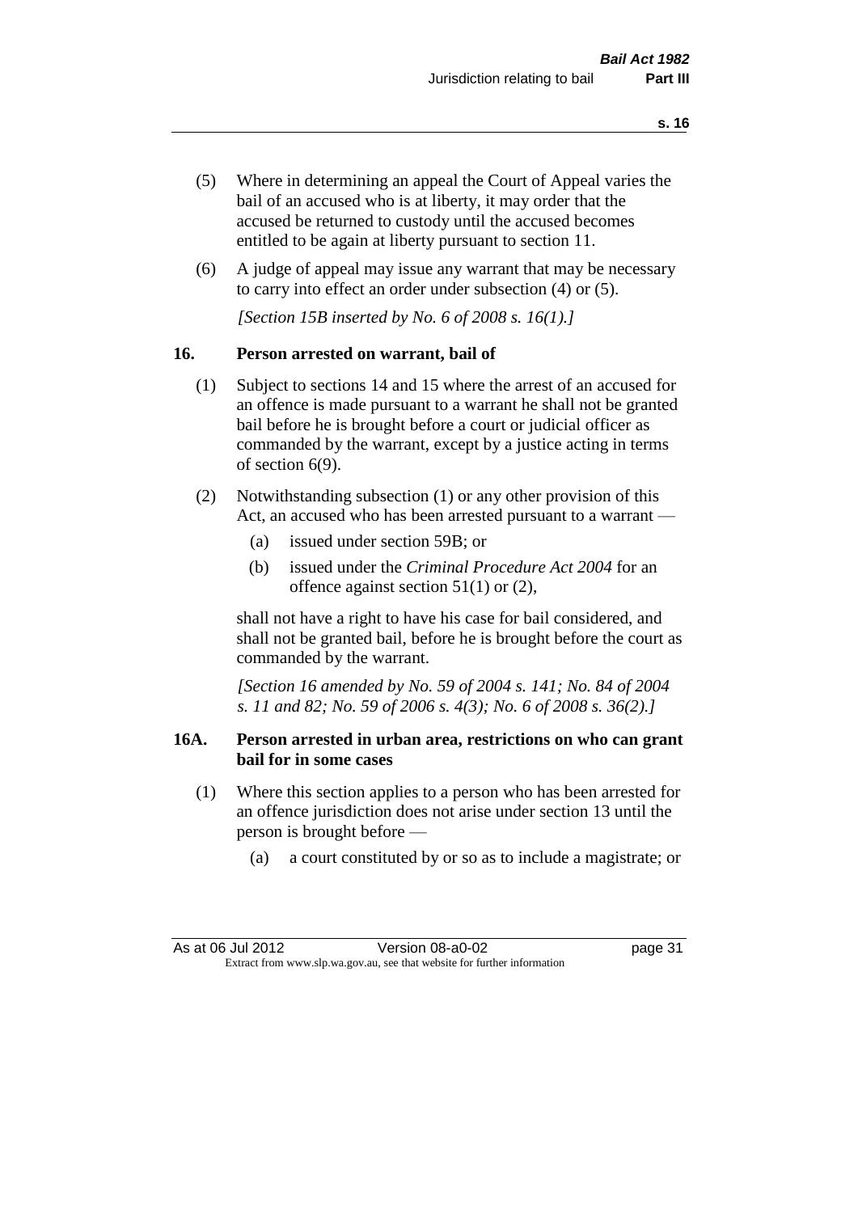(5) Where in determining an appeal the Court of Appeal varies the bail of an accused who is at liberty, it may order that the accused be returned to custody until the accused becomes entitled to be again at liberty pursuant to section 11.

(6) A judge of appeal may issue any warrant that may be necessary to carry into effect an order under subsection (4) or (5).

*[Section 15B inserted by No. 6 of 2008 s. 16(1).]*

### 16. Person arrested on warrant, bail of

(1) Subject to sections 14 and 15 where the arrest of an accused for an offence is made pursuant to a warrant he shall not be granted bail before he is brought before a court or judicial officer as commanded by the warrant, except by a justice acting in terms of section 6(9).

(2) Notwithstanding subsection (1) or any other provision of this Act, an accused who has been arrested pursuant to a warrant —

- (a) issued under section 59B; or
- (b) issued under the *Criminal Procedure Act 2004* for an offence against section 51(1) or (2),

shall not have a right to have his case for bail considered, and shall not be granted bail, before he is brought before the court as commanded by the warrant.

*[Section 16 amended by No. 59 of 2004 s. 141; No. 84 of 2004 s. 11 and 82; No. 59 of 2006 s. 4(3); No. 6 of 2008 s. 36(2).]*

### 16A. Person arrested in urban area, restrictions on who can grant bail for in some cases

(1) Where this section applies to a person who has been arrested for an offence jurisdiction does not arise under section 13 until the person is brought before —

- (a) a court constituted by or so as to include a magistrate; or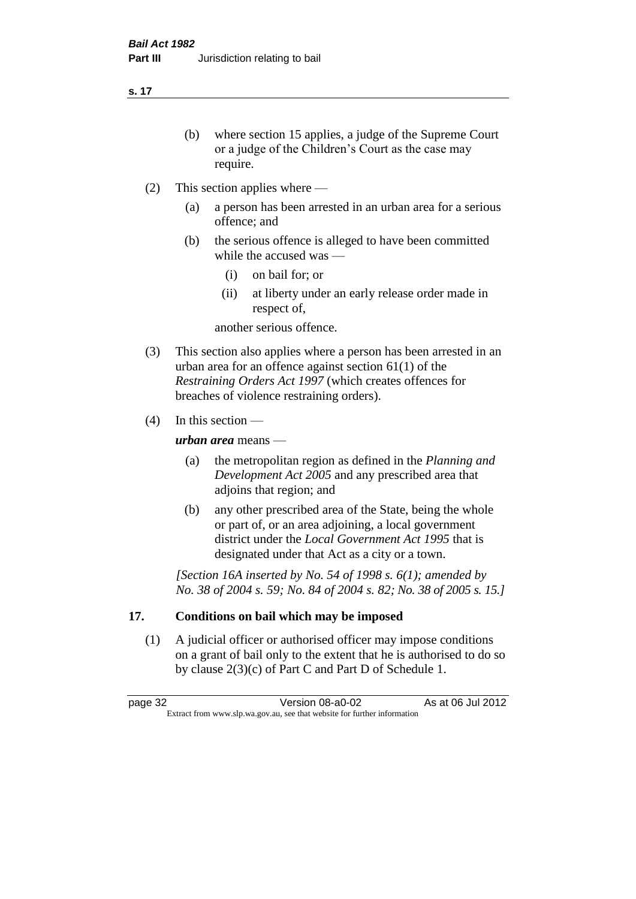(b) where section 15 applies, a judge of the Supreme Court or a judge of the Children's Court as the case may require.

(2) This section applies where —

(a) a person has been arrested in an urban area for a serious offence; and

(b) the serious offence is alleged to have been committed while the accused was —

(i) on bail for; or

(ii) at liberty under an early release order made in respect of,

another serious offence.

(3) This section also applies where a person has been arrested in an urban area for an offence against section 61(1) of the *Restraining Orders Act 1997* (which creates offences for breaches of violence restraining orders).

(4) In this section —

***urban area*** means —

(a) the metropolitan region as defined in the *Planning and Development Act 2005* and any prescribed area that adjoins that region; and

(b) any other prescribed area of the State, being the whole or part of, or an area adjoining, a local government district under the *Local Government Act 1995* that is designated under that Act as a city or a town.

*[Section 16A inserted by No. 54 of 1998 s. 6(1); amended by No. 38 of 2004 s. 59; No. 84 of 2004 s. 82; No. 38 of 2005 s. 15.]*

## 17. Conditions on bail which may be imposed

(1) A judicial officer or authorised officer may impose conditions on a grant of bail only to the extent that he is authorised to do so by clause 2(3)(c) of Part C and Part D of Schedule 1.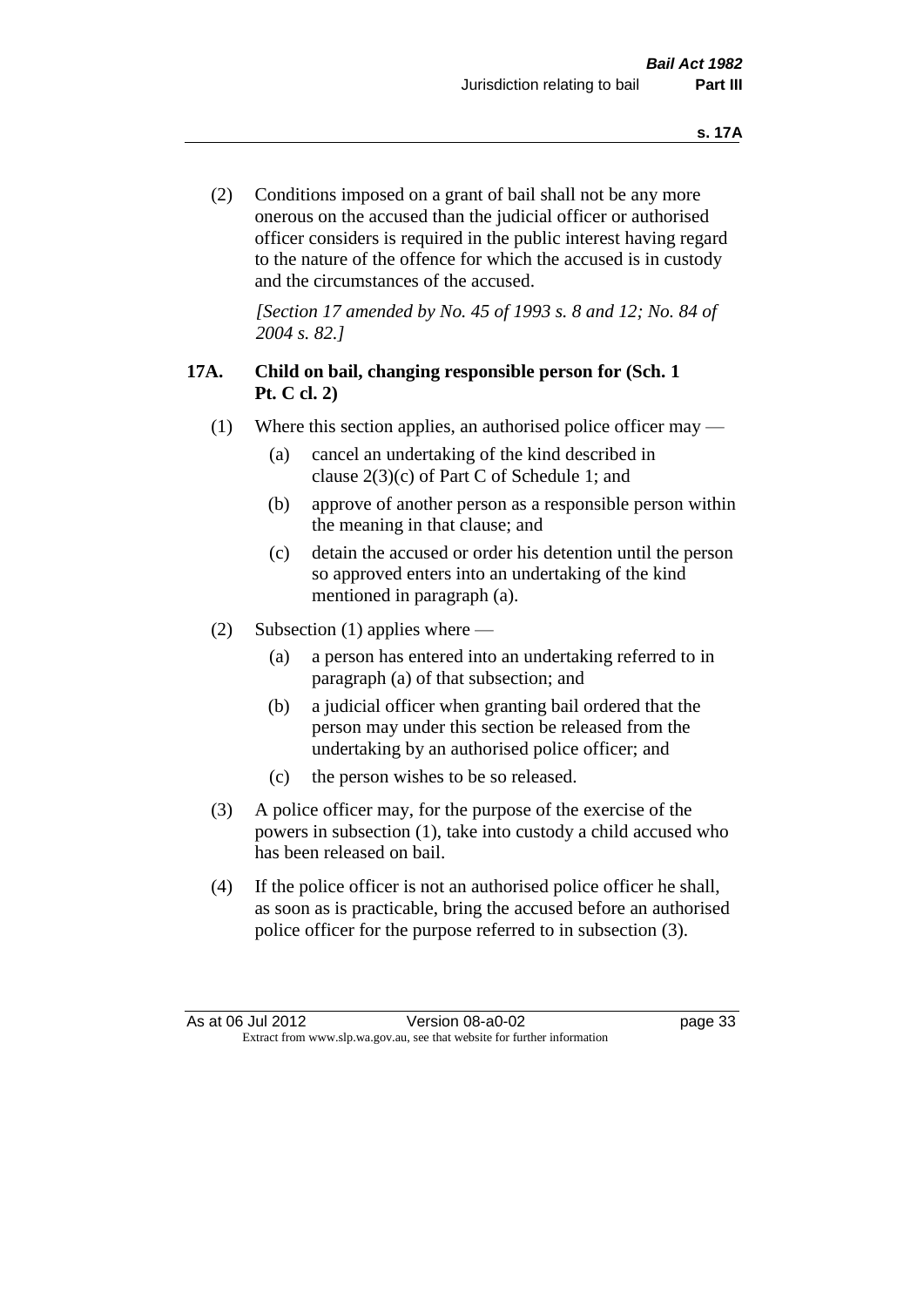(2) Conditions imposed on a grant of bail shall not be any more onerous on the accused than the judicial officer or authorised officer considers is required in the public interest having regard to the nature of the offence for which the accused is in custody and the circumstances of the accused.

*[Section 17 amended by No. 45 of 1993 s. 8 and 12; No. 84 of 2004 s. 82.]*

### 17A. Child on bail, changing responsible person for (Sch. 1 Pt. C cl. 2)

(1) Where this section applies, an authorised police officer may —

  (a) cancel an undertaking of the kind described in clause 2(3)(c) of Part C of Schedule 1; and

  (b) approve of another person as a responsible person within the meaning in that clause; and

  (c) detain the accused or order his detention until the person so approved enters into an undertaking of the kind mentioned in paragraph (a).

(2) Subsection (1) applies where —

  (a) a person has entered into an undertaking referred to in paragraph (a) of that subsection; and

  (b) a judicial officer when granting bail ordered that the person may under this section be released from the undertaking by an authorised police officer; and

  (c) the person wishes to be so released.

(3) A police officer may, for the purpose of the exercise of the powers in subsection (1), take into custody a child accused who has been released on bail.

(4) If the police officer is not an authorised police officer he shall, as soon as is practicable, bring the accused before an authorised police officer for the purpose referred to in subsection (3).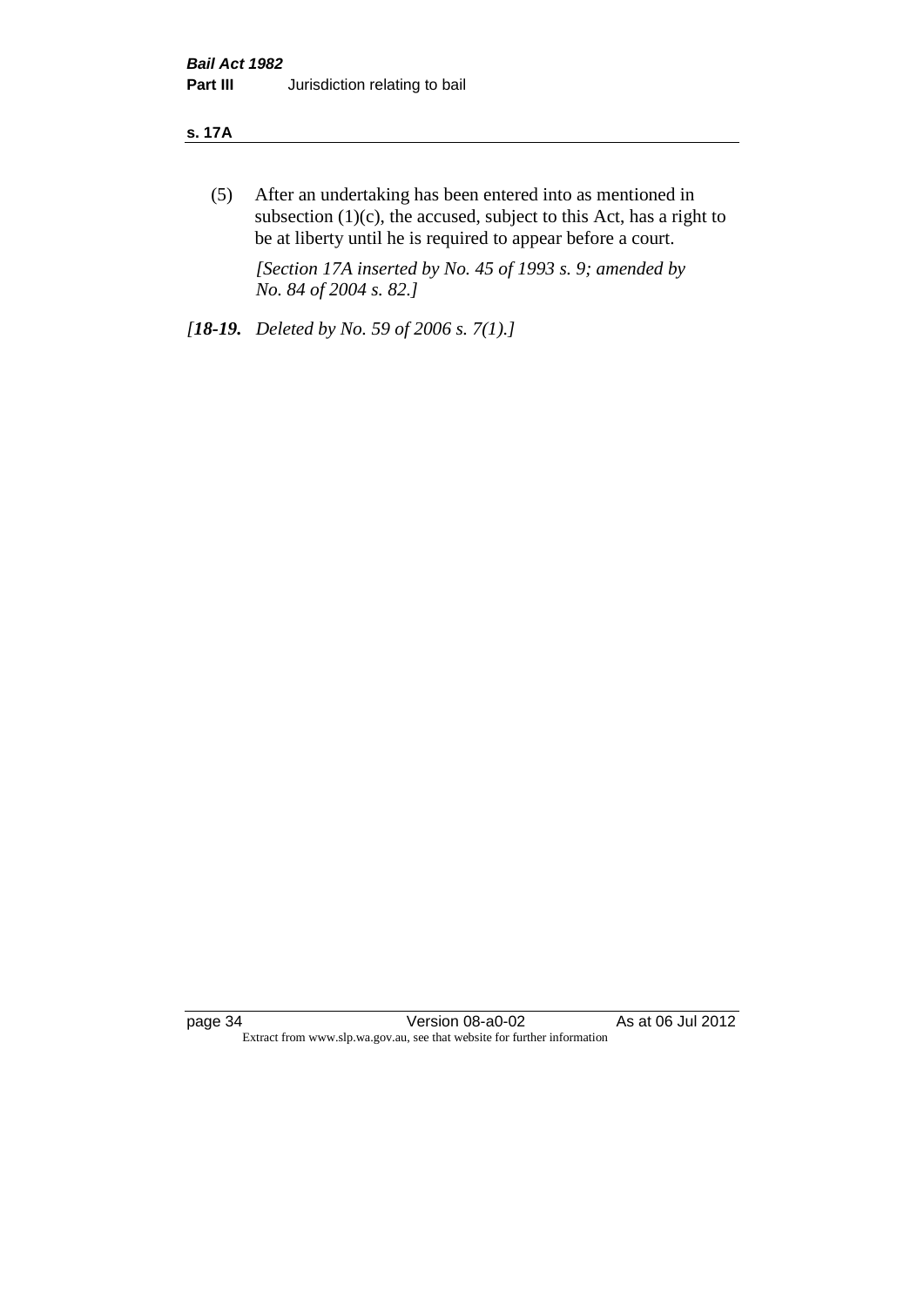(5) After an undertaking has been entered into as mentioned in subsection (1)(c), the accused, subject to this Act, has a right to be at liberty until he is required to appear before a court.

*[Section 17A inserted by No. 45 of 1993 s. 9; amended by No. 84 of 2004 s. 82.]*

*[**18-19.** Deleted by No. 59 of 2006 s. 7(1).]*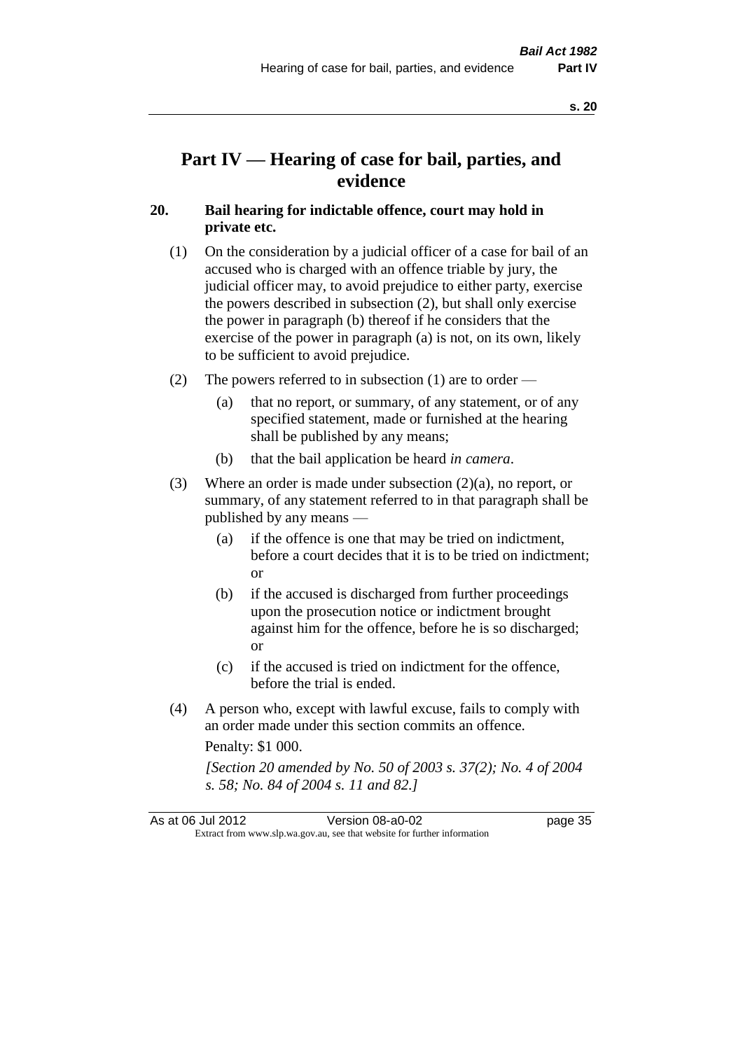# Part IV — Hearing of case for bail, parties, and evidence

## 20. Bail hearing for indictable offence, court may hold in private etc.

(1) On the consideration by a judicial officer of a case for bail of an accused who is charged with an offence triable by jury, the judicial officer may, to avoid prejudice to either party, exercise the powers described in subsection (2), but shall only exercise the power in paragraph (b) thereof if he considers that the exercise of the power in paragraph (a) is not, on its own, likely to be sufficient to avoid prejudice.

(2) The powers referred to in subsection (1) are to order —

- (a) that no report, or summary, of any statement, or of any specified statement, made or furnished at the hearing shall be published by any means;
- (b) that the bail application be heard *in camera*.

(3) Where an order is made under subsection (2)(a), no report, or summary, of any statement referred to in that paragraph shall be published by any means —

- (a) if the offence is one that may be tried on indictment, before a court decides that it is to be tried on indictment; or
- (b) if the accused is discharged from further proceedings upon the prosecution notice or indictment brought against him for the offence, before he is so discharged; or
- (c) if the accused is tried on indictment for the offence, before the trial is ended.

(4) A person who, except with lawful excuse, fails to comply with an order made under this section commits an offence.

Penalty: $1 000.

*[Section 20 amended by No. 50 of 2003 s. 37(2); No. 4 of 2004 s. 58; No. 84 of 2004 s. 11 and 82.]*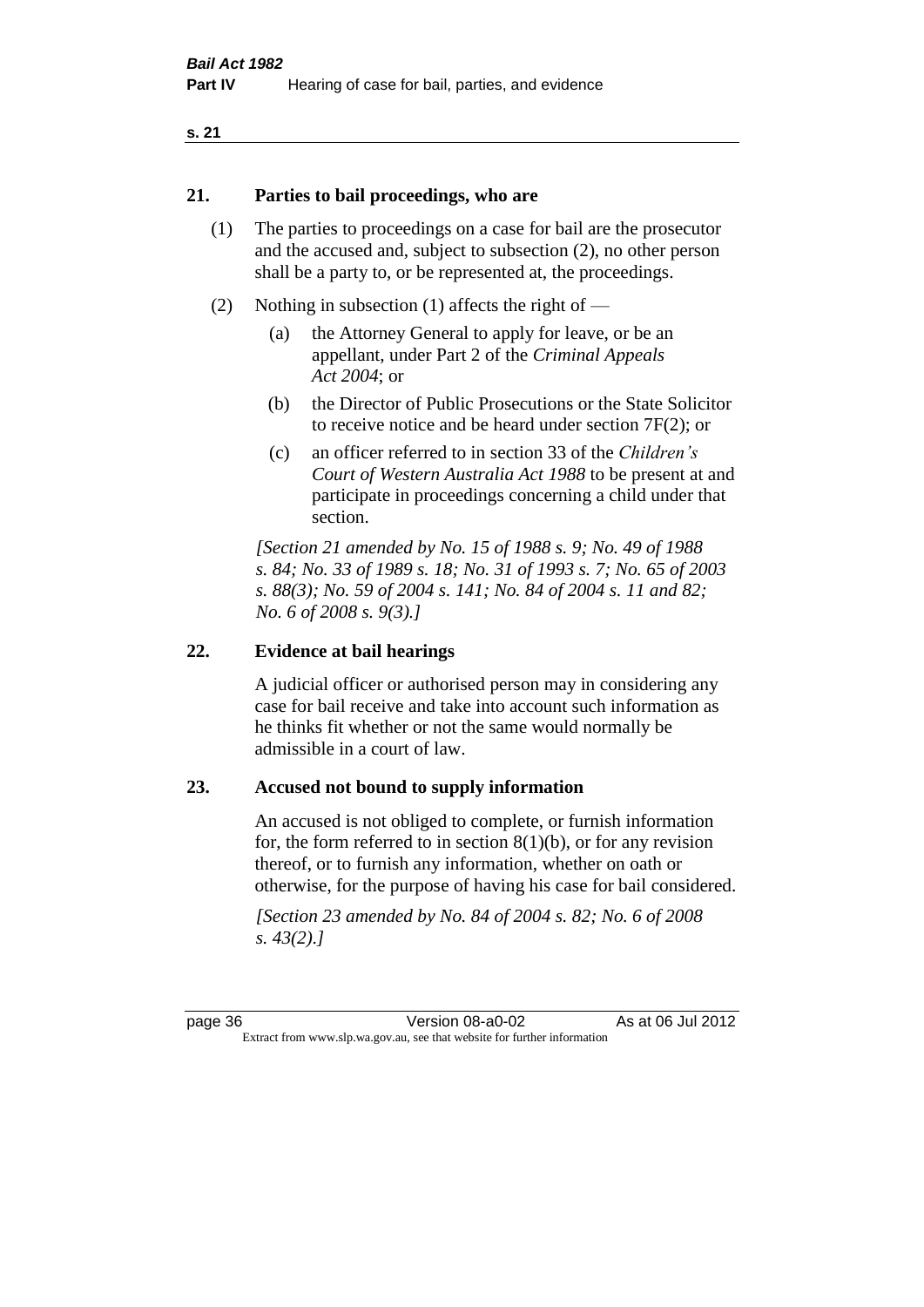## 21. Parties to bail proceedings, who are

(1) The parties to proceedings on a case for bail are the prosecutor and the accused and, subject to subsection (2), no other person shall be a party to, or be represented at, the proceedings.

(2) Nothing in subsection (1) affects the right of —

- (a) the Attorney General to apply for leave, or be an appellant, under Part 2 of the *Criminal Appeals Act 2004*; or
- (b) the Director of Public Prosecutions or the State Solicitor to receive notice and be heard under section 7F(2); or
- (c) an officer referred to in section 33 of the *Children's Court of Western Australia Act 1988* to be present at and participate in proceedings concerning a child under that section.

*[Section 21 amended by No. 15 of 1988 s. 9; No. 49 of 1988 s. 84; No. 33 of 1989 s. 18; No. 31 of 1993 s. 7; No. 65 of 2003 s. 88(3); No. 59 of 2004 s. 141; No. 84 of 2004 s. 11 and 82; No. 6 of 2008 s. 9(3).]*

## 22. Evidence at bail hearings

A judicial officer or authorised person may in considering any case for bail receive and take into account such information as he thinks fit whether or not the same would normally be admissible in a court of law.

## 23. Accused not bound to supply information

An accused is not obliged to complete, or furnish information for, the form referred to in section 8(1)(b), or for any revision thereof, or to furnish any information, whether on oath or otherwise, for the purpose of having his case for bail considered.

*[Section 23 amended by No. 84 of 2004 s. 82; No. 6 of 2008 s. 43(2).]*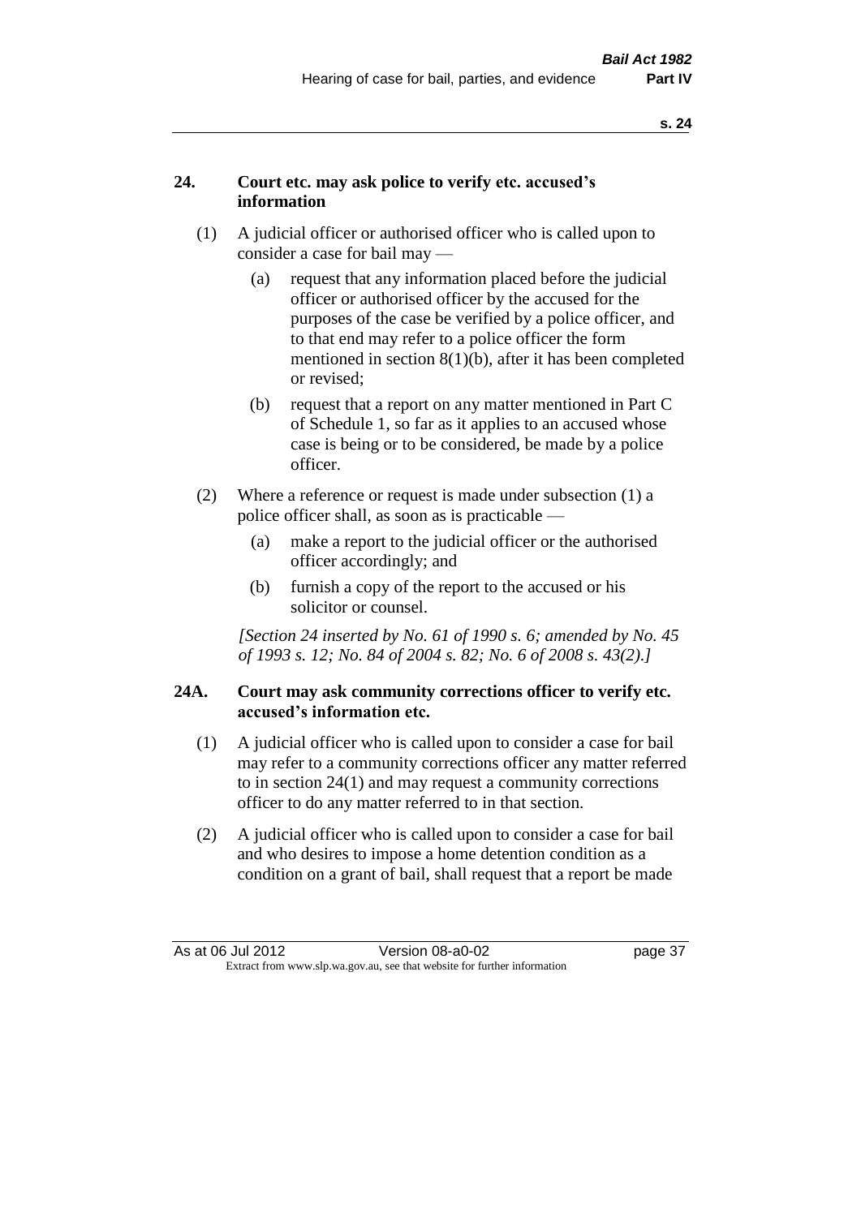## 24. Court etc. may ask police to verify etc. accused's information

(1) A judicial officer or authorised officer who is called upon to consider a case for bail may —

(a) request that any information placed before the judicial officer or authorised officer by the accused for the purposes of the case be verified by a police officer, and to that end may refer to a police officer the form mentioned in section 8(1)(b), after it has been completed or revised;

(b) request that a report on any matter mentioned in Part C of Schedule 1, so far as it applies to an accused whose case is being or to be considered, be made by a police officer.

(2) Where a reference or request is made under subsection (1) a police officer shall, as soon as is practicable —

(a) make a report to the judicial officer or the authorised officer accordingly; and

(b) furnish a copy of the report to the accused or his solicitor or counsel.

*[Section 24 inserted by No. 61 of 1990 s. 6; amended by No. 45 of 1993 s. 12; No. 84 of 2004 s. 82; No. 6 of 2008 s. 43(2).]*

## 24A. Court may ask community corrections officer to verify etc. accused's information etc.

(1) A judicial officer who is called upon to consider a case for bail may refer to a community corrections officer any matter referred to in section 24(1) and may request a community corrections officer to do any matter referred to in that section.

(2) A judicial officer who is called upon to consider a case for bail and who desires to impose a home detention condition as a condition on a grant of bail, shall request that a report be made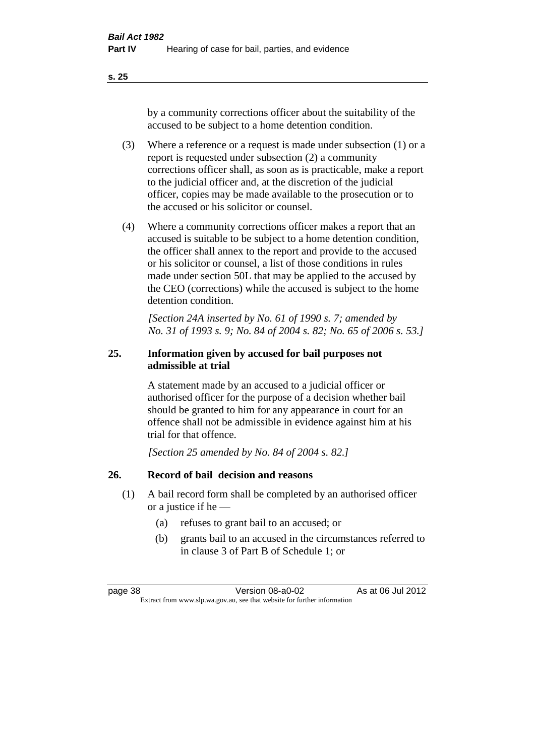by a community corrections officer about the suitability of the accused to be subject to a home detention condition.

(3) Where a reference or a request is made under subsection (1) or a report is requested under subsection (2) a community corrections officer shall, as soon as is practicable, make a report to the judicial officer and, at the discretion of the judicial officer, copies may be made available to the prosecution or to the accused or his solicitor or counsel.

(4) Where a community corrections officer makes a report that an accused is suitable to be subject to a home detention condition, the officer shall annex to the report and provide to the accused or his solicitor or counsel, a list of those conditions in rules made under section 50L that may be applied to the accused by the CEO (corrections) while the accused is subject to the home detention condition.

*[Section 24A inserted by No. 61 of 1990 s. 7; amended by No. 31 of 1993 s. 9; No. 84 of 2004 s. 82; No. 65 of 2006 s. 53.]*

## 25. Information given by accused for bail purposes not admissible at trial

A statement made by an accused to a judicial officer or authorised officer for the purpose of a decision whether bail should be granted to him for any appearance in court for an offence shall not be admissible in evidence against him at his trial for that offence.

*[Section 25 amended by No. 84 of 2004 s. 82.]*

## 26. Record of bail decision and reasons

(1) A bail record form shall be completed by an authorised officer or a justice if he —

(a) refuses to grant bail to an accused; or

(b) grants bail to an accused in the circumstances referred to in clause 3 of Part B of Schedule 1; or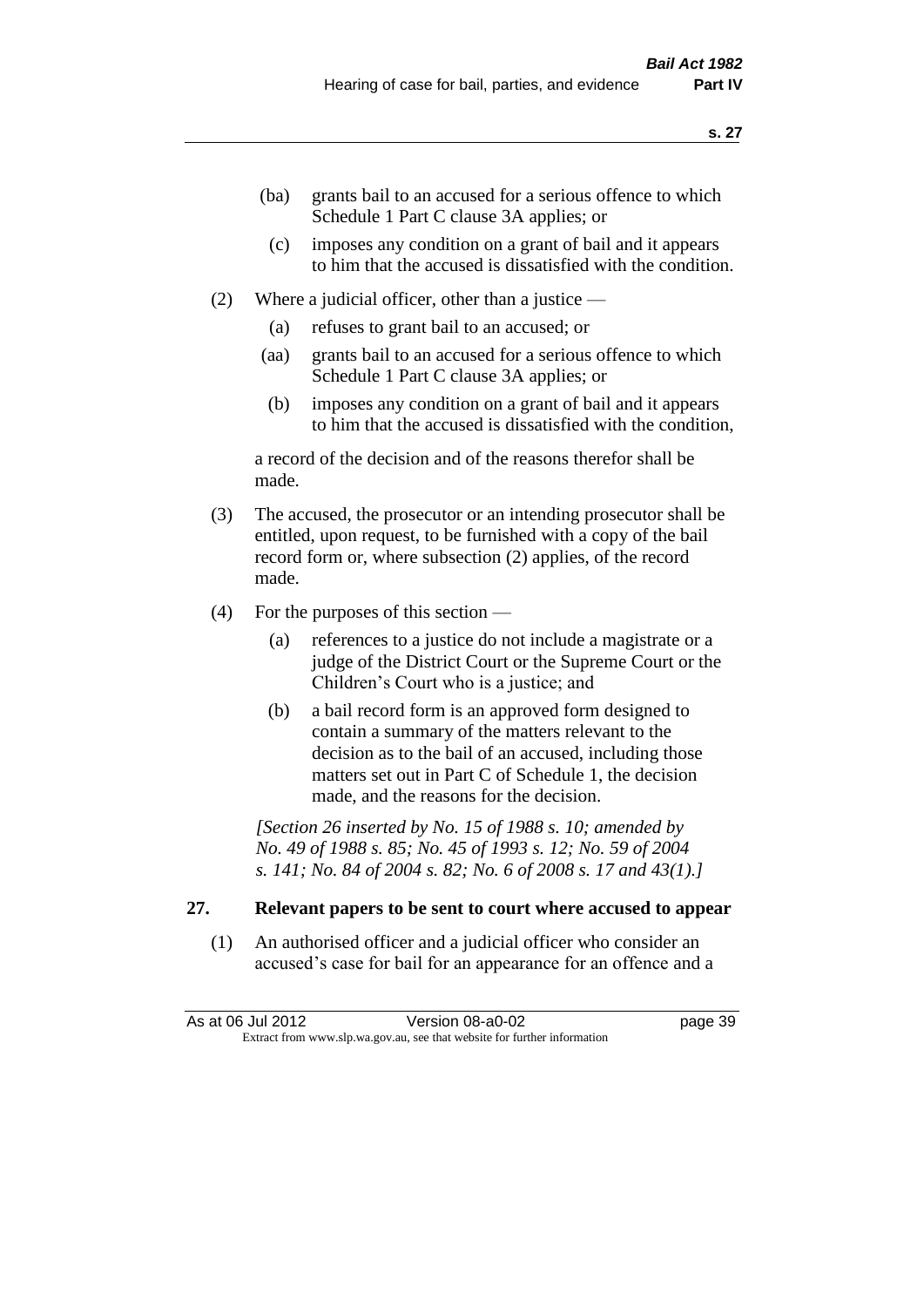- (ba) grants bail to an accused for a serious offence to which Schedule 1 Part C clause 3A applies; or
- (c) imposes any condition on a grant of bail and it appears to him that the accused is dissatisfied with the condition.

(2) Where a judicial officer, other than a justice —

- (a) refuses to grant bail to an accused; or
- (aa) grants bail to an accused for a serious offence to which Schedule 1 Part C clause 3A applies; or
- (b) imposes any condition on a grant of bail and it appears to him that the accused is dissatisfied with the condition,

a record of the decision and of the reasons therefor shall be made.

(3) The accused, the prosecutor or an intending prosecutor shall be entitled, upon request, to be furnished with a copy of the bail record form or, where subsection (2) applies, of the record made.

(4) For the purposes of this section —

- (a) references to a justice do not include a magistrate or a judge of the District Court or the Supreme Court or the Children's Court who is a justice; and
- (b) a bail record form is an approved form designed to contain a summary of the matters relevant to the decision as to the bail of an accused, including those matters set out in Part C of Schedule 1, the decision made, and the reasons for the decision.

*[Section 26 inserted by No. 15 of 1988 s. 10; amended by No. 49 of 1988 s. 85; No. 45 of 1993 s. 12; No. 59 of 2004 s. 141; No. 84 of 2004 s. 82; No. 6 of 2008 s. 17 and 43(1).]*

## 27. Relevant papers to be sent to court where accused to appear

(1) An authorised officer and a judicial officer who consider an accused's case for bail for an appearance for an offence and a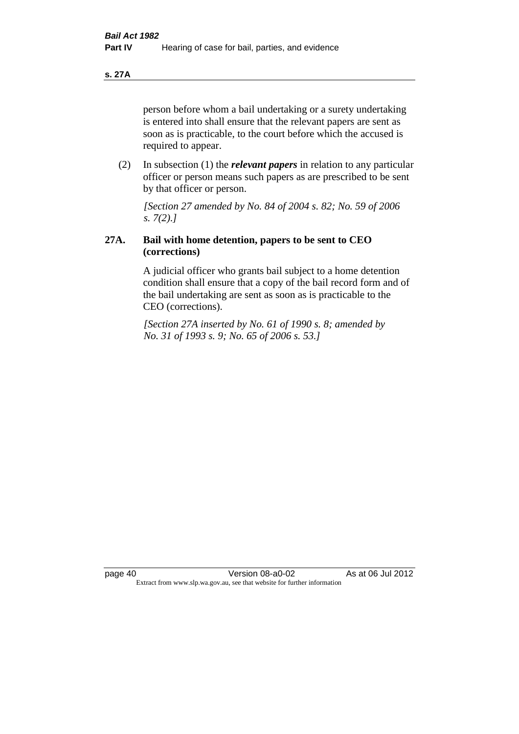person before whom a bail undertaking or a surety undertaking is entered into shall ensure that the relevant papers are sent as soon as is practicable, to the court before which the accused is required to appear.

(2) In subsection (1) the ***relevant papers*** in relation to any particular officer or person means such papers as are prescribed to be sent by that officer or person.

*[Section 27 amended by No. 84 of 2004 s. 82; No. 59 of 2006 s. 7(2).]*

### 27A. Bail with home detention, papers to be sent to CEO (corrections)

A judicial officer who grants bail subject to a home detention condition shall ensure that a copy of the bail record form and of the bail undertaking are sent as soon as is practicable to the CEO (corrections).

*[Section 27A inserted by No. 61 of 1990 s. 8; amended by No. 31 of 1993 s. 9; No. 65 of 2006 s. 53.]*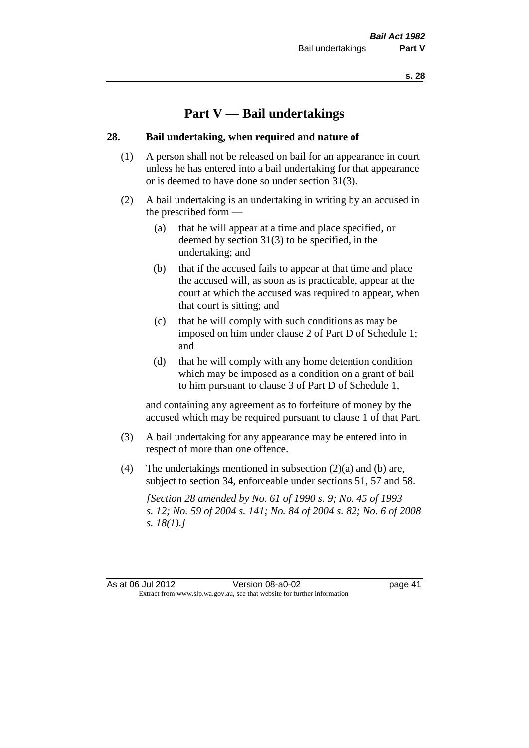# Part V — Bail undertakings

## 28. Bail undertaking, when required and nature of

(1) A person shall not be released on bail for an appearance in court unless he has entered into a bail undertaking for that appearance or is deemed to have done so under section 31(3).

(2) A bail undertaking is an undertaking in writing by an accused in the prescribed form —

   (a) that he will appear at a time and place specified, or deemed by section 31(3) to be specified, in the undertaking; and

   (b) that if the accused fails to appear at that time and place the accused will, as soon as is practicable, appear at the court at which the accused was required to appear, when that court is sitting; and

   (c) that he will comply with such conditions as may be imposed on him under clause 2 of Part D of Schedule 1; and

   (d) that he will comply with any home detention condition which may be imposed as a condition on a grant of bail to him pursuant to clause 3 of Part D of Schedule 1,

and containing any agreement as to forfeiture of money by the accused which may be required pursuant to clause 1 of that Part.

(3) A bail undertaking for any appearance may be entered into in respect of more than one offence.

(4) The undertakings mentioned in subsection (2)(a) and (b) are, subject to section 34, enforceable under sections 51, 57 and 58.

*[Section 28 amended by No. 61 of 1990 s. 9; No. 45 of 1993 s. 12; No. 59 of 2004 s. 141; No. 84 of 2004 s. 82; No. 6 of 2008 s. 18(1).]*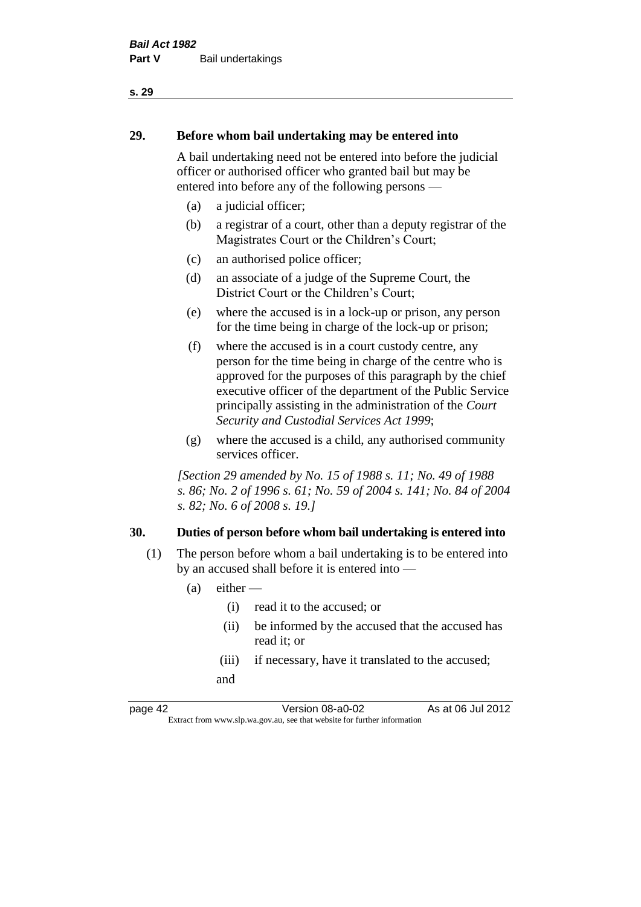## 29. Before whom bail undertaking may be entered into

A bail undertaking need not be entered into before the judicial officer or authorised officer who granted bail but may be entered into before any of the following persons —

(a) a judicial officer;

(b) a registrar of a court, other than a deputy registrar of the Magistrates Court or the Children's Court;

(c) an authorised police officer;

(d) an associate of a judge of the Supreme Court, the District Court or the Children's Court;

(e) where the accused is in a lock-up or prison, any person for the time being in charge of the lock-up or prison;

(f) where the accused is in a court custody centre, any person for the time being in charge of the centre who is approved for the purposes of this paragraph by the chief executive officer of the department of the Public Service principally assisting in the administration of the *Court Security and Custodial Services Act 1999*;

(g) where the accused is a child, any authorised community services officer.

*[Section 29 amended by No. 15 of 1988 s. 11; No. 49 of 1988 s. 86; No. 2 of 1996 s. 61; No. 59 of 2004 s. 141; No. 84 of 2004 s. 82; No. 6 of 2008 s. 19.]*

## 30. Duties of person before whom bail undertaking is entered into

(1) The person before whom a bail undertaking is to be entered into by an accused shall before it is entered into —

(a) either —

(i) read it to the accused; or

(ii) be informed by the accused that the accused has read it; or

(iii) if necessary, have it translated to the accused;

and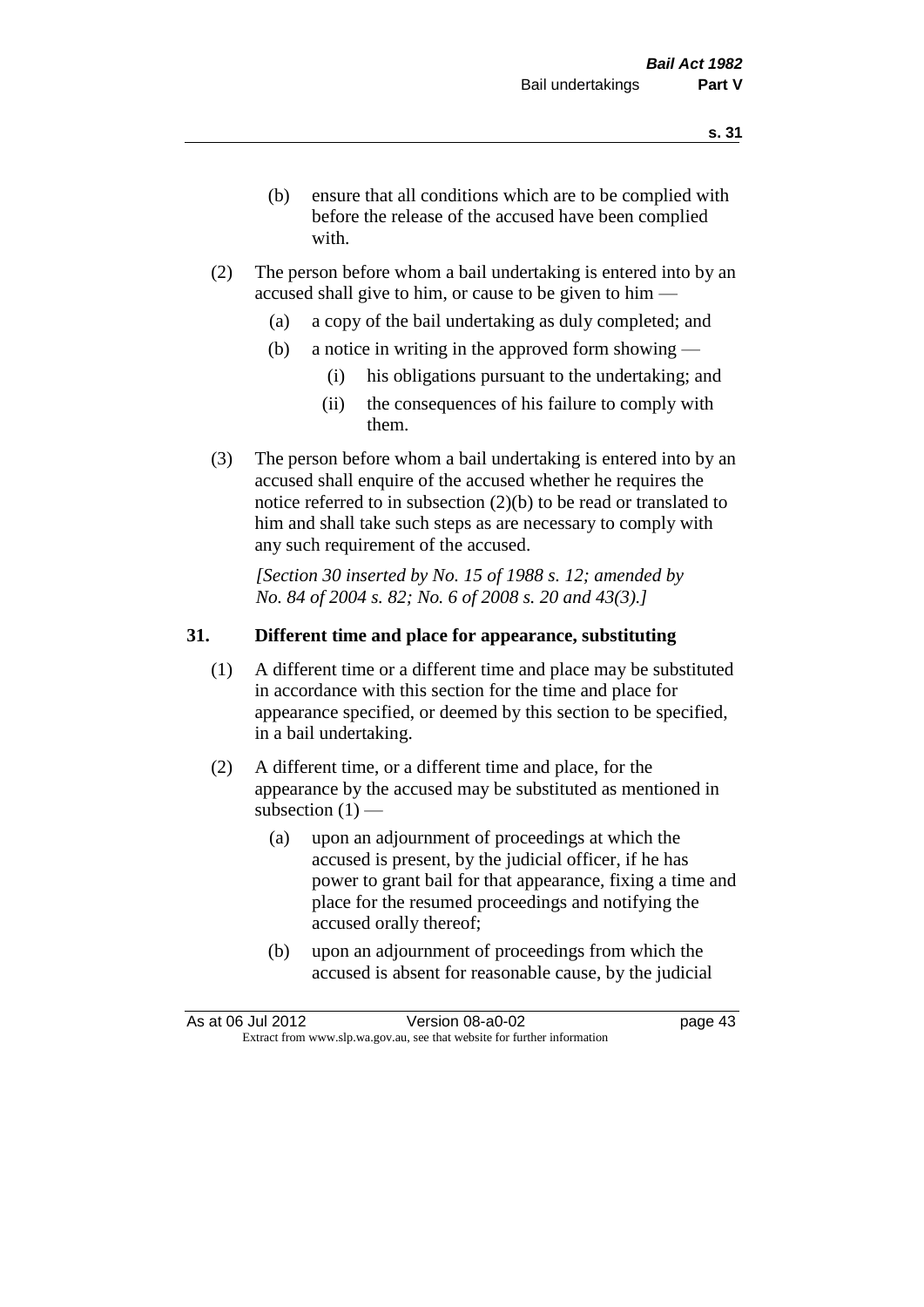(b) ensure that all conditions which are to be complied with before the release of the accused have been complied with.

(2) The person before whom a bail undertaking is entered into by an accused shall give to him, or cause to be given to him —

(a) a copy of the bail undertaking as duly completed; and

(b) a notice in writing in the approved form showing —

(i) his obligations pursuant to the undertaking; and

(ii) the consequences of his failure to comply with them.

(3) The person before whom a bail undertaking is entered into by an accused shall enquire of the accused whether he requires the notice referred to in subsection (2)(b) to be read or translated to him and shall take such steps as are necessary to comply with any such requirement of the accused.

*[Section 30 inserted by No. 15 of 1988 s. 12; amended by No. 84 of 2004 s. 82; No. 6 of 2008 s. 20 and 43(3).]*

## 31. Different time and place for appearance, substituting

(1) A different time or a different time and place may be substituted in accordance with this section for the time and place for appearance specified, or deemed by this section to be specified, in a bail undertaking.

(2) A different time, or a different time and place, for the appearance by the accused may be substituted as mentioned in subsection (1) —

(a) upon an adjournment of proceedings at which the accused is present, by the judicial officer, if he has power to grant bail for that appearance, fixing a time and place for the resumed proceedings and notifying the accused orally thereof;

(b) upon an adjournment of proceedings from which the accused is absent for reasonable cause, by the judicial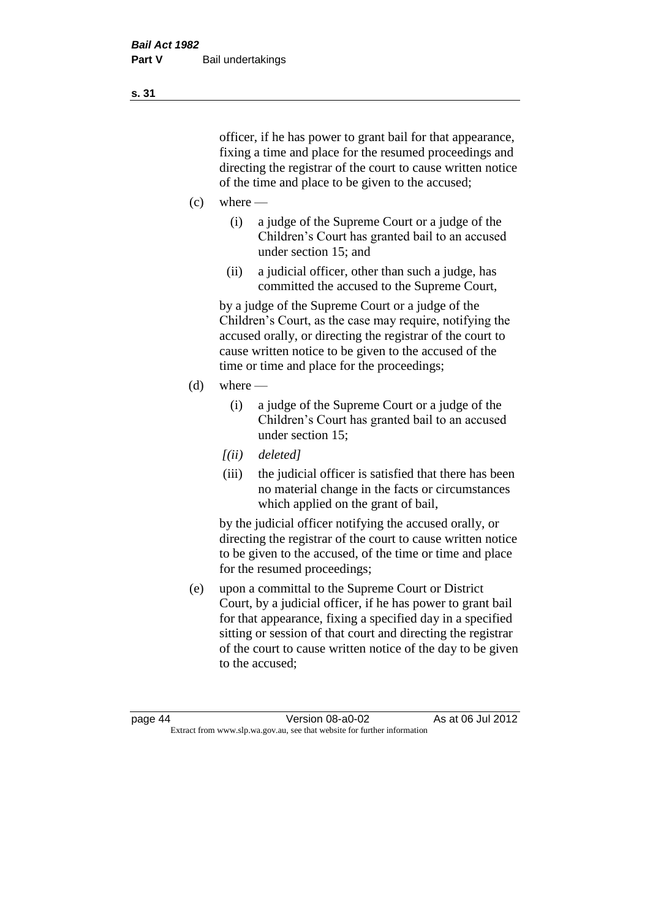officer, if he has power to grant bail for that appearance, fixing a time and place for the resumed proceedings and directing the registrar of the court to cause written notice of the time and place to be given to the accused;

(c) where —

(i) a judge of the Supreme Court or a judge of the Children's Court has granted bail to an accused under section 15; and

(ii) a judicial officer, other than such a judge, has committed the accused to the Supreme Court,

by a judge of the Supreme Court or a judge of the Children's Court, as the case may require, notifying the accused orally, or directing the registrar of the court to cause written notice to be given to the accused of the time or time and place for the proceedings;

(d) where —

(i) a judge of the Supreme Court or a judge of the Children's Court has granted bail to an accused under section 15;

*[(ii) deleted]*

(iii) the judicial officer is satisfied that there has been no material change in the facts or circumstances which applied on the grant of bail,

by the judicial officer notifying the accused orally, or directing the registrar of the court to cause written notice to be given to the accused, of the time or time and place for the resumed proceedings;

(e) upon a committal to the Supreme Court or District Court, by a judicial officer, if he has power to grant bail for that appearance, fixing a specified day in a specified sitting or session of that court and directing the registrar of the court to cause written notice of the day to be given to the accused;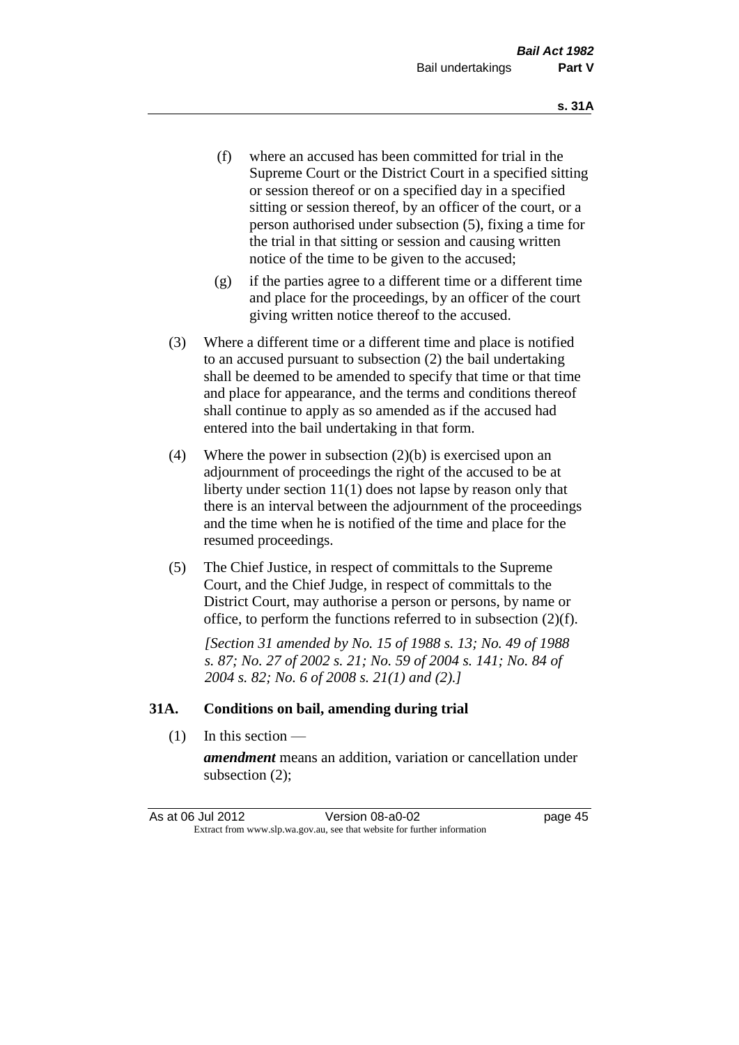(f) where an accused has been committed for trial in the Supreme Court or the District Court in a specified sitting or session thereof or on a specified day in a specified sitting or session thereof, by an officer of the court, or a person authorised under subsection (5), fixing a time for the trial in that sitting or session and causing written notice of the time to be given to the accused;

(g) if the parties agree to a different time or a different time and place for the proceedings, by an officer of the court giving written notice thereof to the accused.

(3) Where a different time or a different time and place is notified to an accused pursuant to subsection (2) the bail undertaking shall be deemed to be amended to specify that time or that time and place for appearance, and the terms and conditions thereof shall continue to apply as so amended as if the accused had entered into the bail undertaking in that form.

(4) Where the power in subsection (2)(b) is exercised upon an adjournment of proceedings the right of the accused to be at liberty under section 11(1) does not lapse by reason only that there is an interval between the adjournment of the proceedings and the time when he is notified of the time and place for the resumed proceedings.

(5) The Chief Justice, in respect of committals to the Supreme Court, and the Chief Judge, in respect of committals to the District Court, may authorise a person or persons, by name or office, to perform the functions referred to in subsection (2)(f).

*[Section 31 amended by No. 15 of 1988 s. 13; No. 49 of 1988 s. 87; No. 27 of 2002 s. 21; No. 59 of 2004 s. 141; No. 84 of 2004 s. 82; No. 6 of 2008 s. 21(1) and (2).]*

### 31A. Conditions on bail, amending during trial

(1) In this section —

***amendment*** means an addition, variation or cancellation under subsection (2);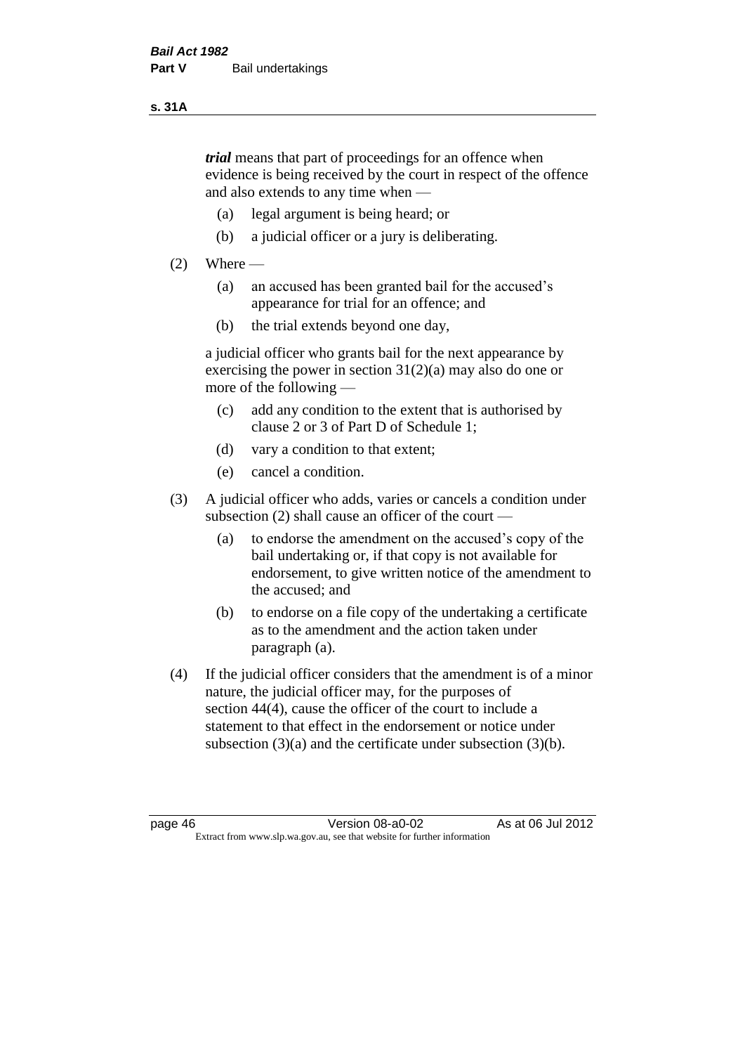***trial*** means that part of proceedings for an offence when evidence is being received by the court in respect of the offence and also extends to any time when —

(a) legal argument is being heard; or

(b) a judicial officer or a jury is deliberating.

(2) Where —

(a) an accused has been granted bail for the accused's appearance for trial for an offence; and

(b) the trial extends beyond one day,

a judicial officer who grants bail for the next appearance by exercising the power in section 31(2)(a) may also do one or more of the following —

(c) add any condition to the extent that is authorised by clause 2 or 3 of Part D of Schedule 1;

(d) vary a condition to that extent;

(e) cancel a condition.

(3) A judicial officer who adds, varies or cancels a condition under subsection (2) shall cause an officer of the court —

(a) to endorse the amendment on the accused's copy of the bail undertaking or, if that copy is not available for endorsement, to give written notice of the amendment to the accused; and

(b) to endorse on a file copy of the undertaking a certificate as to the amendment and the action taken under paragraph (a).

(4) If the judicial officer considers that the amendment is of a minor nature, the judicial officer may, for the purposes of section 44(4), cause the officer of the court to include a statement to that effect in the endorsement or notice under subsection (3)(a) and the certificate under subsection (3)(b).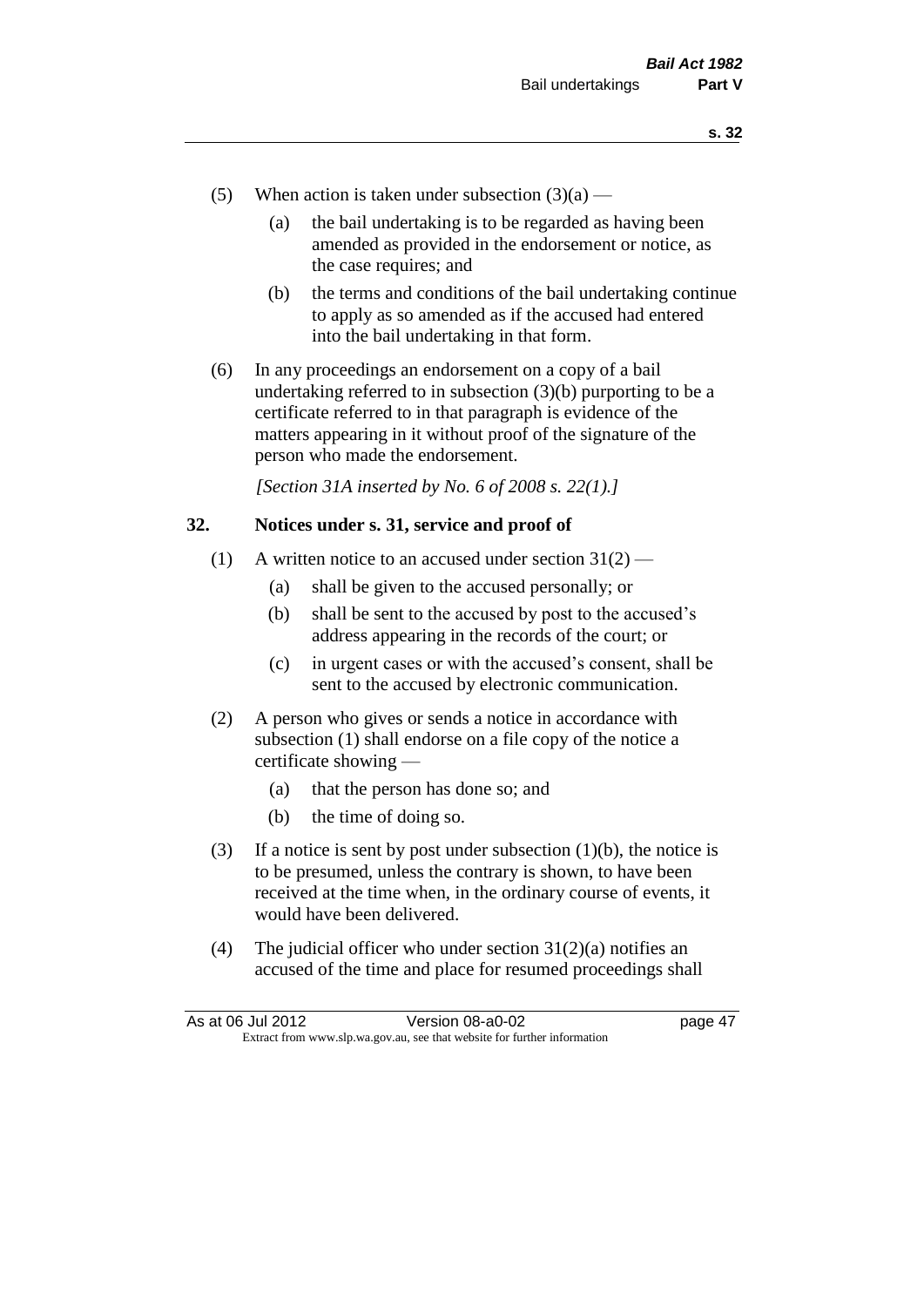(5) When action is taken under subsection (3)(a) —

  (a) the bail undertaking is to be regarded as having been amended as provided in the endorsement or notice, as the case requires; and

  (b) the terms and conditions of the bail undertaking continue to apply as so amended as if the accused had entered into the bail undertaking in that form.

(6) In any proceedings an endorsement on a copy of a bail undertaking referred to in subsection (3)(b) purporting to be a certificate referred to in that paragraph is evidence of the matters appearing in it without proof of the signature of the person who made the endorsement.

*[Section 31A inserted by No. 6 of 2008 s. 22(1).]*

## 32. Notices under s. 31, service and proof of

(1) A written notice to an accused under section 31(2) —

  (a) shall be given to the accused personally; or

  (b) shall be sent to the accused by post to the accused's address appearing in the records of the court; or

  (c) in urgent cases or with the accused's consent, shall be sent to the accused by electronic communication.

(2) A person who gives or sends a notice in accordance with subsection (1) shall endorse on a file copy of the notice a certificate showing —

  (a) that the person has done so; and

  (b) the time of doing so.

(3) If a notice is sent by post under subsection (1)(b), the notice is to be presumed, unless the contrary is shown, to have been received at the time when, in the ordinary course of events, it would have been delivered.

(4) The judicial officer who under section 31(2)(a) notifies an accused of the time and place for resumed proceedings shall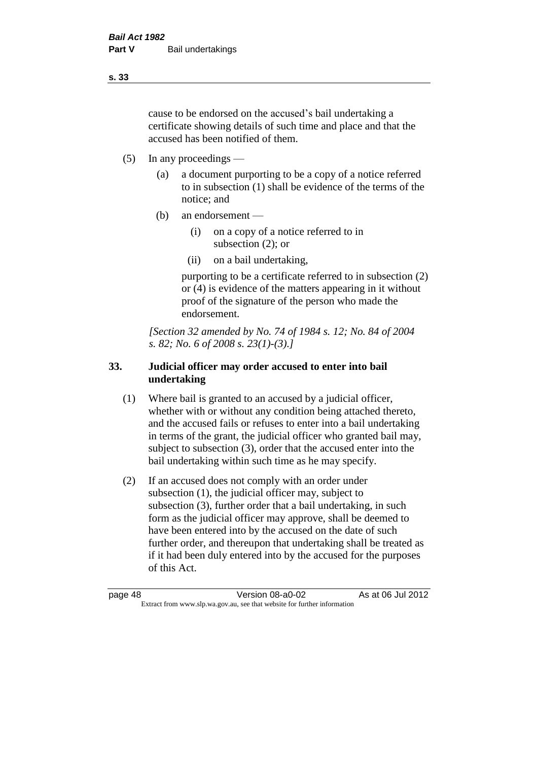cause to be endorsed on the accused's bail undertaking a certificate showing details of such time and place and that the accused has been notified of them.

(5) In any proceedings —

(a) a document purporting to be a copy of a notice referred to in subsection (1) shall be evidence of the terms of the notice; and

(b) an endorsement —

(i) on a copy of a notice referred to in subsection (2); or

(ii) on a bail undertaking,

purporting to be a certificate referred to in subsection (2) or (4) is evidence of the matters appearing in it without proof of the signature of the person who made the endorsement.

*[Section 32 amended by No. 74 of 1984 s. 12; No. 84 of 2004 s. 82; No. 6 of 2008 s. 23(1)-(3).]*

## 33. Judicial officer may order accused to enter into bail undertaking

(1) Where bail is granted to an accused by a judicial officer, whether with or without any condition being attached thereto, and the accused fails or refuses to enter into a bail undertaking in terms of the grant, the judicial officer who granted bail may, subject to subsection (3), order that the accused enter into the bail undertaking within such time as he may specify.

(2) If an accused does not comply with an order under subsection (1), the judicial officer may, subject to subsection (3), further order that a bail undertaking, in such form as the judicial officer may approve, shall be deemed to have been entered into by the accused on the date of such further order, and thereupon that undertaking shall be treated as if it had been duly entered into by the accused for the purposes of this Act.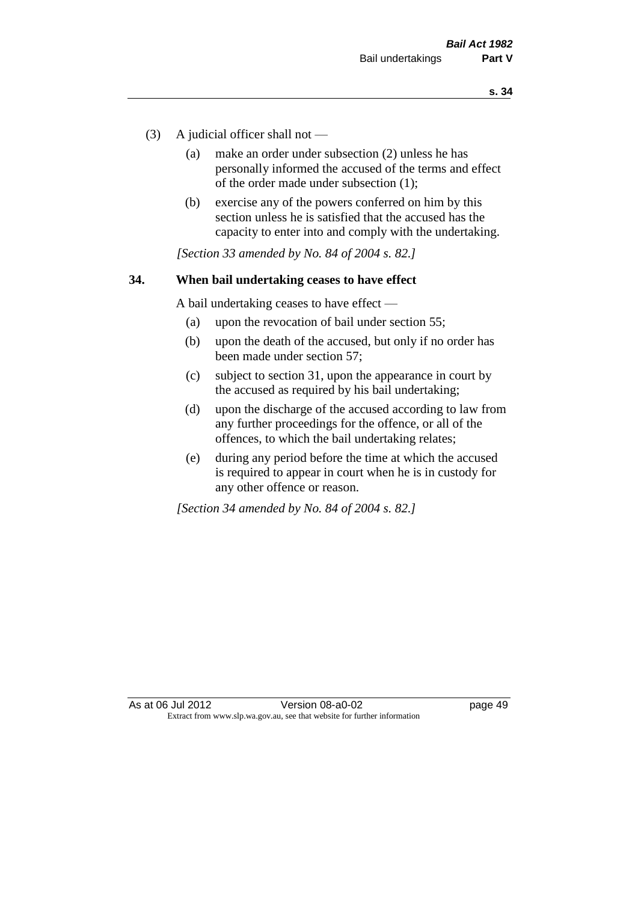(3) A judicial officer shall not —

(a) make an order under subsection (2) unless he has personally informed the accused of the terms and effect of the order made under subsection (1);

(b) exercise any of the powers conferred on him by this section unless he is satisfied that the accused has the capacity to enter into and comply with the undertaking.

*[Section 33 amended by No. 84 of 2004 s. 82.]*

### 34. When bail undertaking ceases to have effect

A bail undertaking ceases to have effect —

(a) upon the revocation of bail under section 55;

(b) upon the death of the accused, but only if no order has been made under section 57;

(c) subject to section 31, upon the appearance in court by the accused as required by his bail undertaking;

(d) upon the discharge of the accused according to law from any further proceedings for the offence, or all of the offences, to which the bail undertaking relates;

(e) during any period before the time at which the accused is required to appear in court when he is in custody for any other offence or reason.

*[Section 34 amended by No. 84 of 2004 s. 82.]*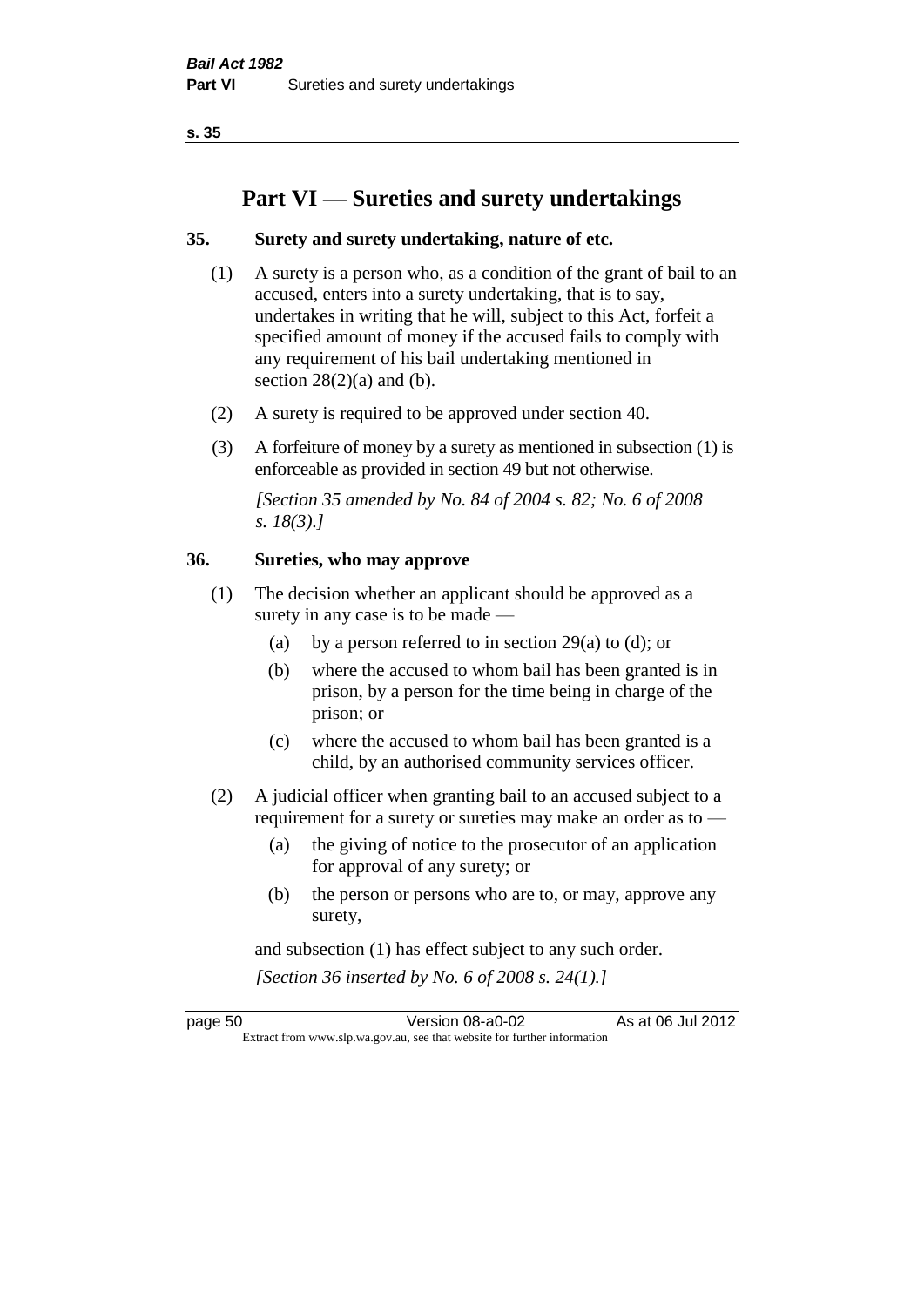# Part VI — Sureties and surety undertakings

## 35. Surety and surety undertaking, nature of etc.

(1) A surety is a person who, as a condition of the grant of bail to an accused, enters into a surety undertaking, that is to say, undertakes in writing that he will, subject to this Act, forfeit a specified amount of money if the accused fails to comply with any requirement of his bail undertaking mentioned in section 28(2)(a) and (b).

(2) A surety is required to be approved under section 40.

(3) A forfeiture of money by a surety as mentioned in subsection (1) is enforceable as provided in section 49 but not otherwise.

*[Section 35 amended by No. 84 of 2004 s. 82; No. 6 of 2008 s. 18(3).]*

## 36. Sureties, who may approve

(1) The decision whether an applicant should be approved as a surety in any case is to be made —

- (a) by a person referred to in section 29(a) to (d); or
- (b) where the accused to whom bail has been granted is in prison, by a person for the time being in charge of the prison; or
- (c) where the accused to whom bail has been granted is a child, by an authorised community services officer.

(2) A judicial officer when granting bail to an accused subject to a requirement for a surety or sureties may make an order as to —

- (a) the giving of notice to the prosecutor of an application for approval of any surety; or
- (b) the person or persons who are to, or may, approve any surety,

and subsection (1) has effect subject to any such order.

*[Section 36 inserted by No. 6 of 2008 s. 24(1).]*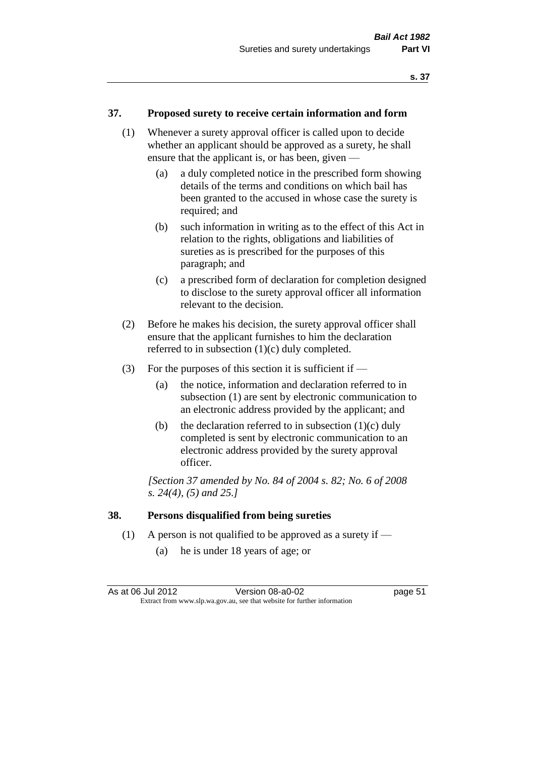## 37. Proposed surety to receive certain information and form

(1) Whenever a surety approval officer is called upon to decide whether an applicant should be approved as a surety, he shall ensure that the applicant is, or has been, given —

(a) a duly completed notice in the prescribed form showing details of the terms and conditions on which bail has been granted to the accused in whose case the surety is required; and

(b) such information in writing as to the effect of this Act in relation to the rights, obligations and liabilities of sureties as is prescribed for the purposes of this paragraph; and

(c) a prescribed form of declaration for completion designed to disclose to the surety approval officer all information relevant to the decision.

(2) Before he makes his decision, the surety approval officer shall ensure that the applicant furnishes to him the declaration referred to in subsection (1)(c) duly completed.

(3) For the purposes of this section it is sufficient if —

(a) the notice, information and declaration referred to in subsection (1) are sent by electronic communication to an electronic address provided by the applicant; and

(b) the declaration referred to in subsection (1)(c) duly completed is sent by electronic communication to an electronic address provided by the surety approval officer.

*[Section 37 amended by No. 84 of 2004 s. 82; No. 6 of 2008 s. 24(4), (5) and 25.]*

## 38. Persons disqualified from being sureties

(1) A person is not qualified to be approved as a surety if —

(a) he is under 18 years of age; or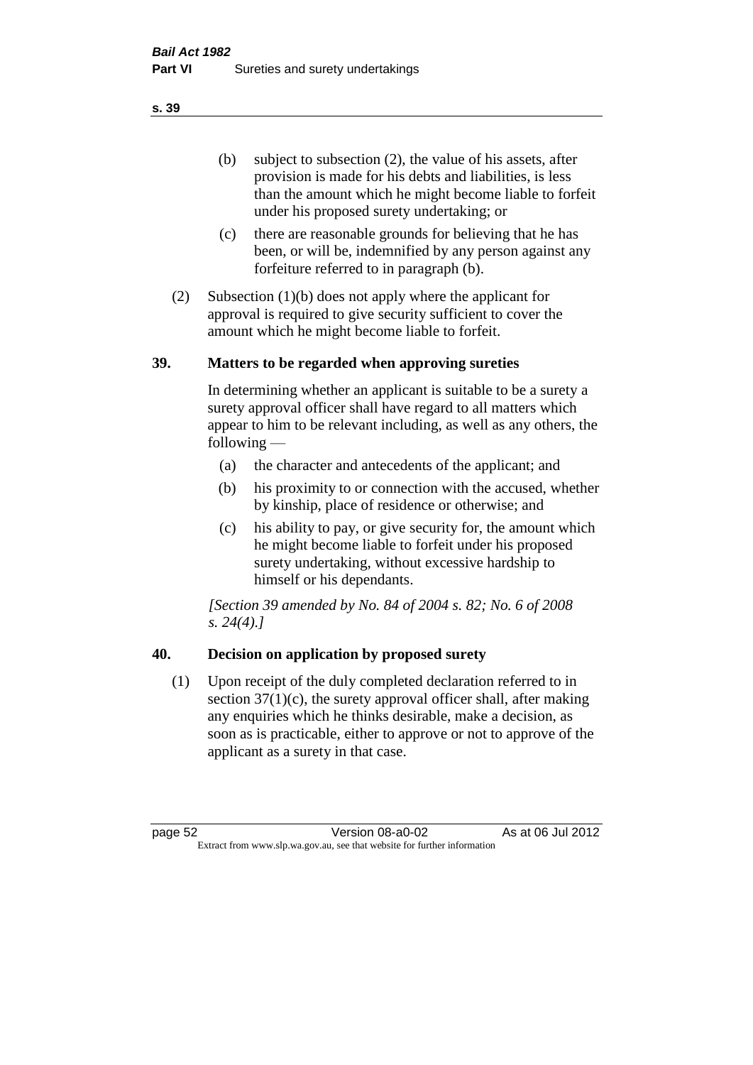(b) subject to subsection (2), the value of his assets, after provision is made for his debts and liabilities, is less than the amount which he might become liable to forfeit under his proposed surety undertaking; or

(c) there are reasonable grounds for believing that he has been, or will be, indemnified by any person against any forfeiture referred to in paragraph (b).

(2) Subsection (1)(b) does not apply where the applicant for approval is required to give security sufficient to cover the amount which he might become liable to forfeit.

## 39. Matters to be regarded when approving sureties

In determining whether an applicant is suitable to be a surety a surety approval officer shall have regard to all matters which appear to him to be relevant including, as well as any others, the following —

(a) the character and antecedents of the applicant; and

(b) his proximity to or connection with the accused, whether by kinship, place of residence or otherwise; and

(c) his ability to pay, or give security for, the amount which he might become liable to forfeit under his proposed surety undertaking, without excessive hardship to himself or his dependants.

*[Section 39 amended by No. 84 of 2004 s. 82; No. 6 of 2008 s. 24(4).]*

## 40. Decision on application by proposed surety

(1) Upon receipt of the duly completed declaration referred to in section 37(1)(c), the surety approval officer shall, after making any enquiries which he thinks desirable, make a decision, as soon as is practicable, either to approve or not to approve of the applicant as a surety in that case.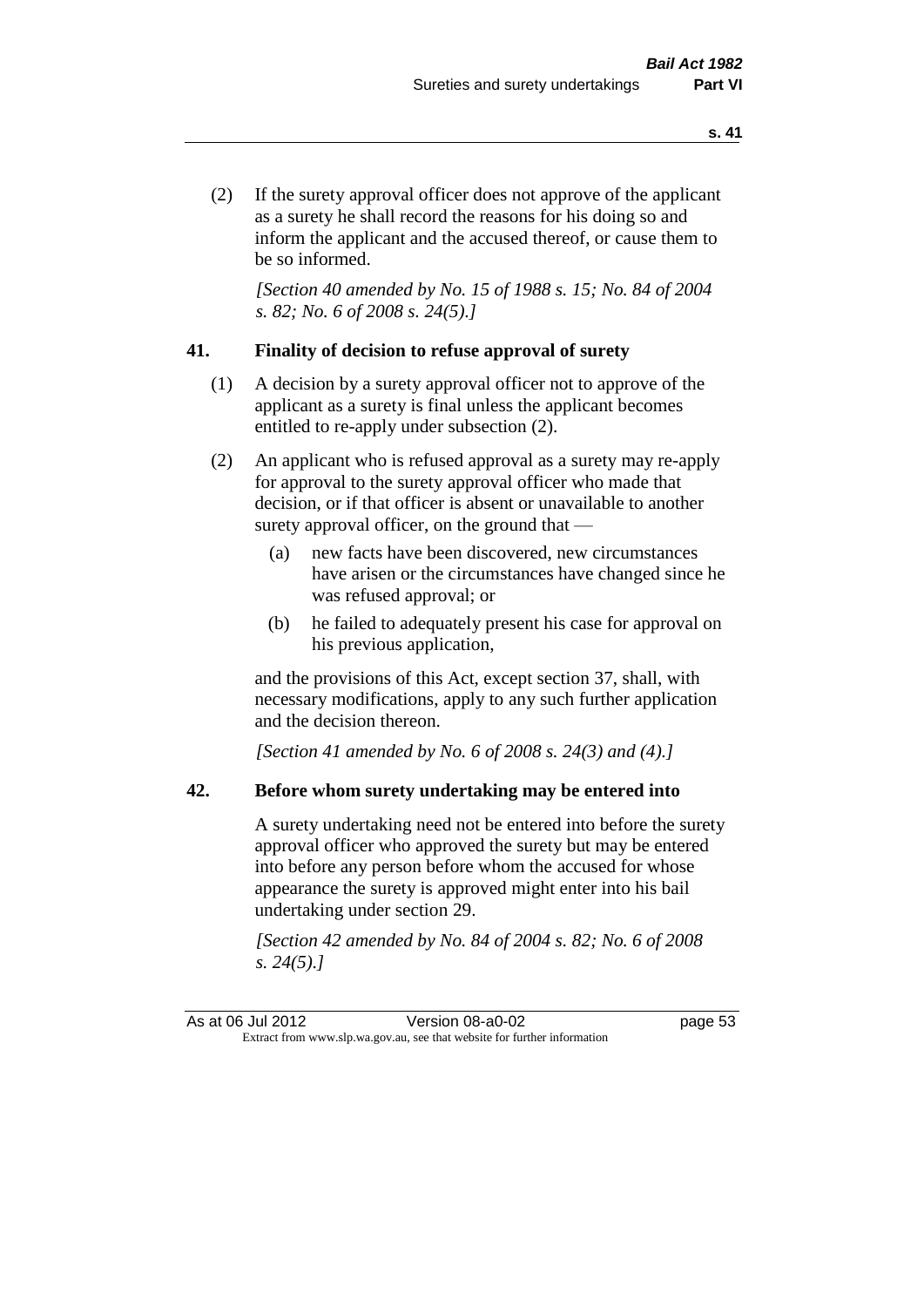(2) If the surety approval officer does not approve of the applicant as a surety he shall record the reasons for his doing so and inform the applicant and the accused thereof, or cause them to be so informed.

*[Section 40 amended by No. 15 of 1988 s. 15; No. 84 of 2004 s. 82; No. 6 of 2008 s. 24(5).]*

## 41. Finality of decision to refuse approval of surety

(1) A decision by a surety approval officer not to approve of the applicant as a surety is final unless the applicant becomes entitled to re-apply under subsection (2).

(2) An applicant who is refused approval as a surety may re-apply for approval to the surety approval officer who made that decision, or if that officer is absent or unavailable to another surety approval officer, on the ground that —

- (a) new facts have been discovered, new circumstances have arisen or the circumstances have changed since he was refused approval; or
- (b) he failed to adequately present his case for approval on his previous application,

and the provisions of this Act, except section 37, shall, with necessary modifications, apply to any such further application and the decision thereon.

*[Section 41 amended by No. 6 of 2008 s. 24(3) and (4).]*

## 42. Before whom surety undertaking may be entered into

A surety undertaking need not be entered into before the surety approval officer who approved the surety but may be entered into before any person before whom the accused for whose appearance the surety is approved might enter into his bail undertaking under section 29.

*[Section 42 amended by No. 84 of 2004 s. 82; No. 6 of 2008 s. 24(5).]*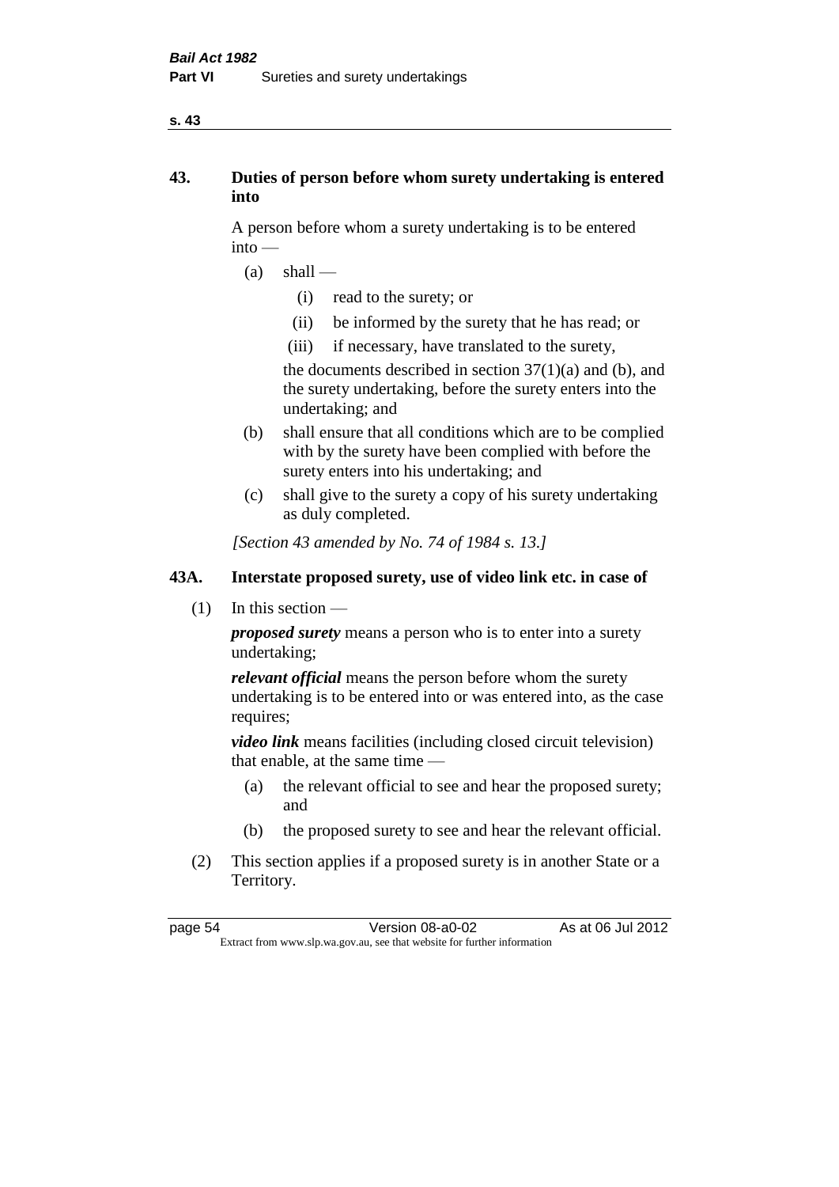## 43. Duties of person before whom surety undertaking is entered into

A person before whom a surety undertaking is to be entered into —

(a) shall —

  (i) read to the surety; or

  (ii) be informed by the surety that he has read; or

  (iii) if necessary, have translated to the surety,

 the documents described in section 37(1)(a) and (b), and the surety undertaking, before the surety enters into the undertaking; and

(b) shall ensure that all conditions which are to be complied with by the surety have been complied with before the surety enters into his undertaking; and

(c) shall give to the surety a copy of his surety undertaking as duly completed.

*[Section 43 amended by No. 74 of 1984 s. 13.]*

## 43A. Interstate proposed surety, use of video link etc. in case of

(1) In this section —

***proposed surety*** means a person who is to enter into a surety undertaking;

***relevant official*** means the person before whom the surety undertaking is to be entered into or was entered into, as the case requires;

***video link*** means facilities (including closed circuit television) that enable, at the same time —

 (a) the relevant official to see and hear the proposed surety; and

 (b) the proposed surety to see and hear the relevant official.

(2) This section applies if a proposed surety is in another State or a Territory.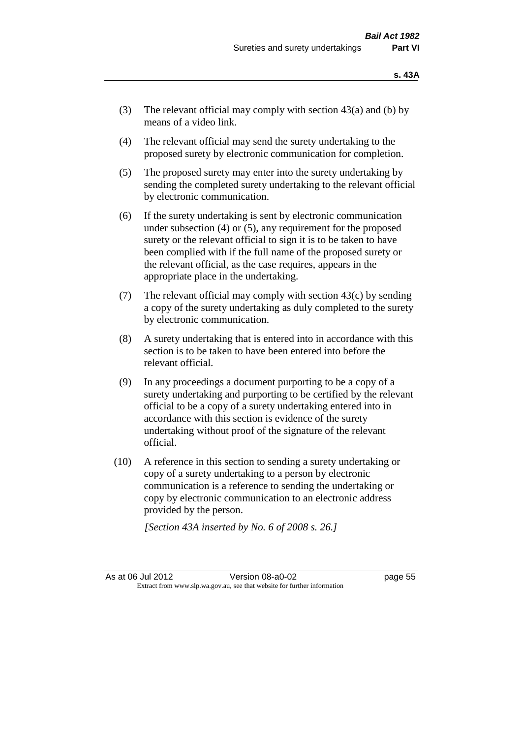(3) The relevant official may comply with section 43(a) and (b) by means of a video link.

(4) The relevant official may send the surety undertaking to the proposed surety by electronic communication for completion.

(5) The proposed surety may enter into the surety undertaking by sending the completed surety undertaking to the relevant official by electronic communication.

(6) If the surety undertaking is sent by electronic communication under subsection (4) or (5), any requirement for the proposed surety or the relevant official to sign it is to be taken to have been complied with if the full name of the proposed surety or the relevant official, as the case requires, appears in the appropriate place in the undertaking.

(7) The relevant official may comply with section 43(c) by sending a copy of the surety undertaking as duly completed to the surety by electronic communication.

(8) A surety undertaking that is entered into in accordance with this section is to be taken to have been entered into before the relevant official.

(9) In any proceedings a document purporting to be a copy of a surety undertaking and purporting to be certified by the relevant official to be a copy of a surety undertaking entered into in accordance with this section is evidence of the surety undertaking without proof of the signature of the relevant official.

(10) A reference in this section to sending a surety undertaking or copy of a surety undertaking to a person by electronic communication is a reference to sending the undertaking or copy by electronic communication to an electronic address provided by the person.

*[Section 43A inserted by No. 6 of 2008 s. 26.]*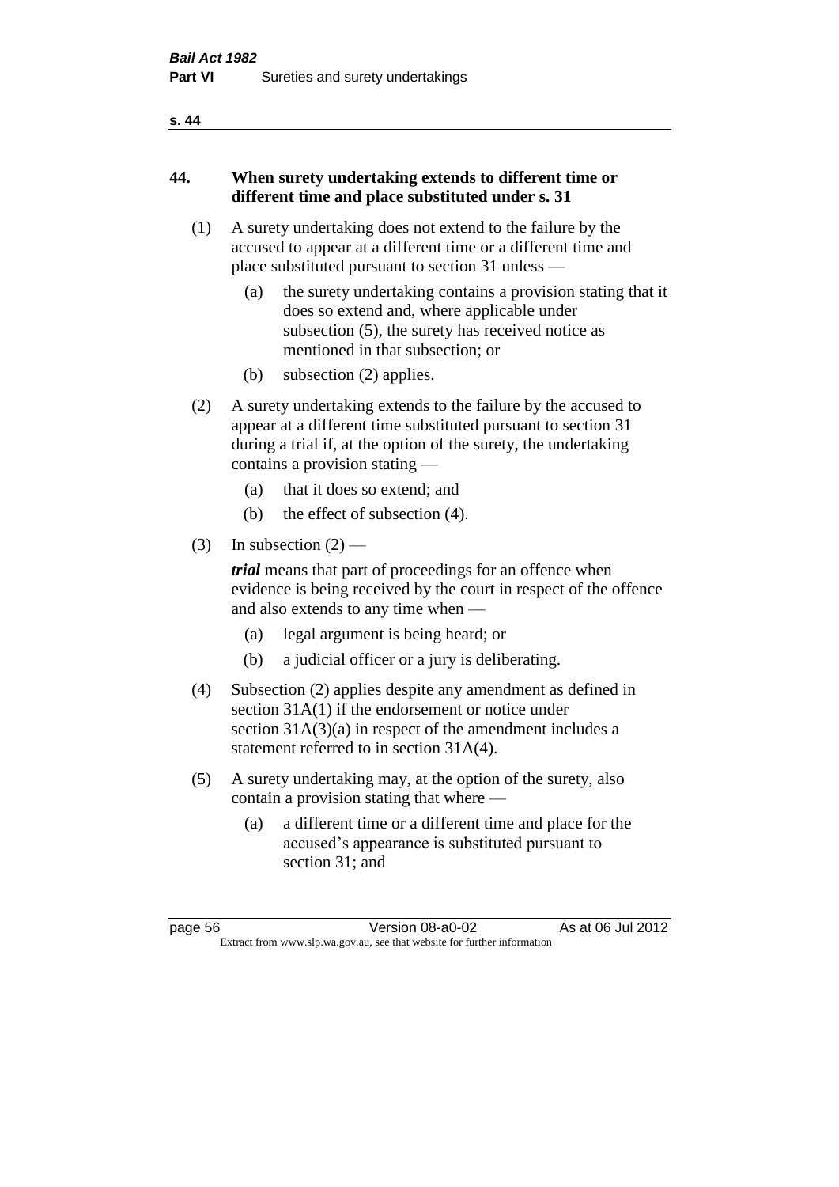## 44. When surety undertaking extends to different time or different time and place substituted under s. 31

(1) A surety undertaking does not extend to the failure by the accused to appear at a different time or a different time and place substituted pursuant to section 31 unless —

(a) the surety undertaking contains a provision stating that it does so extend and, where applicable under subsection (5), the surety has received notice as mentioned in that subsection; or

(b) subsection (2) applies.

(2) A surety undertaking extends to the failure by the accused to appear at a different time substituted pursuant to section 31 during a trial if, at the option of the surety, the undertaking contains a provision stating —

(a) that it does so extend; and

(b) the effect of subsection (4).

(3) In subsection (2) —

***trial*** means that part of proceedings for an offence when evidence is being received by the court in respect of the offence and also extends to any time when —

(a) legal argument is being heard; or

(b) a judicial officer or a jury is deliberating.

(4) Subsection (2) applies despite any amendment as defined in section 31A(1) if the endorsement or notice under section 31A(3)(a) in respect of the amendment includes a statement referred to in section 31A(4).

(5) A surety undertaking may, at the option of the surety, also contain a provision stating that where —

(a) a different time or a different time and place for the accused's appearance is substituted pursuant to section 31; and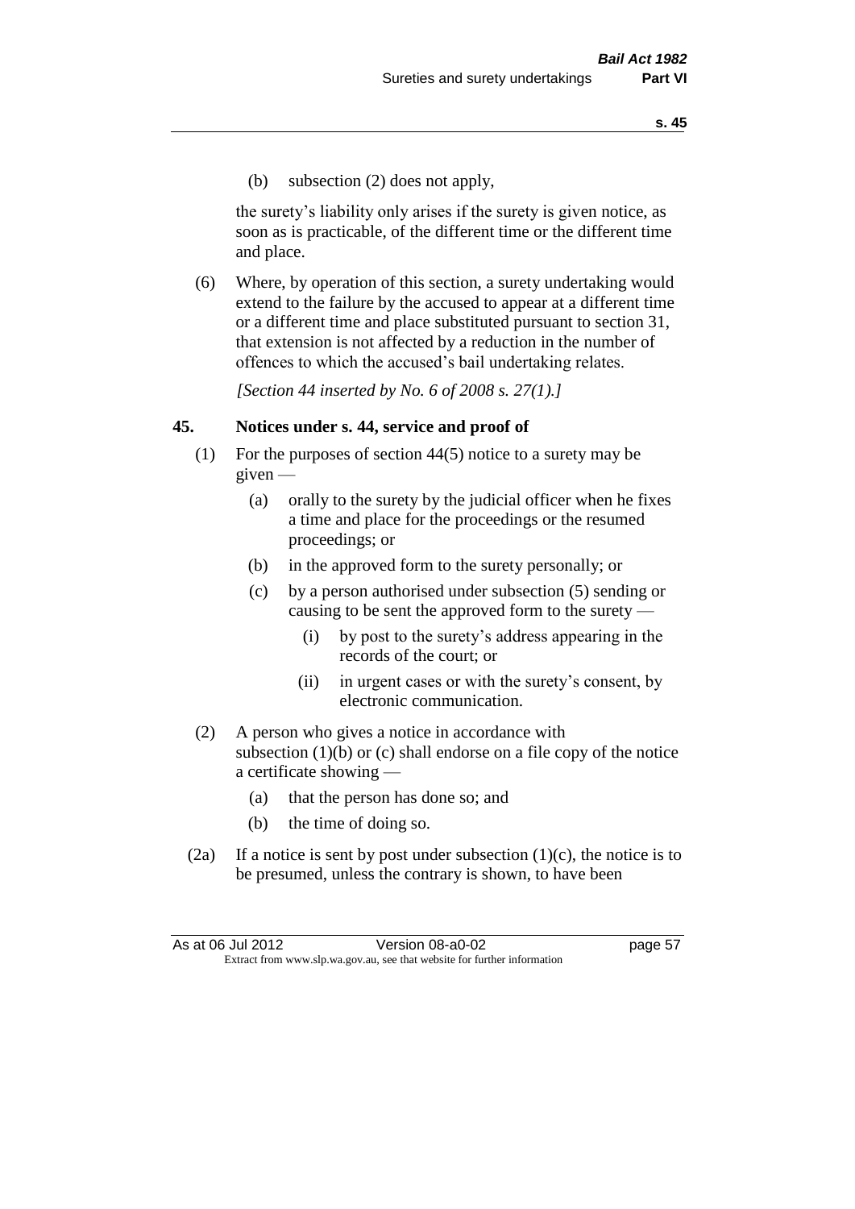(b) subsection (2) does not apply,

the surety's liability only arises if the surety is given notice, as soon as is practicable, of the different time or the different time and place.

(6) Where, by operation of this section, a surety undertaking would extend to the failure by the accused to appear at a different time or a different time and place substituted pursuant to section 31, that extension is not affected by a reduction in the number of offences to which the accused's bail undertaking relates.

*[Section 44 inserted by No. 6 of 2008 s. 27(1).]*

## 45. Notices under s. 44, service and proof of

(1) For the purposes of section 44(5) notice to a surety may be given —

- (a) orally to the surety by the judicial officer when he fixes a time and place for the proceedings or the resumed proceedings; or
- (b) in the approved form to the surety personally; or
- (c) by a person authorised under subsection (5) sending or causing to be sent the approved form to the surety —
  - (i) by post to the surety's address appearing in the records of the court; or
  - (ii) in urgent cases or with the surety's consent, by electronic communication.

(2) A person who gives a notice in accordance with subsection (1)(b) or (c) shall endorse on a file copy of the notice a certificate showing —

- (a) that the person has done so; and
- (b) the time of doing so.

(2a) If a notice is sent by post under subsection (1)(c), the notice is to be presumed, unless the contrary is shown, to have been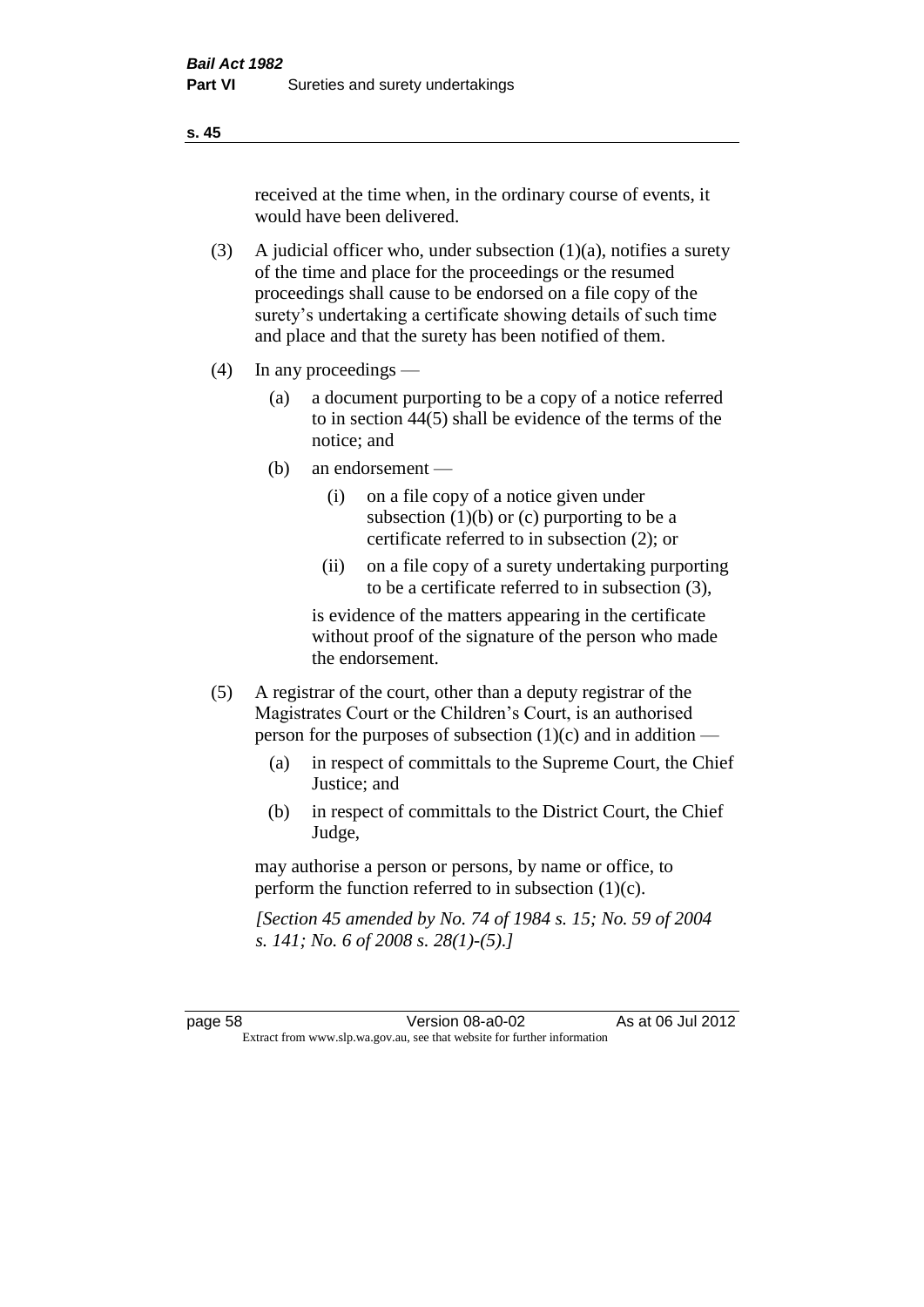received at the time when, in the ordinary course of events, it would have been delivered.

(3) A judicial officer who, under subsection (1)(a), notifies a surety of the time and place for the proceedings or the resumed proceedings shall cause to be endorsed on a file copy of the surety's undertaking a certificate showing details of such time and place and that the surety has been notified of them.

(4) In any proceedings —

  (a) a document purporting to be a copy of a notice referred to in section 44(5) shall be evidence of the terms of the notice; and

  (b) an endorsement —

    (i) on a file copy of a notice given under subsection (1)(b) or (c) purporting to be a certificate referred to in subsection (2); or

    (ii) on a file copy of a surety undertaking purporting to be a certificate referred to in subsection (3),

  is evidence of the matters appearing in the certificate without proof of the signature of the person who made the endorsement.

(5) A registrar of the court, other than a deputy registrar of the Magistrates Court or the Children's Court, is an authorised person for the purposes of subsection (1)(c) and in addition —

  (a) in respect of committals to the Supreme Court, the Chief Justice; and

  (b) in respect of committals to the District Court, the Chief Judge,

may authorise a person or persons, by name or office, to perform the function referred to in subsection (1)(c).

*[Section 45 amended by No. 74 of 1984 s. 15; No. 59 of 2004 s. 141; No. 6 of 2008 s. 28(1)-(5).]*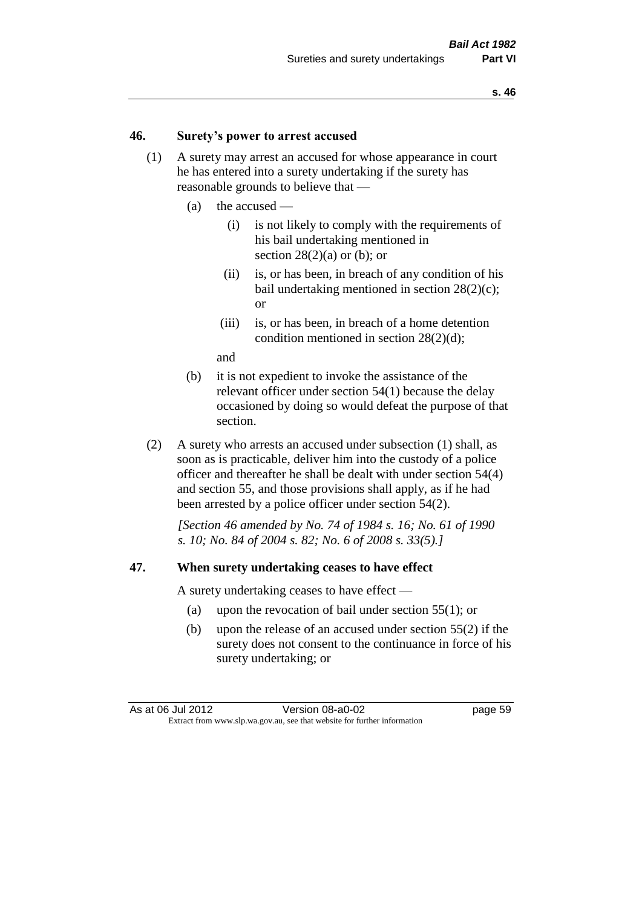## 46. Surety's power to arrest accused

(1) A surety may arrest an accused for whose appearance in court he has entered into a surety undertaking if the surety has reasonable grounds to believe that —

- (a) the accused —
  - (i) is not likely to comply with the requirements of his bail undertaking mentioned in section 28(2)(a) or (b); or
  - (ii) is, or has been, in breach of any condition of his bail undertaking mentioned in section 28(2)(c); or
  - (iii) is, or has been, in breach of a home detention condition mentioned in section 28(2)(d);

  and
- (b) it is not expedient to invoke the assistance of the relevant officer under section 54(1) because the delay occasioned by doing so would defeat the purpose of that section.

(2) A surety who arrests an accused under subsection (1) shall, as soon as is practicable, deliver him into the custody of a police officer and thereafter he shall be dealt with under section 54(4) and section 55, and those provisions shall apply, as if he had been arrested by a police officer under section 54(2).

*[Section 46 amended by No. 74 of 1984 s. 16; No. 61 of 1990 s. 10; No. 84 of 2004 s. 82; No. 6 of 2008 s. 33(5).]*

## 47. When surety undertaking ceases to have effect

A surety undertaking ceases to have effect —

- (a) upon the revocation of bail under section 55(1); or
- (b) upon the release of an accused under section 55(2) if the surety does not consent to the continuance in force of his surety undertaking; or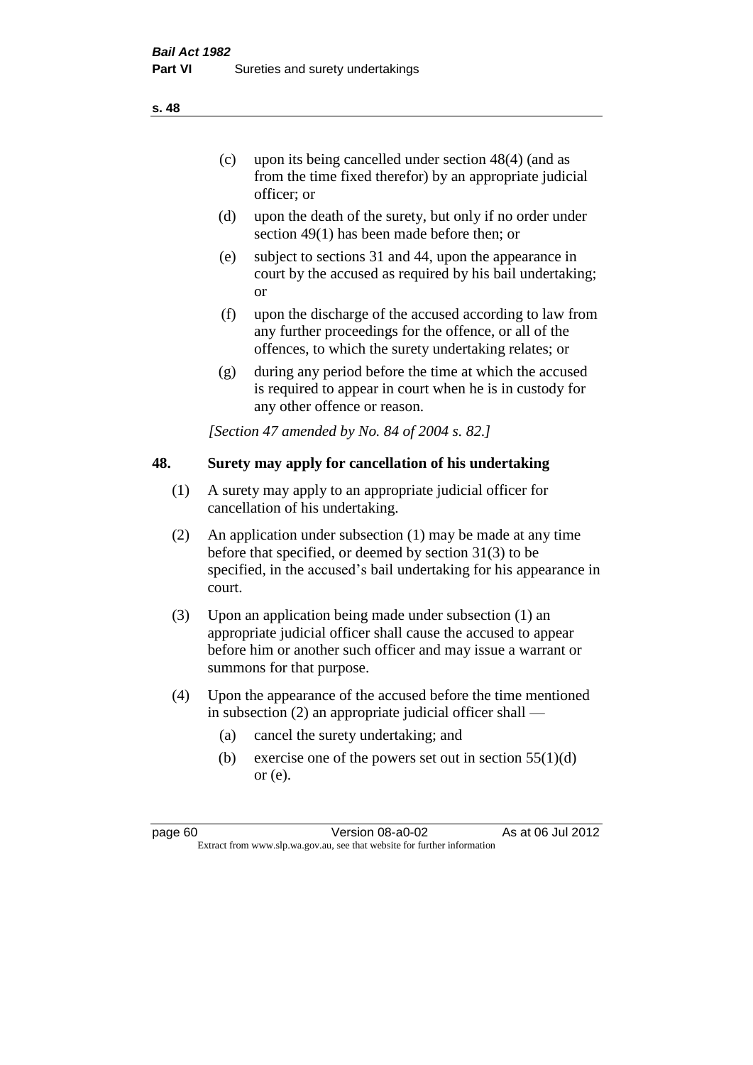(c) upon its being cancelled under section 48(4) (and as from the time fixed therefor) by an appropriate judicial officer; or

(d) upon the death of the surety, but only if no order under section 49(1) has been made before then; or

(e) subject to sections 31 and 44, upon the appearance in court by the accused as required by his bail undertaking; or

(f) upon the discharge of the accused according to law from any further proceedings for the offence, or all of the offences, to which the surety undertaking relates; or

(g) during any period before the time at which the accused is required to appear in court when he is in custody for any other offence or reason.

*[Section 47 amended by No. 84 of 2004 s. 82.]*

## 48. Surety may apply for cancellation of his undertaking

(1) A surety may apply to an appropriate judicial officer for cancellation of his undertaking.

(2) An application under subsection (1) may be made at any time before that specified, or deemed by section 31(3) to be specified, in the accused's bail undertaking for his appearance in court.

(3) Upon an application being made under subsection (1) an appropriate judicial officer shall cause the accused to appear before him or another such officer and may issue a warrant or summons for that purpose.

(4) Upon the appearance of the accused before the time mentioned in subsection (2) an appropriate judicial officer shall —

(a) cancel the surety undertaking; and

(b) exercise one of the powers set out in section 55(1)(d) or (e).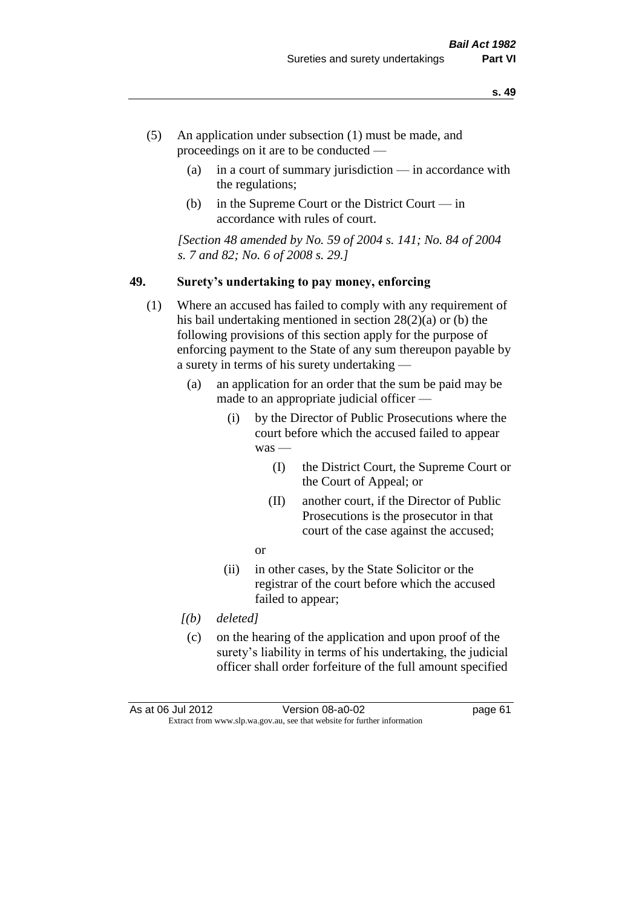(5) An application under subsection (1) must be made, and proceedings on it are to be conducted —

- (a) in a court of summary jurisdiction — in accordance with the regulations;
- (b) in the Supreme Court or the District Court — in accordance with rules of court.

*[Section 48 amended by No. 59 of 2004 s. 141; No. 84 of 2004 s. 7 and 82; No. 6 of 2008 s. 29.]*

## 49. Surety's undertaking to pay money, enforcing

(1) Where an accused has failed to comply with any requirement of his bail undertaking mentioned in section 28(2)(a) or (b) the following provisions of this section apply for the purpose of enforcing payment to the State of any sum thereupon payable by a surety in terms of his surety undertaking —

- (a) an application for an order that the sum be paid may be made to an appropriate judicial officer —
  - (i) by the Director of Public Prosecutions where the court before which the accused failed to appear was —
    - (I) the District Court, the Supreme Court or the Court of Appeal; or
    - (II) another court, if the Director of Public Prosecutions is the prosecutor in that court of the case against the accused;

    or
  - (ii) in other cases, by the State Solicitor or the registrar of the court before which the accused failed to appear;
- *[(b) deleted]*
- (c) on the hearing of the application and upon proof of the surety's liability in terms of his undertaking, the judicial officer shall order forfeiture of the full amount specified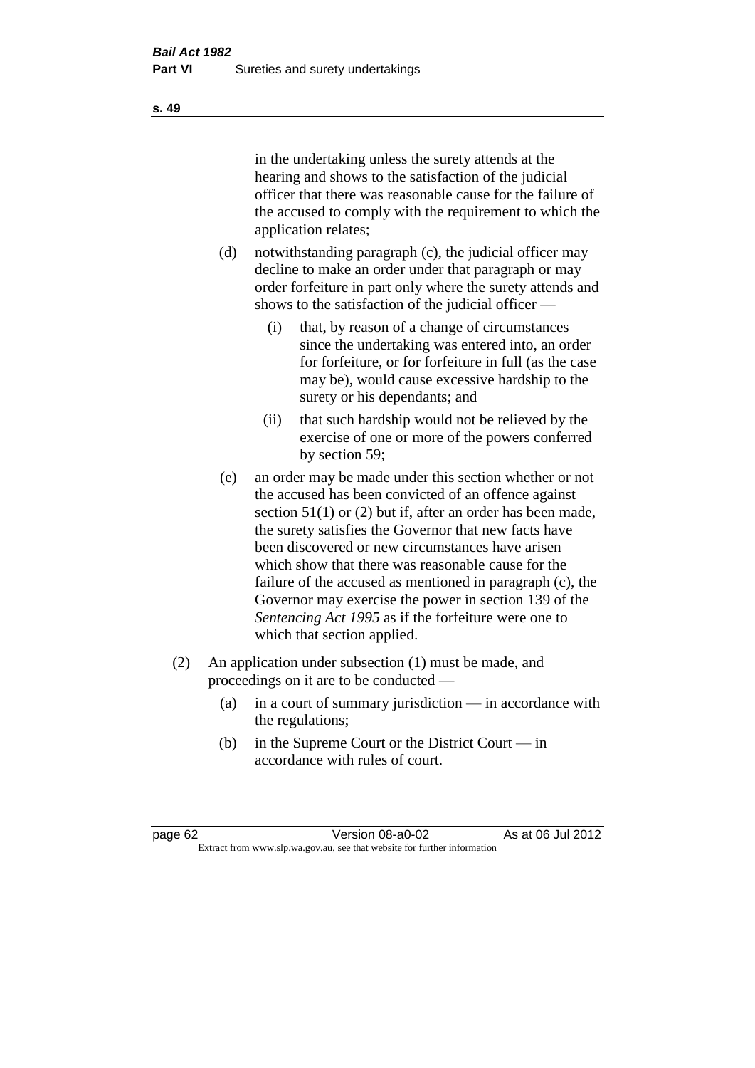in the undertaking unless the surety attends at the hearing and shows to the satisfaction of the judicial officer that there was reasonable cause for the failure of the accused to comply with the requirement to which the application relates;

(d) notwithstanding paragraph (c), the judicial officer may decline to make an order under that paragraph or may order forfeiture in part only where the surety attends and shows to the satisfaction of the judicial officer —

(i) that, by reason of a change of circumstances since the undertaking was entered into, an order for forfeiture, or for forfeiture in full (as the case may be), would cause excessive hardship to the surety or his dependants; and

(ii) that such hardship would not be relieved by the exercise of one or more of the powers conferred by section 59;

(e) an order may be made under this section whether or not the accused has been convicted of an offence against section 51(1) or (2) but if, after an order has been made, the surety satisfies the Governor that new facts have been discovered or new circumstances have arisen which show that there was reasonable cause for the failure of the accused as mentioned in paragraph (c), the Governor may exercise the power in section 139 of the *Sentencing Act 1995* as if the forfeiture were one to which that section applied.

(2) An application under subsection (1) must be made, and proceedings on it are to be conducted —

(a) in a court of summary jurisdiction — in accordance with the regulations;

(b) in the Supreme Court or the District Court — in accordance with rules of court.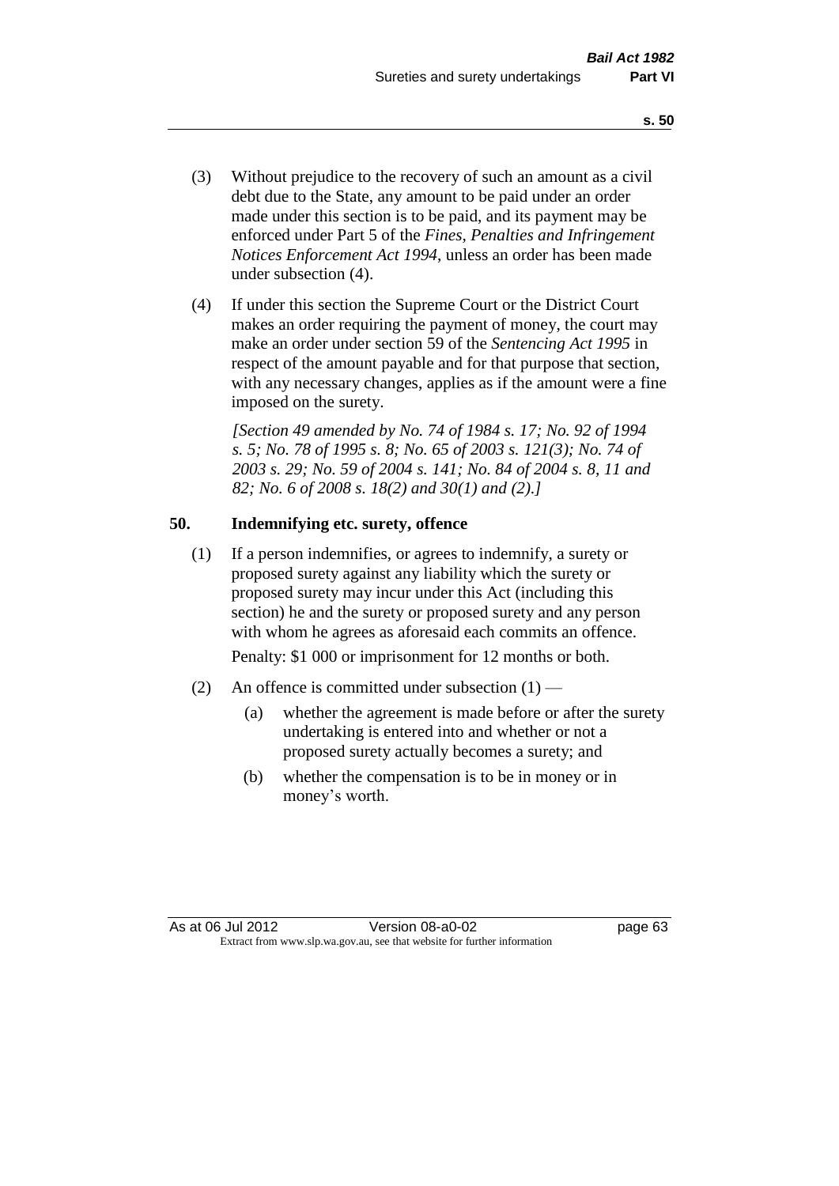(3) Without prejudice to the recovery of such an amount as a civil debt due to the State, any amount to be paid under an order made under this section is to be paid, and its payment may be enforced under Part 5 of the *Fines, Penalties and Infringement Notices Enforcement Act 1994*, unless an order has been made under subsection (4).

(4) If under this section the Supreme Court or the District Court makes an order requiring the payment of money, the court may make an order under section 59 of the *Sentencing Act 1995* in respect of the amount payable and for that purpose that section, with any necessary changes, applies as if the amount were a fine imposed on the surety.

*[Section 49 amended by No. 74 of 1984 s. 17; No. 92 of 1994 s. 5; No. 78 of 1995 s. 8; No. 65 of 2003 s. 121(3); No. 74 of 2003 s. 29; No. 59 of 2004 s. 141; No. 84 of 2004 s. 8, 11 and 82; No. 6 of 2008 s. 18(2) and 30(1) and (2).]*

### 50. Indemnifying etc. surety, offence

(1) If a person indemnifies, or agrees to indemnify, a surety or proposed surety against any liability which the surety or proposed surety may incur under this Act (including this section) he and the surety or proposed surety and any person with whom he agrees as aforesaid each commits an offence.

Penalty: $1 000 or imprisonment for 12 months or both.

(2) An offence is committed under subsection (1) —

(a) whether the agreement is made before or after the surety undertaking is entered into and whether or not a proposed surety actually becomes a surety; and

(b) whether the compensation is to be in money or in money's worth.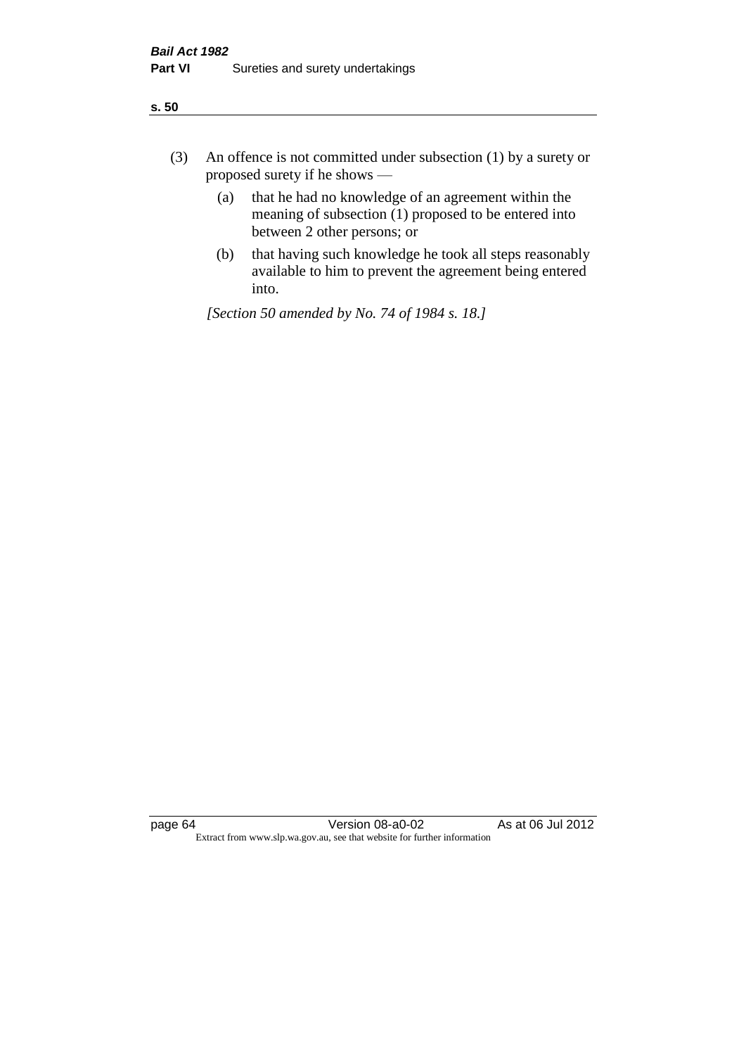(3) An offence is not committed under subsection (1) by a surety or proposed surety if he shows —

  (a) that he had no knowledge of an agreement within the meaning of subsection (1) proposed to be entered into between 2 other persons; or

  (b) that having such knowledge he took all steps reasonably available to him to prevent the agreement being entered into.

*[Section 50 amended by No. 74 of 1984 s. 18.]*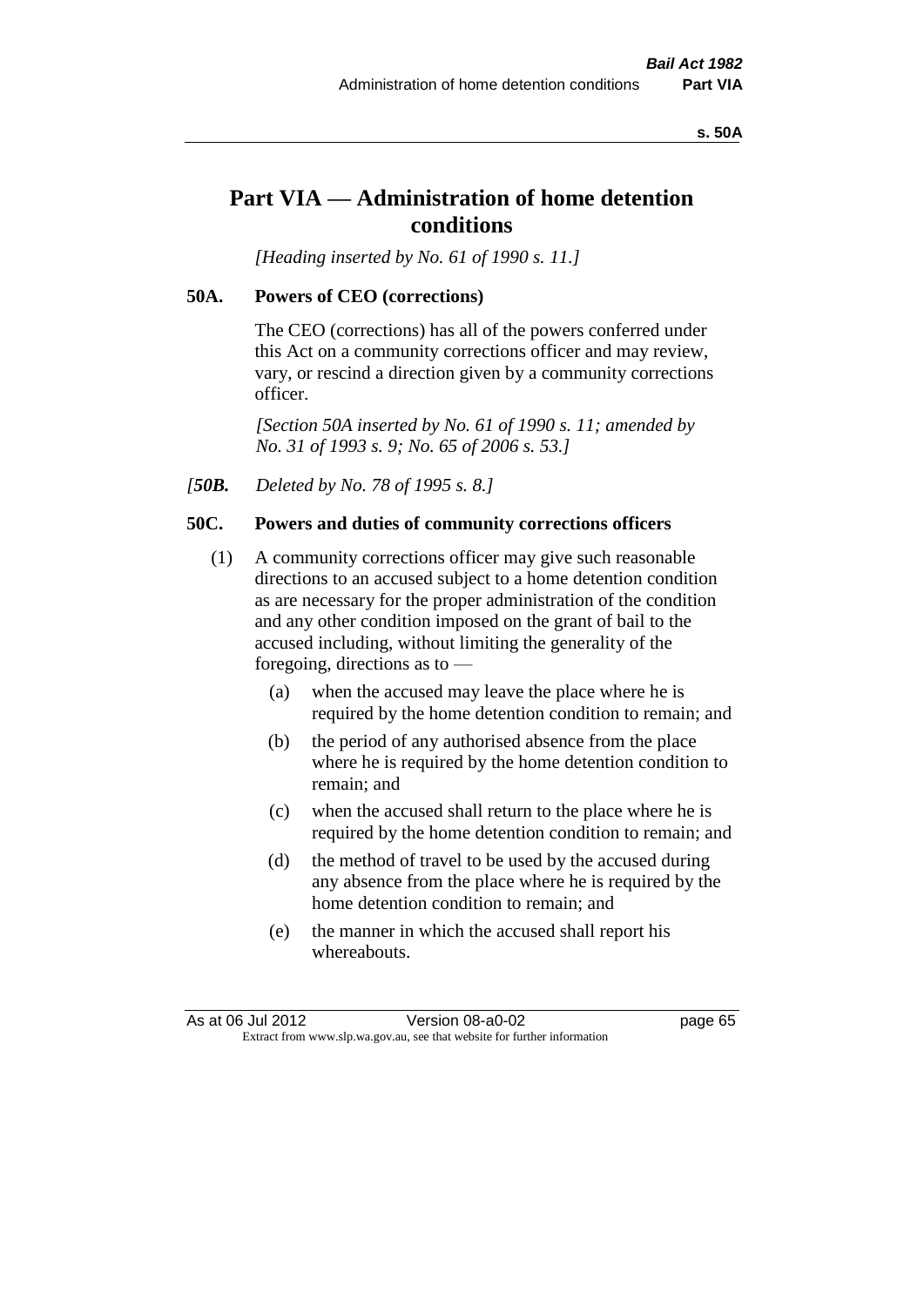# Part VIA — Administration of home detention conditions

*[Heading inserted by No. 61 of 1990 s. 11.]*

**50A. Powers of CEO (corrections)**

The CEO (corrections) has all of the powers conferred under this Act on a community corrections officer and may review, vary, or rescind a direction given by a community corrections officer.

*[Section 50A inserted by No. 61 of 1990 s. 11; amended by No. 31 of 1993 s. 9; No. 65 of 2006 s. 53.]*

*[**50B.** Deleted by No. 78 of 1995 s. 8.]*

**50C. Powers and duties of community corrections officers**

(1) A community corrections officer may give such reasonable directions to an accused subject to a home detention condition as are necessary for the proper administration of the condition and any other condition imposed on the grant of bail to the accused including, without limiting the generality of the foregoing, directions as to —

- (a) when the accused may leave the place where he is required by the home detention condition to remain; and
- (b) the period of any authorised absence from the place where he is required by the home detention condition to remain; and
- (c) when the accused shall return to the place where he is required by the home detention condition to remain; and
- (d) the method of travel to be used by the accused during any absence from the place where he is required by the home detention condition to remain; and
- (e) the manner in which the accused shall report his whereabouts.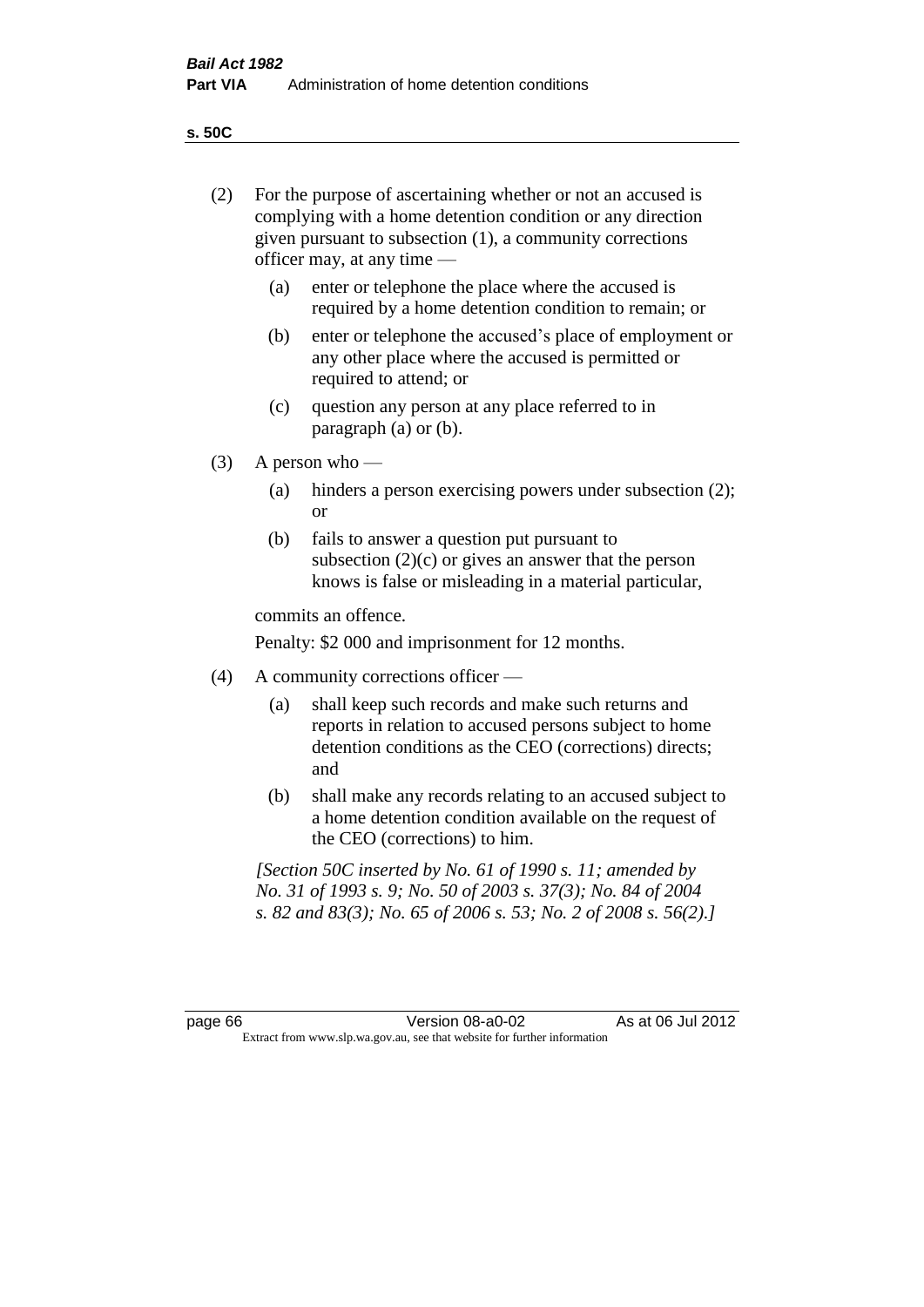(2) For the purpose of ascertaining whether or not an accused is complying with a home detention condition or any direction given pursuant to subsection (1), a community corrections officer may, at any time —

  (a) enter or telephone the place where the accused is required by a home detention condition to remain; or

  (b) enter or telephone the accused's place of employment or any other place where the accused is permitted or required to attend; or

  (c) question any person at any place referred to in paragraph (a) or (b).

(3) A person who —

  (a) hinders a person exercising powers under subsection (2); or

  (b) fails to answer a question put pursuant to subsection (2)(c) or gives an answer that the person knows is false or misleading in a material particular,

commits an offence.

Penalty: $2 000 and imprisonment for 12 months.

(4) A community corrections officer —

  (a) shall keep such records and make such returns and reports in relation to accused persons subject to home detention conditions as the CEO (corrections) directs; and

  (b) shall make any records relating to an accused subject to a home detention condition available on the request of the CEO (corrections) to him.

*[Section 50C inserted by No. 61 of 1990 s. 11; amended by No. 31 of 1993 s. 9; No. 50 of 2003 s. 37(3); No. 84 of 2004 s. 82 and 83(3); No. 65 of 2006 s. 53; No. 2 of 2008 s. 56(2).]*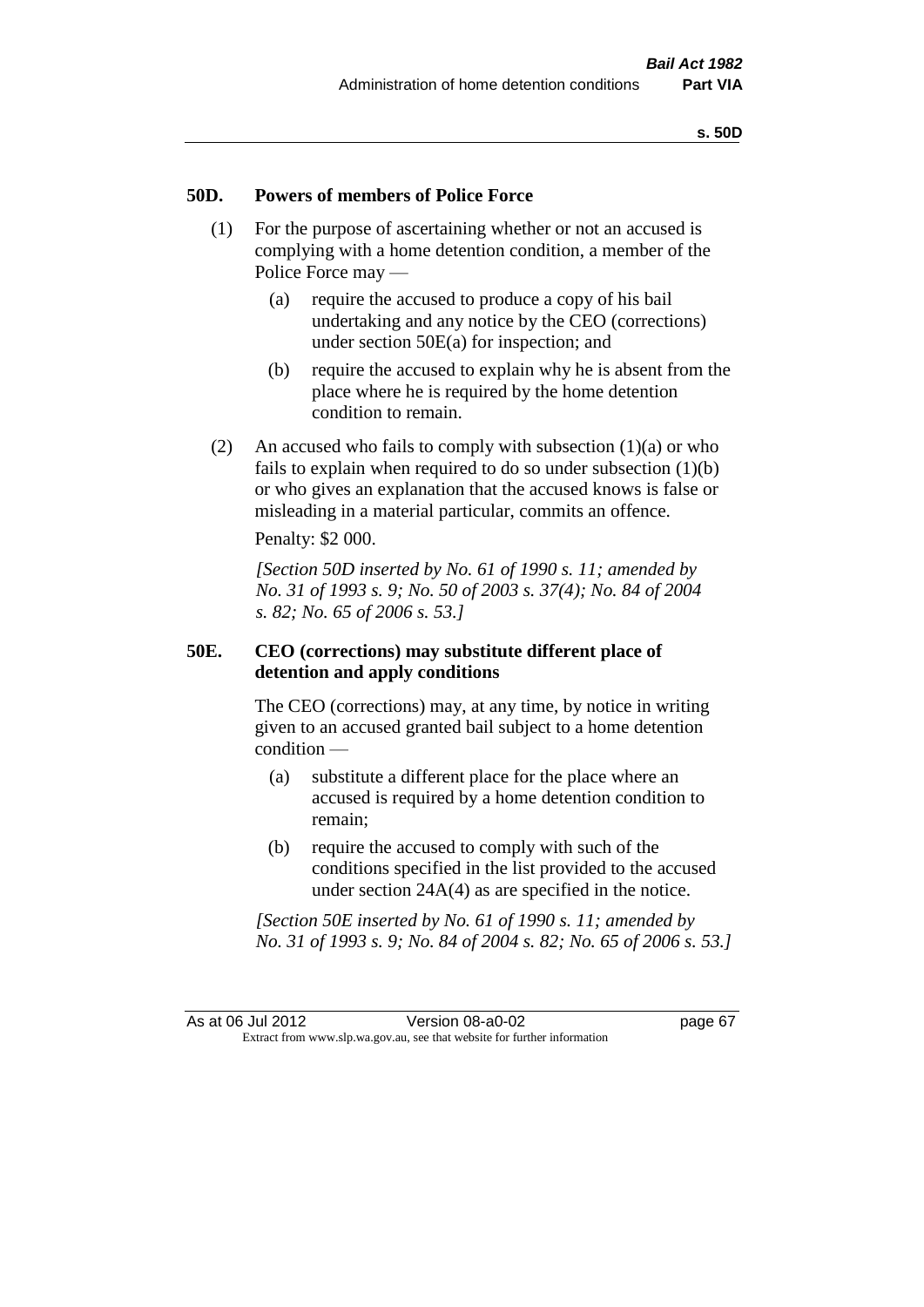## 50D. Powers of members of Police Force

(1) For the purpose of ascertaining whether or not an accused is complying with a home detention condition, a member of the Police Force may —

(a) require the accused to produce a copy of his bail undertaking and any notice by the CEO (corrections) under section 50E(a) for inspection; and

(b) require the accused to explain why he is absent from the place where he is required by the home detention condition to remain.

(2) An accused who fails to comply with subsection (1)(a) or who fails to explain when required to do so under subsection (1)(b) or who gives an explanation that the accused knows is false or misleading in a material particular, commits an offence.

Penalty: $2 000.

*[Section 50D inserted by No. 61 of 1990 s. 11; amended by No. 31 of 1993 s. 9; No. 50 of 2003 s. 37(4); No. 84 of 2004 s. 82; No. 65 of 2006 s. 53.]*

## 50E. CEO (corrections) may substitute different place of detention and apply conditions

The CEO (corrections) may, at any time, by notice in writing given to an accused granted bail subject to a home detention condition —

(a) substitute a different place for the place where an accused is required by a home detention condition to remain;

(b) require the accused to comply with such of the conditions specified in the list provided to the accused under section 24A(4) as are specified in the notice.

*[Section 50E inserted by No. 61 of 1990 s. 11; amended by No. 31 of 1993 s. 9; No. 84 of 2004 s. 82; No. 65 of 2006 s. 53.]*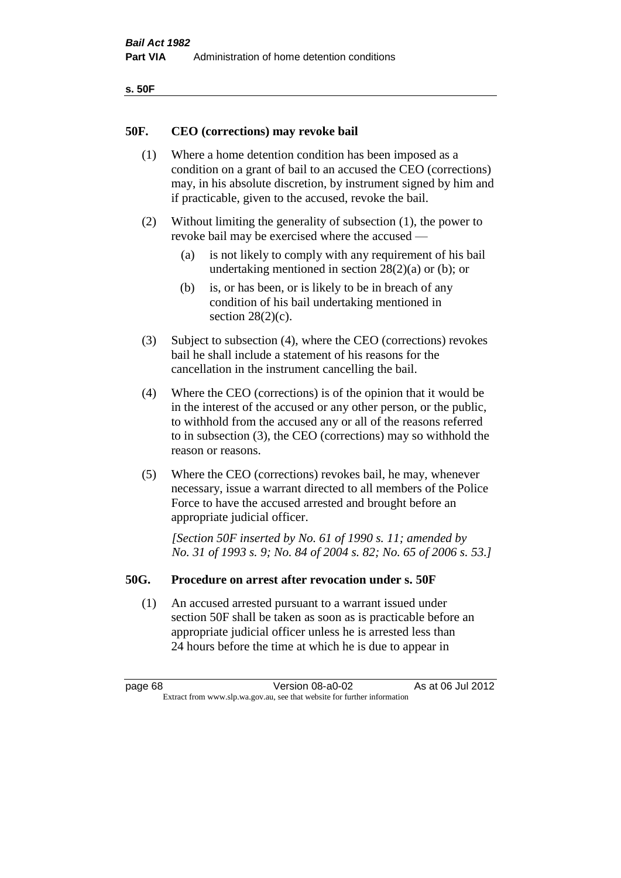## 50F. CEO (corrections) may revoke bail

(1) Where a home detention condition has been imposed as a condition on a grant of bail to an accused the CEO (corrections) may, in his absolute discretion, by instrument signed by him and if practicable, given to the accused, revoke the bail.

(2) Without limiting the generality of subsection (1), the power to revoke bail may be exercised where the accused —

(a) is not likely to comply with any requirement of his bail undertaking mentioned in section 28(2)(a) or (b); or

(b) is, or has been, or is likely to be in breach of any condition of his bail undertaking mentioned in section 28(2)(c).

(3) Subject to subsection (4), where the CEO (corrections) revokes bail he shall include a statement of his reasons for the cancellation in the instrument cancelling the bail.

(4) Where the CEO (corrections) is of the opinion that it would be in the interest of the accused or any other person, or the public, to withhold from the accused any or all of the reasons referred to in subsection (3), the CEO (corrections) may so withhold the reason or reasons.

(5) Where the CEO (corrections) revokes bail, he may, whenever necessary, issue a warrant directed to all members of the Police Force to have the accused arrested and brought before an appropriate judicial officer.

*[Section 50F inserted by No. 61 of 1990 s. 11; amended by No. 31 of 1993 s. 9; No. 84 of 2004 s. 82; No. 65 of 2006 s. 53.]*

## 50G. Procedure on arrest after revocation under s. 50F

(1) An accused arrested pursuant to a warrant issued under section 50F shall be taken as soon as is practicable before an appropriate judicial officer unless he is arrested less than 24 hours before the time at which he is due to appear in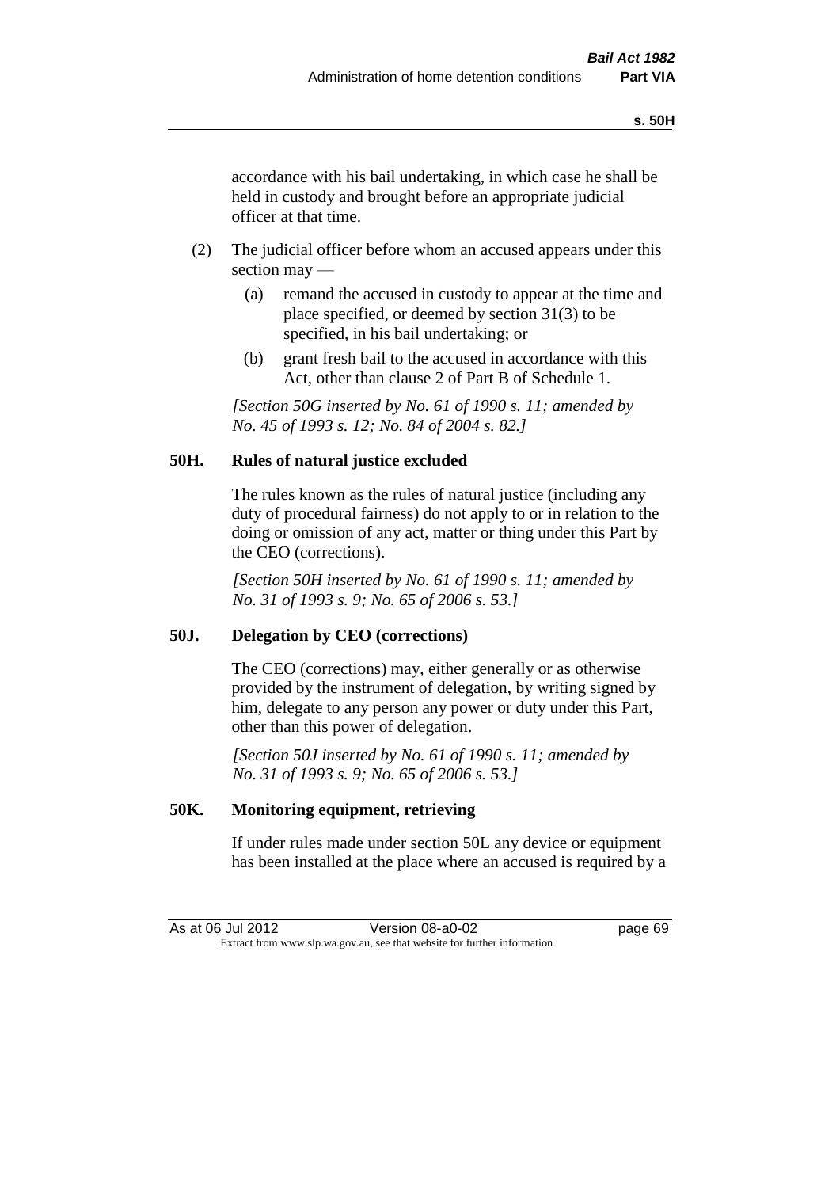accordance with his bail undertaking, in which case he shall be held in custody and brought before an appropriate judicial officer at that time.

(2) The judicial officer before whom an accused appears under this section may —

(a) remand the accused in custody to appear at the time and place specified, or deemed by section 31(3) to be specified, in his bail undertaking; or

(b) grant fresh bail to the accused in accordance with this Act, other than clause 2 of Part B of Schedule 1.

*[Section 50G inserted by No. 61 of 1990 s. 11; amended by No. 45 of 1993 s. 12; No. 84 of 2004 s. 82.]*

**50H. Rules of natural justice excluded**

The rules known as the rules of natural justice (including any duty of procedural fairness) do not apply to or in relation to the doing or omission of any act, matter or thing under this Part by the CEO (corrections).

*[Section 50H inserted by No. 61 of 1990 s. 11; amended by No. 31 of 1993 s. 9; No. 65 of 2006 s. 53.]*

**50J. Delegation by CEO (corrections)**

The CEO (corrections) may, either generally or as otherwise provided by the instrument of delegation, by writing signed by him, delegate to any person any power or duty under this Part, other than this power of delegation.

*[Section 50J inserted by No. 61 of 1990 s. 11; amended by No. 31 of 1993 s. 9; No. 65 of 2006 s. 53.]*

**50K. Monitoring equipment, retrieving**

If under rules made under section 50L any device or equipment has been installed at the place where an accused is required by a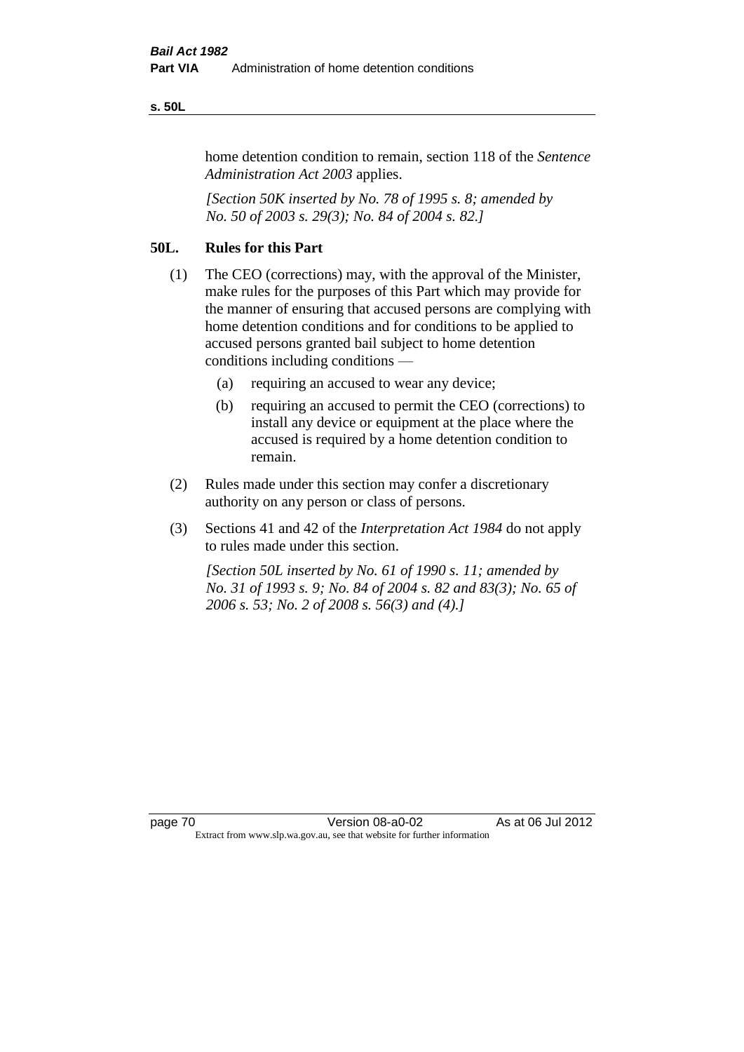home detention condition to remain, section 118 of the *Sentence Administration Act 2003* applies.

*[Section 50K inserted by No. 78 of 1995 s. 8; amended by No. 50 of 2003 s. 29(3); No. 84 of 2004 s. 82.]*

## 50L. Rules for this Part

(1) The CEO (corrections) may, with the approval of the Minister, make rules for the purposes of this Part which may provide for the manner of ensuring that accused persons are complying with home detention conditions and for conditions to be applied to accused persons granted bail subject to home detention conditions including conditions —

  (a) requiring an accused to wear any device;

  (b) requiring an accused to permit the CEO (corrections) to install any device or equipment at the place where the accused is required by a home detention condition to remain.

(2) Rules made under this section may confer a discretionary authority on any person or class of persons.

(3) Sections 41 and 42 of the *Interpretation Act 1984* do not apply to rules made under this section.

*[Section 50L inserted by No. 61 of 1990 s. 11; amended by No. 31 of 1993 s. 9; No. 84 of 2004 s. 82 and 83(3); No. 65 of 2006 s. 53; No. 2 of 2008 s. 56(3) and (4).]*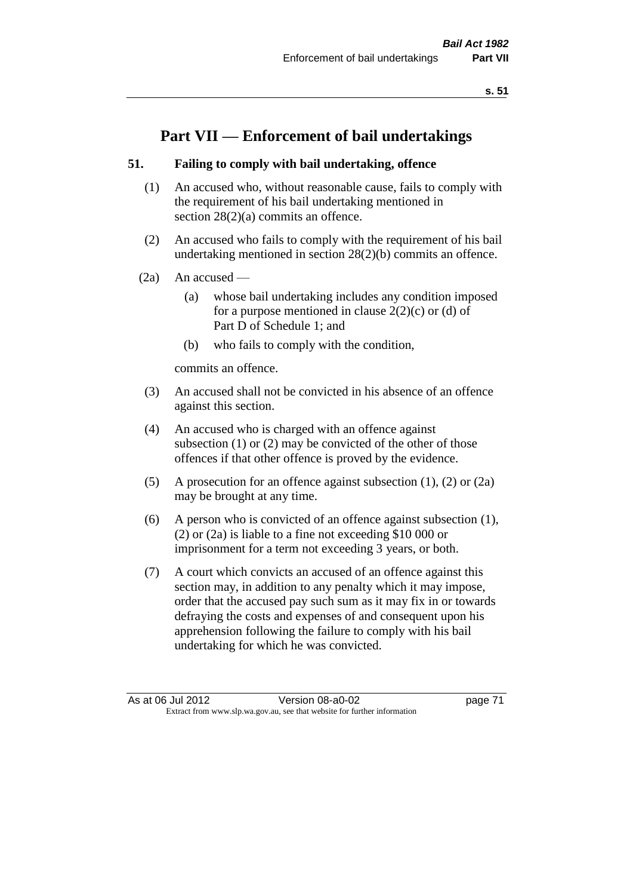# Part VII — Enforcement of bail undertakings

## 51. Failing to comply with bail undertaking, offence

(1) An accused who, without reasonable cause, fails to comply with the requirement of his bail undertaking mentioned in section 28(2)(a) commits an offence.

(2) An accused who fails to comply with the requirement of his bail undertaking mentioned in section 28(2)(b) commits an offence.

(2a) An accused —

(a) whose bail undertaking includes any condition imposed for a purpose mentioned in clause 2(2)(c) or (d) of Part D of Schedule 1; and

(b) who fails to comply with the condition,

commits an offence.

(3) An accused shall not be convicted in his absence of an offence against this section.

(4) An accused who is charged with an offence against subsection (1) or (2) may be convicted of the other of those offences if that other offence is proved by the evidence.

(5) A prosecution for an offence against subsection (1), (2) or (2a) may be brought at any time.

(6) A person who is convicted of an offence against subsection (1), (2) or (2a) is liable to a fine not exceeding $10 000 or imprisonment for a term not exceeding 3 years, or both.

(7) A court which convicts an accused of an offence against this section may, in addition to any penalty which it may impose, order that the accused pay such sum as it may fix in or towards defraying the costs and expenses of and consequent upon his apprehension following the failure to comply with his bail undertaking for which he was convicted.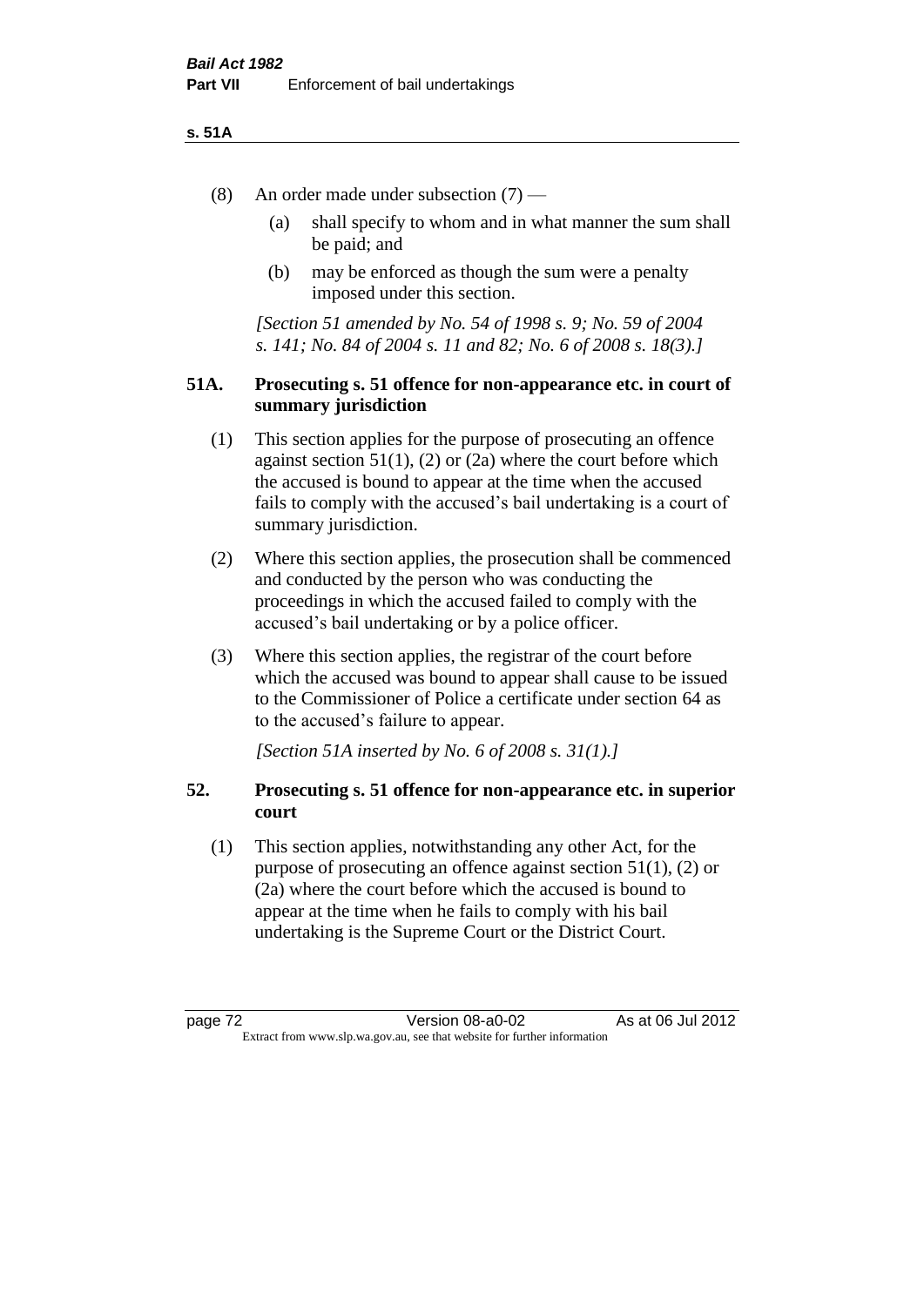(8) An order made under subsection (7) —

   (a) shall specify to whom and in what manner the sum shall be paid; and

   (b) may be enforced as though the sum were a penalty imposed under this section.

*[Section 51 amended by No. 54 of 1998 s. 9; No. 59 of 2004 s. 141; No. 84 of 2004 s. 11 and 82; No. 6 of 2008 s. 18(3).]*

### 51A. Prosecuting s. 51 offence for non-appearance etc. in court of summary jurisdiction

(1) This section applies for the purpose of prosecuting an offence against section 51(1), (2) or (2a) where the court before which the accused is bound to appear at the time when the accused fails to comply with the accused's bail undertaking is a court of summary jurisdiction.

(2) Where this section applies, the prosecution shall be commenced and conducted by the person who was conducting the proceedings in which the accused failed to comply with the accused's bail undertaking or by a police officer.

(3) Where this section applies, the registrar of the court before which the accused was bound to appear shall cause to be issued to the Commissioner of Police a certificate under section 64 as to the accused's failure to appear.

*[Section 51A inserted by No. 6 of 2008 s. 31(1).]*

### 52. Prosecuting s. 51 offence for non-appearance etc. in superior court

(1) This section applies, notwithstanding any other Act, for the purpose of prosecuting an offence against section 51(1), (2) or (2a) where the court before which the accused is bound to appear at the time when he fails to comply with his bail undertaking is the Supreme Court or the District Court.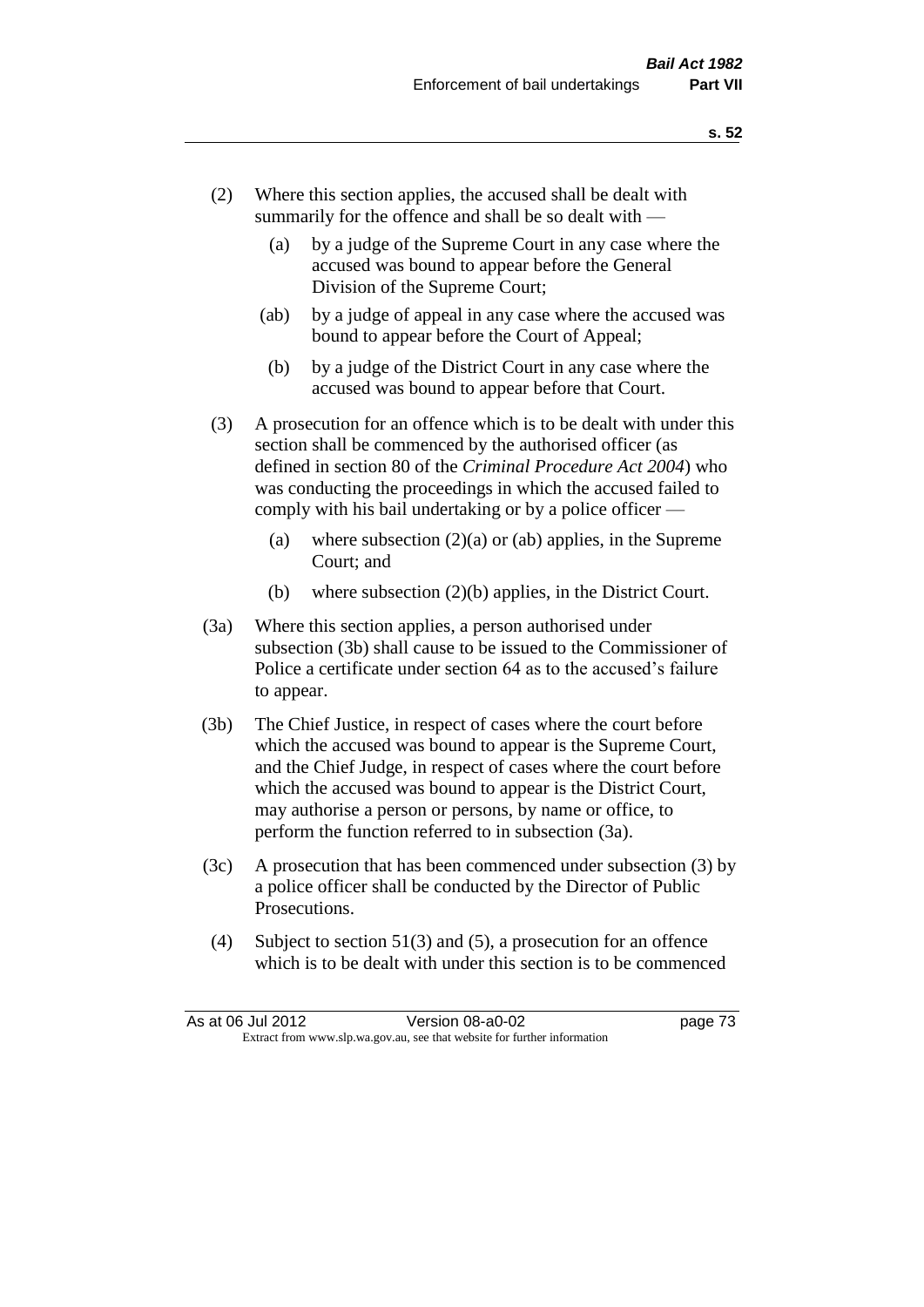(2) Where this section applies, the accused shall be dealt with summarily for the offence and shall be so dealt with —

   (a) by a judge of the Supreme Court in any case where the accused was bound to appear before the General Division of the Supreme Court;

   (ab) by a judge of appeal in any case where the accused was bound to appear before the Court of Appeal;

   (b) by a judge of the District Court in any case where the accused was bound to appear before that Court.

(3) A prosecution for an offence which is to be dealt with under this section shall be commenced by the authorised officer (as defined in section 80 of the *Criminal Procedure Act 2004*) who was conducting the proceedings in which the accused failed to comply with his bail undertaking or by a police officer —

   (a) where subsection (2)(a) or (ab) applies, in the Supreme Court; and

   (b) where subsection (2)(b) applies, in the District Court.

(3a) Where this section applies, a person authorised under subsection (3b) shall cause to be issued to the Commissioner of Police a certificate under section 64 as to the accused's failure to appear.

(3b) The Chief Justice, in respect of cases where the court before which the accused was bound to appear is the Supreme Court, and the Chief Judge, in respect of cases where the court before which the accused was bound to appear is the District Court, may authorise a person or persons, by name or office, to perform the function referred to in subsection (3a).

(3c) A prosecution that has been commenced under subsection (3) by a police officer shall be conducted by the Director of Public Prosecutions.

(4) Subject to section 51(3) and (5), a prosecution for an offence which is to be dealt with under this section is to be commenced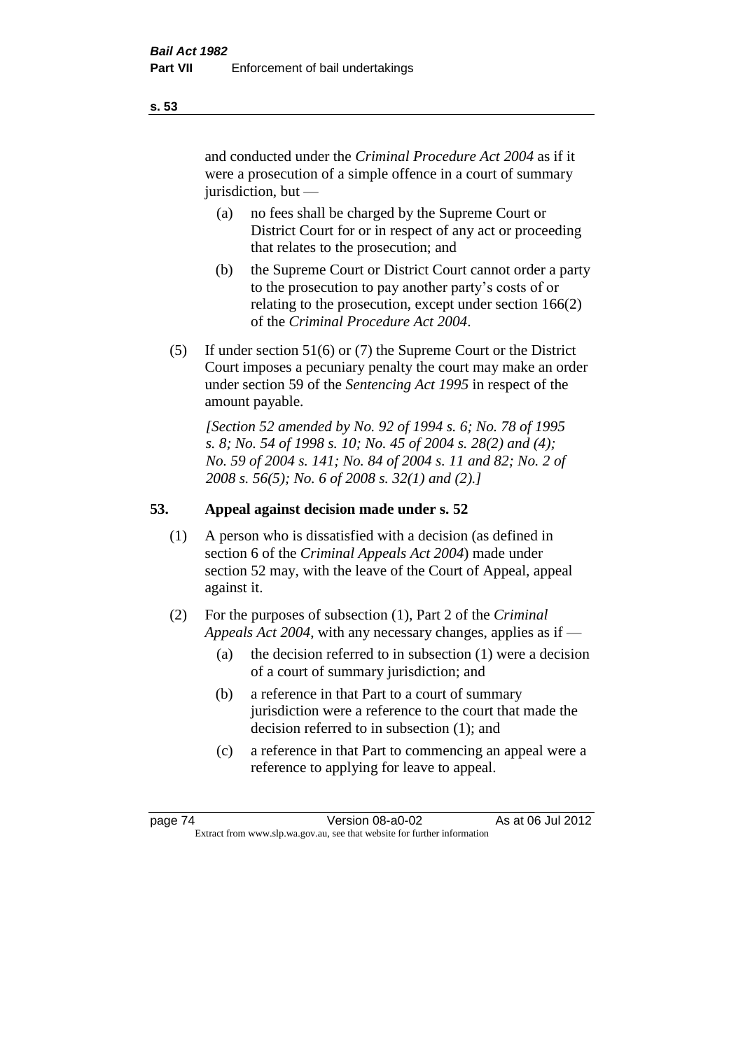and conducted under the *Criminal Procedure Act 2004* as if it were a prosecution of a simple offence in a court of summary jurisdiction, but —

(a) no fees shall be charged by the Supreme Court or District Court for or in respect of any act or proceeding that relates to the prosecution; and

(b) the Supreme Court or District Court cannot order a party to the prosecution to pay another party's costs of or relating to the prosecution, except under section 166(2) of the *Criminal Procedure Act 2004*.

(5) If under section 51(6) or (7) the Supreme Court or the District Court imposes a pecuniary penalty the court may make an order under section 59 of the *Sentencing Act 1995* in respect of the amount payable.

*[Section 52 amended by No. 92 of 1994 s. 6; No. 78 of 1995 s. 8; No. 54 of 1998 s. 10; No. 45 of 2004 s. 28(2) and (4); No. 59 of 2004 s. 141; No. 84 of 2004 s. 11 and 82; No. 2 of 2008 s. 56(5); No. 6 of 2008 s. 32(1) and (2).]*

## 53. Appeal against decision made under s. 52

(1) A person who is dissatisfied with a decision (as defined in section 6 of the *Criminal Appeals Act 2004*) made under section 52 may, with the leave of the Court of Appeal, appeal against it.

(2) For the purposes of subsection (1), Part 2 of the *Criminal Appeals Act 2004*, with any necessary changes, applies as if —

(a) the decision referred to in subsection (1) were a decision of a court of summary jurisdiction; and

(b) a reference in that Part to a court of summary jurisdiction were a reference to the court that made the decision referred to in subsection (1); and

(c) a reference in that Part to commencing an appeal were a reference to applying for leave to appeal.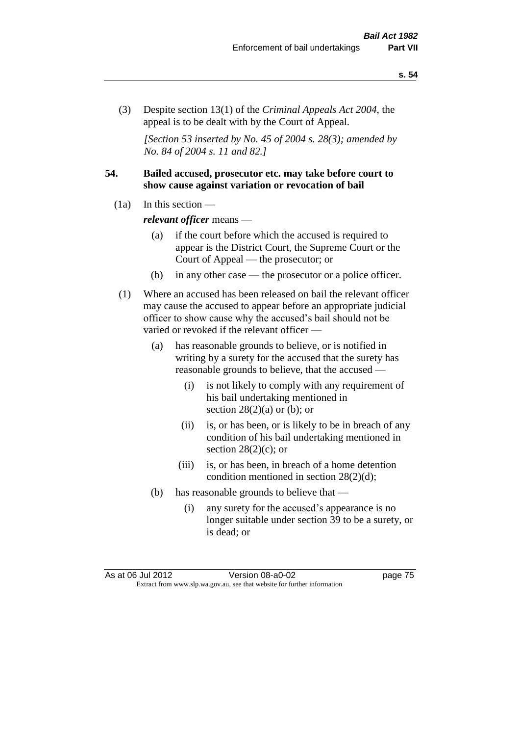(3) Despite section 13(1) of the *Criminal Appeals Act 2004*, the appeal is to be dealt with by the Court of Appeal.

*[Section 53 inserted by No. 45 of 2004 s. 28(3); amended by No. 84 of 2004 s. 11 and 82.]*

## 54. Bailed accused, prosecutor etc. may take before court to show cause against variation or revocation of bail

(1a) In this section —

***relevant officer*** means —

(a) if the court before which the accused is required to appear is the District Court, the Supreme Court or the Court of Appeal — the prosecutor; or

(b) in any other case — the prosecutor or a police officer.

(1) Where an accused has been released on bail the relevant officer may cause the accused to appear before an appropriate judicial officer to show cause why the accused's bail should not be varied or revoked if the relevant officer —

(a) has reasonable grounds to believe, or is notified in writing by a surety for the accused that the surety has reasonable grounds to believe, that the accused —

(i) is not likely to comply with any requirement of his bail undertaking mentioned in section 28(2)(a) or (b); or

(ii) is, or has been, or is likely to be in breach of any condition of his bail undertaking mentioned in section 28(2)(c); or

(iii) is, or has been, in breach of a home detention condition mentioned in section 28(2)(d);

(b) has reasonable grounds to believe that —

(i) any surety for the accused's appearance is no longer suitable under section 39 to be a surety, or is dead; or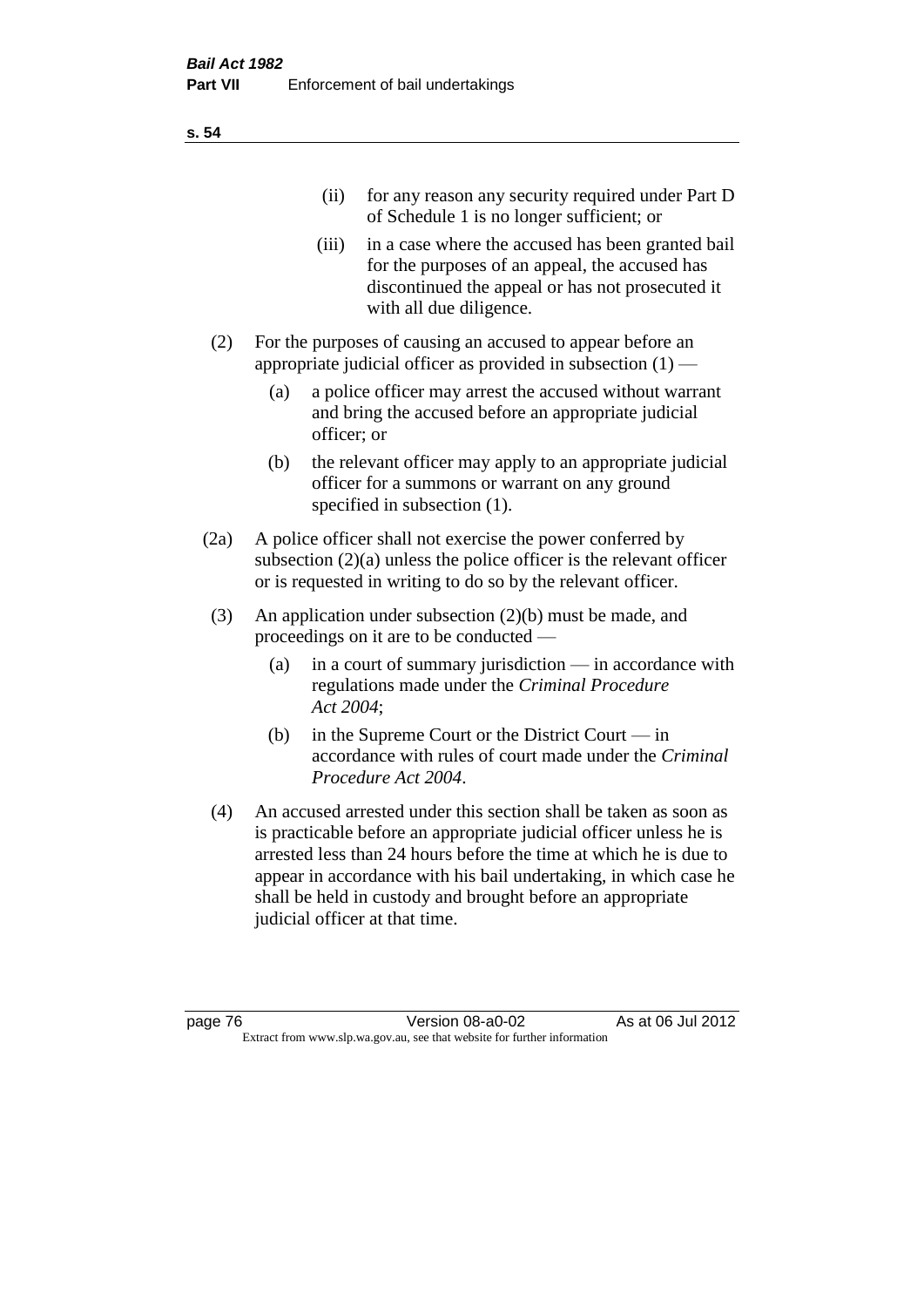(ii) for any reason any security required under Part D of Schedule 1 is no longer sufficient; or

(iii) in a case where the accused has been granted bail for the purposes of an appeal, the accused has discontinued the appeal or has not prosecuted it with all due diligence.

(2) For the purposes of causing an accused to appear before an appropriate judicial officer as provided in subsection (1) —

(a) a police officer may arrest the accused without warrant and bring the accused before an appropriate judicial officer; or

(b) the relevant officer may apply to an appropriate judicial officer for a summons or warrant on any ground specified in subsection (1).

(2a) A police officer shall not exercise the power conferred by subsection (2)(a) unless the police officer is the relevant officer or is requested in writing to do so by the relevant officer.

(3) An application under subsection (2)(b) must be made, and proceedings on it are to be conducted —

(a) in a court of summary jurisdiction — in accordance with regulations made under the *Criminal Procedure Act 2004*;

(b) in the Supreme Court or the District Court — in accordance with rules of court made under the *Criminal Procedure Act 2004*.

(4) An accused arrested under this section shall be taken as soon as is practicable before an appropriate judicial officer unless he is arrested less than 24 hours before the time at which he is due to appear in accordance with his bail undertaking, in which case he shall be held in custody and brought before an appropriate judicial officer at that time.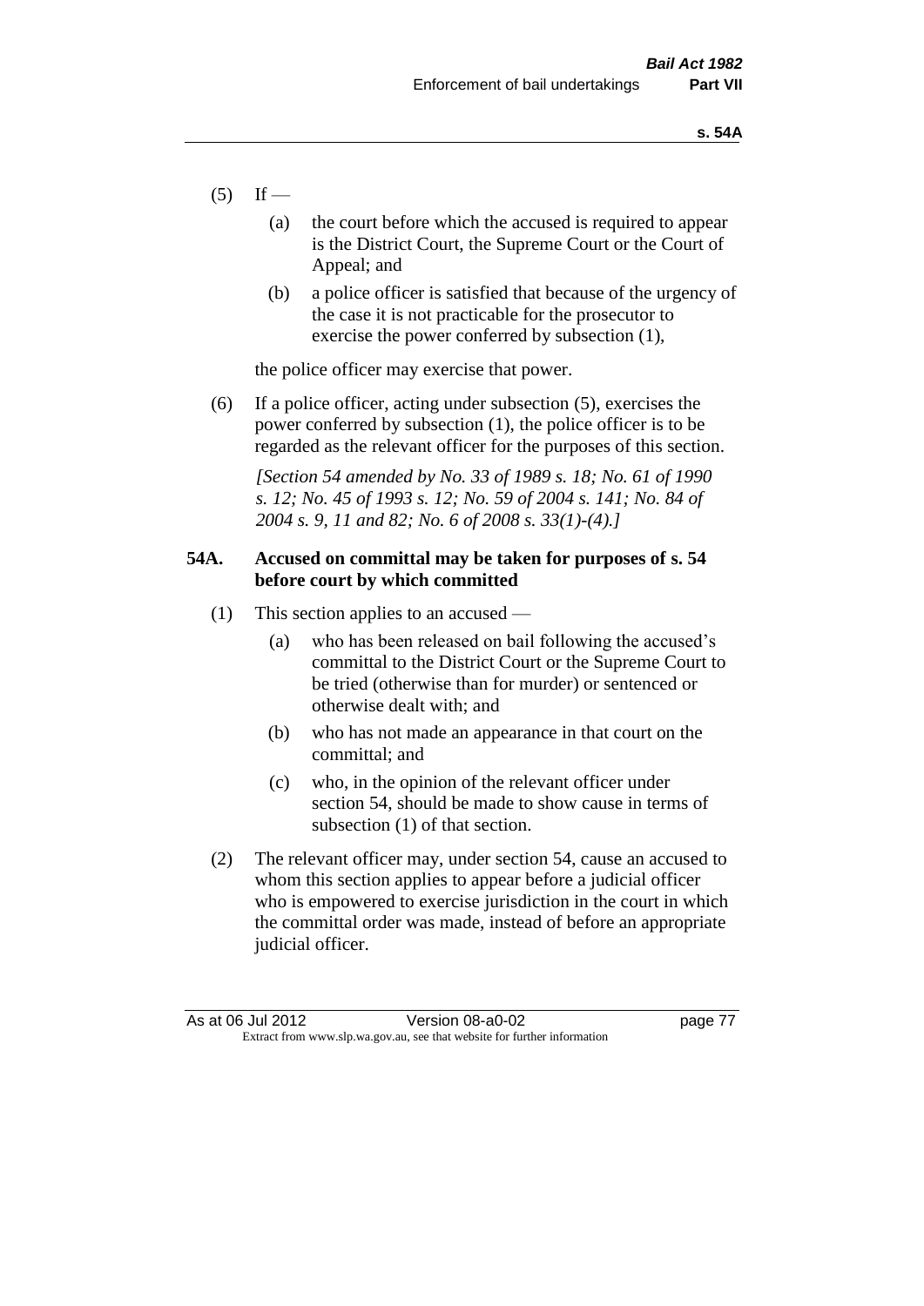(5) If —

 (a) the court before which the accused is required to appear is the District Court, the Supreme Court or the Court of Appeal; and

 (b) a police officer is satisfied that because of the urgency of the case it is not practicable for the prosecutor to exercise the power conferred by subsection (1),

 the police officer may exercise that power.

(6) If a police officer, acting under subsection (5), exercises the power conferred by subsection (1), the police officer is to be regarded as the relevant officer for the purposes of this section.

 *[Section 54 amended by No. 33 of 1989 s. 18; No. 61 of 1990 s. 12; No. 45 of 1993 s. 12; No. 59 of 2004 s. 141; No. 84 of 2004 s. 9, 11 and 82; No. 6 of 2008 s. 33(1)-(4).]*

### 54A. Accused on committal may be taken for purposes of s. 54 before court by which committed

(1) This section applies to an accused —

 (a) who has been released on bail following the accused's committal to the District Court or the Supreme Court to be tried (otherwise than for murder) or sentenced or otherwise dealt with; and

 (b) who has not made an appearance in that court on the committal; and

 (c) who, in the opinion of the relevant officer under section 54, should be made to show cause in terms of subsection (1) of that section.

(2) The relevant officer may, under section 54, cause an accused to whom this section applies to appear before a judicial officer who is empowered to exercise jurisdiction in the court in which the committal order was made, instead of before an appropriate judicial officer.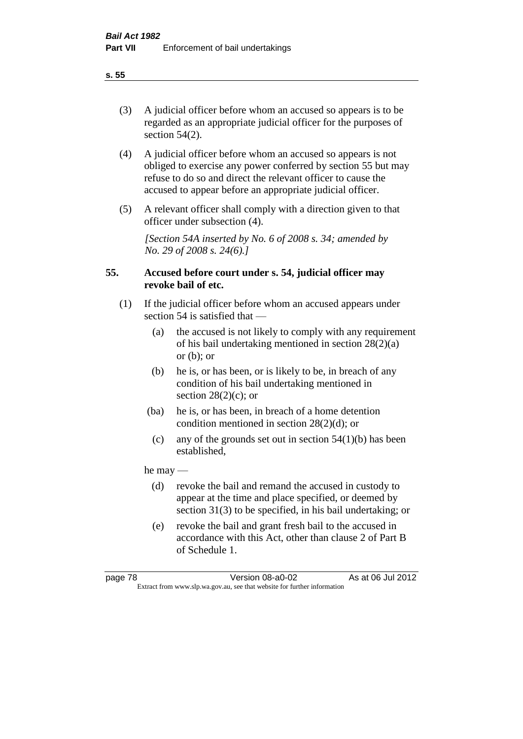(3) A judicial officer before whom an accused so appears is to be regarded as an appropriate judicial officer for the purposes of section 54(2).

(4) A judicial officer before whom an accused so appears is not obliged to exercise any power conferred by section 55 but may refuse to do so and direct the relevant officer to cause the accused to appear before an appropriate judicial officer.

(5) A relevant officer shall comply with a direction given to that officer under subsection (4).

*[Section 54A inserted by No. 6 of 2008 s. 34; amended by No. 29 of 2008 s. 24(6).]*

### 55. Accused before court under s. 54, judicial officer may revoke bail of etc.

(1) If the judicial officer before whom an accused appears under section 54 is satisfied that —

(a) the accused is not likely to comply with any requirement of his bail undertaking mentioned in section 28(2)(a) or (b); or

(b) he is, or has been, or is likely to be, in breach of any condition of his bail undertaking mentioned in section 28(2)(c); or

(ba) he is, or has been, in breach of a home detention condition mentioned in section 28(2)(d); or

(c) any of the grounds set out in section 54(1)(b) has been established,

he may —

(d) revoke the bail and remand the accused in custody to appear at the time and place specified, or deemed by section 31(3) to be specified, in his bail undertaking; or

(e) revoke the bail and grant fresh bail to the accused in accordance with this Act, other than clause 2 of Part B of Schedule 1.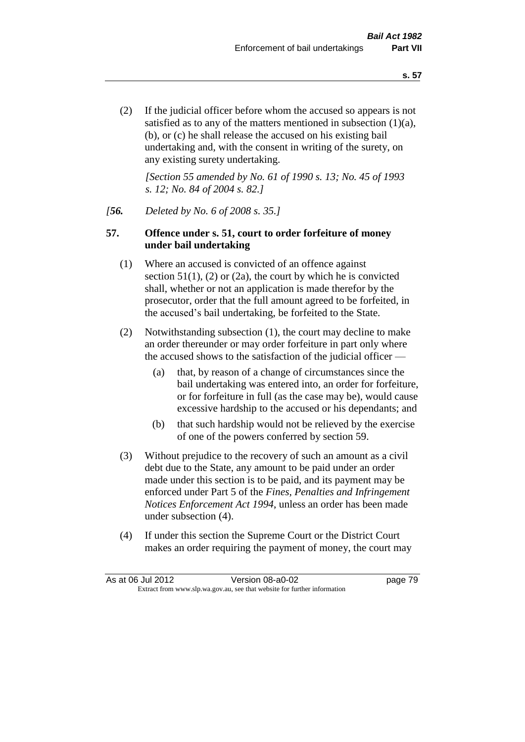(2) If the judicial officer before whom the accused so appears is not satisfied as to any of the matters mentioned in subsection (1)(a), (b), or (c) he shall release the accused on his existing bail undertaking and, with the consent in writing of the surety, on any existing surety undertaking.

*[Section 55 amended by No. 61 of 1990 s. 13; No. 45 of 1993 s. 12; No. 84 of 2004 s. 82.]*

*[**56.** Deleted by No. 6 of 2008 s. 35.]*

**57. Offence under s. 51, court to order forfeiture of money under bail undertaking**

(1) Where an accused is convicted of an offence against section 51(1), (2) or (2a), the court by which he is convicted shall, whether or not an application is made therefor by the prosecutor, order that the full amount agreed to be forfeited, in the accused's bail undertaking, be forfeited to the State.

(2) Notwithstanding subsection (1), the court may decline to make an order thereunder or may order forfeiture in part only where the accused shows to the satisfaction of the judicial officer —

(a) that, by reason of a change of circumstances since the bail undertaking was entered into, an order for forfeiture, or for forfeiture in full (as the case may be), would cause excessive hardship to the accused or his dependants; and

(b) that such hardship would not be relieved by the exercise of one of the powers conferred by section 59.

(3) Without prejudice to the recovery of such an amount as a civil debt due to the State, any amount to be paid under an order made under this section is to be paid, and its payment may be enforced under Part 5 of the *Fines, Penalties and Infringement Notices Enforcement Act 1994*, unless an order has been made under subsection (4).

(4) If under this section the Supreme Court or the District Court makes an order requiring the payment of money, the court may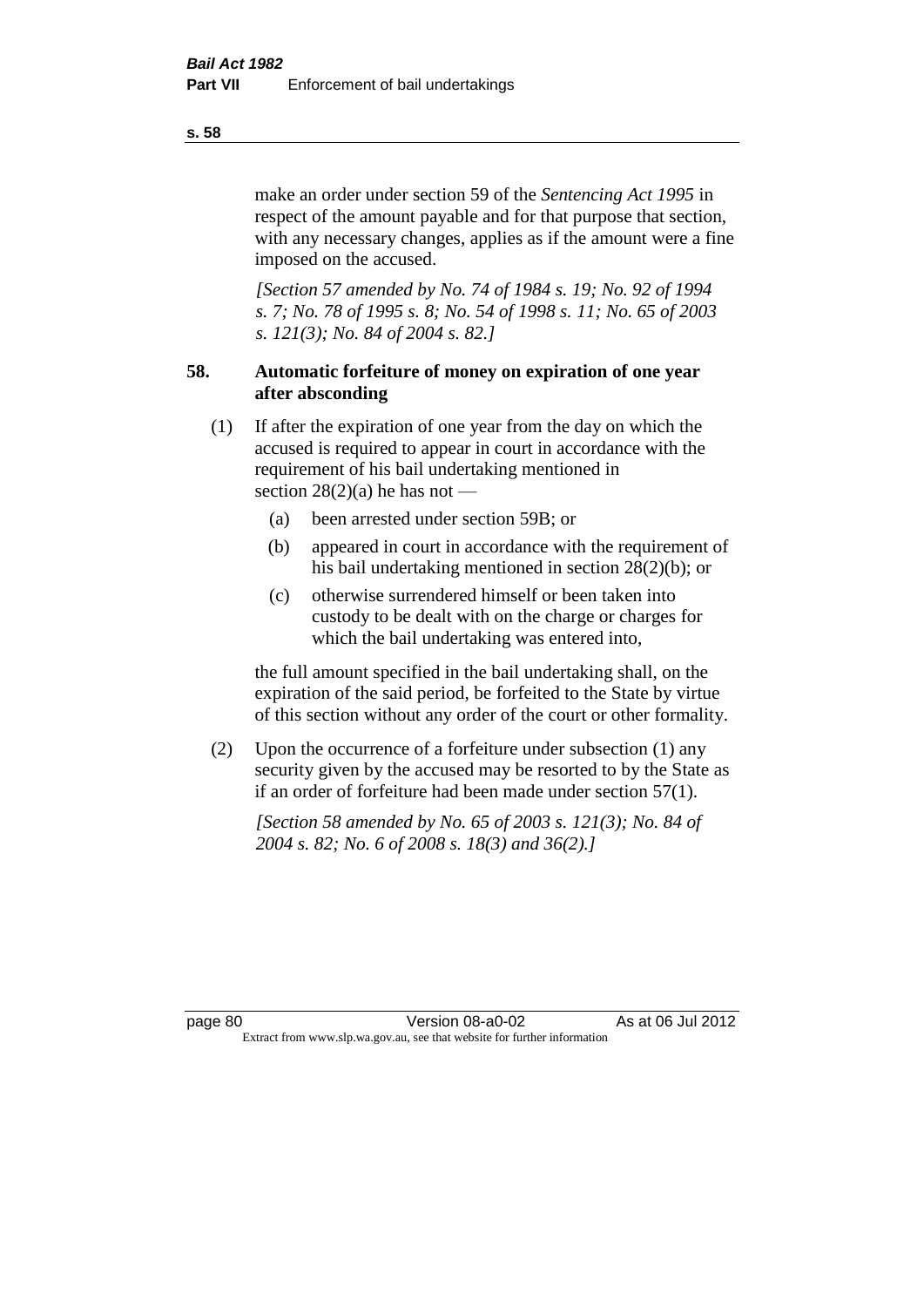make an order under section 59 of the *Sentencing Act 1995* in respect of the amount payable and for that purpose that section, with any necessary changes, applies as if the amount were a fine imposed on the accused.

*[Section 57 amended by No. 74 of 1984 s. 19; No. 92 of 1994 s. 7; No. 78 of 1995 s. 8; No. 54 of 1998 s. 11; No. 65 of 2003 s. 121(3); No. 84 of 2004 s. 82.]*

## 58. Automatic forfeiture of money on expiration of one year after absconding

(1) If after the expiration of one year from the day on which the accused is required to appear in court in accordance with the requirement of his bail undertaking mentioned in section 28(2)(a) he has not —

  (a) been arrested under section 59B; or

  (b) appeared in court in accordance with the requirement of his bail undertaking mentioned in section 28(2)(b); or

  (c) otherwise surrendered himself or been taken into custody to be dealt with on the charge or charges for which the bail undertaking was entered into,

the full amount specified in the bail undertaking shall, on the expiration of the said period, be forfeited to the State by virtue of this section without any order of the court or other formality.

(2) Upon the occurrence of a forfeiture under subsection (1) any security given by the accused may be resorted to by the State as if an order of forfeiture had been made under section 57(1).

*[Section 58 amended by No. 65 of 2003 s. 121(3); No. 84 of 2004 s. 82; No. 6 of 2008 s. 18(3) and 36(2).]*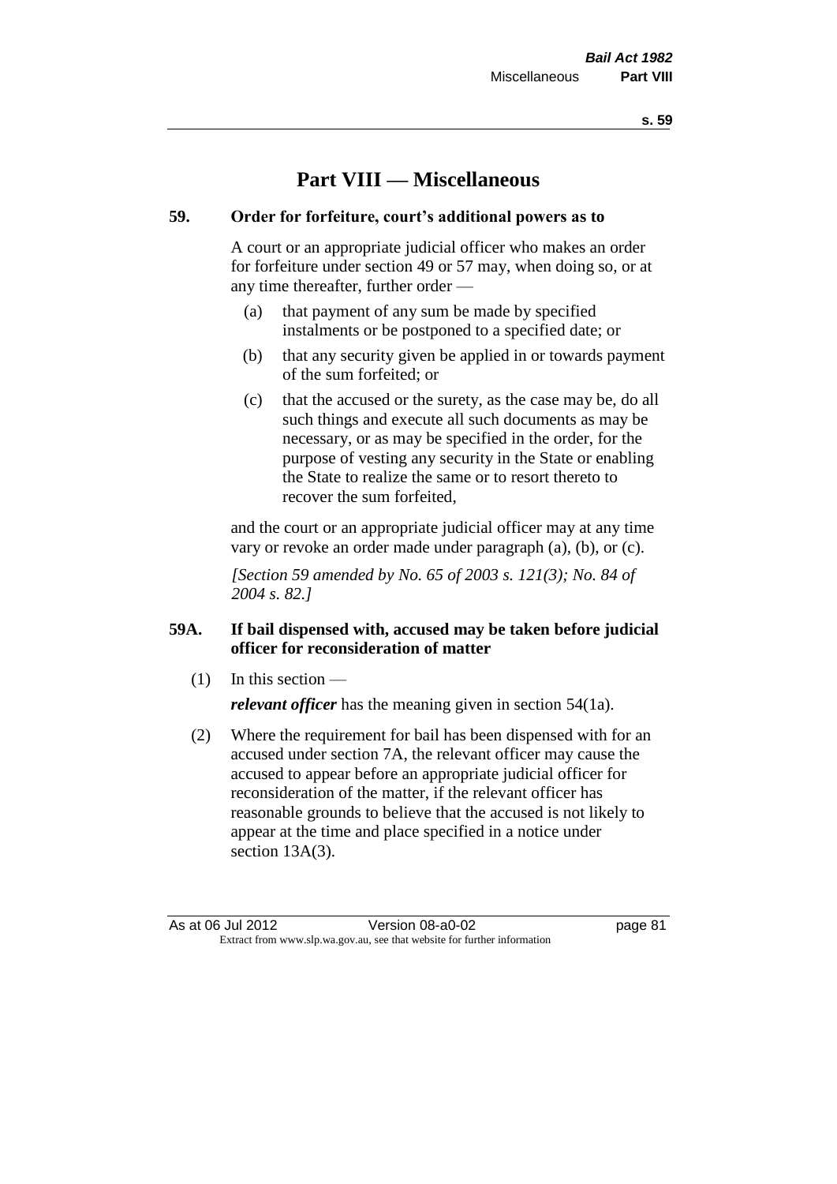# Part VIII — Miscellaneous

### 59. Order for forfeiture, court's additional powers as to

A court or an appropriate judicial officer who makes an order for forfeiture under section 49 or 57 may, when doing so, or at any time thereafter, further order —

- (a) that payment of any sum be made by specified instalments or be postponed to a specified date; or
- (b) that any security given be applied in or towards payment of the sum forfeited; or
- (c) that the accused or the surety, as the case may be, do all such things and execute all such documents as may be necessary, or as may be specified in the order, for the purpose of vesting any security in the State or enabling the State to realize the same or to resort thereto to recover the sum forfeited,

and the court or an appropriate judicial officer may at any time vary or revoke an order made under paragraph (a), (b), or (c).

*[Section 59 amended by No. 65 of 2003 s. 121(3); No. 84 of 2004 s. 82.]*

### 59A. If bail dispensed with, accused may be taken before judicial officer for reconsideration of matter

(1) In this section —

***relevant officer*** has the meaning given in section 54(1a).

(2) Where the requirement for bail has been dispensed with for an accused under section 7A, the relevant officer may cause the accused to appear before an appropriate judicial officer for reconsideration of the matter, if the relevant officer has reasonable grounds to believe that the accused is not likely to appear at the time and place specified in a notice under section 13A(3).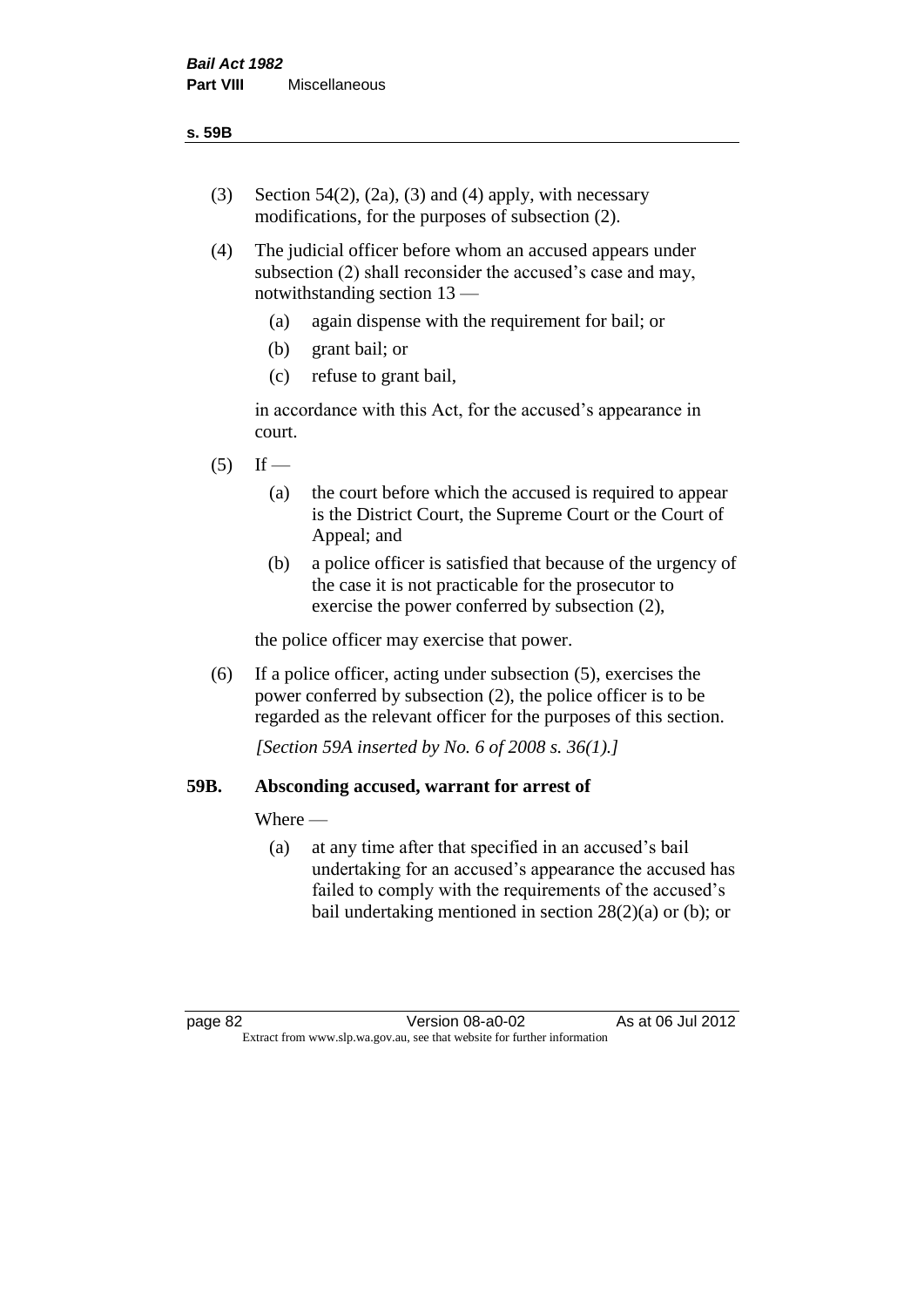(3) Section 54(2), (2a), (3) and (4) apply, with necessary modifications, for the purposes of subsection (2).

(4) The judicial officer before whom an accused appears under subsection (2) shall reconsider the accused's case and may, notwithstanding section 13 —

   (a) again dispense with the requirement for bail; or

   (b) grant bail; or

   (c) refuse to grant bail,

   in accordance with this Act, for the accused's appearance in court.

(5) If —

   (a) the court before which the accused is required to appear is the District Court, the Supreme Court or the Court of Appeal; and

   (b) a police officer is satisfied that because of the urgency of the case it is not practicable for the prosecutor to exercise the power conferred by subsection (2),

   the police officer may exercise that power.

(6) If a police officer, acting under subsection (5), exercises the power conferred by subsection (2), the police officer is to be regarded as the relevant officer for the purposes of this section.

*[Section 59A inserted by No. 6 of 2008 s. 36(1).]*

### 59B. Absconding accused, warrant for arrest of

Where —

   (a) at any time after that specified in an accused's bail undertaking for an accused's appearance the accused has failed to comply with the requirements of the accused's bail undertaking mentioned in section 28(2)(a) or (b); or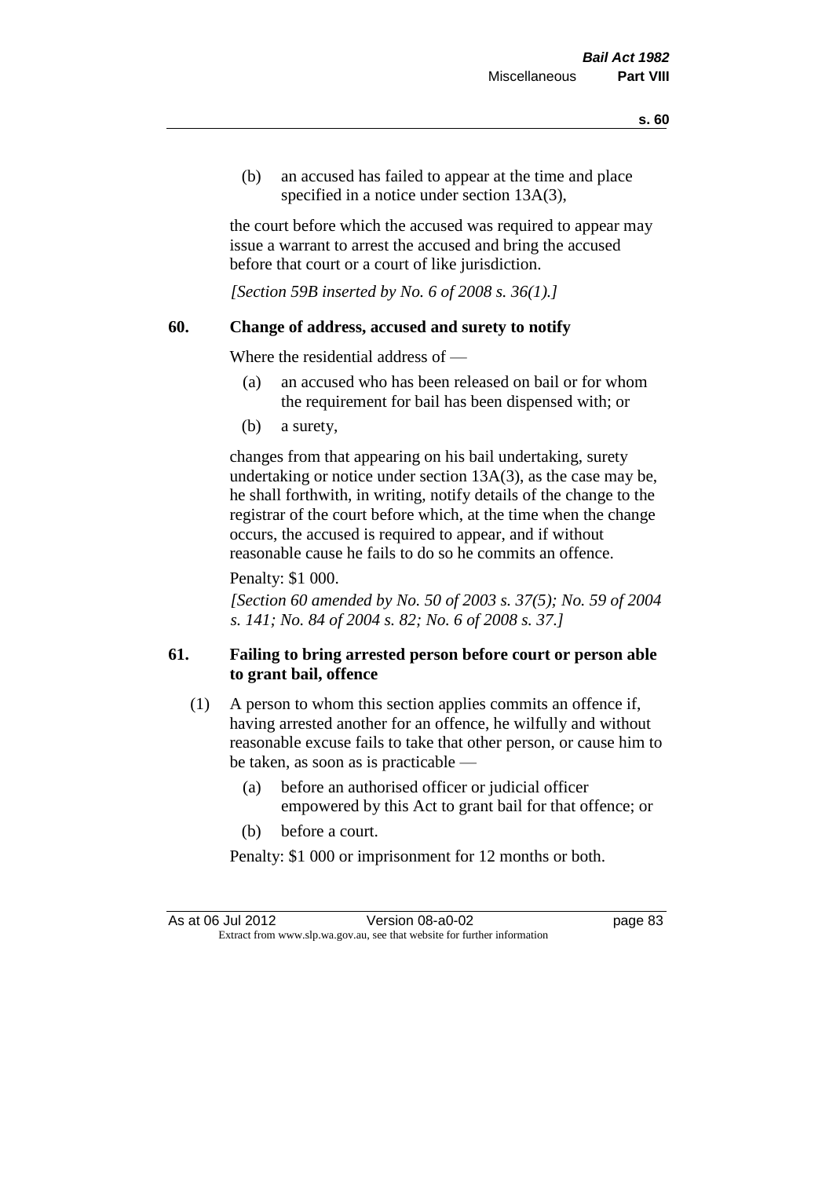(b) an accused has failed to appear at the time and place specified in a notice under section 13A(3),

the court before which the accused was required to appear may issue a warrant to arrest the accused and bring the accused before that court or a court of like jurisdiction.

*[Section 59B inserted by No. 6 of 2008 s. 36(1).]*

### 60. Change of address, accused and surety to notify

Where the residential address of —

(a) an accused who has been released on bail or for whom the requirement for bail has been dispensed with; or

(b) a surety,

changes from that appearing on his bail undertaking, surety undertaking or notice under section 13A(3), as the case may be, he shall forthwith, in writing, notify details of the change to the registrar of the court before which, at the time when the change occurs, the accused is required to appear, and if without reasonable cause he fails to do so he commits an offence.

Penalty: $1 000.

*[Section 60 amended by No. 50 of 2003 s. 37(5); No. 59 of 2004 s. 141; No. 84 of 2004 s. 82; No. 6 of 2008 s. 37.]*

### 61. Failing to bring arrested person before court or person able to grant bail, offence

(1) A person to whom this section applies commits an offence if, having arrested another for an offence, he wilfully and without reasonable excuse fails to take that other person, or cause him to be taken, as soon as is practicable —

(a) before an authorised officer or judicial officer empowered by this Act to grant bail for that offence; or

(b) before a court.

Penalty: $1 000 or imprisonment for 12 months or both.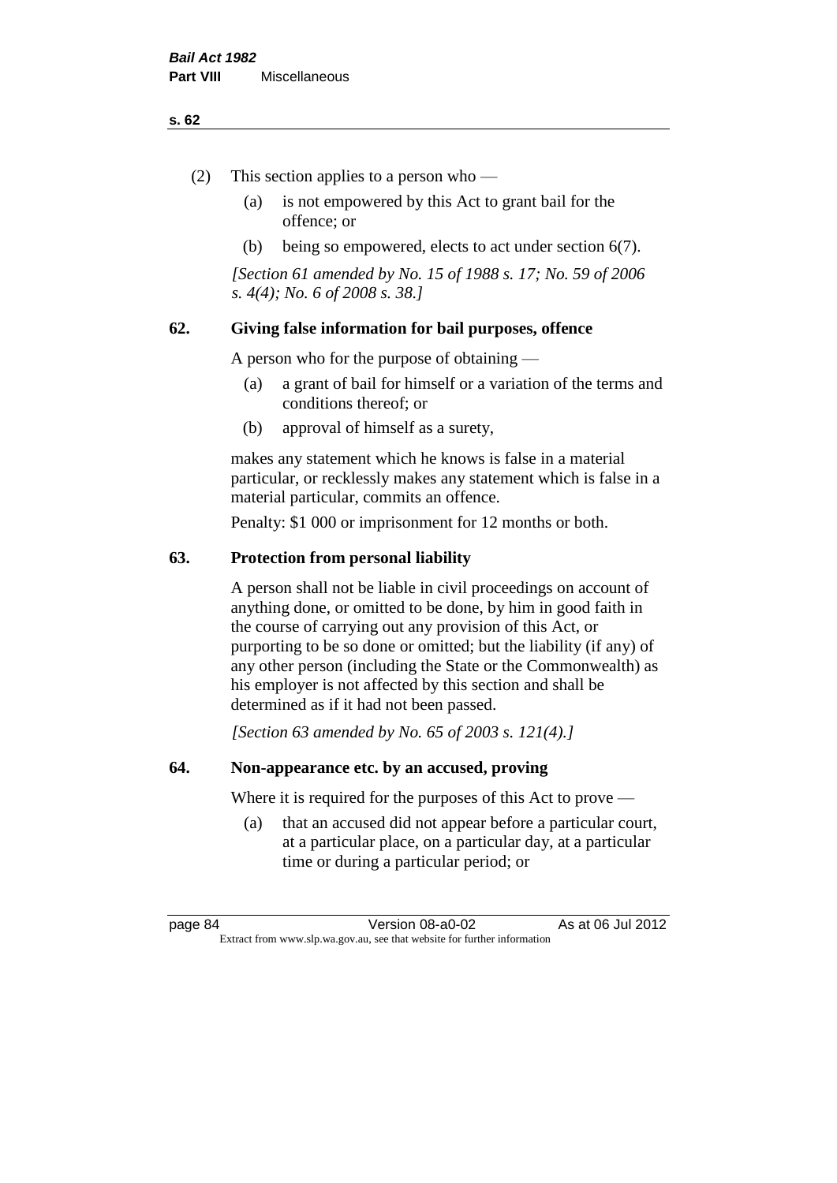(2) This section applies to a person who —

(a) is not empowered by this Act to grant bail for the offence; or

(b) being so empowered, elects to act under section 6(7).

*[Section 61 amended by No. 15 of 1988 s. 17; No. 59 of 2006 s. 4(4); No. 6 of 2008 s. 38.]*

## 62. Giving false information for bail purposes, offence

A person who for the purpose of obtaining —

(a) a grant of bail for himself or a variation of the terms and conditions thereof; or

(b) approval of himself as a surety,

makes any statement which he knows is false in a material particular, or recklessly makes any statement which is false in a material particular, commits an offence.

Penalty: $1 000 or imprisonment for 12 months or both.

## 63. Protection from personal liability

A person shall not be liable in civil proceedings on account of anything done, or omitted to be done, by him in good faith in the course of carrying out any provision of this Act, or purporting to be so done or omitted; but the liability (if any) of any other person (including the State or the Commonwealth) as his employer is not affected by this section and shall be determined as if it had not been passed.

*[Section 63 amended by No. 65 of 2003 s. 121(4).]*

## 64. Non-appearance etc. by an accused, proving

Where it is required for the purposes of this Act to prove —

(a) that an accused did not appear before a particular court, at a particular place, on a particular day, at a particular time or during a particular period; or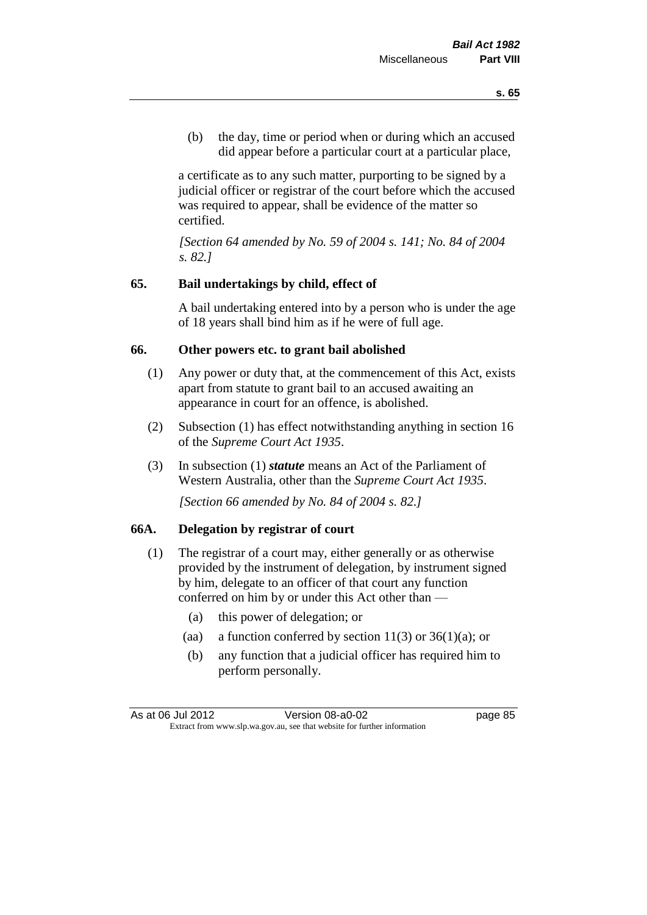(b) the day, time or period when or during which an accused did appear before a particular court at a particular place,

a certificate as to any such matter, purporting to be signed by a judicial officer or registrar of the court before which the accused was required to appear, shall be evidence of the matter so certified.

*[Section 64 amended by No. 59 of 2004 s. 141; No. 84 of 2004 s. 82.]*

## 65. Bail undertakings by child, effect of

A bail undertaking entered into by a person who is under the age of 18 years shall bind him as if he were of full age.

## 66. Other powers etc. to grant bail abolished

(1) Any power or duty that, at the commencement of this Act, exists apart from statute to grant bail to an accused awaiting an appearance in court for an offence, is abolished.

(2) Subsection (1) has effect notwithstanding anything in section 16 of the *Supreme Court Act 1935*.

(3) In subsection (1) ***statute*** means an Act of the Parliament of Western Australia, other than the *Supreme Court Act 1935*.

*[Section 66 amended by No. 84 of 2004 s. 82.]*

## 66A. Delegation by registrar of court

(1) The registrar of a court may, either generally or as otherwise provided by the instrument of delegation, by instrument signed by him, delegate to an officer of that court any function conferred on him by or under this Act other than —

- (a) this power of delegation; or
- (aa) a function conferred by section 11(3) or 36(1)(a); or
- (b) any function that a judicial officer has required him to perform personally.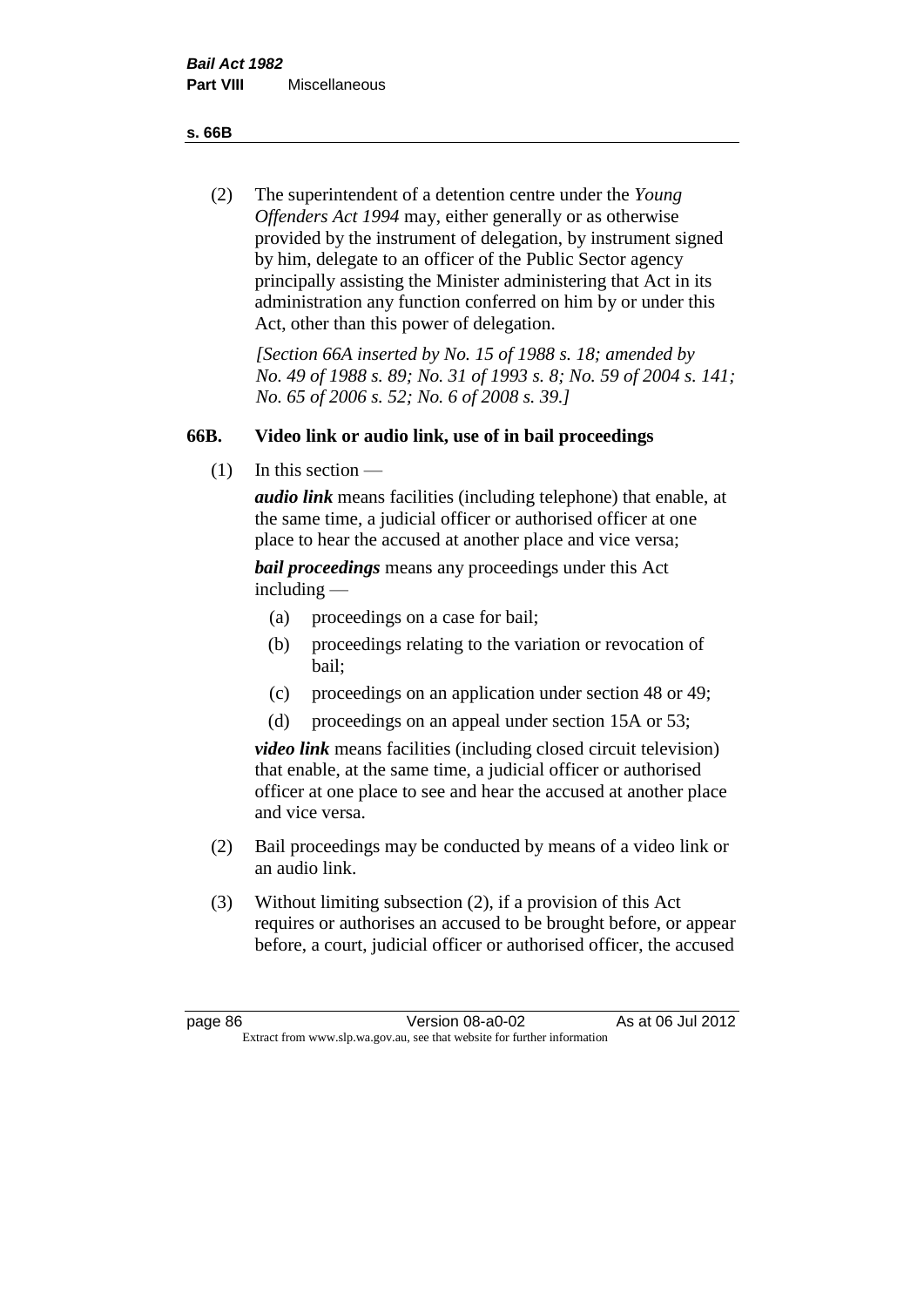(2) The superintendent of a detention centre under the *Young Offenders Act 1994* may, either generally or as otherwise provided by the instrument of delegation, by instrument signed by him, delegate to an officer of the Public Sector agency principally assisting the Minister administering that Act in its administration any function conferred on him by or under this Act, other than this power of delegation.

*[Section 66A inserted by No. 15 of 1988 s. 18; amended by No. 49 of 1988 s. 89; No. 31 of 1993 s. 8; No. 59 of 2004 s. 141; No. 65 of 2006 s. 52; No. 6 of 2008 s. 39.]*

### 66B. Video link or audio link, use of in bail proceedings

(1) In this section —

***audio link*** means facilities (including telephone) that enable, at the same time, a judicial officer or authorised officer at one place to hear the accused at another place and vice versa;

***bail proceedings*** means any proceedings under this Act including —

- (a) proceedings on a case for bail;
- (b) proceedings relating to the variation or revocation of bail;
- (c) proceedings on an application under section 48 or 49;
- (d) proceedings on an appeal under section 15A or 53;

***video link*** means facilities (including closed circuit television) that enable, at the same time, a judicial officer or authorised officer at one place to see and hear the accused at another place and vice versa.

(2) Bail proceedings may be conducted by means of a video link or an audio link.

(3) Without limiting subsection (2), if a provision of this Act requires or authorises an accused to be brought before, or appear before, a court, judicial officer or authorised officer, the accused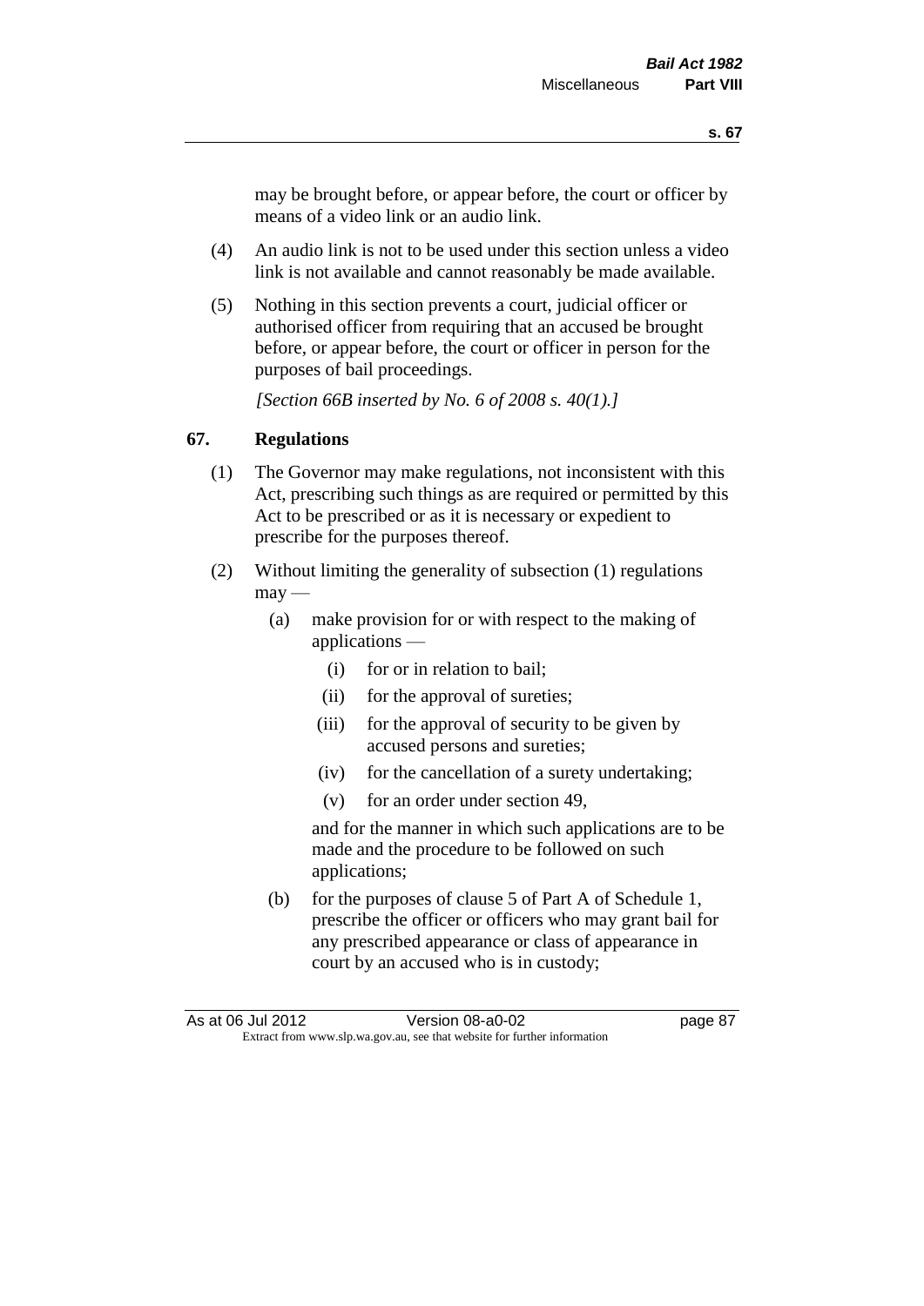may be brought before, or appear before, the court or officer by means of a video link or an audio link.

(4) An audio link is not to be used under this section unless a video link is not available and cannot reasonably be made available.

(5) Nothing in this section prevents a court, judicial officer or authorised officer from requiring that an accused be brought before, or appear before, the court or officer in person for the purposes of bail proceedings.

*[Section 66B inserted by No. 6 of 2008 s. 40(1).]*

## 67. Regulations

(1) The Governor may make regulations, not inconsistent with this Act, prescribing such things as are required or permitted by this Act to be prescribed or as it is necessary or expedient to prescribe for the purposes thereof.

(2) Without limiting the generality of subsection (1) regulations may —

(a) make provision for or with respect to the making of applications —

(i) for or in relation to bail;

(ii) for the approval of sureties;

(iii) for the approval of security to be given by accused persons and sureties;

(iv) for the cancellation of a surety undertaking;

(v) for an order under section 49,

and for the manner in which such applications are to be made and the procedure to be followed on such applications;

(b) for the purposes of clause 5 of Part A of Schedule 1, prescribe the officer or officers who may grant bail for any prescribed appearance or class of appearance in court by an accused who is in custody;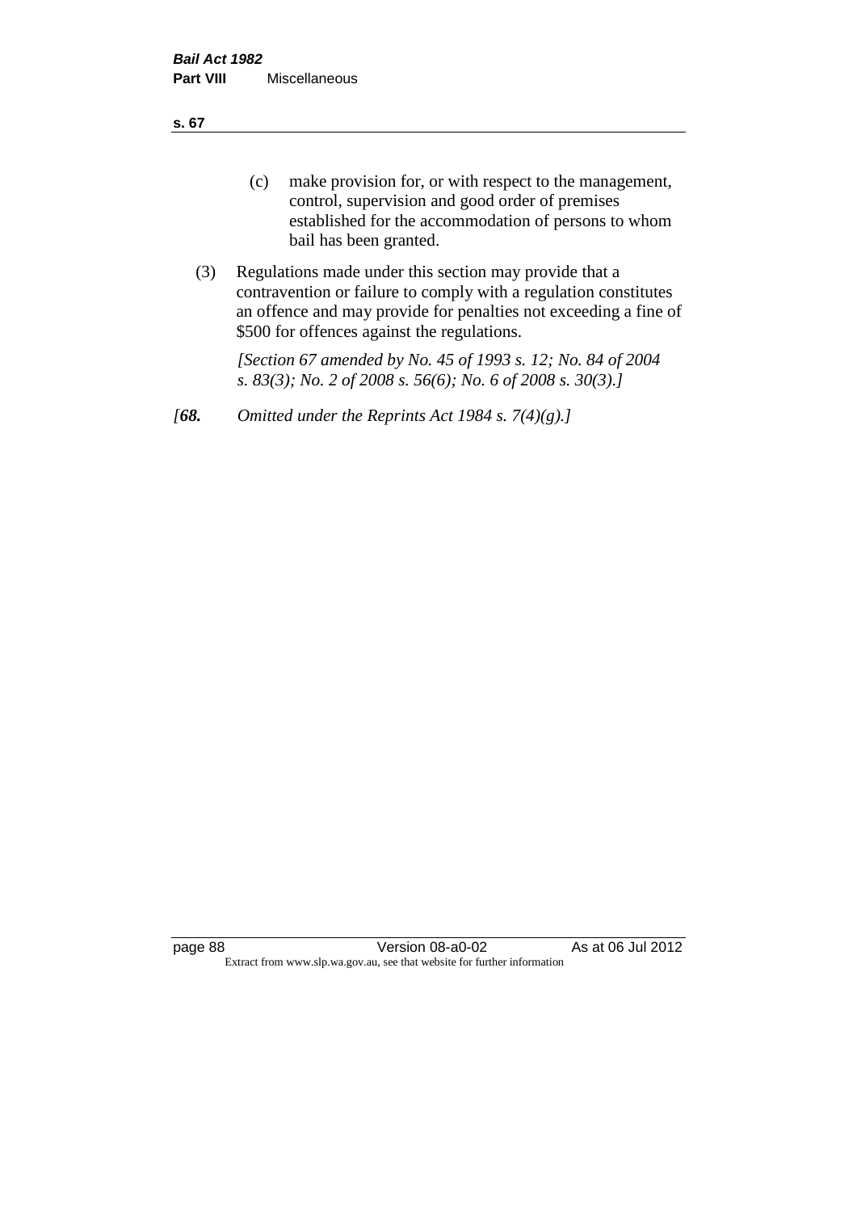(c) make provision for, or with respect to the management, control, supervision and good order of premises established for the accommodation of persons to whom bail has been granted.

(3) Regulations made under this section may provide that a contravention or failure to comply with a regulation constitutes an offence and may provide for penalties not exceeding a fine of $500 for offences against the regulations.

*[Section 67 amended by No. 45 of 1993 s. 12; No. 84 of 2004 s. 83(3); No. 2 of 2008 s. 56(6); No. 6 of 2008 s. 30(3).]*

*[**68.** Omitted under the Reprints Act 1984 s. 7(4)(g).]*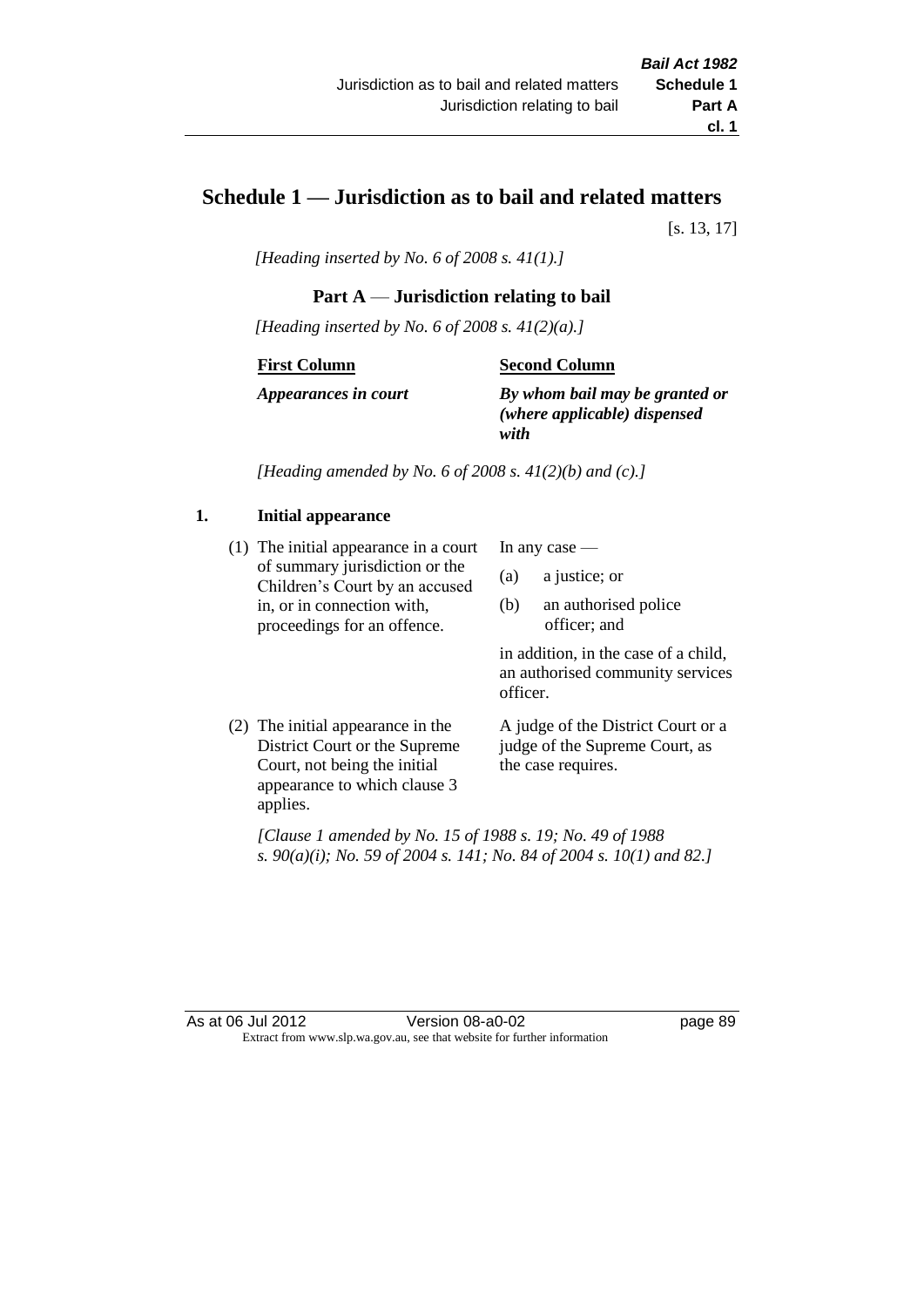# Schedule 1 — Jurisdiction as to bail and related matters

[s. 13, 17]

*[Heading inserted by No. 6 of 2008 s. 41(1).]*

## Part A — Jurisdiction relating to bail

*[Heading inserted by No. 6 of 2008 s. 41(2)(a).]*

| First Column | Second Column |
| --- | --- |
| ***Appearances in court*** | ***By whom bail may be granted or (where applicable) dispensed with*** |

*[Heading amended by No. 6 of 2008 s. 41(2)(b) and (c).]*

### 1. Initial appearance

| | |
| --- | --- |
| (1) The initial appearance in a court of summary jurisdiction or the Children's Court by an accused in, or in connection with, proceedings for an offence. | In any case — (a) a justice; or (b) an authorised police officer; and in addition, in the case of a child, an authorised community services officer. |
| (2) The initial appearance in the District Court or the Supreme Court, not being the initial appearance to which clause 3 applies. | A judge of the District Court or a judge of the Supreme Court, as the case requires. |

*[Clause 1 amended by No. 15 of 1988 s. 19; No. 49 of 1988 s. 90(a)(i); No. 59 of 2004 s. 141; No. 84 of 2004 s. 10(1) and 82.]*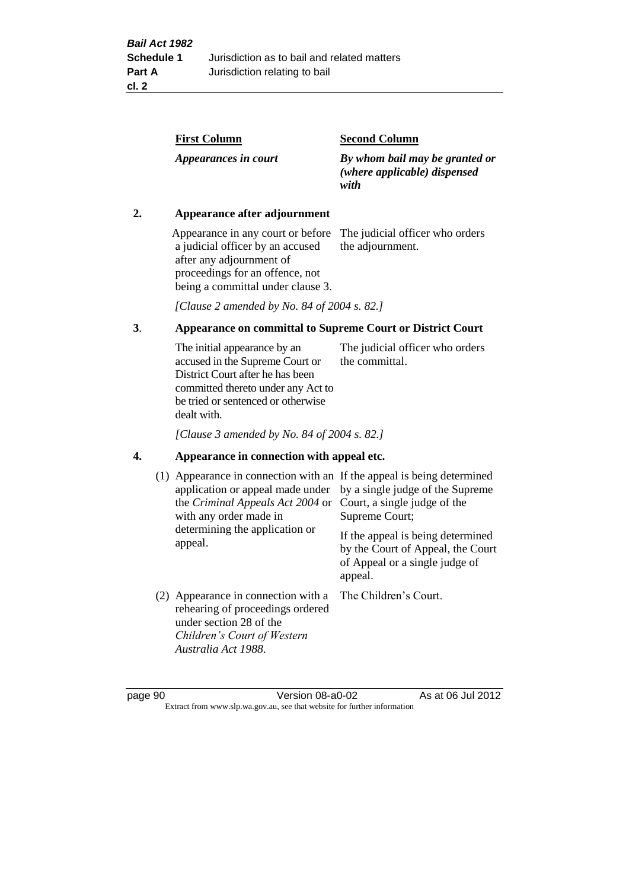| First Column | Second Column |
|---|---|
| *Appearances in court* | *By whom bail may be granted or (where applicable) dispensed with* |

**2. Appearance after adjournment**

| | |
|---|---|
| Appearance in any court or before a judicial officer by an accused after any adjournment of proceedings for an offence, not being a committal under clause 3. | The judicial officer who orders the adjournment. |

*[Clause 2 amended by No. 84 of 2004 s. 82.]*

**3. Appearance on committal to Supreme Court or District Court**

| | |
|---|---|
| The initial appearance by an accused in the Supreme Court or District Court after he has been committed thereto under any Act to be tried or sentenced or otherwise dealt with. | The judicial officer who orders the committal. |

*[Clause 3 amended by No. 84 of 2004 s. 82.]*

**4. Appearance in connection with appeal etc.**

| | |
|---|---|
| (1) Appearance in connection with an application or appeal made under the *Criminal Appeals Act 2004* or with any order made in determining the application or appeal. | If the appeal is being determined by a single judge of the Supreme Court, a single judge of the Supreme Court;<br><br>If the appeal is being determined by the Court of Appeal, the Court of Appeal or a single judge of appeal. |
| (2) Appearance in connection with a rehearing of proceedings ordered under section 28 of the *Children's Court of Western Australia Act 1988*. | The Children's Court. |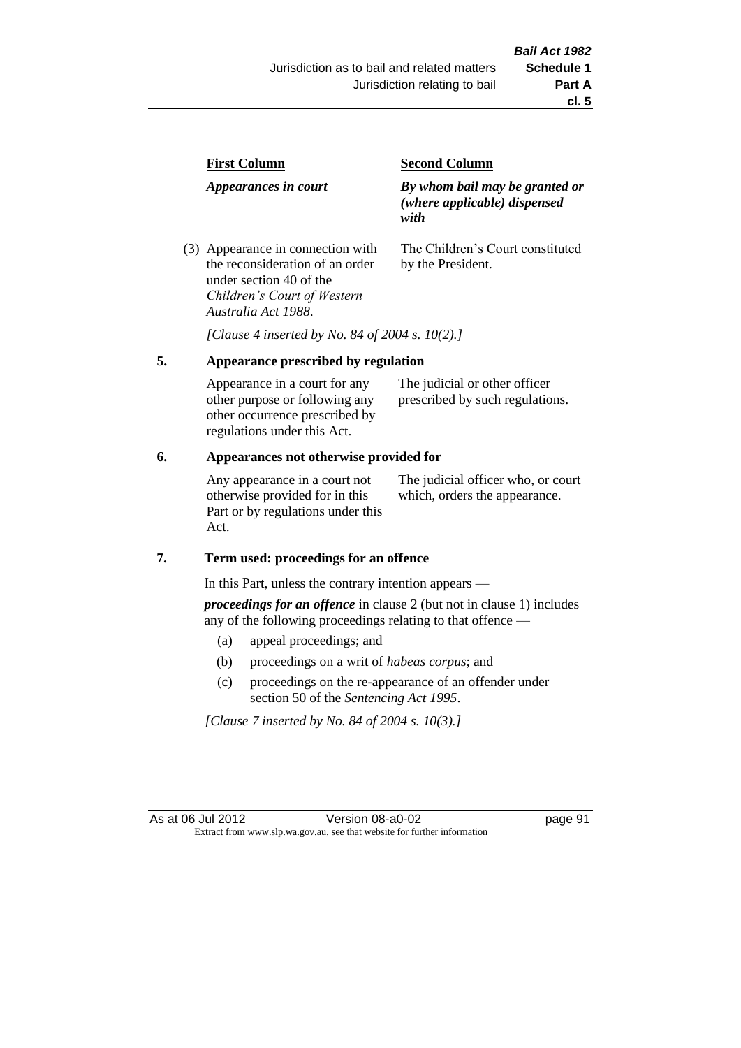| First Column | Second Column |
|---|---|
| *Appearances in court* | *By whom bail may be granted or (where applicable) dispensed with* |
| (3) Appearance in connection with the reconsideration of an order under section 40 of the *Children's Court of Western Australia Act 1988*. | The Children's Court constituted by the President. |

*[Clause 4 inserted by No. 84 of 2004 s. 10(2).]*

## 5. Appearance prescribed by regulation

| | |
|---|---|
| Appearance in a court for any other purpose or following any other occurrence prescribed by regulations under this Act. | The judicial or other officer prescribed by such regulations. |

## 6. Appearances not otherwise provided for

| | |
|---|---|
| Any appearance in a court not otherwise provided for in this Part or by regulations under this Act. | The judicial officer who, or court which, orders the appearance. |

## 7. Term used: proceedings for an offence

In this Part, unless the contrary intention appears —

***proceedings for an offence*** in clause 2 (but not in clause 1) includes any of the following proceedings relating to that offence —

- (a) appeal proceedings; and
- (b) proceedings on a writ of *habeas corpus*; and
- (c) proceedings on the re-appearance of an offender under section 50 of the *Sentencing Act 1995*.

*[Clause 7 inserted by No. 84 of 2004 s. 10(3).]*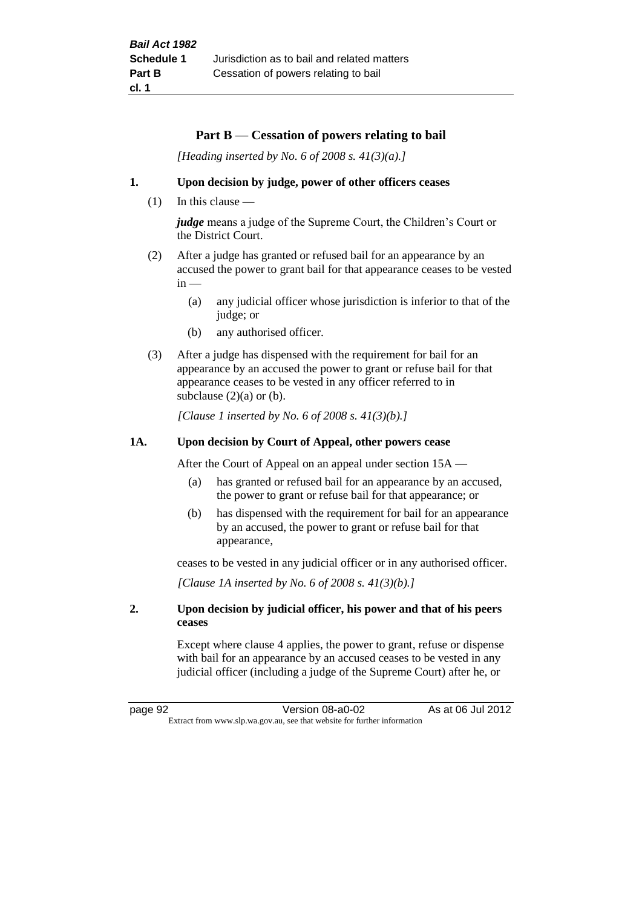## Part B — Cessation of powers relating to bail

*[Heading inserted by No. 6 of 2008 s. 41(3)(a).]*

### 1. Upon decision by judge, power of other officers ceases

(1) In this clause —

***judge*** means a judge of the Supreme Court, the Children's Court or the District Court.

(2) After a judge has granted or refused bail for an appearance by an accused the power to grant bail for that appearance ceases to be vested in —

- (a) any judicial officer whose jurisdiction is inferior to that of the judge; or
- (b) any authorised officer.

(3) After a judge has dispensed with the requirement for bail for an appearance by an accused the power to grant or refuse bail for that appearance ceases to be vested in any officer referred to in subclause (2)(a) or (b).

*[Clause 1 inserted by No. 6 of 2008 s. 41(3)(b).]*

### 1A. Upon decision by Court of Appeal, other powers cease

After the Court of Appeal on an appeal under section 15A —

- (a) has granted or refused bail for an appearance by an accused, the power to grant or refuse bail for that appearance; or
- (b) has dispensed with the requirement for bail for an appearance by an accused, the power to grant or refuse bail for that appearance,

ceases to be vested in any judicial officer or in any authorised officer.

*[Clause 1A inserted by No. 6 of 2008 s. 41(3)(b).]*

### 2. Upon decision by judicial officer, his power and that of his peers ceases

Except where clause 4 applies, the power to grant, refuse or dispense with bail for an appearance by an accused ceases to be vested in any judicial officer (including a judge of the Supreme Court) after he, or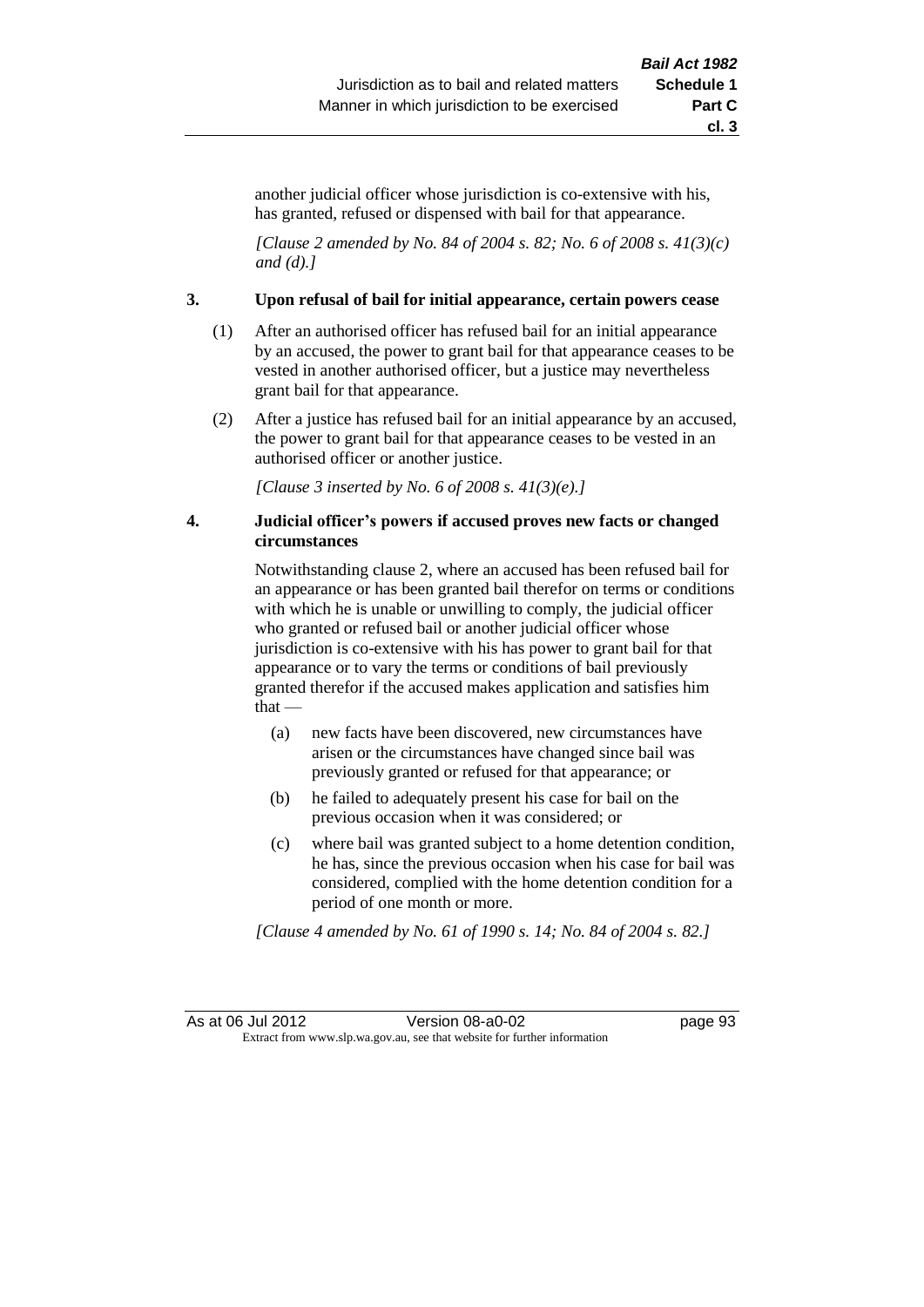another judicial officer whose jurisdiction is co-extensive with his, has granted, refused or dispensed with bail for that appearance.

*[Clause 2 amended by No. 84 of 2004 s. 82; No. 6 of 2008 s. 41(3)(c) and (d).]*

### 3. Upon refusal of bail for initial appearance, certain powers cease

(1) After an authorised officer has refused bail for an initial appearance by an accused, the power to grant bail for that appearance ceases to be vested in another authorised officer, but a justice may nevertheless grant bail for that appearance.

(2) After a justice has refused bail for an initial appearance by an accused, the power to grant bail for that appearance ceases to be vested in an authorised officer or another justice.

*[Clause 3 inserted by No. 6 of 2008 s. 41(3)(e).]*

### 4. Judicial officer's powers if accused proves new facts or changed circumstances

Notwithstanding clause 2, where an accused has been refused bail for an appearance or has been granted bail therefor on terms or conditions with which he is unable or unwilling to comply, the judicial officer who granted or refused bail or another judicial officer whose jurisdiction is co-extensive with his has power to grant bail for that appearance or to vary the terms or conditions of bail previously granted therefor if the accused makes application and satisfies him that —

(a) new facts have been discovered, new circumstances have arisen or the circumstances have changed since bail was previously granted or refused for that appearance; or

(b) he failed to adequately present his case for bail on the previous occasion when it was considered; or

(c) where bail was granted subject to a home detention condition, he has, since the previous occasion when his case for bail was considered, complied with the home detention condition for a period of one month or more.

*[Clause 4 amended by No. 61 of 1990 s. 14; No. 84 of 2004 s. 82.]*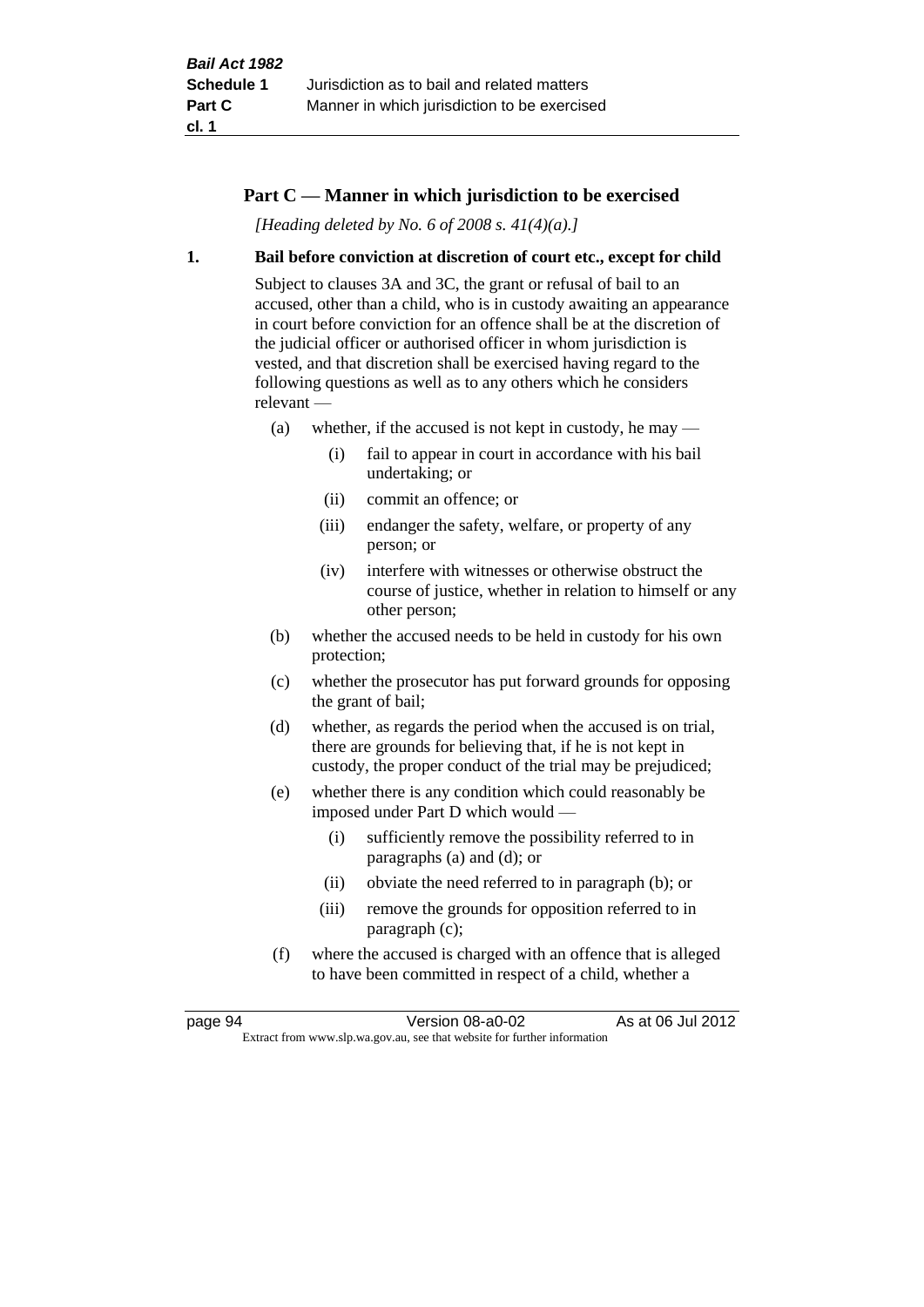## Part C — Manner in which jurisdiction to be exercised

*[Heading deleted by No. 6 of 2008 s. 41(4)(a).]*

### 1. Bail before conviction at discretion of court etc., except for child

Subject to clauses 3A and 3C, the grant or refusal of bail to an accused, other than a child, who is in custody awaiting an appearance in court before conviction for an offence shall be at the discretion of the judicial officer or authorised officer in whom jurisdiction is vested, and that discretion shall be exercised having regard to the following questions as well as to any others which he considers relevant —

- (a) whether, if the accused is not kept in custody, he may —
  - (i) fail to appear in court in accordance with his bail undertaking; or
  - (ii) commit an offence; or
  - (iii) endanger the safety, welfare, or property of any person; or
  - (iv) interfere with witnesses or otherwise obstruct the course of justice, whether in relation to himself or any other person;
- (b) whether the accused needs to be held in custody for his own protection;
- (c) whether the prosecutor has put forward grounds for opposing the grant of bail;
- (d) whether, as regards the period when the accused is on trial, there are grounds for believing that, if he is not kept in custody, the proper conduct of the trial may be prejudiced;
- (e) whether there is any condition which could reasonably be imposed under Part D which would —
  - (i) sufficiently remove the possibility referred to in paragraphs (a) and (d); or
  - (ii) obviate the need referred to in paragraph (b); or
  - (iii) remove the grounds for opposition referred to in paragraph (c);
- (f) where the accused is charged with an offence that is alleged to have been committed in respect of a child, whether a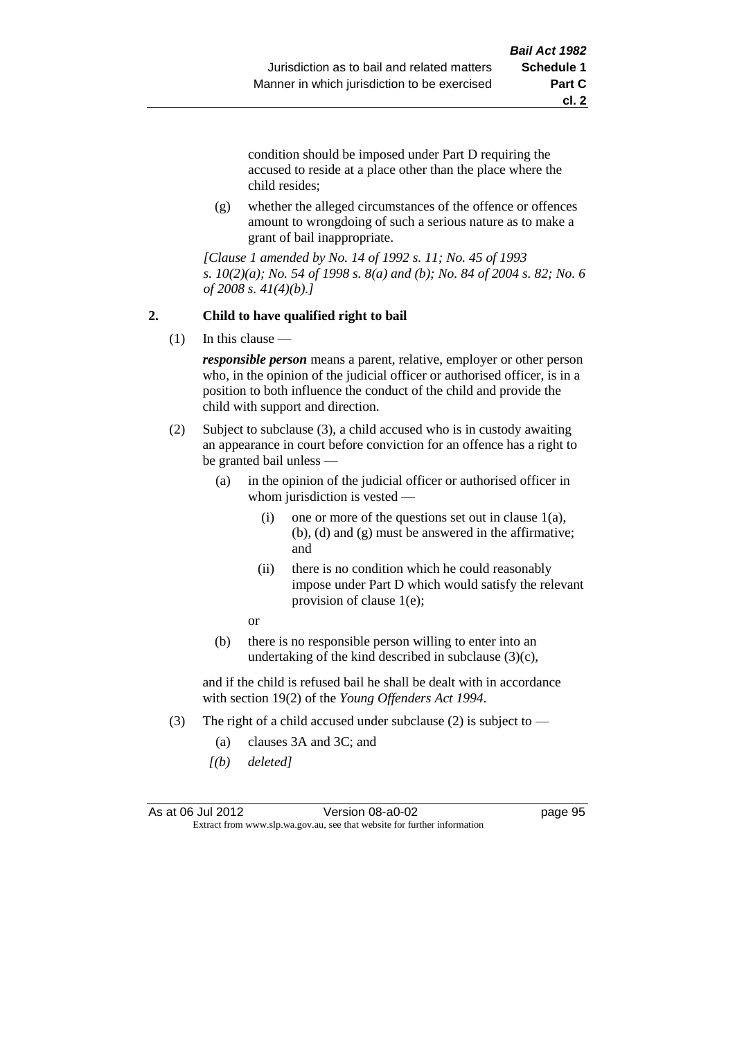condition should be imposed under Part D requiring the accused to reside at a place other than the place where the child resides;

(g) whether the alleged circumstances of the offence or offences amount to wrongdoing of such a serious nature as to make a grant of bail inappropriate.

*[Clause 1 amended by No. 14 of 1992 s. 11; No. 45 of 1993 s. 10(2)(a); No. 54 of 1998 s. 8(a) and (b); No. 84 of 2004 s. 82; No. 6 of 2008 s. 41(4)(b).]*

### 2. Child to have qualified right to bail

(1) In this clause —

***responsible person*** means a parent, relative, employer or other person who, in the opinion of the judicial officer or authorised officer, is in a position to both influence the conduct of the child and provide the child with support and direction.

(2) Subject to subclause (3), a child accused who is in custody awaiting an appearance in court before conviction for an offence has a right to be granted bail unless —

- (a) in the opinion of the judicial officer or authorised officer in whom jurisdiction is vested —
  - (i) one or more of the questions set out in clause 1(a), (b), (d) and (g) must be answered in the affirmative; and
  - (ii) there is no condition which he could reasonably impose under Part D which would satisfy the relevant provision of clause 1(e);

  or
- (b) there is no responsible person willing to enter into an undertaking of the kind described in subclause (3)(c),

and if the child is refused bail he shall be dealt with in accordance with section 19(2) of the *Young Offenders Act 1994*.

(3) The right of a child accused under subclause (2) is subject to —

- (a) clauses 3A and 3C; and
- *[(b) deleted]*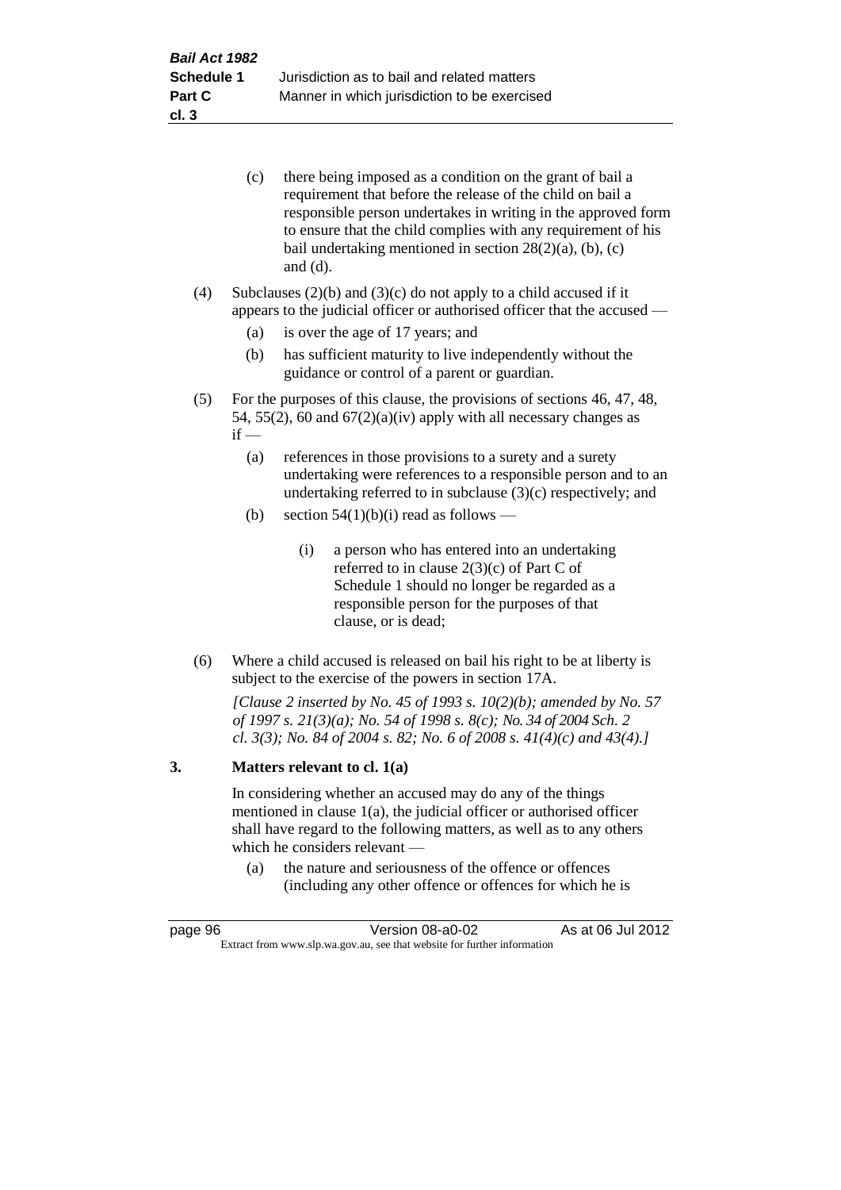(c) there being imposed as a condition on the grant of bail a requirement that before the release of the child on bail a responsible person undertakes in writing in the approved form to ensure that the child complies with any requirement of his bail undertaking mentioned in section 28(2)(a), (b), (c) and (d).

(4) Subclauses (2)(b) and (3)(c) do not apply to a child accused if it appears to the judicial officer or authorised officer that the accused —

(a) is over the age of 17 years; and

(b) has sufficient maturity to live independently without the guidance or control of a parent or guardian.

(5) For the purposes of this clause, the provisions of sections 46, 47, 48, 54, 55(2), 60 and 67(2)(a)(iv) apply with all necessary changes as if —

(a) references in those provisions to a surety and a surety undertaking were references to a responsible person and to an undertaking referred to in subclause (3)(c) respectively; and

(b) section 54(1)(b)(i) read as follows —

> (i) a person who has entered into an undertaking referred to in clause 2(3)(c) of Part C of Schedule 1 should no longer be regarded as a responsible person for the purposes of that clause, or is dead;

(6) Where a child accused is released on bail his right to be at liberty is subject to the exercise of the powers in section 17A.

*[Clause 2 inserted by No. 45 of 1993 s. 10(2)(b); amended by No. 57 of 1997 s. 21(3)(a); No. 54 of 1998 s. 8(c); No. 34 of 2004 Sch. 2 cl. 3(3); No. 84 of 2004 s. 82; No. 6 of 2008 s. 41(4)(c) and 43(4).]*

## 3. Matters relevant to cl. 1(a)

In considering whether an accused may do any of the things mentioned in clause 1(a), the judicial officer or authorised officer shall have regard to the following matters, as well as to any others which he considers relevant —

(a) the nature and seriousness of the offence or offences (including any other offence or offences for which he is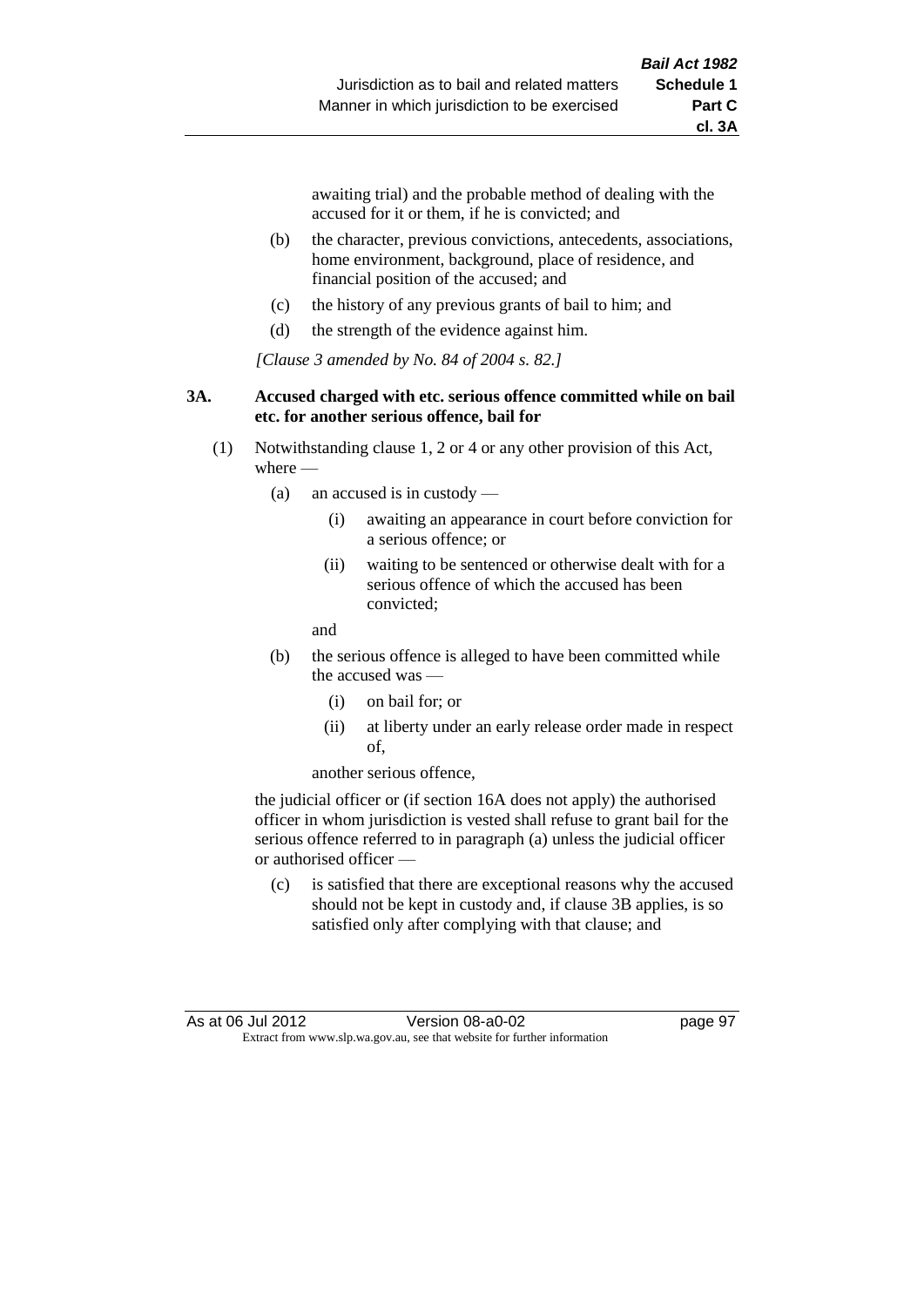awaiting trial) and the probable method of dealing with the accused for it or them, if he is convicted; and

(b) the character, previous convictions, antecedents, associations, home environment, background, place of residence, and financial position of the accused; and

(c) the history of any previous grants of bail to him; and

(d) the strength of the evidence against him.

*[Clause 3 amended by No. 84 of 2004 s. 82.]*

**3A. Accused charged with etc. serious offence committed while on bail etc. for another serious offence, bail for**

(1) Notwithstanding clause 1, 2 or 4 or any other provision of this Act, where —

(a) an accused is in custody —

(i) awaiting an appearance in court before conviction for a serious offence; or

(ii) waiting to be sentenced or otherwise dealt with for a serious offence of which the accused has been convicted;

and

(b) the serious offence is alleged to have been committed while the accused was —

(i) on bail for; or

(ii) at liberty under an early release order made in respect of,

another serious offence,

the judicial officer or (if section 16A does not apply) the authorised officer in whom jurisdiction is vested shall refuse to grant bail for the serious offence referred to in paragraph (a) unless the judicial officer or authorised officer —

(c) is satisfied that there are exceptional reasons why the accused should not be kept in custody and, if clause 3B applies, is so satisfied only after complying with that clause; and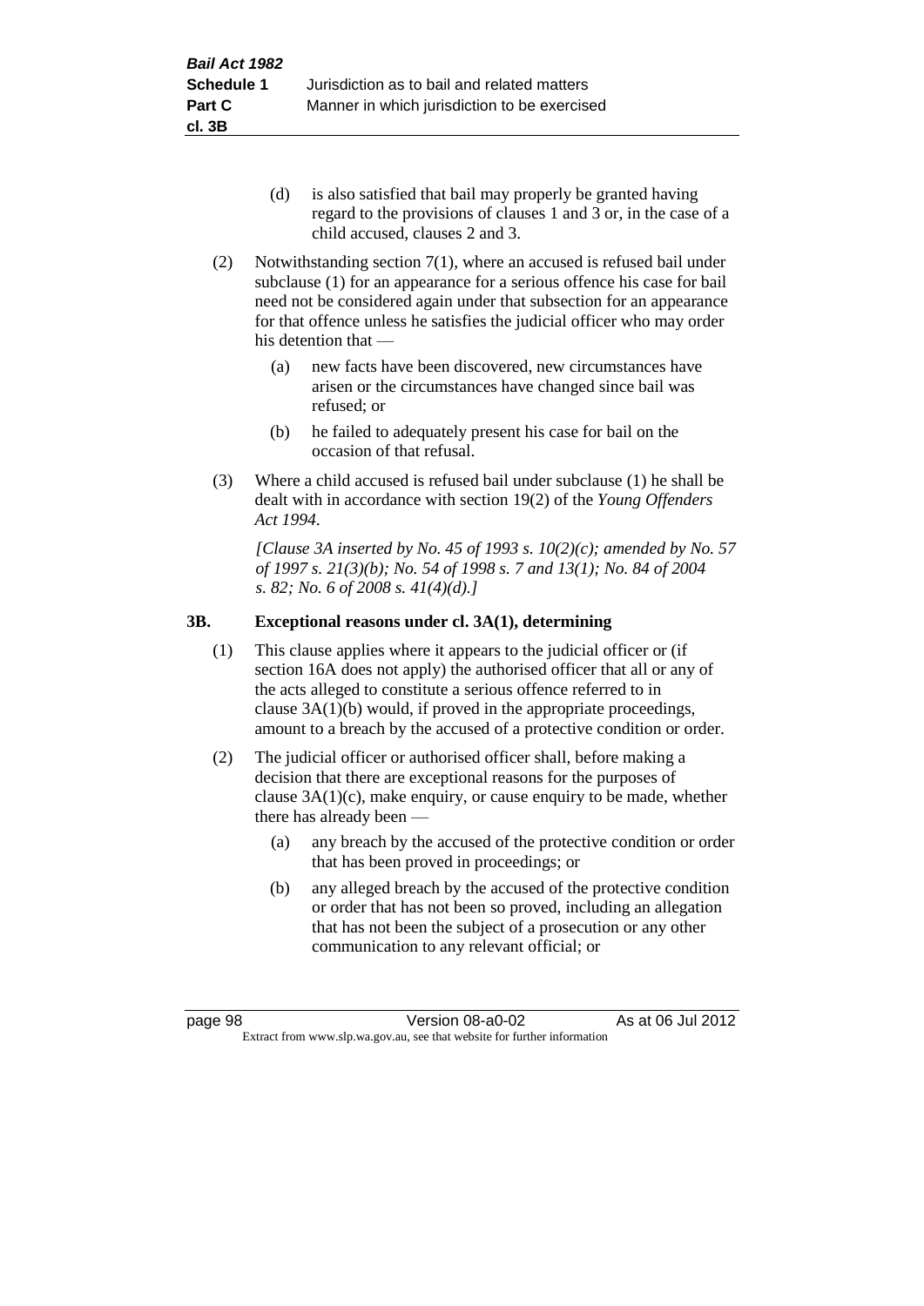(d) is also satisfied that bail may properly be granted having regard to the provisions of clauses 1 and 3 or, in the case of a child accused, clauses 2 and 3.

(2) Notwithstanding section 7(1), where an accused is refused bail under subclause (1) for an appearance for a serious offence his case for bail need not be considered again under that subsection for an appearance for that offence unless he satisfies the judicial officer who may order his detention that —

(a) new facts have been discovered, new circumstances have arisen or the circumstances have changed since bail was refused; or

(b) he failed to adequately present his case for bail on the occasion of that refusal.

(3) Where a child accused is refused bail under subclause (1) he shall be dealt with in accordance with section 19(2) of the *Young Offenders Act 1994*.

*[Clause 3A inserted by No. 45 of 1993 s. 10(2)(c); amended by No. 57 of 1997 s. 21(3)(b); No. 54 of 1998 s. 7 and 13(1); No. 84 of 2004 s. 82; No. 6 of 2008 s. 41(4)(d).]*

### 3B. Exceptional reasons under cl. 3A(1), determining

(1) This clause applies where it appears to the judicial officer or (if section 16A does not apply) the authorised officer that all or any of the acts alleged to constitute a serious offence referred to in clause 3A(1)(b) would, if proved in the appropriate proceedings, amount to a breach by the accused of a protective condition or order.

(2) The judicial officer or authorised officer shall, before making a decision that there are exceptional reasons for the purposes of clause 3A(1)(c), make enquiry, or cause enquiry to be made, whether there has already been —

(a) any breach by the accused of the protective condition or order that has been proved in proceedings; or

(b) any alleged breach by the accused of the protective condition or order that has not been so proved, including an allegation that has not been the subject of a prosecution or any other communication to any relevant official; or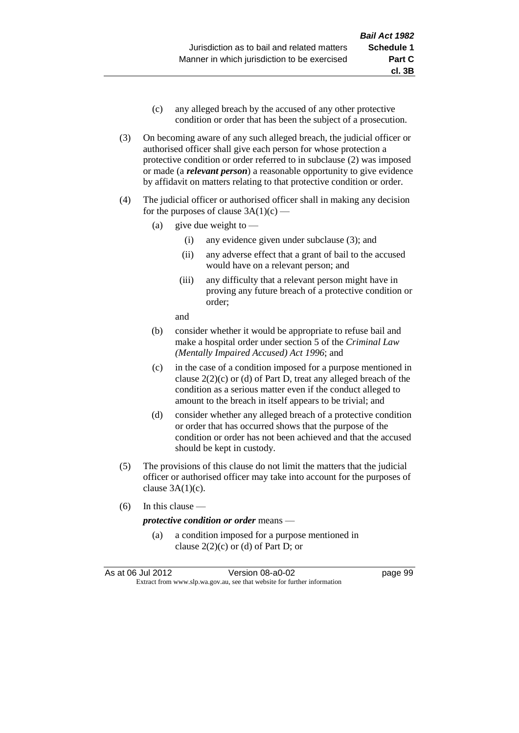(c) any alleged breach by the accused of any other protective condition or order that has been the subject of a prosecution.

(3) On becoming aware of any such alleged breach, the judicial officer or authorised officer shall give each person for whose protection a protective condition or order referred to in subclause (2) was imposed or made (a ***relevant person***) a reasonable opportunity to give evidence by affidavit on matters relating to that protective condition or order.

(4) The judicial officer or authorised officer shall in making any decision for the purposes of clause 3A(1)(c) —

(a) give due weight to —

(i) any evidence given under subclause (3); and

(ii) any adverse effect that a grant of bail to the accused would have on a relevant person; and

(iii) any difficulty that a relevant person might have in proving any future breach of a protective condition or order;

and

(b) consider whether it would be appropriate to refuse bail and make a hospital order under section 5 of the *Criminal Law (Mentally Impaired Accused) Act 1996*; and

(c) in the case of a condition imposed for a purpose mentioned in clause 2(2)(c) or (d) of Part D, treat any alleged breach of the condition as a serious matter even if the conduct alleged to amount to the breach in itself appears to be trivial; and

(d) consider whether any alleged breach of a protective condition or order that has occurred shows that the purpose of the condition or order has not been achieved and that the accused should be kept in custody.

(5) The provisions of this clause do not limit the matters that the judicial officer or authorised officer may take into account for the purposes of clause 3A(1)(c).

(6) In this clause —

***protective condition or order*** means —

(a) a condition imposed for a purpose mentioned in clause 2(2)(c) or (d) of Part D; or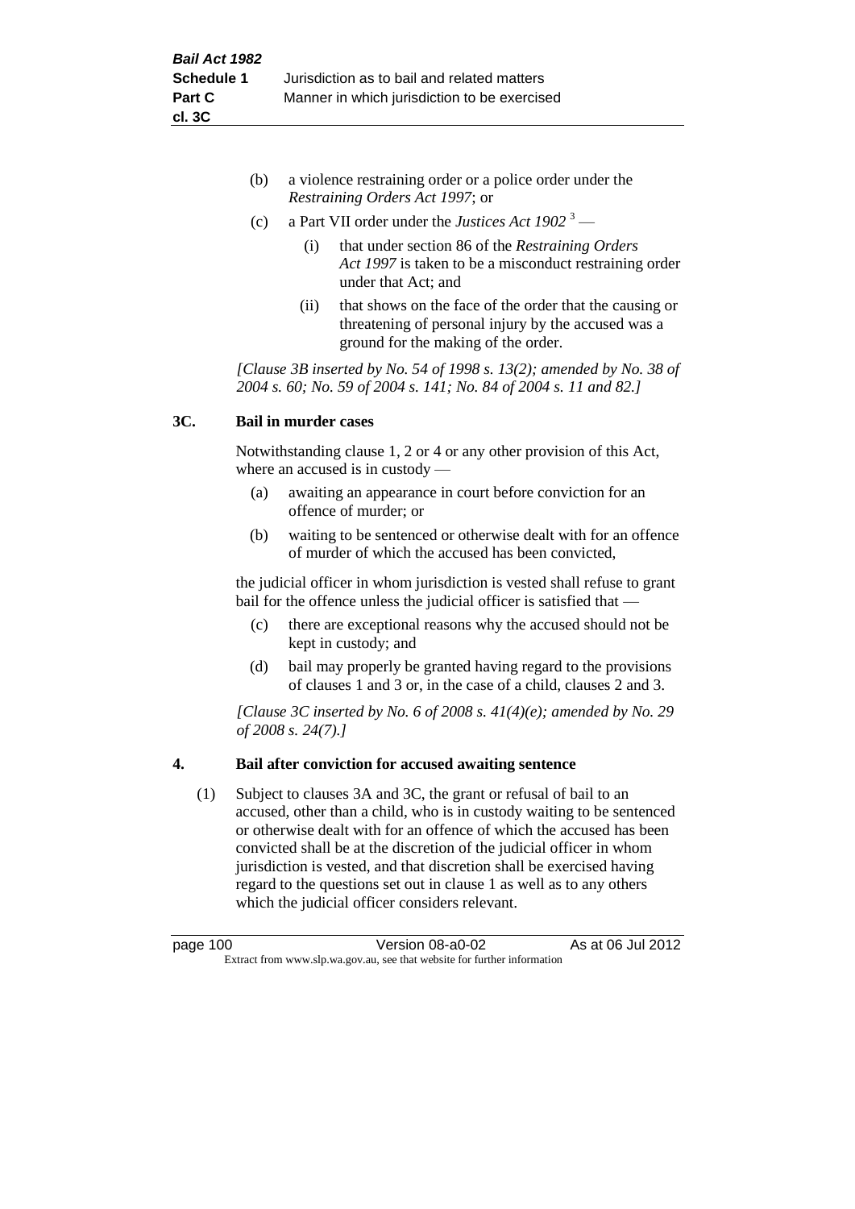(b) a violence restraining order or a police order under the *Restraining Orders Act 1997*; or

(c) a Part VII order under the *Justices Act 1902* [3] —

  (i) that under section 86 of the *Restraining Orders Act 1997* is taken to be a misconduct restraining order under that Act; and

  (ii) that shows on the face of the order that the causing or threatening of personal injury by the accused was a ground for the making of the order.

*[Clause 3B inserted by No. 54 of 1998 s. 13(2); amended by No. 38 of 2004 s. 60; No. 59 of 2004 s. 141; No. 84 of 2004 s. 11 and 82.]*

## 3C. Bail in murder cases

Notwithstanding clause 1, 2 or 4 or any other provision of this Act, where an accused is in custody —

(a) awaiting an appearance in court before conviction for an offence of murder; or

(b) waiting to be sentenced or otherwise dealt with for an offence of murder of which the accused has been convicted,

the judicial officer in whom jurisdiction is vested shall refuse to grant bail for the offence unless the judicial officer is satisfied that —

(c) there are exceptional reasons why the accused should not be kept in custody; and

(d) bail may properly be granted having regard to the provisions of clauses 1 and 3 or, in the case of a child, clauses 2 and 3.

*[Clause 3C inserted by No. 6 of 2008 s. 41(4)(e); amended by No. 29 of 2008 s. 24(7).]*

## 4. Bail after conviction for accused awaiting sentence

(1) Subject to clauses 3A and 3C, the grant or refusal of bail to an accused, other than a child, who is in custody waiting to be sentenced or otherwise dealt with for an offence of which the accused has been convicted shall be at the discretion of the judicial officer in whom jurisdiction is vested, and that discretion shall be exercised having regard to the questions set out in clause 1 as well as to any others which the judicial officer considers relevant.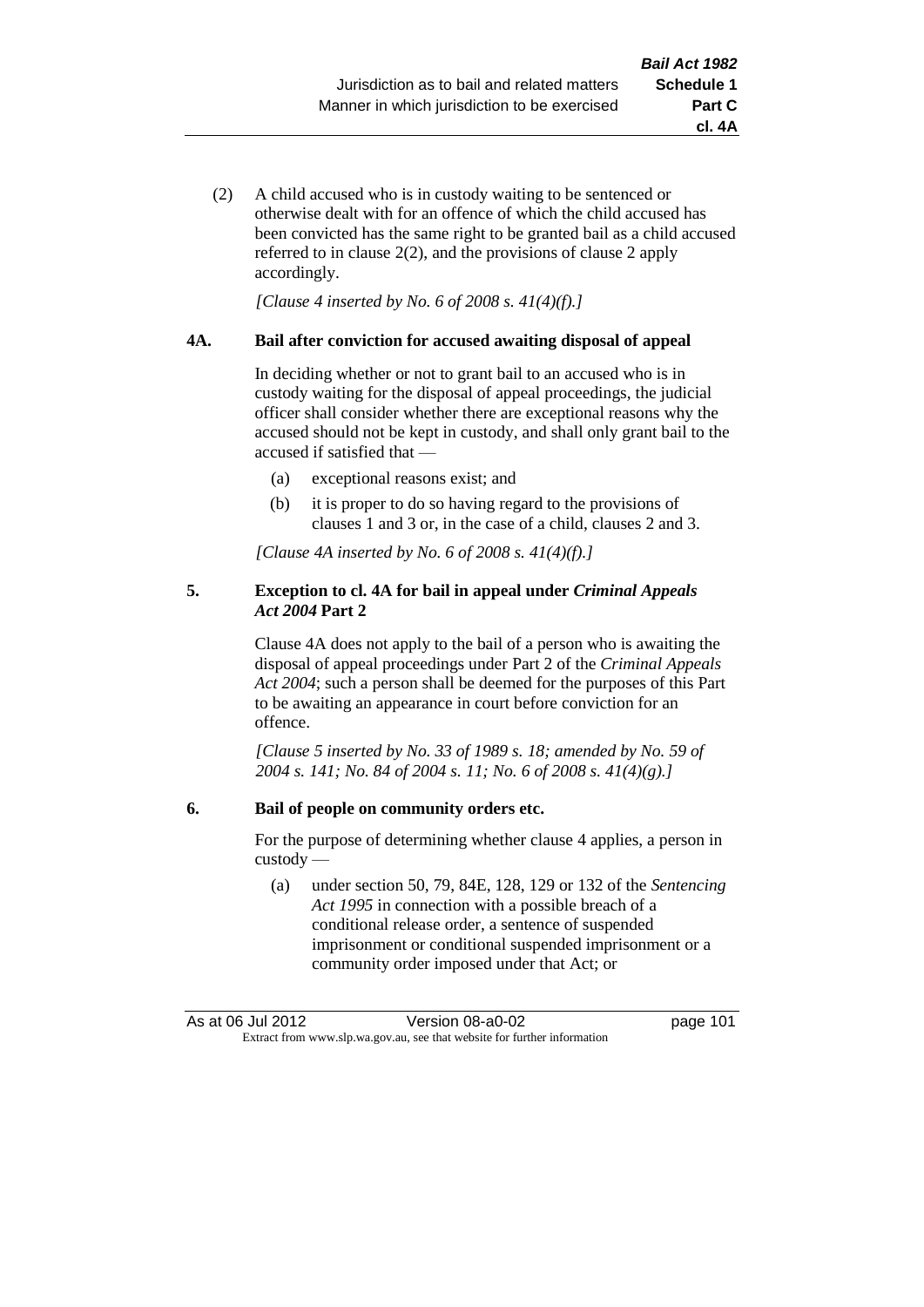(2) A child accused who is in custody waiting to be sentenced or otherwise dealt with for an offence of which the child accused has been convicted has the same right to be granted bail as a child accused referred to in clause 2(2), and the provisions of clause 2 apply accordingly.

*[Clause 4 inserted by No. 6 of 2008 s. 41(4)(f).]*

### 4A. Bail after conviction for accused awaiting disposal of appeal

In deciding whether or not to grant bail to an accused who is in custody waiting for the disposal of appeal proceedings, the judicial officer shall consider whether there are exceptional reasons why the accused should not be kept in custody, and shall only grant bail to the accused if satisfied that —

(a) exceptional reasons exist; and

(b) it is proper to do so having regard to the provisions of clauses 1 and 3 or, in the case of a child, clauses 2 and 3.

*[Clause 4A inserted by No. 6 of 2008 s. 41(4)(f).]*

### 5. Exception to cl. 4A for bail in appeal under *Criminal Appeals Act 2004* Part 2

Clause 4A does not apply to the bail of a person who is awaiting the disposal of appeal proceedings under Part 2 of the *Criminal Appeals Act 2004*; such a person shall be deemed for the purposes of this Part to be awaiting an appearance in court before conviction for an offence.

*[Clause 5 inserted by No. 33 of 1989 s. 18; amended by No. 59 of 2004 s. 141; No. 84 of 2004 s. 11; No. 6 of 2008 s. 41(4)(g).]*

### 6. Bail of people on community orders etc.

For the purpose of determining whether clause 4 applies, a person in custody —

(a) under section 50, 79, 84E, 128, 129 or 132 of the *Sentencing Act 1995* in connection with a possible breach of a conditional release order, a sentence of suspended imprisonment or conditional suspended imprisonment or a community order imposed under that Act; or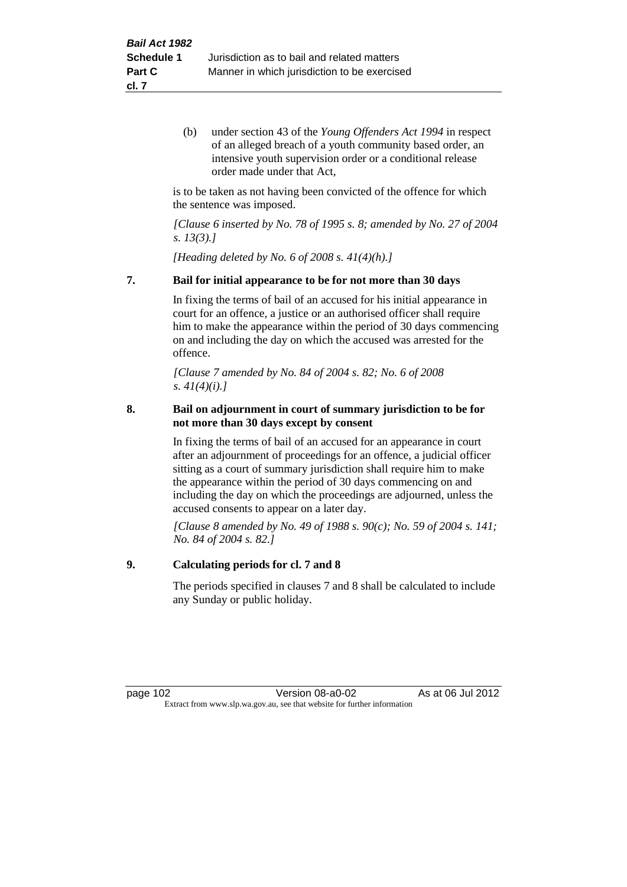(b) under section 43 of the *Young Offenders Act 1994* in respect of an alleged breach of a youth community based order, an intensive youth supervision order or a conditional release order made under that Act,

is to be taken as not having been convicted of the offence for which the sentence was imposed.

*[Clause 6 inserted by No. 78 of 1995 s. 8; amended by No. 27 of 2004 s. 13(3).]*

*[Heading deleted by No. 6 of 2008 s. 41(4)(h).]*

**7. Bail for initial appearance to be for not more than 30 days**

In fixing the terms of bail of an accused for his initial appearance in court for an offence, a justice or an authorised officer shall require him to make the appearance within the period of 30 days commencing on and including the day on which the accused was arrested for the offence.

*[Clause 7 amended by No. 84 of 2004 s. 82; No. 6 of 2008 s. 41(4)(i).]*

**8. Bail on adjournment in court of summary jurisdiction to be for not more than 30 days except by consent**

In fixing the terms of bail of an accused for an appearance in court after an adjournment of proceedings for an offence, a judicial officer sitting as a court of summary jurisdiction shall require him to make the appearance within the period of 30 days commencing on and including the day on which the proceedings are adjourned, unless the accused consents to appear on a later day.

*[Clause 8 amended by No. 49 of 1988 s. 90(c); No. 59 of 2004 s. 141; No. 84 of 2004 s. 82.]*

**9. Calculating periods for cl. 7 and 8**

The periods specified in clauses 7 and 8 shall be calculated to include any Sunday or public holiday.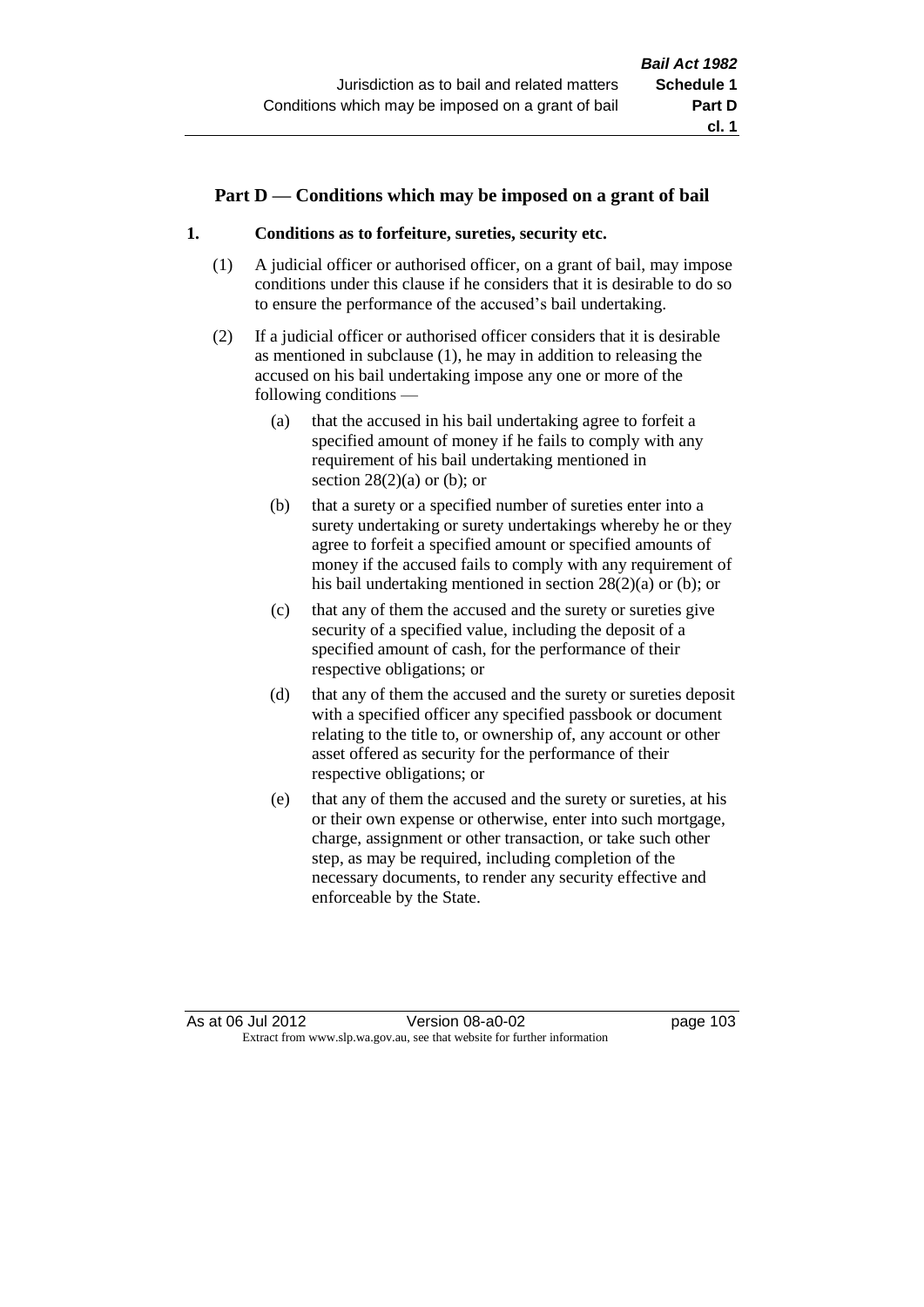## Part D — Conditions which may be imposed on a grant of bail

### 1. Conditions as to forfeiture, sureties, security etc.

(1) A judicial officer or authorised officer, on a grant of bail, may impose conditions under this clause if he considers that it is desirable to do so to ensure the performance of the accused's bail undertaking.

(2) If a judicial officer or authorised officer considers that it is desirable as mentioned in subclause (1), he may in addition to releasing the accused on his bail undertaking impose any one or more of the following conditions —

- (a) that the accused in his bail undertaking agree to forfeit a specified amount of money if he fails to comply with any requirement of his bail undertaking mentioned in section 28(2)(a) or (b); or
- (b) that a surety or a specified number of sureties enter into a surety undertaking or surety undertakings whereby he or they agree to forfeit a specified amount or specified amounts of money if the accused fails to comply with any requirement of his bail undertaking mentioned in section 28(2)(a) or (b); or
- (c) that any of them the accused and the surety or sureties give security of a specified value, including the deposit of a specified amount of cash, for the performance of their respective obligations; or
- (d) that any of them the accused and the surety or sureties deposit with a specified officer any specified passbook or document relating to the title to, or ownership of, any account or other asset offered as security for the performance of their respective obligations; or
- (e) that any of them the accused and the surety or sureties, at his or their own expense or otherwise, enter into such mortgage, charge, assignment or other transaction, or take such other step, as may be required, including completion of the necessary documents, to render any security effective and enforceable by the State.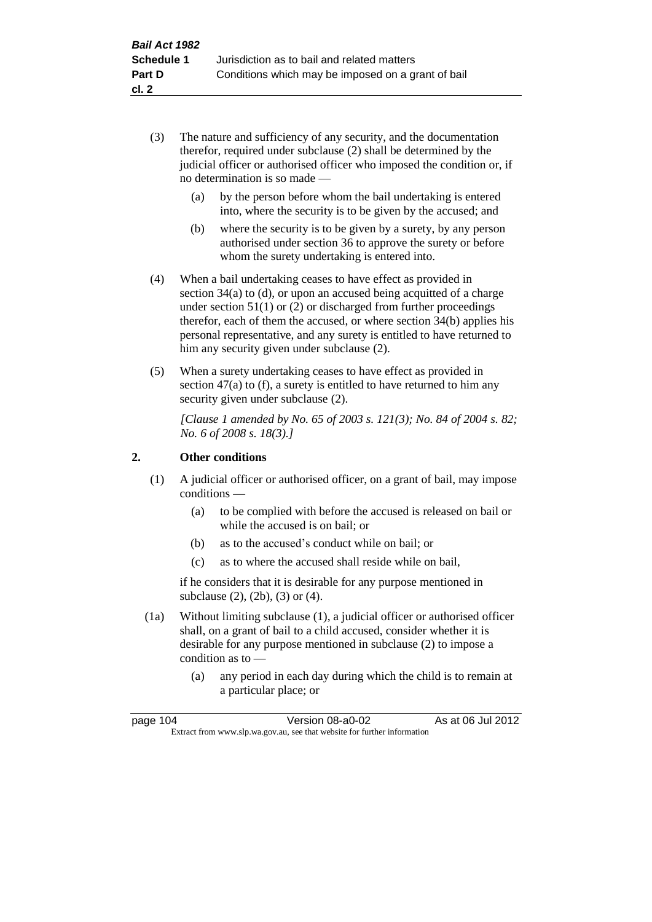(3) The nature and sufficiency of any security, and the documentation therefor, required under subclause (2) shall be determined by the judicial officer or authorised officer who imposed the condition or, if no determination is so made —

(a) by the person before whom the bail undertaking is entered into, where the security is to be given by the accused; and

(b) where the security is to be given by a surety, by any person authorised under section 36 to approve the surety or before whom the surety undertaking is entered into.

(4) When a bail undertaking ceases to have effect as provided in section 34(a) to (d), or upon an accused being acquitted of a charge under section 51(1) or (2) or discharged from further proceedings therefor, each of them the accused, or where section 34(b) applies his personal representative, and any surety is entitled to have returned to him any security given under subclause (2).

(5) When a surety undertaking ceases to have effect as provided in section 47(a) to (f), a surety is entitled to have returned to him any security given under subclause (2).

*[Clause 1 amended by No. 65 of 2003 s. 121(3); No. 84 of 2004 s. 82; No. 6 of 2008 s. 18(3).]*

## 2. Other conditions

(1) A judicial officer or authorised officer, on a grant of bail, may impose conditions —

(a) to be complied with before the accused is released on bail or while the accused is on bail; or

(b) as to the accused's conduct while on bail; or

(c) as to where the accused shall reside while on bail,

if he considers that it is desirable for any purpose mentioned in subclause (2), (2b), (3) or (4).

(1a) Without limiting subclause (1), a judicial officer or authorised officer shall, on a grant of bail to a child accused, consider whether it is desirable for any purpose mentioned in subclause (2) to impose a condition as to —

(a) any period in each day during which the child is to remain at a particular place; or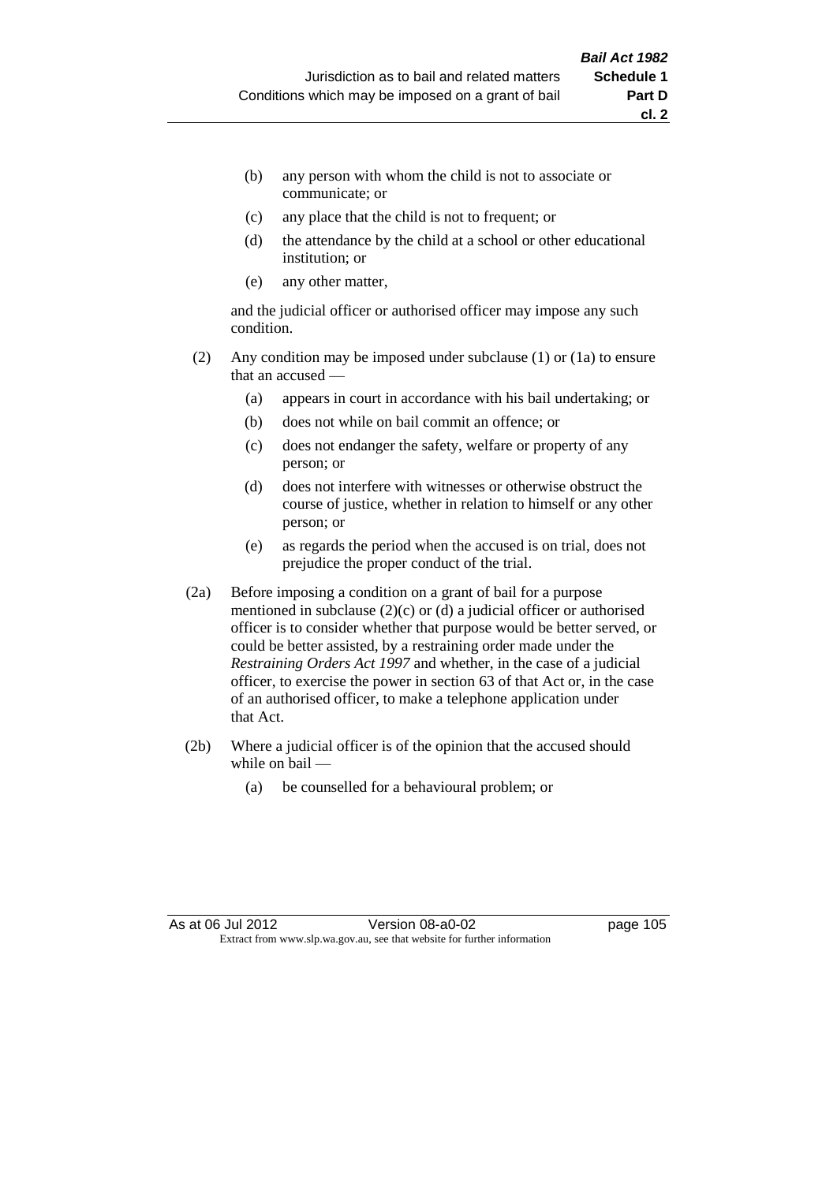- (b) any person with whom the child is not to associate or communicate; or
- (c) any place that the child is not to frequent; or
- (d) the attendance by the child at a school or other educational institution; or
- (e) any other matter,

and the judicial officer or authorised officer may impose any such condition.

(2) Any condition may be imposed under subclause (1) or (1a) to ensure that an accused —

- (a) appears in court in accordance with his bail undertaking; or
- (b) does not while on bail commit an offence; or
- (c) does not endanger the safety, welfare or property of any person; or
- (d) does not interfere with witnesses or otherwise obstruct the course of justice, whether in relation to himself or any other person; or
- (e) as regards the period when the accused is on trial, does not prejudice the proper conduct of the trial.

(2a) Before imposing a condition on a grant of bail for a purpose mentioned in subclause (2)(c) or (d) a judicial officer or authorised officer is to consider whether that purpose would be better served, or could be better assisted, by a restraining order made under the *Restraining Orders Act 1997* and whether, in the case of a judicial officer, to exercise the power in section 63 of that Act or, in the case of an authorised officer, to make a telephone application under that Act.

(2b) Where a judicial officer is of the opinion that the accused should while on bail —

- (a) be counselled for a behavioural problem; or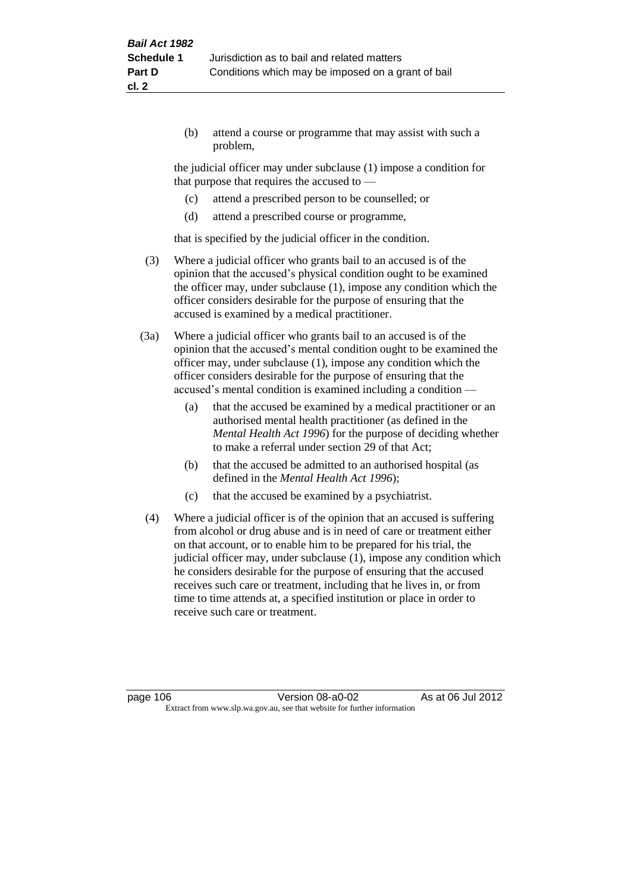(b) attend a course or programme that may assist with such a problem,

the judicial officer may under subclause (1) impose a condition for that purpose that requires the accused to —

(c) attend a prescribed person to be counselled; or

(d) attend a prescribed course or programme,

that is specified by the judicial officer in the condition.

(3) Where a judicial officer who grants bail to an accused is of the opinion that the accused's physical condition ought to be examined the officer may, under subclause (1), impose any condition which the officer considers desirable for the purpose of ensuring that the accused is examined by a medical practitioner.

(3a) Where a judicial officer who grants bail to an accused is of the opinion that the accused's mental condition ought to be examined the officer may, under subclause (1), impose any condition which the officer considers desirable for the purpose of ensuring that the accused's mental condition is examined including a condition —

(a) that the accused be examined by a medical practitioner or an authorised mental health practitioner (as defined in the *Mental Health Act 1996*) for the purpose of deciding whether to make a referral under section 29 of that Act;

(b) that the accused be admitted to an authorised hospital (as defined in the *Mental Health Act 1996*);

(c) that the accused be examined by a psychiatrist.

(4) Where a judicial officer is of the opinion that an accused is suffering from alcohol or drug abuse and is in need of care or treatment either on that account, or to enable him to be prepared for his trial, the judicial officer may, under subclause (1), impose any condition which he considers desirable for the purpose of ensuring that the accused receives such care or treatment, including that he lives in, or from time to time attends at, a specified institution or place in order to receive such care or treatment.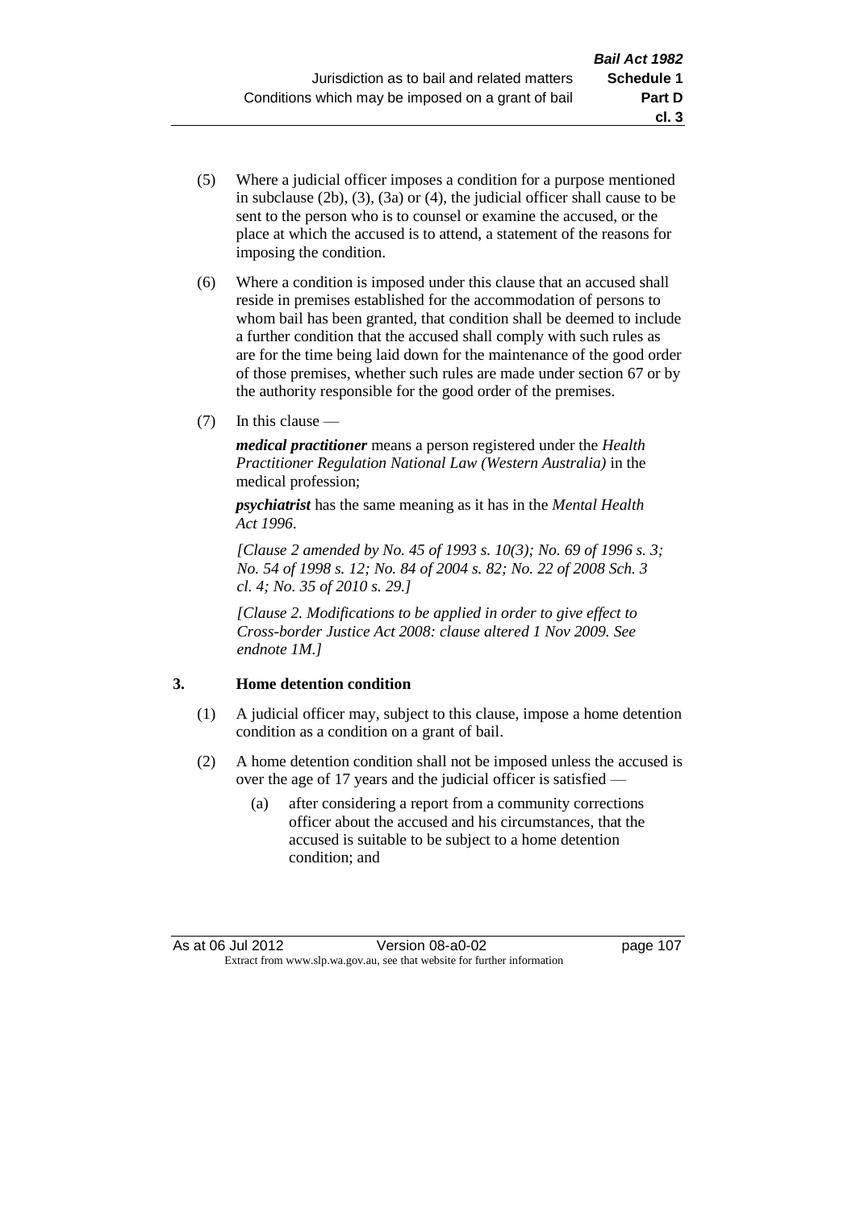(5) Where a judicial officer imposes a condition for a purpose mentioned in subclause (2b), (3), (3a) or (4), the judicial officer shall cause to be sent to the person who is to counsel or examine the accused, or the place at which the accused is to attend, a statement of the reasons for imposing the condition.

(6) Where a condition is imposed under this clause that an accused shall reside in premises established for the accommodation of persons to whom bail has been granted, that condition shall be deemed to include a further condition that the accused shall comply with such rules as are for the time being laid down for the maintenance of the good order of those premises, whether such rules are made under section 67 or by the authority responsible for the good order of the premises.

(7) In this clause —

***medical practitioner*** means a person registered under the *Health Practitioner Regulation National Law (Western Australia)* in the medical profession;

***psychiatrist*** has the same meaning as it has in the *Mental Health Act 1996*.

*[Clause 2 amended by No. 45 of 1993 s. 10(3); No. 69 of 1996 s. 3; No. 54 of 1998 s. 12; No. 84 of 2004 s. 82; No. 22 of 2008 Sch. 3 cl. 4; No. 35 of 2010 s. 29.]*

*[Clause 2. Modifications to be applied in order to give effect to Cross-border Justice Act 2008: clause altered 1 Nov 2009. See endnote 1M.]*

### 3. Home detention condition

(1) A judicial officer may, subject to this clause, impose a home detention condition as a condition on a grant of bail.

(2) A home detention condition shall not be imposed unless the accused is over the age of 17 years and the judicial officer is satisfied —

(a) after considering a report from a community corrections officer about the accused and his circumstances, that the accused is suitable to be subject to a home detention condition; and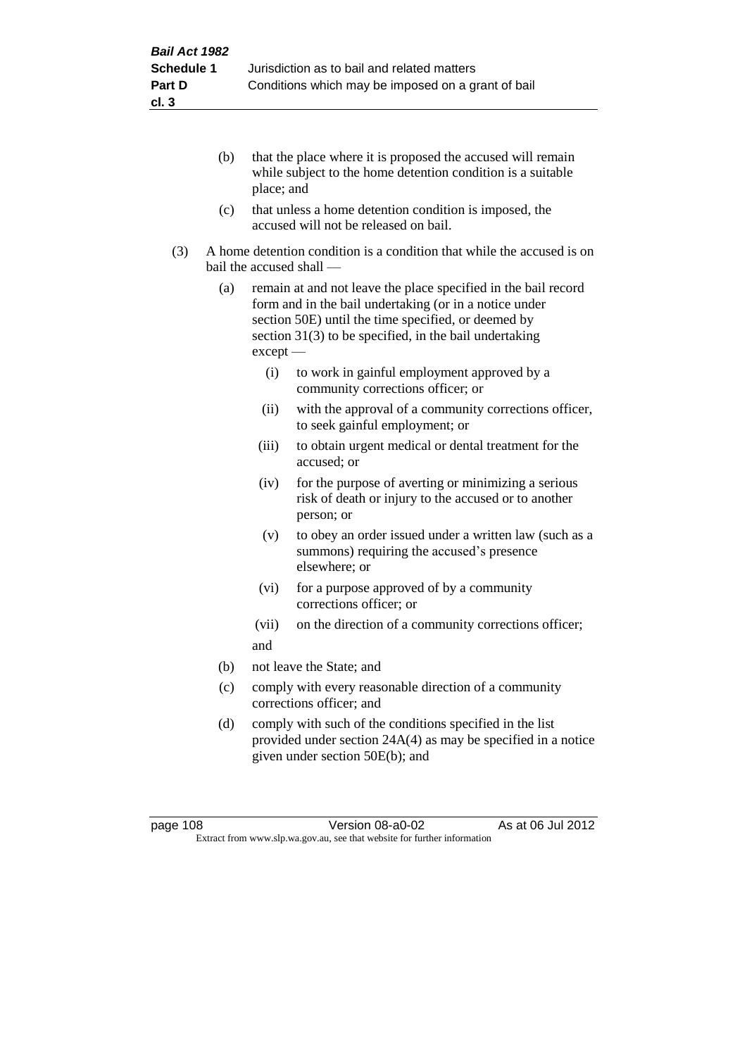(b) that the place where it is proposed the accused will remain while subject to the home detention condition is a suitable place; and

(c) that unless a home detention condition is imposed, the accused will not be released on bail.

(3) A home detention condition is a condition that while the accused is on bail the accused shall —

(a) remain at and not leave the place specified in the bail record form and in the bail undertaking (or in a notice under section 50E) until the time specified, or deemed by section 31(3) to be specified, in the bail undertaking except —

(i) to work in gainful employment approved by a community corrections officer; or

(ii) with the approval of a community corrections officer, to seek gainful employment; or

(iii) to obtain urgent medical or dental treatment for the accused; or

(iv) for the purpose of averting or minimizing a serious risk of death or injury to the accused or to another person; or

(v) to obey an order issued under a written law (such as a summons) requiring the accused's presence elsewhere; or

(vi) for a purpose approved of by a community corrections officer; or

(vii) on the direction of a community corrections officer;

and

(b) not leave the State; and

(c) comply with every reasonable direction of a community corrections officer; and

(d) comply with such of the conditions specified in the list provided under section 24A(4) as may be specified in a notice given under section 50E(b); and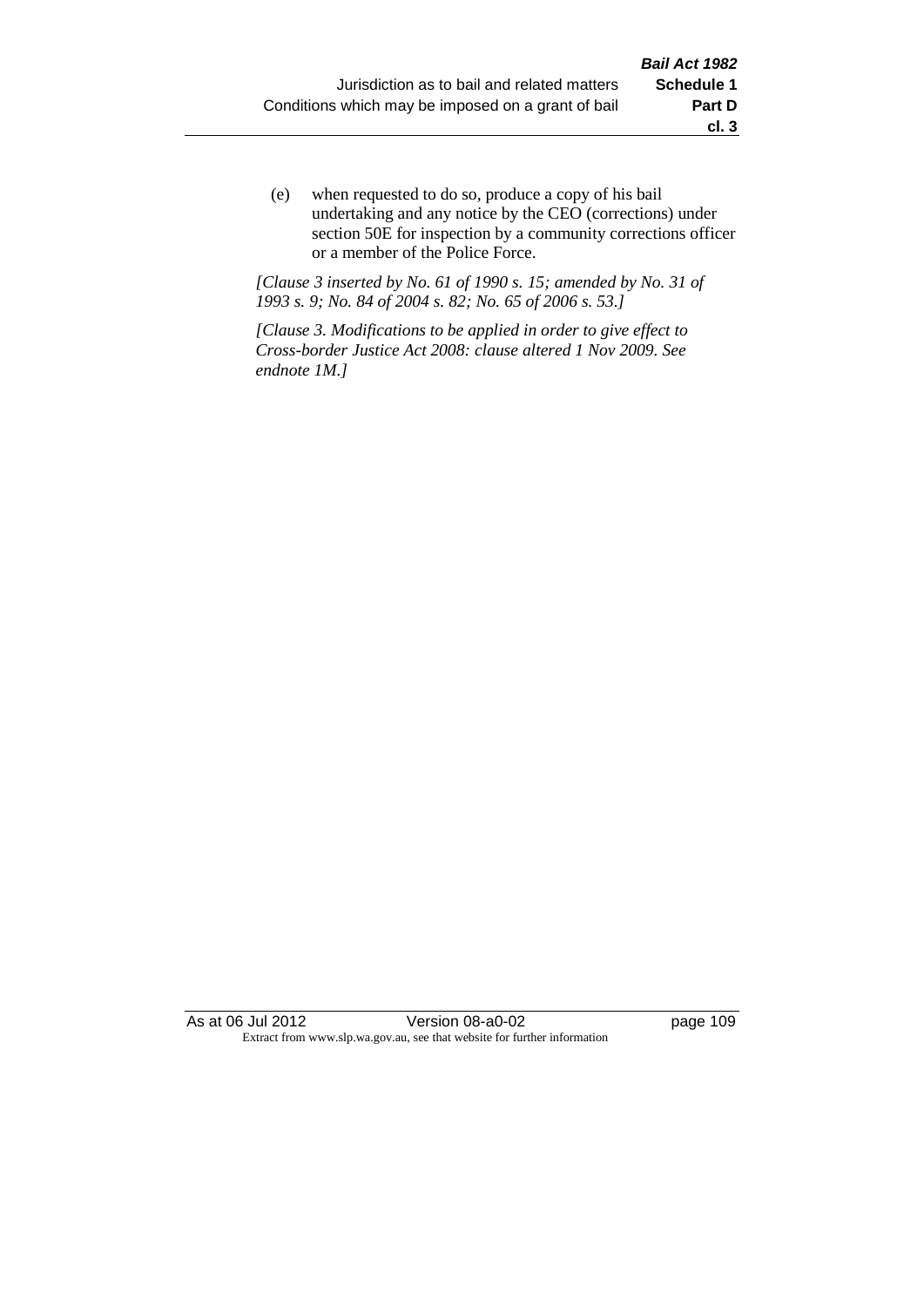(e) when requested to do so, produce a copy of his bail undertaking and any notice by the CEO (corrections) under section 50E for inspection by a community corrections officer or a member of the Police Force.

*[Clause 3 inserted by No. 61 of 1990 s. 15; amended by No. 31 of 1993 s. 9; No. 84 of 2004 s. 82; No. 65 of 2006 s. 53.]*

*[Clause 3. Modifications to be applied in order to give effect to Cross-border Justice Act 2008: clause altered 1 Nov 2009. See endnote 1M.]*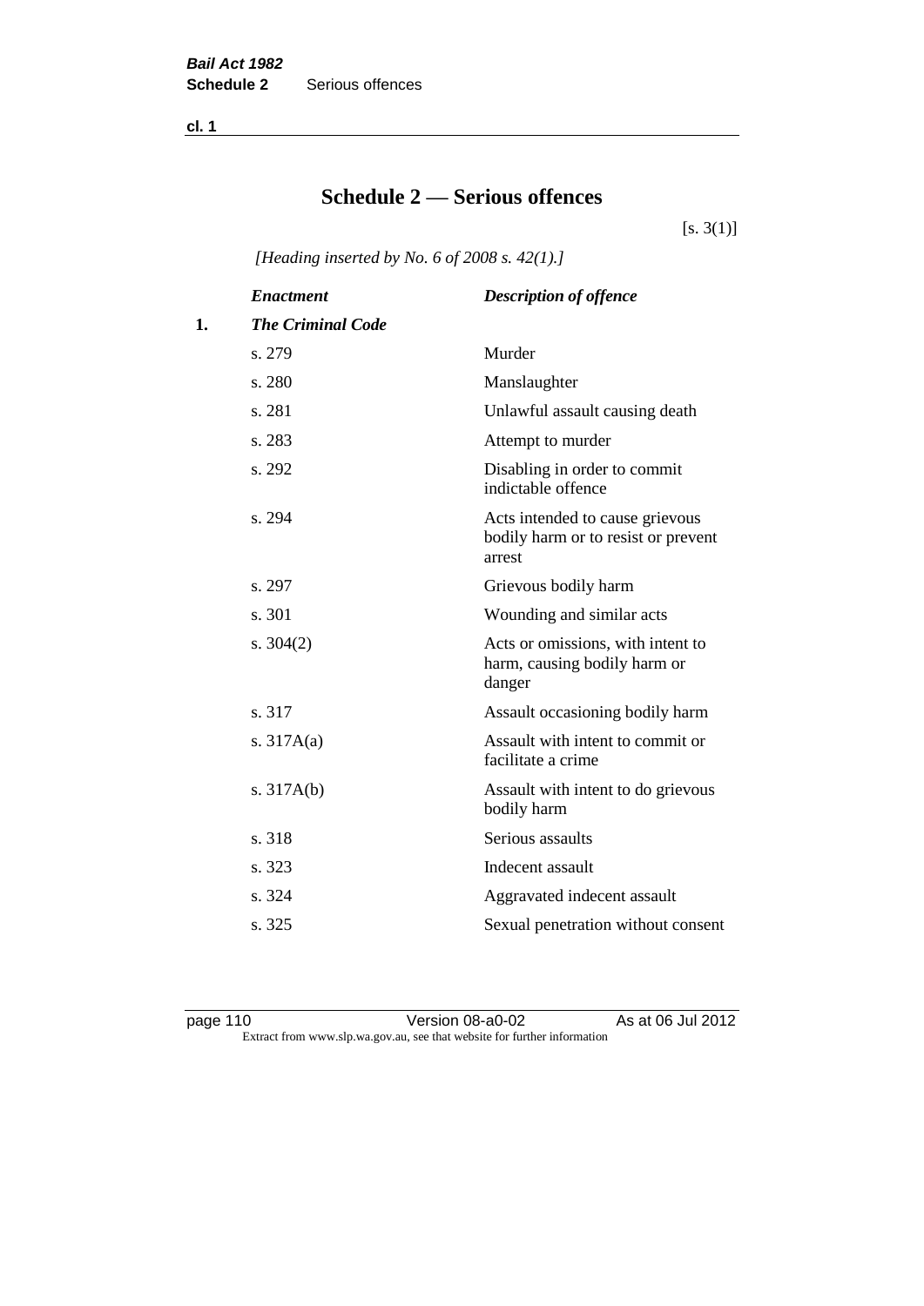# Schedule 2 — Serious offences

[s. 3(1)]

*[Heading inserted by No. 6 of 2008 s. 42(1).]*

| | *Enactment* | *Description of offence* |
|---|---|---|
| **1.** | ***The Criminal Code*** | |
| | s. 279 | Murder |
| | s. 280 | Manslaughter |
| | s. 281 | Unlawful assault causing death |
| | s. 283 | Attempt to murder |
| | s. 292 | Disabling in order to commit indictable offence |
| | s. 294 | Acts intended to cause grievous bodily harm or to resist or prevent arrest |
| | s. 297 | Grievous bodily harm |
| | s. 301 | Wounding and similar acts |
| | s. 304(2) | Acts or omissions, with intent to harm, causing bodily harm or danger |
| | s. 317 | Assault occasioning bodily harm |
| | s. 317A(a) | Assault with intent to commit or facilitate a crime |
| | s. 317A(b) | Assault with intent to do grievous bodily harm |
| | s. 318 | Serious assaults |
| | s. 323 | Indecent assault |
| | s. 324 | Aggravated indecent assault |
| | s. 325 | Sexual penetration without consent |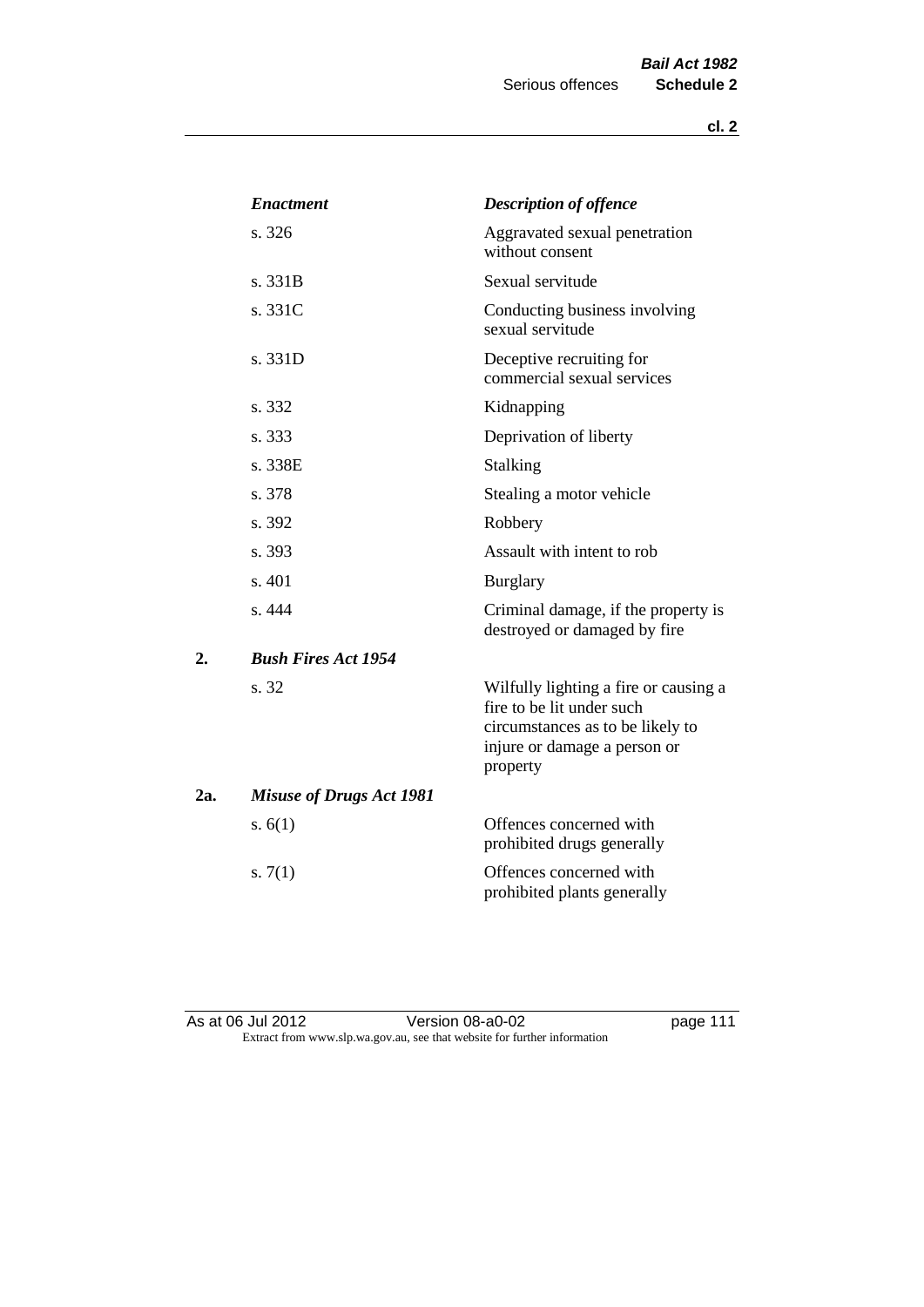| | *Enactment* | *Description of offence* |
|---|---|---|
| | s. 326 | Aggravated sexual penetration without consent |
| | s. 331B | Sexual servitude |
| | s. 331C | Conducting business involving sexual servitude |
| | s. 331D | Deceptive recruiting for commercial sexual services |
| | s. 332 | Kidnapping |
| | s. 333 | Deprivation of liberty |
| | s. 338E | Stalking |
| | s. 378 | Stealing a motor vehicle |
| | s. 392 | Robbery |
| | s. 393 | Assault with intent to rob |
| | s. 401 | Burglary |
| | s. 444 | Criminal damage, if the property is destroyed or damaged by fire |
| **2.** | ***Bush Fires Act 1954*** | |
| | s. 32 | Wilfully lighting a fire or causing a fire to be lit under such circumstances as to be likely to injure or damage a person or property |
| **2a.** | ***Misuse of Drugs Act 1981*** | |
| | s. 6(1) | Offences concerned with prohibited drugs generally |
| | s. 7(1) | Offences concerned with prohibited plants generally |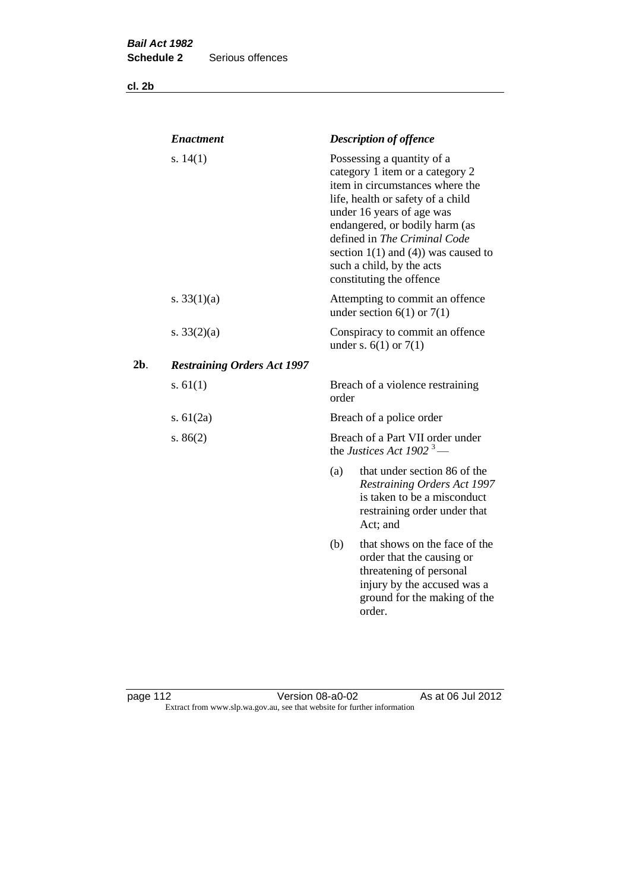| *Enactment* | *Description of offence* |
|---|---|
| s. 14(1) | Possessing a quantity of a category 1 item or a category 2 item in circumstances where the life, health or safety of a child under 16 years of age was endangered, or bodily harm (as defined in *The Criminal Code* section 1(1) and (4)) was caused to such a child, by the acts constituting the offence |
| s. 33(1)(a) | Attempting to commit an offence under section 6(1) or 7(1) |
| s. 33(2)(a) | Conspiracy to commit an offence under s. 6(1) or 7(1) |

**2b**. ***Restraining Orders Act 1997***

| | |
|---|---|
| s. 61(1) | Breach of a violence restraining order |
| s. 61(2a) | Breach of a police order |
| s. 86(2) | Breach of a Part VII order under the *Justices Act 1902* [3] — (a) that under section 86 of the *Restraining Orders Act 1997* is taken to be a misconduct restraining order under that Act; and (b) that shows on the face of the order that the causing or threatening of personal injury by the accused was a ground for the making of the order. |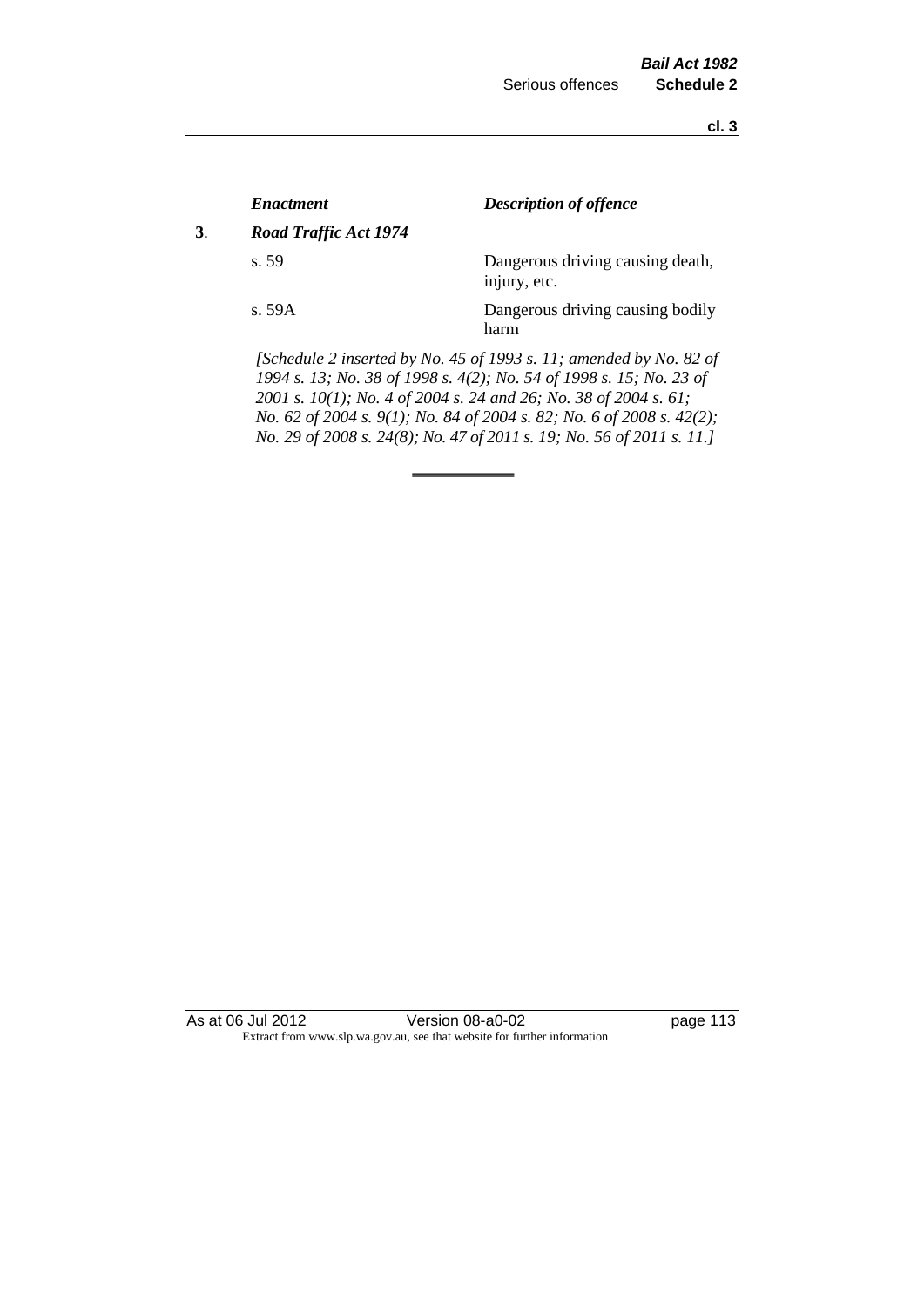| | *Enactment* | *Description of offence* |
|---|---|---|
| **3**. | ***Road Traffic Act 1974*** | |
| | s. 59 | Dangerous driving causing death, injury, etc. |
| | s. 59A | Dangerous driving causing bodily harm |

*[Schedule 2 inserted by No. 45 of 1993 s. 11; amended by No. 82 of 1994 s. 13; No. 38 of 1998 s. 4(2); No. 54 of 1998 s. 15; No. 23 of 2001 s. 10(1); No. 4 of 2004 s. 24 and 26; No. 38 of 2004 s. 61; No. 62 of 2004 s. 9(1); No. 84 of 2004 s. 82; No. 6 of 2008 s. 42(2); No. 29 of 2008 s. 24(8); No. 47 of 2011 s. 19; No. 56 of 2011 s. 11.]*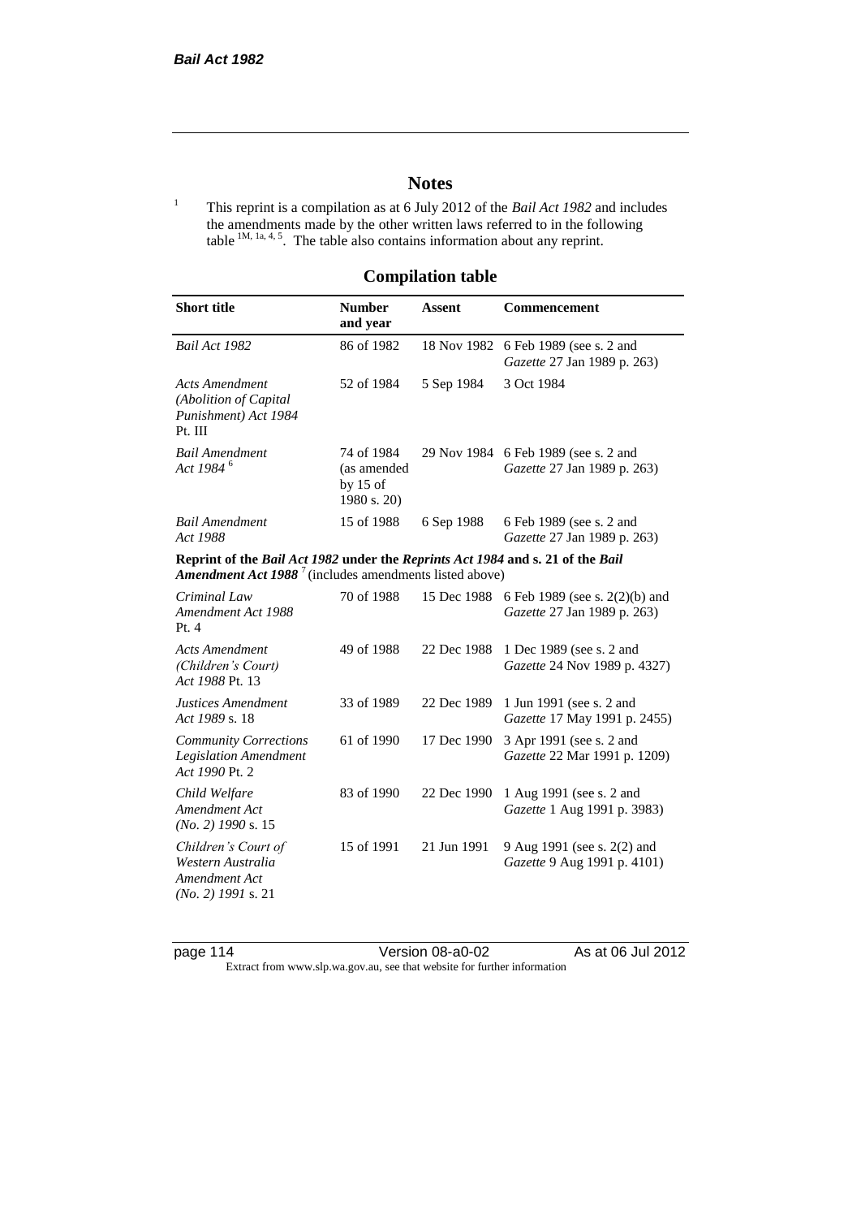## Notes

[1] This reprint is a compilation as at 6 July 2012 of the *Bail Act 1982* and includes the amendments made by the other written laws referred to in the following table [1M, 1a, 4, 5]. The table also contains information about any reprint.

## Compilation table

| Short title | Number and year | Assent | Commencement |
|---|---|---|---|
| *Bail Act 1982* | 86 of 1982 | 18 Nov 1982 | 6 Feb 1989 (see s. 2 and *Gazette* 27 Jan 1989 p. 263) |
| *Acts Amendment (Abolition of Capital Punishment) Act 1984* Pt. III | 52 of 1984 | 5 Sep 1984 | 3 Oct 1984 |
| *Bail Amendment Act 1984* [6] | 74 of 1984 (as amended by 15 of 1980 s. 20) | 29 Nov 1984 | 6 Feb 1989 (see s. 2 and *Gazette* 27 Jan 1989 p. 263) |
| *Bail Amendment Act 1988* | 15 of 1988 | 6 Sep 1988 | 6 Feb 1989 (see s. 2 and *Gazette* 27 Jan 1989 p. 263) |
| **Reprint of the *Bail Act 1982* under the *Reprints Act 1984* and s. 21 of the *Bail Amendment Act 1988*** [7] (includes amendments listed above) | | | |
| *Criminal Law Amendment Act 1988* Pt. 4 | 70 of 1988 | 15 Dec 1988 | 6 Feb 1989 (see s. 2(2)(b) and *Gazette* 27 Jan 1989 p. 263) |
| *Acts Amendment (Children's Court) Act 1988* Pt. 13 | 49 of 1988 | 22 Dec 1988 | 1 Dec 1989 (see s. 2 and *Gazette* 24 Nov 1989 p. 4327) |
| *Justices Amendment Act 1989* s. 18 | 33 of 1989 | 22 Dec 1989 | 1 Jun 1991 (see s. 2 and *Gazette* 17 May 1991 p. 2455) |
| *Community Corrections Legislation Amendment Act 1990* Pt. 2 | 61 of 1990 | 17 Dec 1990 | 3 Apr 1991 (see s. 2 and *Gazette* 22 Mar 1991 p. 1209) |
| *Child Welfare Amendment Act (No. 2) 1990* s. 15 | 83 of 1990 | 22 Dec 1990 | 1 Aug 1991 (see s. 2 and *Gazette* 1 Aug 1991 p. 3983) |
| *Children's Court of Western Australia Amendment Act (No. 2) 1991* s. 21 | 15 of 1991 | 21 Jun 1991 | 9 Aug 1991 (see s. 2(2) and *Gazette* 9 Aug 1991 p. 4101) |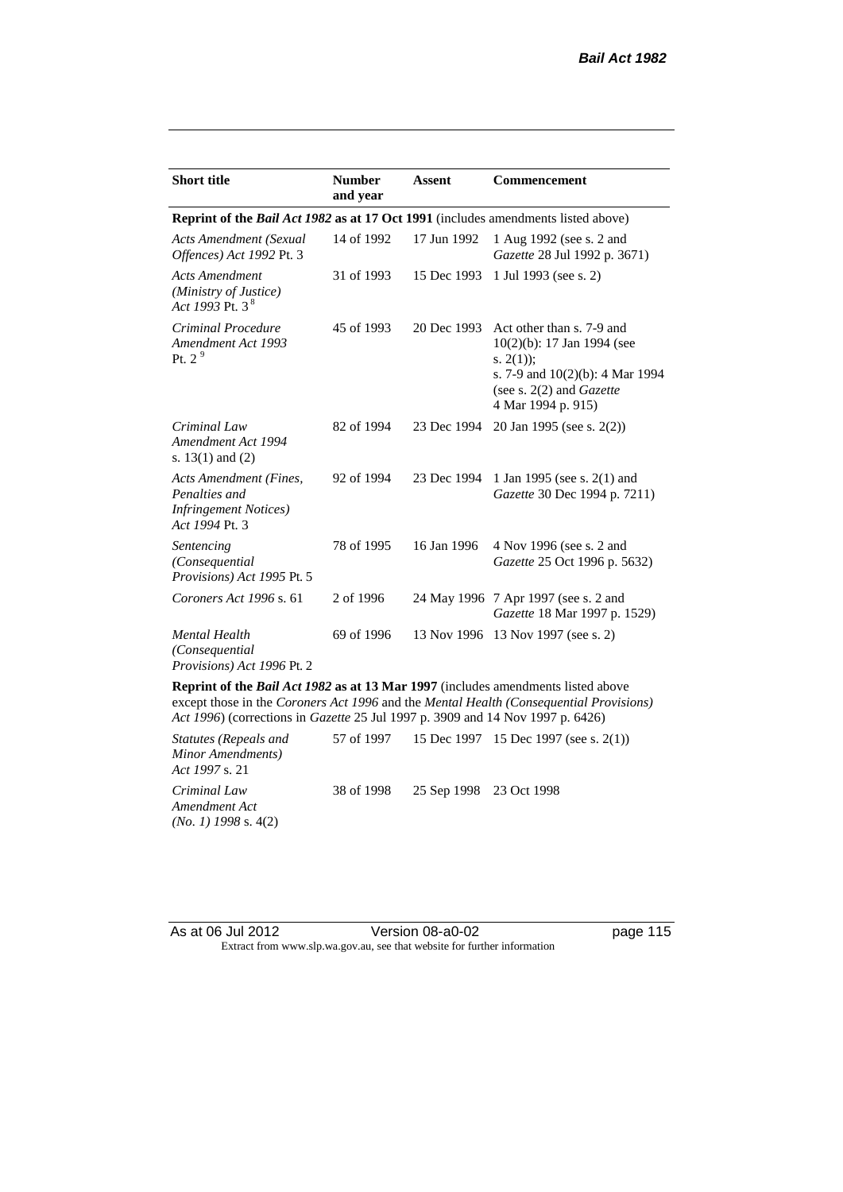| Short title | Number and year | Assent | Commencement |
|---|---|---|---|
| **Reprint of the *Bail Act 1982* as at 17 Oct 1991** (includes amendments listed above) | | | |
| *Acts Amendment (Sexual Offences) Act 1992* Pt. 3 | 14 of 1992 | 17 Jun 1992 | 1 Aug 1992 (see s. 2 and *Gazette* 28 Jul 1992 p. 3671) |
| *Acts Amendment (Ministry of Justice) Act 1993* Pt. 3 [8] | 31 of 1993 | 15 Dec 1993 | 1 Jul 1993 (see s. 2) |
| *Criminal Procedure Amendment Act 1993* Pt. 2 [9] | 45 of 1993 | 20 Dec 1993 | Act other than s. 7-9 and 10(2)(b): 17 Jan 1994 (see s. 2(1)); s. 7-9 and 10(2)(b): 4 Mar 1994 (see s. 2(2) and *Gazette* 4 Mar 1994 p. 915) |
| *Criminal Law Amendment Act 1994* s. 13(1) and (2) | 82 of 1994 | 23 Dec 1994 | 20 Jan 1995 (see s. 2(2)) |
| *Acts Amendment (Fines, Penalties and Infringement Notices) Act 1994* Pt. 3 | 92 of 1994 | 23 Dec 1994 | 1 Jan 1995 (see s. 2(1) and *Gazette* 30 Dec 1994 p. 7211) |
| *Sentencing (Consequential Provisions) Act 1995* Pt. 5 | 78 of 1995 | 16 Jan 1996 | 4 Nov 1996 (see s. 2 and *Gazette* 25 Oct 1996 p. 5632) |
| *Coroners Act 1996* s. 61 | 2 of 1996 | 24 May 1996 | 7 Apr 1997 (see s. 2 and *Gazette* 18 Mar 1997 p. 1529) |
| *Mental Health (Consequential Provisions) Act 1996* Pt. 2 | 69 of 1996 | 13 Nov 1996 | 13 Nov 1997 (see s. 2) |
| **Reprint of the *Bail Act 1982* as at 13 Mar 1997** (includes amendments listed above except those in the *Coroners Act 1996* and the *Mental Health (Consequential Provisions) Act 1996*) (corrections in *Gazette* 25 Jul 1997 p. 3909 and 14 Nov 1997 p. 6426) | | | |
| *Statutes (Repeals and Minor Amendments) Act 1997* s. 21 | 57 of 1997 | 15 Dec 1997 | 15 Dec 1997 (see s. 2(1)) |
| *Criminal Law Amendment Act (No. 1) 1998* s. 4(2) | 38 of 1998 | 25 Sep 1998 | 23 Oct 1998 |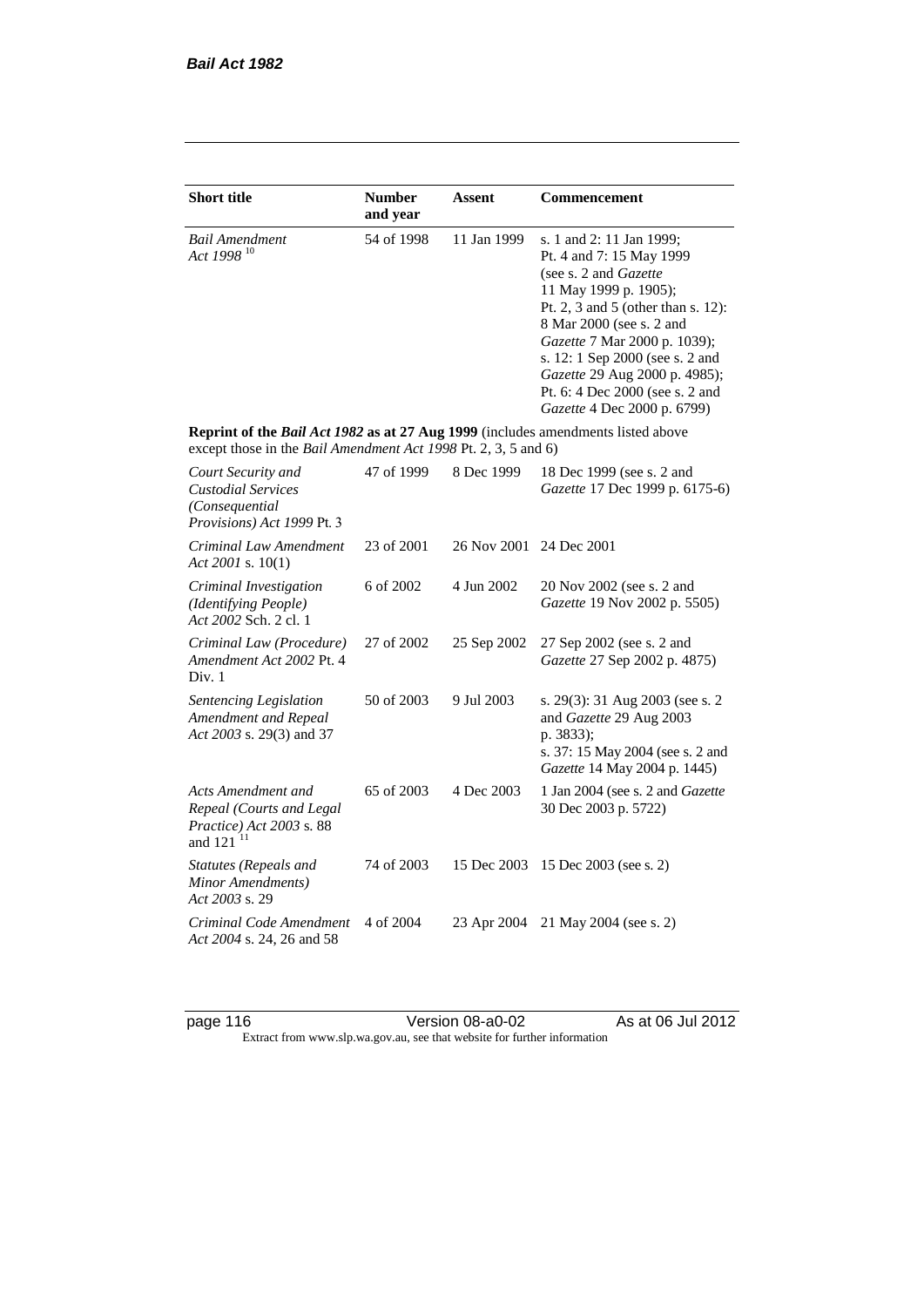| Short title | Number and year | Assent | Commencement |
|---|---|---|---|
| *Bail Amendment Act 1998* [10] | 54 of 1998 | 11 Jan 1999 | s. 1 and 2: 11 Jan 1999; Pt. 4 and 7: 15 May 1999 (see s. 2 and *Gazette* 11 May 1999 p. 1905); Pt. 2, 3 and 5 (other than s. 12): 8 Mar 2000 (see s. 2 and *Gazette* 7 Mar 2000 p. 1039); s. 12: 1 Sep 2000 (see s. 2 and *Gazette* 29 Aug 2000 p. 4985); Pt. 6: 4 Dec 2000 (see s. 2 and *Gazette* 4 Dec 2000 p. 6799) |
| **Reprint of the *Bail Act 1982* as at 27 Aug 1999** (includes amendments listed above except those in the *Bail Amendment Act 1998* Pt. 2, 3, 5 and 6) | | | |
| *Court Security and Custodial Services (Consequential Provisions) Act 1999* Pt. 3 | 47 of 1999 | 8 Dec 1999 | 18 Dec 1999 (see s. 2 and *Gazette* 17 Dec 1999 p. 6175-6) |
| *Criminal Law Amendment Act 2001* s. 10(1) | 23 of 2001 | 26 Nov 2001 | 24 Dec 2001 |
| *Criminal Investigation (Identifying People) Act 2002* Sch. 2 cl. 1 | 6 of 2002 | 4 Jun 2002 | 20 Nov 2002 (see s. 2 and *Gazette* 19 Nov 2002 p. 5505) |
| *Criminal Law (Procedure) Amendment Act 2002* Pt. 4 Div. 1 | 27 of 2002 | 25 Sep 2002 | 27 Sep 2002 (see s. 2 and *Gazette* 27 Sep 2002 p. 4875) |
| *Sentencing Legislation Amendment and Repeal Act 2003* s. 29(3) and 37 | 50 of 2003 | 9 Jul 2003 | s. 29(3): 31 Aug 2003 (see s. 2 and *Gazette* 29 Aug 2003 p. 3833); s. 37: 15 May 2004 (see s. 2 and *Gazette* 14 May 2004 p. 1445) |
| *Acts Amendment and Repeal (Courts and Legal Practice) Act 2003* s. 88 and 121 [11] | 65 of 2003 | 4 Dec 2003 | 1 Jan 2004 (see s. 2 and *Gazette* 30 Dec 2003 p. 5722) |
| *Statutes (Repeals and Minor Amendments) Act 2003* s. 29 | 74 of 2003 | 15 Dec 2003 | 15 Dec 2003 (see s. 2) |
| *Criminal Code Amendment Act 2004* s. 24, 26 and 58 | 4 of 2004 | 23 Apr 2004 | 21 May 2004 (see s. 2) |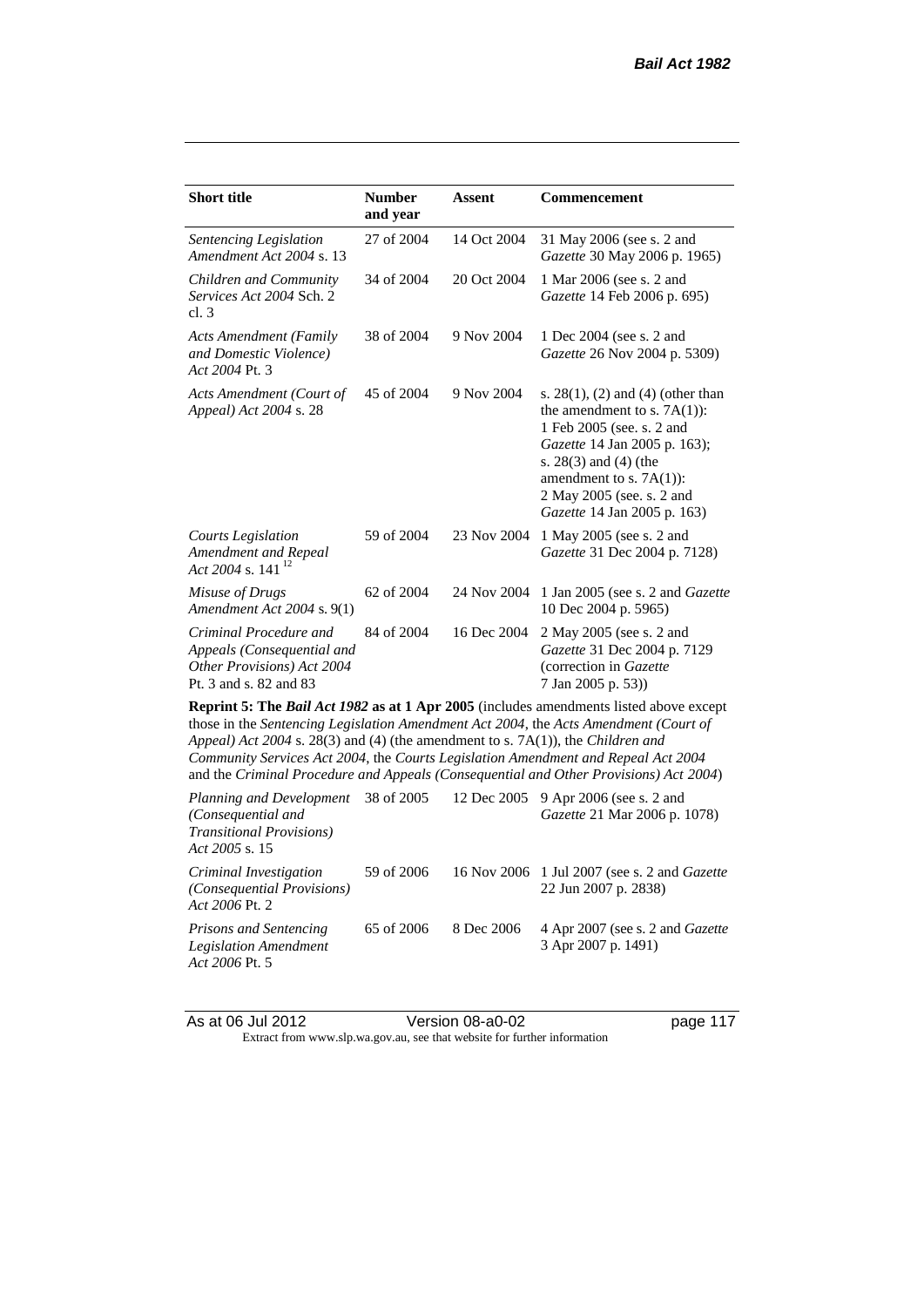| Short title | Number and year | Assent | Commencement |
|---|---|---|---|
| *Sentencing Legislation Amendment Act 2004* s. 13 | 27 of 2004 | 14 Oct 2004 | 31 May 2006 (see s. 2 and *Gazette* 30 May 2006 p. 1965) |
| *Children and Community Services Act 2004* Sch. 2 cl. 3 | 34 of 2004 | 20 Oct 2004 | 1 Mar 2006 (see s. 2 and *Gazette* 14 Feb 2006 p. 695) |
| *Acts Amendment (Family and Domestic Violence) Act 2004* Pt. 3 | 38 of 2004 | 9 Nov 2004 | 1 Dec 2004 (see s. 2 and *Gazette* 26 Nov 2004 p. 5309) |
| *Acts Amendment (Court of Appeal) Act 2004* s. 28 | 45 of 2004 | 9 Nov 2004 | s. 28(1), (2) and (4) (other than the amendment to s. 7A(1)): 1 Feb 2005 (see. s. 2 and *Gazette* 14 Jan 2005 p. 163); s. 28(3) and (4) (the amendment to s. 7A(1)): 2 May 2005 (see. s. 2 and *Gazette* 14 Jan 2005 p. 163) |
| *Courts Legislation Amendment and Repeal Act 2004* s. 141 [12] | 59 of 2004 | 23 Nov 2004 | 1 May 2005 (see s. 2 and *Gazette* 31 Dec 2004 p. 7128) |
| *Misuse of Drugs Amendment Act 2004* s. 9(1) | 62 of 2004 | 24 Nov 2004 | 1 Jan 2005 (see s. 2 and *Gazette* 10 Dec 2004 p. 5965) |
| *Criminal Procedure and Appeals (Consequential and Other Provisions) Act 2004* Pt. 3 and s. 82 and 83 | 84 of 2004 | 16 Dec 2004 | 2 May 2005 (see s. 2 and *Gazette* 31 Dec 2004 p. 7129 (correction in *Gazette* 7 Jan 2005 p. 53)) |
| **Reprint 5: The *Bail Act 1982* as at 1 Apr 2005** (includes amendments listed above except those in the *Sentencing Legislation Amendment Act 2004*, the *Acts Amendment (Court of Appeal) Act 2004* s. 28(3) and (4) (the amendment to s. 7A(1)), the *Children and Community Services Act 2004*, the *Courts Legislation Amendment and Repeal Act 2004* and the *Criminal Procedure and Appeals (Consequential and Other Provisions) Act 2004*) | | | |
| *Planning and Development (Consequential and Transitional Provisions) Act 2005* s. 15 | 38 of 2005 | 12 Dec 2005 | 9 Apr 2006 (see s. 2 and *Gazette* 21 Mar 2006 p. 1078) |
| *Criminal Investigation (Consequential Provisions) Act 2006* Pt. 2 | 59 of 2006 | 16 Nov 2006 | 1 Jul 2007 (see s. 2 and *Gazette* 22 Jun 2007 p. 2838) |
| *Prisons and Sentencing Legislation Amendment Act 2006* Pt. 5 | 65 of 2006 | 8 Dec 2006 | 4 Apr 2007 (see s. 2 and *Gazette* 3 Apr 2007 p. 1491) |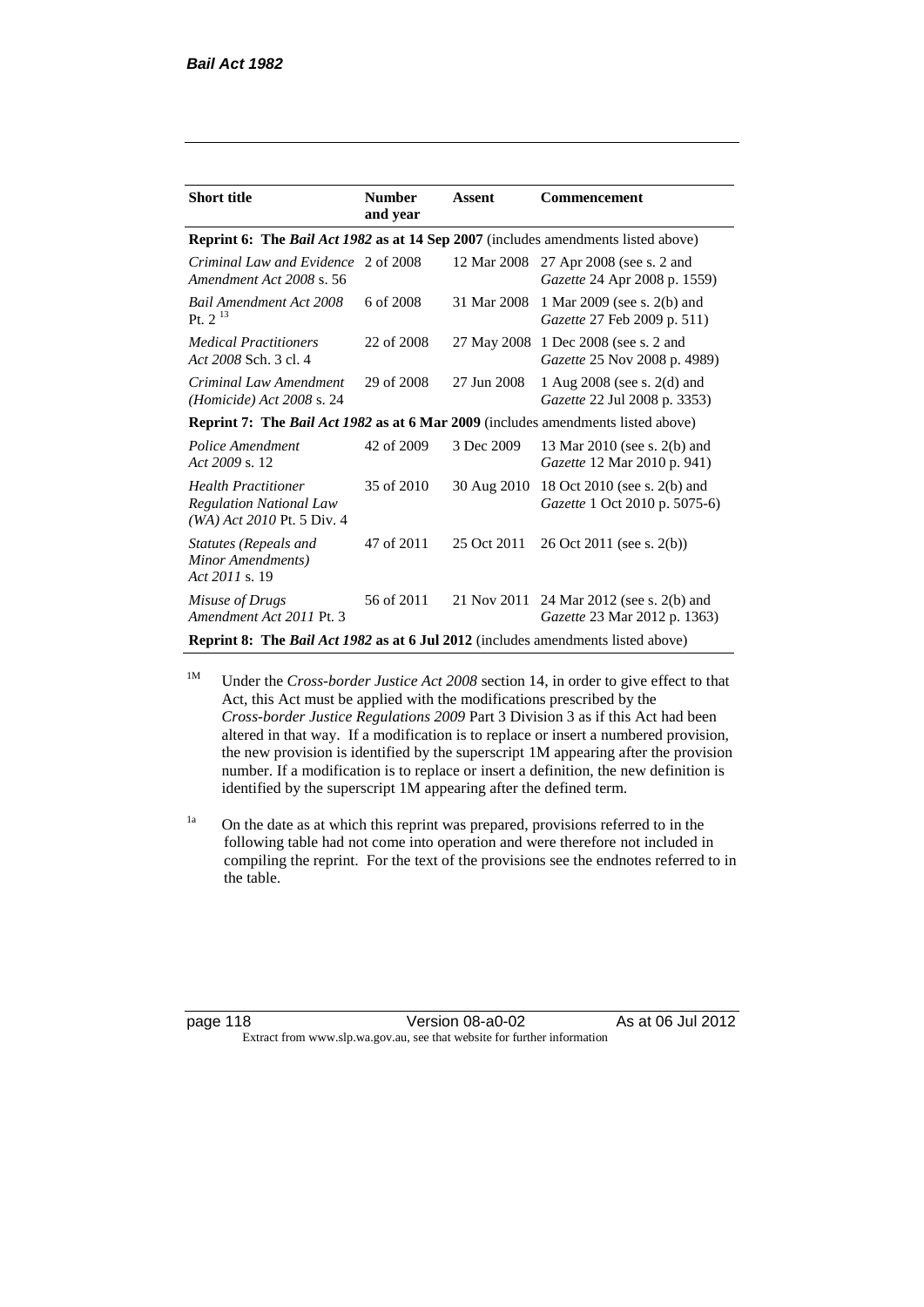| Short title | Number and year | Assent | Commencement |
|---|---|---|---|
| **Reprint 6: The *Bail Act 1982* as at 14 Sep 2007** (includes amendments listed above) | | | |
| *Criminal Law and Evidence Amendment Act 2008* s. 56 | 2 of 2008 | 12 Mar 2008 | 27 Apr 2008 (see s. 2 and *Gazette* 24 Apr 2008 p. 1559) |
| *Bail Amendment Act 2008* Pt. 2 [13] | 6 of 2008 | 31 Mar 2008 | 1 Mar 2009 (see s. 2(b) and *Gazette* 27 Feb 2009 p. 511) |
| *Medical Practitioners Act 2008* Sch. 3 cl. 4 | 22 of 2008 | 27 May 2008 | 1 Dec 2008 (see s. 2 and *Gazette* 25 Nov 2008 p. 4989) |
| *Criminal Law Amendment (Homicide) Act 2008* s. 24 | 29 of 2008 | 27 Jun 2008 | 1 Aug 2008 (see s. 2(d) and *Gazette* 22 Jul 2008 p. 3353) |
| **Reprint 7: The *Bail Act 1982* as at 6 Mar 2009** (includes amendments listed above) | | | |
| *Police Amendment Act 2009* s. 12 | 42 of 2009 | 3 Dec 2009 | 13 Mar 2010 (see s. 2(b) and *Gazette* 12 Mar 2010 p. 941) |
| *Health Practitioner Regulation National Law (WA) Act 2010* Pt. 5 Div. 4 | 35 of 2010 | 30 Aug 2010 | 18 Oct 2010 (see s. 2(b) and *Gazette* 1 Oct 2010 p. 5075-6) |
| *Statutes (Repeals and Minor Amendments) Act 2011* s. 19 | 47 of 2011 | 25 Oct 2011 | 26 Oct 2011 (see s. 2(b)) |
| *Misuse of Drugs Amendment Act 2011* Pt. 3 | 56 of 2011 | 21 Nov 2011 | 24 Mar 2012 (see s. 2(b) and *Gazette* 23 Mar 2012 p. 1363) |
| **Reprint 8: The *Bail Act 1982* as at 6 Jul 2012** (includes amendments listed above) | | | |

[1M] Under the *Cross-border Justice Act 2008* section 14, in order to give effect to that Act, this Act must be applied with the modifications prescribed by the *Cross-border Justice Regulations 2009* Part 3 Division 3 as if this Act had been altered in that way. If a modification is to replace or insert a numbered provision, the new provision is identified by the superscript 1M appearing after the provision number. If a modification is to replace or insert a definition, the new definition is identified by the superscript 1M appearing after the defined term.

[1a] On the date as at which this reprint was prepared, provisions referred to in the following table had not come into operation and were therefore not included in compiling the reprint. For the text of the provisions see the endnotes referred to in the table.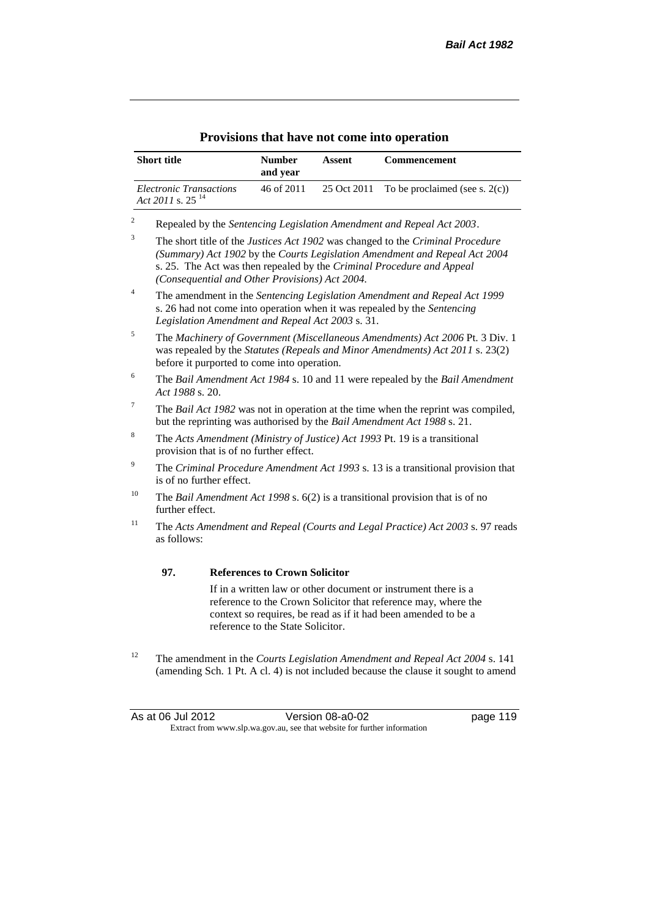## Provisions that have not come into operation

| Short title | Number and year | Assent | Commencement |
|---|---|---|---|
| *Electronic Transactions Act 2011* s. 25 [14] | 46 of 2011 | 25 Oct 2011 | To be proclaimed (see s. 2(c)) |

[2] Repealed by the *Sentencing Legislation Amendment and Repeal Act 2003*.

[3] The short title of the *Justices Act 1902* was changed to the *Criminal Procedure (Summary) Act 1902* by the *Courts Legislation Amendment and Repeal Act 2004* s. 25. The Act was then repealed by the *Criminal Procedure and Appeal (Consequential and Other Provisions) Act 2004.*

[4] The amendment in the *Sentencing Legislation Amendment and Repeal Act 1999* s. 26 had not come into operation when it was repealed by the *Sentencing Legislation Amendment and Repeal Act 2003* s. 31.

[5] The *Machinery of Government (Miscellaneous Amendments) Act 2006* Pt. 3 Div. 1 was repealed by the *Statutes (Repeals and Minor Amendments) Act 2011* s. 23(2) before it purported to come into operation.

[6] The *Bail Amendment Act 1984* s. 10 and 11 were repealed by the *Bail Amendment Act 1988* s. 20.

[7] The *Bail Act 1982* was not in operation at the time when the reprint was compiled, but the reprinting was authorised by the *Bail Amendment Act 1988* s. 21.

[8] The *Acts Amendment (Ministry of Justice) Act 1993* Pt. 19 is a transitional provision that is of no further effect.

[9] The *Criminal Procedure Amendment Act 1993* s. 13 is a transitional provision that is of no further effect.

[10] The *Bail Amendment Act 1998* s. 6(2) is a transitional provision that is of no further effect.

[11] The *Acts Amendment and Repeal (Courts and Legal Practice) Act 2003* s. 97 reads as follows:

> **97. References to Crown Solicitor**
>
> If in a written law or other document or instrument there is a reference to the Crown Solicitor that reference may, where the context so requires, be read as if it had been amended to be a reference to the State Solicitor.

[12] The amendment in the *Courts Legislation Amendment and Repeal Act 2004* s. 141 (amending Sch. 1 Pt. A cl. 4) is not included because the clause it sought to amend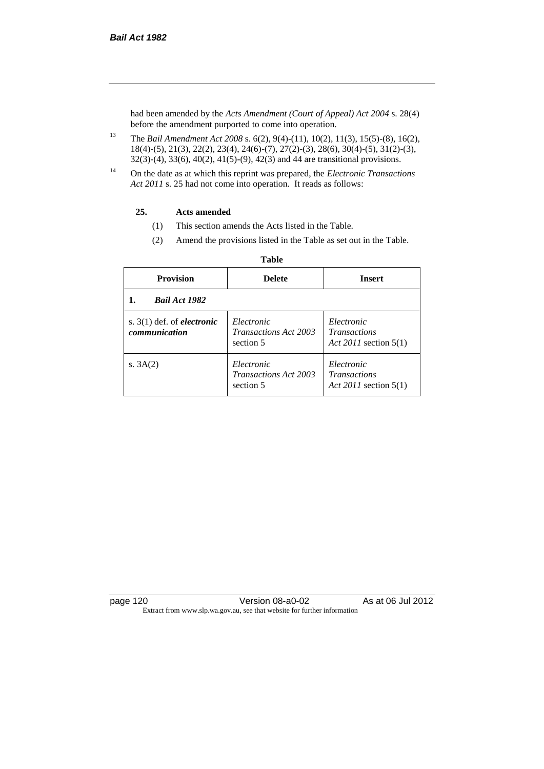had been amended by the *Acts Amendment (Court of Appeal) Act 2004* s. 28(4) before the amendment purported to come into operation.

[13] The *Bail Amendment Act 2008* s. 6(2), 9(4)-(11), 10(2), 11(3), 15(5)-(8), 16(2), 18(4)-(5), 21(3), 22(2), 23(4), 24(6)-(7), 27(2)-(3), 28(6), 30(4)-(5), 31(2)-(3), 32(3)-(4), 33(6), 40(2), 41(5)-(9), 42(3) and 44 are transitional provisions.

[14] On the date as at which this reprint was prepared, the *Electronic Transactions Act 2011* s. 25 had not come into operation. It reads as follows:

**25. Acts amended**

(1) This section amends the Acts listed in the Table.

(2) Amend the provisions listed in the Table as set out in the Table.

**Table**

| Provision | Delete | Insert |
|---|---|---|
| **1. *Bail Act 1982*** | | |
| s. 3(1) def. of ***electronic communication*** | *Electronic Transactions Act 2003* section 5 | *Electronic Transactions Act 2011* section 5(1) |
| s. 3A(2) | *Electronic Transactions Act 2003* section 5 | *Electronic Transactions Act 2011* section 5(1) |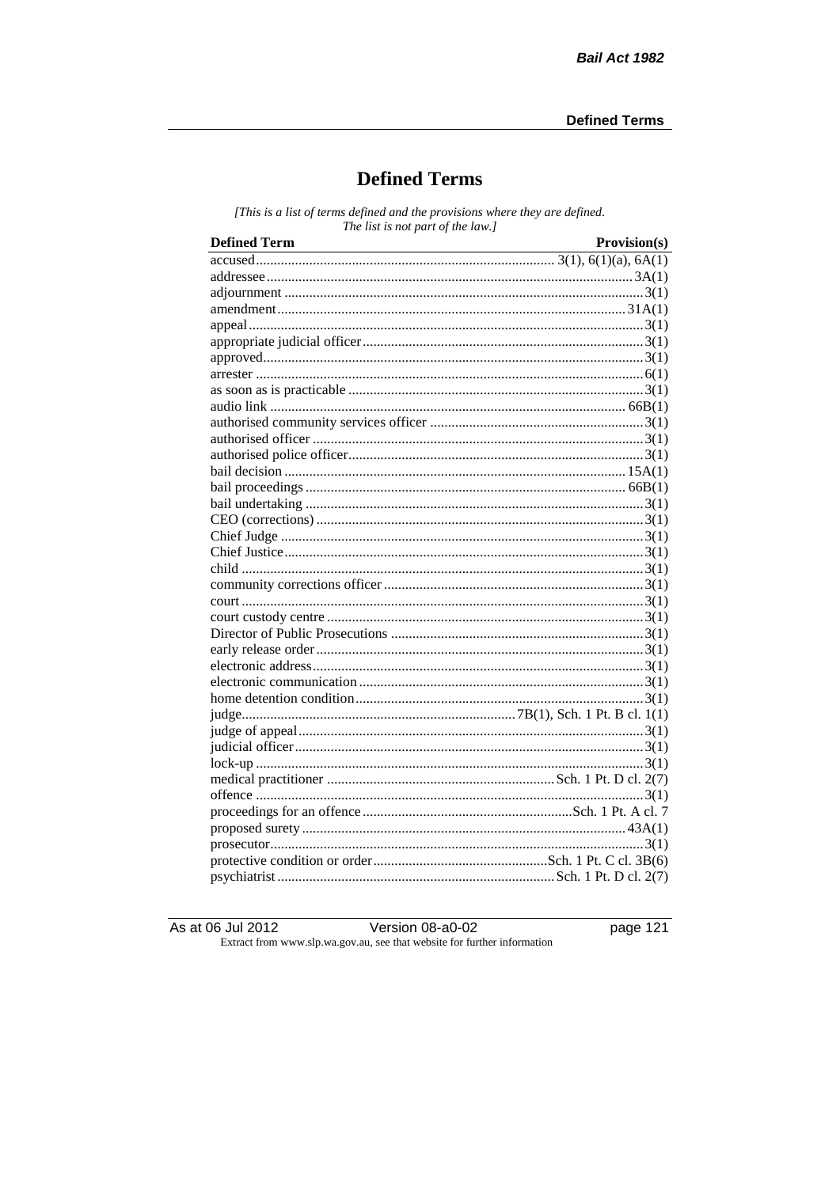# Defined Terms

*[This is a list of terms defined and the provisions where they are defined. The list is not part of the law.]*

| Defined Term | Provision(s) |
|---|---|
| accused | 3(1), 6(1)(a), 6A(1) |
| addressee | 3A(1) |
| adjournment | 3(1) |
| amendment | 31A(1) |
| appeal | 3(1) |
| appropriate judicial officer | 3(1) |
| approved | 3(1) |
| arrester | 6(1) |
| as soon as is practicable | 3(1) |
| audio link | 66B(1) |
| authorised community services officer | 3(1) |
| authorised officer | 3(1) |
| authorised police officer | 3(1) |
| bail decision | 15A(1) |
| bail proceedings | 66B(1) |
| bail undertaking | 3(1) |
| CEO (corrections) | 3(1) |
| Chief Judge | 3(1) |
| Chief Justice | 3(1) |
| child | 3(1) |
| community corrections officer | 3(1) |
| court | 3(1) |
| court custody centre | 3(1) |
| Director of Public Prosecutions | 3(1) |
| early release order | 3(1) |
| electronic address | 3(1) |
| electronic communication | 3(1) |
| home detention condition | 3(1) |
| judge | 7B(1), Sch. 1 Pt. B cl. 1(1) |
| judge of appeal | 3(1) |
| judicial officer | 3(1) |
| lock-up | 3(1) |
| medical practitioner | Sch. 1 Pt. D cl. 2(7) |
| offence | 3(1) |
| proceedings for an offence | Sch. 1 Pt. A cl. 7 |
| proposed surety | 43A(1) |
| prosecutor | 3(1) |
| protective condition or order | Sch. 1 Pt. C cl. 3B(6) |
| psychiatrist | Sch. 1 Pt. D cl. 2(7) |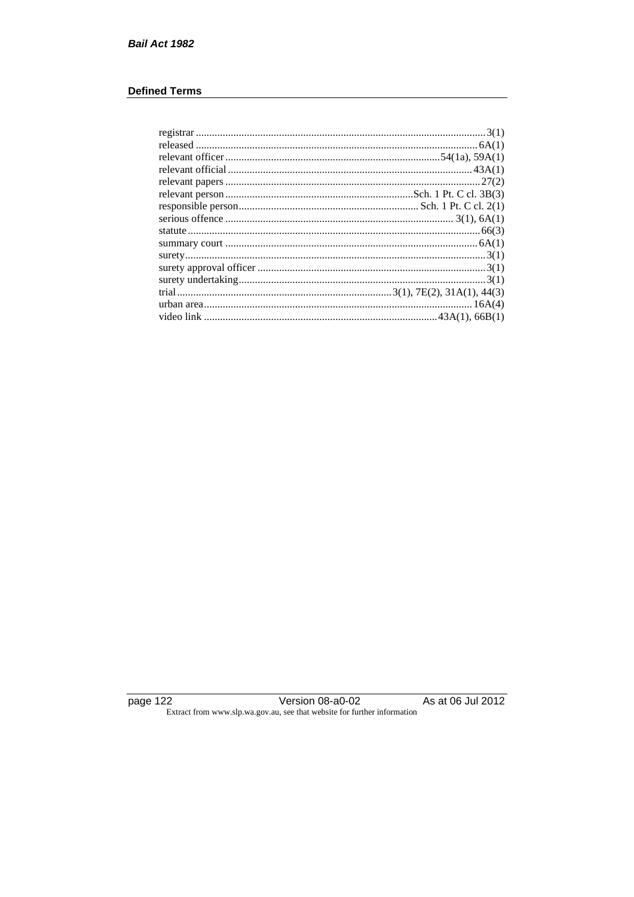**Defined Terms**

| | |
|---|---|
| registrar | 3(1) |
| released | 6A(1) |
| relevant officer | 54(1a), 59A(1) |
| relevant official | 43A(1) |
| relevant papers | 27(2) |
| relevant person | Sch. 1 Pt. C cl. 3B(3) |
| responsible person | Sch. 1 Pt. C cl. 2(1) |
| serious offence | 3(1), 6A(1) |
| statute | 66(3) |
| summary court | 6A(1) |
| surety | 3(1) |
| surety approval officer | 3(1) |
| surety undertaking | 3(1) |
| trial | 3(1), 7E(2), 31A(1), 44(3) |
| urban area | 16A(4) |
| video link | 43A(1), 66B(1) |